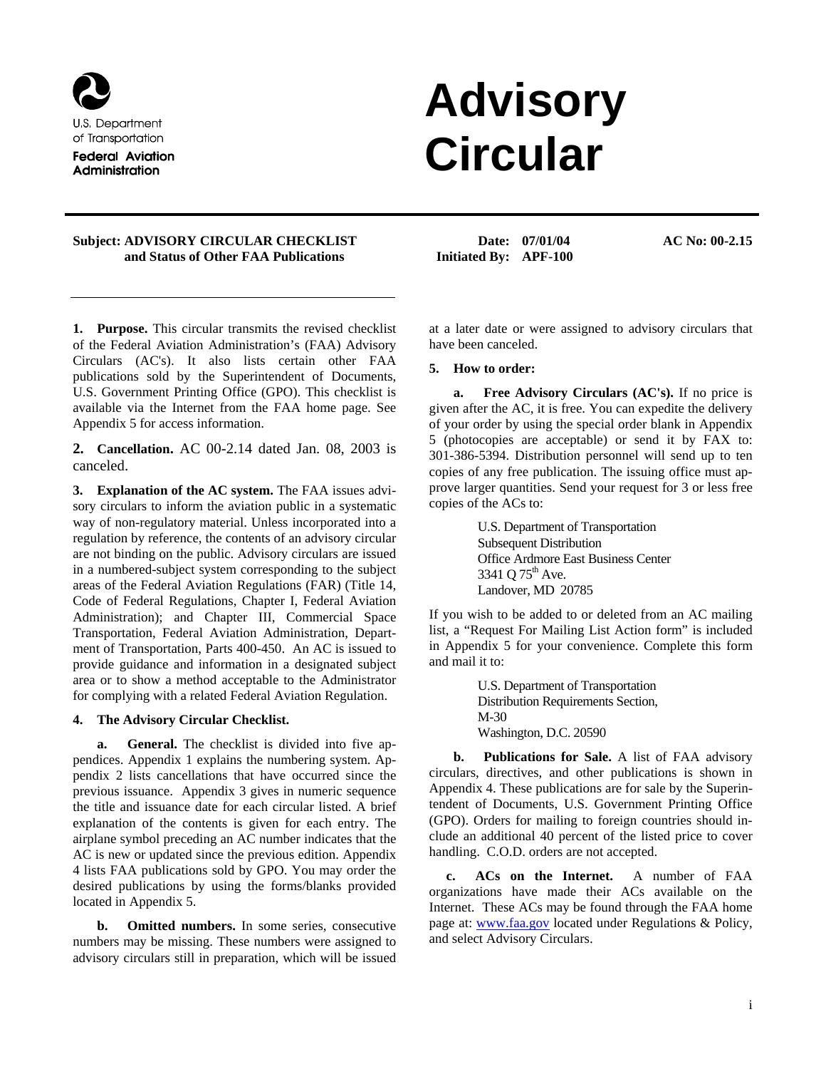U.S. Department of Transportation

Federal Aviation Administration

# Advisory Circular

**Subject: ADVISORY CIRCULAR CHECKLIST and Status of Other FAA Publications**

**Date: 07/01/04**

**Initiated By: APF-100**

**AC No: 00-2.15**

**1. Purpose.** This circular transmits the revised checklist of the Federal Aviation Administration's (FAA) Advisory Circulars (AC's). It also lists certain other FAA publications sold by the Superintendent of Documents, U.S. Government Printing Office (GPO). This checklist is available via the Internet from the FAA home page. See Appendix 5 for access information.

**2. Cancellation.** AC 00-2.14 dated Jan. 08, 2003 is canceled.

**3. Explanation of the AC system.** The FAA issues advisory circulars to inform the aviation public in a systematic way of non-regulatory material. Unless incorporated into a regulation by reference, the contents of an advisory circular are not binding on the public. Advisory circulars are issued in a numbered-subject system corresponding to the subject areas of the Federal Aviation Regulations (FAR) (Title 14, Code of Federal Regulations, Chapter I, Federal Aviation Administration); and Chapter III, Commercial Space Transportation, Federal Aviation Administration, Department of Transportation, Parts 400-450. An AC is issued to provide guidance and information in a designated subject area or to show a method acceptable to the Administrator for complying with a related Federal Aviation Regulation.

**4. The Advisory Circular Checklist.**

**a. General.** The checklist is divided into five appendices. Appendix 1 explains the numbering system. Appendix 2 lists cancellations that have occurred since the previous issuance. Appendix 3 gives in numeric sequence the title and issuance date for each circular listed. A brief explanation of the contents is given for each entry. The airplane symbol preceding an AC number indicates that the AC is new or updated since the previous edition. Appendix 4 lists FAA publications sold by GPO. You may order the desired publications by using the forms/blanks provided located in Appendix 5.

**b. Omitted numbers.** In some series, consecutive numbers may be missing. These numbers were assigned to advisory circulars still in preparation, which will be issued at a later date or were assigned to advisory circulars that have been canceled.

**5. How to order:**

**a. Free Advisory Circulars (AC's).** If no price is given after the AC, it is free. You can expedite the delivery of your order by using the special order blank in Appendix 5 (photocopies are acceptable) or send it by FAX to: 301-386-5394. Distribution personnel will send up to ten copies of any free publication. The issuing office must approve larger quantities. Send your request for 3 or less free copies of the ACs to:

U.S. Department of Transportation  
Subsequent Distribution  
Office Ardmore East Business Center  
3341 Q 75th Ave.  
Landover, MD 20785

If you wish to be added to or deleted from an AC mailing list, a "Request For Mailing List Action form" is included in Appendix 5 for your convenience. Complete this form and mail it to:

U.S. Department of Transportation  
Distribution Requirements Section,  
M-30  
Washington, D.C. 20590

**b. Publications for Sale.** A list of FAA advisory circulars, directives, and other publications is shown in Appendix 4. These publications are for sale by the Superintendent of Documents, U.S. Government Printing Office (GPO). Orders for mailing to foreign countries should include an additional 40 percent of the listed price to cover handling. C.O.D. orders are not accepted.

**c. ACs on the Internet.** A number of FAA organizations have made their ACs available on the Internet. These ACs may be found through the FAA home page at: www.faa.gov located under Regulations & Policy, and select Advisory Circulars.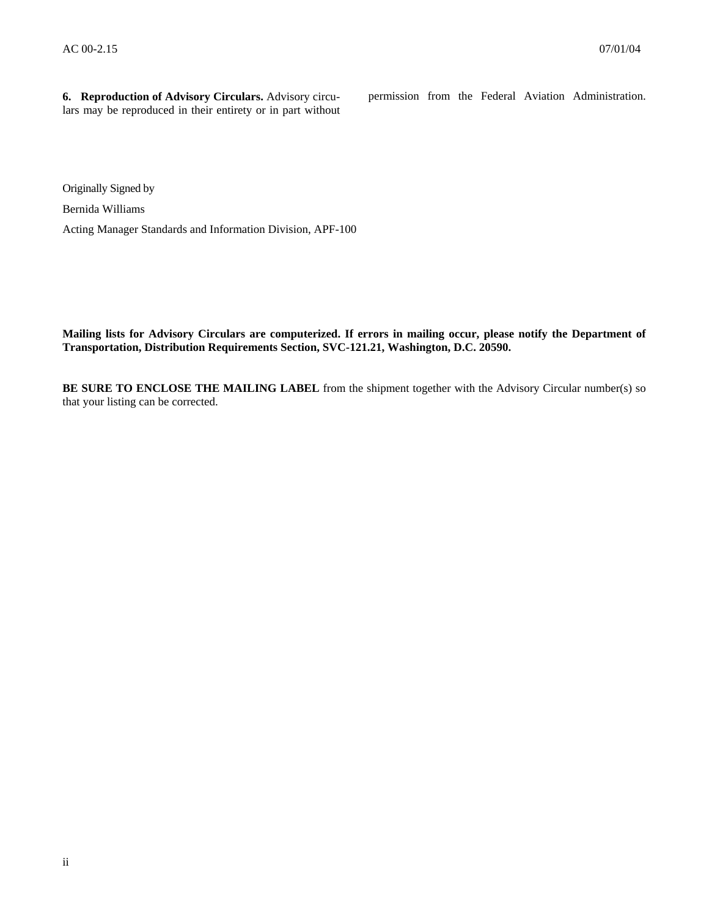**6. Reproduction of Advisory Circulars.** Advisory circulars may be reproduced in their entirety or in part without permission from the Federal Aviation Administration.

Originally Signed by

Bernida Williams

Acting Manager Standards and Information Division, APF-100

**Mailing lists for Advisory Circulars are computerized. If errors in mailing occur, please notify the Department of Transportation, Distribution Requirements Section, SVC-121.21, Washington, D.C. 20590.**

**BE SURE TO ENCLOSE THE MAILING LABEL** from the shipment together with the Advisory Circular number(s) so that your listing can be corrected.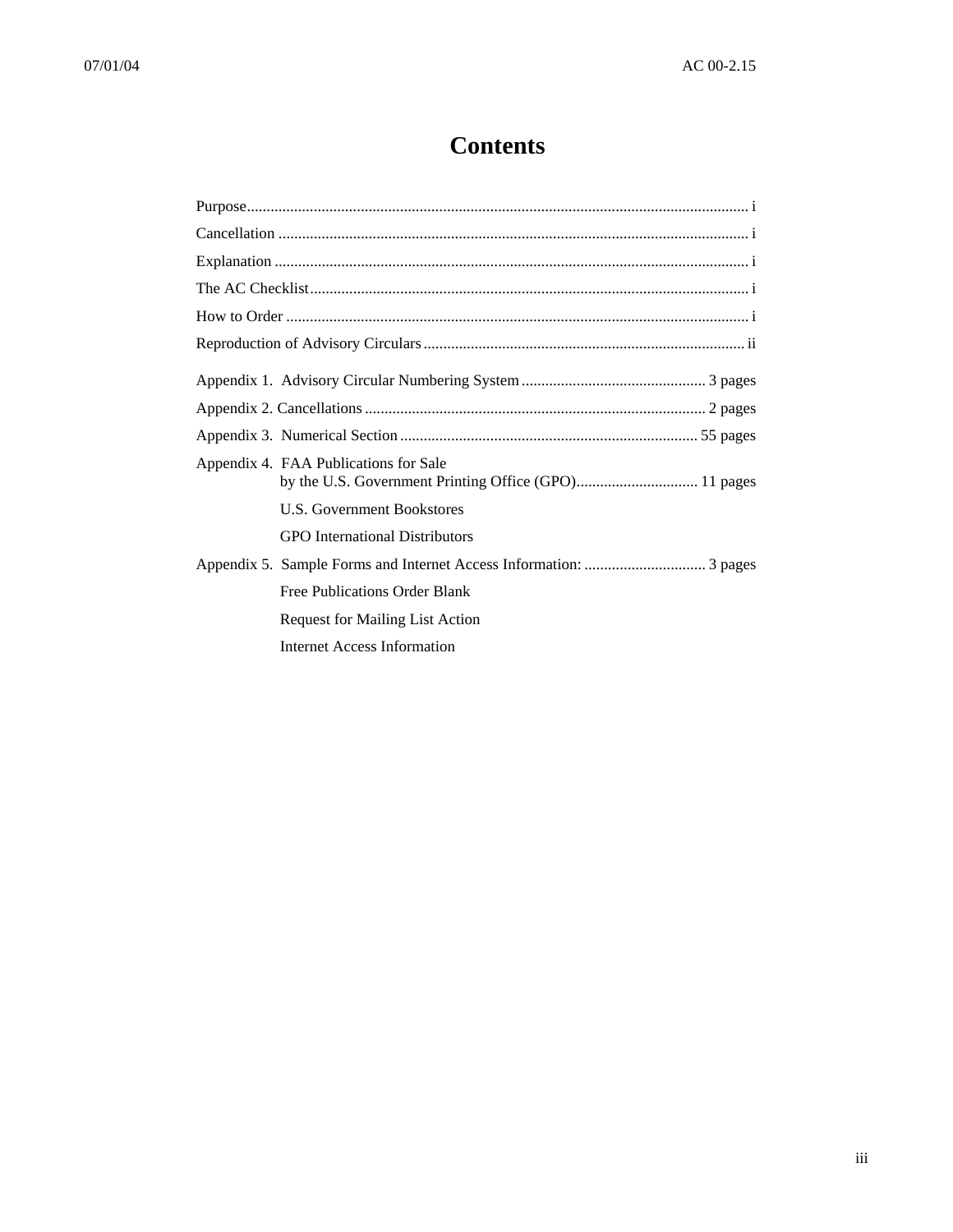# Contents

| | |
|---|---|
| Purpose | i |
| Cancellation | i |
| Explanation | i |
| The AC Checklist | i |
| How to Order | i |
| Reproduction of Advisory Circulars | ii |
| Appendix 1. Advisory Circular Numbering System | 3 pages |
| Appendix 2. Cancellations | 2 pages |
| Appendix 3. Numerical Section | 55 pages |
| Appendix 4. FAA Publications for Sale by the U.S. Government Printing Office (GPO) | 11 pages |
| U.S. Government Bookstores | |
| GPO International Distributors | |
| Appendix 5. Sample Forms and Internet Access Information: | 3 pages |
| Free Publications Order Blank | |
| Request for Mailing List Action | |
| Internet Access Information | |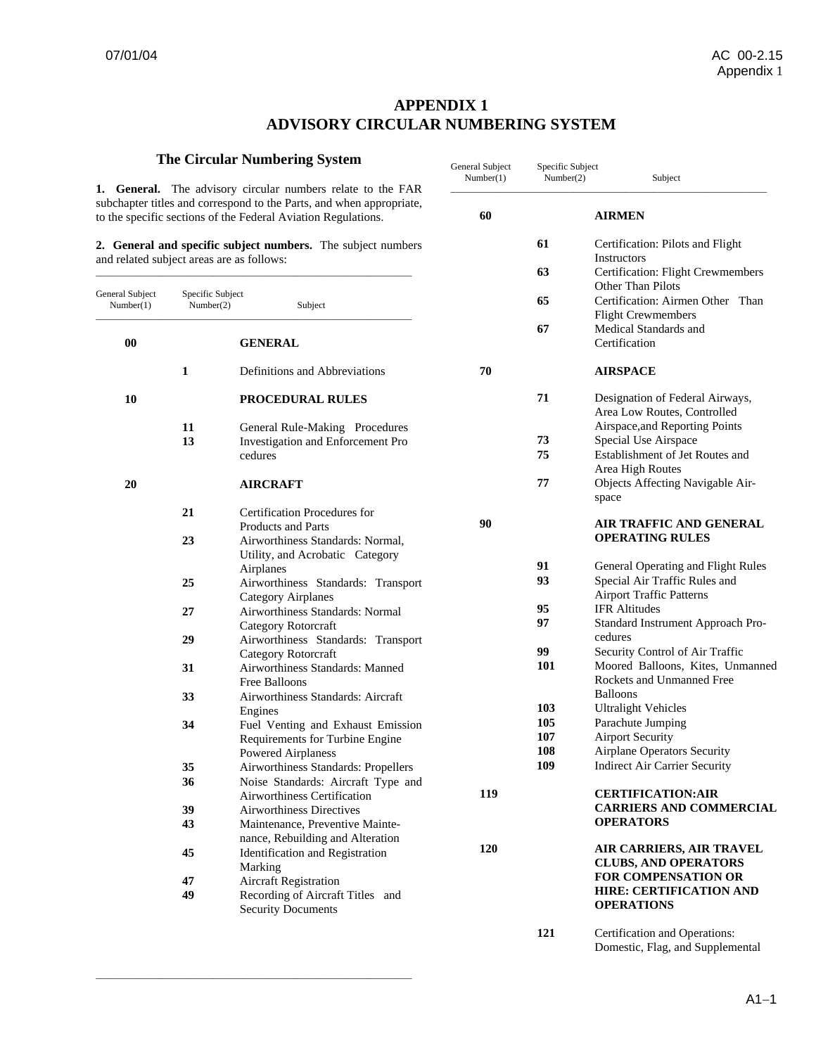# APPENDIX 1
# ADVISORY CIRCULAR NUMBERING SYSTEM

## The Circular Numbering System

**1. General.** The advisory circular numbers relate to the FAR subchapter titles and correspond to the Parts, and when appropriate, to the specific sections of the Federal Aviation Regulations.

**2. General and specific subject numbers.** The subject numbers and related subject areas are as follows:

| General Subject Number(1) | Specific Subject Number(2) | Subject |
|---|---|---|
| **00** | | **GENERAL** |
| | **1** | Definitions and Abbreviations |
| **10** | | **PROCEDURAL RULES** |
| | **11** | General Rule-Making Procedures |
| | **13** | Investigation and Enforcement Procedures |
| **20** | | **AIRCRAFT** |
| | **21** | Certification Procedures for Products and Parts |
| | **23** | Airworthiness Standards: Normal, Utility, and Acrobatic Category Airplanes |
| | **25** | Airworthiness Standards: Transport Category Airplanes |
| | **27** | Airworthiness Standards: Normal Category Rotorcraft |
| | **29** | Airworthiness Standards: Transport Category Rotorcraft |
| | **31** | Airworthiness Standards: Manned Free Balloons |
| | **33** | Airworthiness Standards: Aircraft Engines |
| | **34** | Fuel Venting and Exhaust Emission Requirements for Turbine Engine Powered Airplaness |
| | **35** | Airworthiness Standards: Propellers |
| | **36** | Noise Standards: Aircraft Type and Airworthiness Certification |
| | **39** | Airworthiness Directives |
| | **43** | Maintenance, Preventive Maintenance, Rebuilding and Alteration |
| | **45** | Identification and Registration Marking |
| | **47** | Aircraft Registration |
| | **49** | Recording of Aircraft Titles and Security Documents |
| **60** | | **AIRMEN** |
| | **61** | Certification: Pilots and Flight Instructors |
| | **63** | Certification: Flight Crewmembers Other Than Pilots |
| | **65** | Certification: Airmen Other Than Flight Crewmembers |
| | **67** | Medical Standards and Certification |
| **70** | | **AIRSPACE** |
| | **71** | Designation of Federal Airways, Area Low Routes, Controlled Airspace,and Reporting Points |
| | **73** | Special Use Airspace |
| | **75** | Establishment of Jet Routes and Area High Routes |
| | **77** | Objects Affecting Navigable Airspace |
| **90** | | **AIR TRAFFIC AND GENERAL OPERATING RULES** |
| | **91** | General Operating and Flight Rules |
| | **93** | Special Air Traffic Rules and Airport Traffic Patterns |
| | **95** | IFR Altitudes |
| | **97** | Standard Instrument Approach Procedures |
| | **99** | Security Control of Air Traffic |
| | **101** | Moored Balloons, Kites, Unmanned Rockets and Unmanned Free Balloons |
| | **103** | Ultralight Vehicles |
| | **105** | Parachute Jumping |
| | **107** | Airport Security |
| | **108** | Airplane Operators Security |
| | **109** | Indirect Air Carrier Security |
| **119** | | **CERTIFICATION:AIR CARRIERS AND COMMERCIAL OPERATORS** |
| **120** | | **AIR CARRIERS, AIR TRAVEL CLUBS, AND OPERATORS FOR COMPENSATION OR HIRE: CERTIFICATION AND OPERATIONS** |
| | **121** | Certification and Operations: Domestic, Flag, and Supplemental |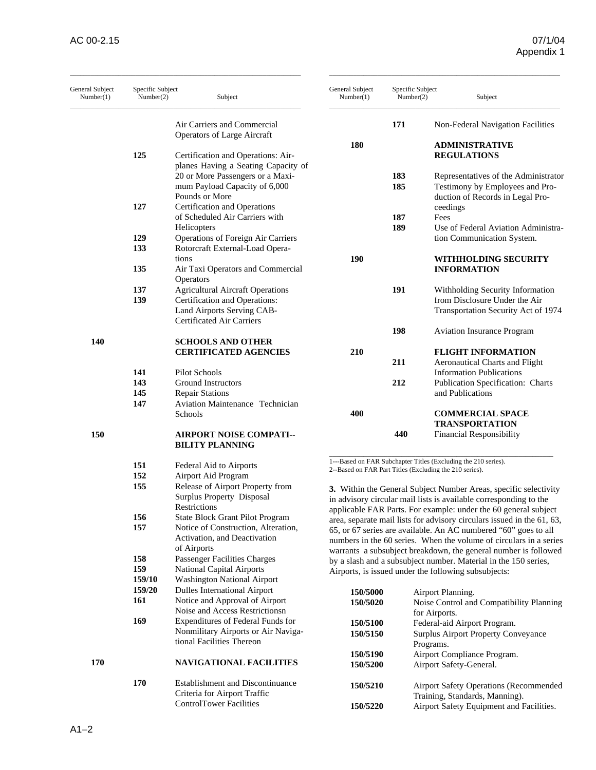| General Subject Number(1) | Specific Subject Number(2) | Subject |
|---|---|---|
| | | Air Carriers and Commercial Operators of Large Aircraft |
| | **125** | Certification and Operations: Airplanes Having a Seating Capacity of 20 or More Passengers or a Maximum Payload Capacity of 6,000 Pounds or More |
| | **127** | Certification and Operations of Scheduled Air Carriers with Helicopters |
| | **129** | Operations of Foreign Air Carriers |
| | **133** | Rotorcraft External-Load Operations |
| | **135** | Air Taxi Operators and Commercial Operators |
| | **137** | Agricultural Aircraft Operations |
| | **139** | Certification and Operations: Land Airports Serving CAB-Certificated Air Carriers |
| **140** | | **SCHOOLS AND OTHER CERTIFICATED AGENCIES** |
| | **141** | Pilot Schools |
| | **143** | Ground Instructors |
| | **145** | Repair Stations |
| | **147** | Aviation Maintenance Technician Schools |
| **150** | | **AIRPORT NOISE COMPATI--BILITY PLANNING** |
| | **151** | Federal Aid to Airports |
| | **152** | Airport Aid Program |
| | **155** | Release of Airport Property from Surplus Property Disposal Restrictions |
| | **156** | State Block Grant Pilot Program |
| | **157** | Notice of Construction, Alteration, Activation, and Deactivation of Airports |
| | **158** | Passenger Facilities Charges |
| | **159** | National Capital Airports |
| | **159/10** | Washington National Airport |
| | **159/20** | Dulles International Airport |
| | **161** | Notice and Approval of Airport Noise and Access Restrictionsn |
| | **169** | Expenditures of Federal Funds for Nonmilitary Airports or Air Navigational Facilities Thereon |
| **170** | | **NAVIGATIONAL FACILITIES** |
| | **170** | Establishment and Discontinuance Criteria for Airport Traffic ControlTower Facilities |
| | **171** | Non-Federal Navigation Facilities |
| **180** | | **ADMINISTRATIVE REGULATIONS** |
| | **183** | Representatives of the Administrator |
| | **185** | Testimony by Employees and Production of Records in Legal Proceedings |
| | **187** | Fees |
| | **189** | Use of Federal Aviation Administration Communication System. |
| **190** | | **WITHHOLDING SECURITY INFORMATION** |
| | **191** | Withholding Security Information from Disclosure Under the Air Transportation Security Act of 1974 |
| | **198** | Aviation Insurance Program |
| **210** | | **FLIGHT INFORMATION** |
| | **211** | Aeronautical Charts and Flight Information Publications |
| | **212** | Publication Specification: Charts and Publications |
| **400** | | **COMMERCIAL SPACE TRANSPORTATION** |
| | **440** | Financial Responsibility |

1---Based on FAR Subchapter Titles (Excluding the 210 series).
2--Based on FAR Part Titles (Excluding the 210 series).

**3.** Within the General Subject Number Areas, specific selectivity in advisory circular mail lists is available corresponding to the applicable FAR Parts. For example: under the 60 general subject area, separate mail lists for advisory circulars issued in the 61, 63, 65, or 67 series are available. An AC numbered "60" goes to all numbers in the 60 series. When the volume of circulars in a series warrants a subsubject breakdown, the general number is followed by a slash and a subsubject number. Material in the 150 series, Airports, is issued under the following subsubjects:

| | |
|---|---|
| **150/5000** | Airport Planning. |
| **150/5020** | Noise Control and Compatibility Planning for Airports. |
| **150/5100** | Federal-aid Airport Program. |
| **150/5150** | Surplus Airport Property Conveyance Programs. |
| **150/5190** | Airport Compliance Program. |
| **150/5200** | Airport Safety-General. |
| **150/5210** | Airport Safety Operations (Recommended Training, Standards, Manning). |
| **150/5220** | Airport Safety Equipment and Facilities. |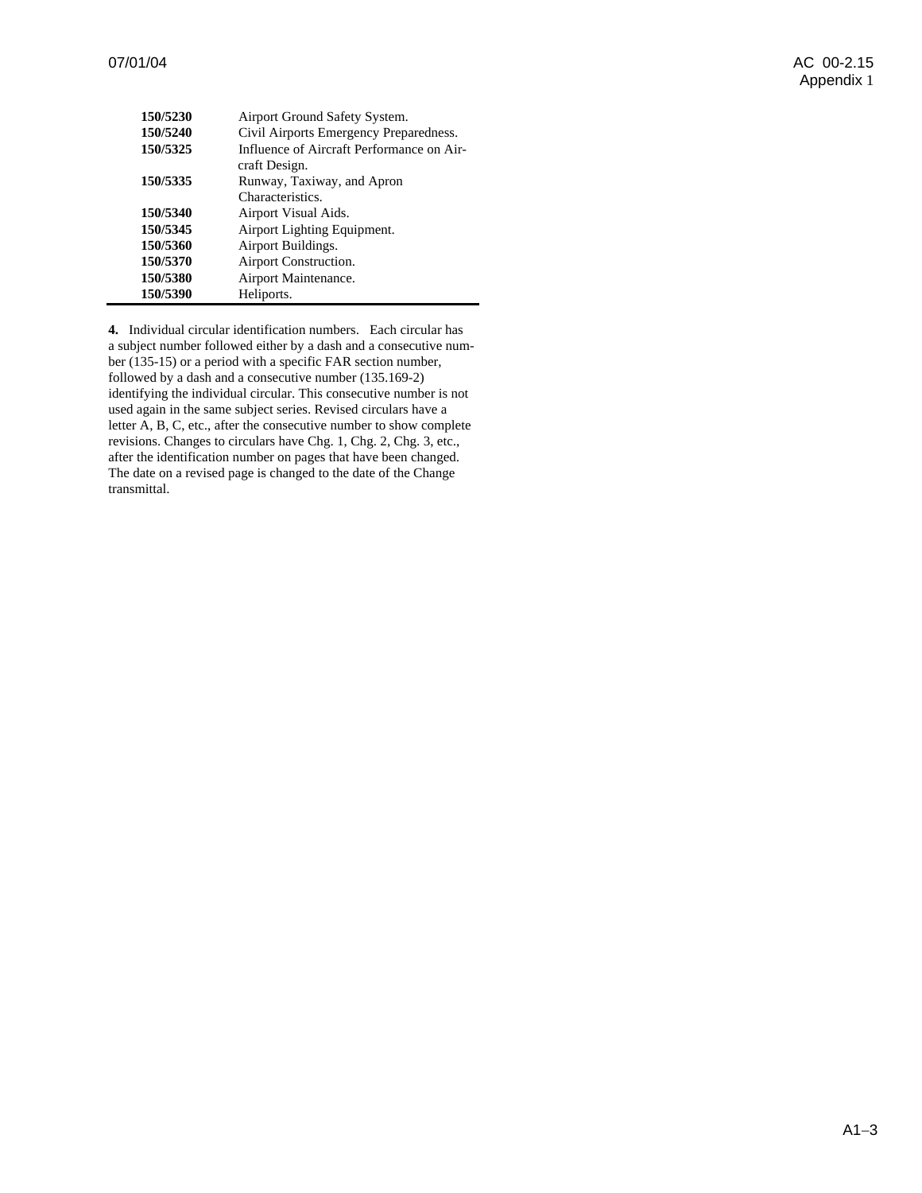| | |
|---|---|
| **150/5230** | Airport Ground Safety System. |
| **150/5240** | Civil Airports Emergency Preparedness. |
| **150/5325** | Influence of Aircraft Performance on Aircraft Design. |
| **150/5335** | Runway, Taxiway, and Apron Characteristics. |
| **150/5340** | Airport Visual Aids. |
| **150/5345** | Airport Lighting Equipment. |
| **150/5360** | Airport Buildings. |
| **150/5370** | Airport Construction. |
| **150/5380** | Airport Maintenance. |
| **150/5390** | Heliports. |

**4.** Individual circular identification numbers. Each circular has a subject number followed either by a dash and a consecutive number (135-15) or a period with a specific FAR section number, followed by a dash and a consecutive number (135.169-2) identifying the individual circular. This consecutive number is not used again in the same subject series. Revised circulars have a letter A, B, C, etc., after the consecutive number to show complete revisions. Changes to circulars have Chg. 1, Chg. 2, Chg. 3, etc., after the identification number on pages that have been changed. The date on a revised page is changed to the date of the Change transmittal.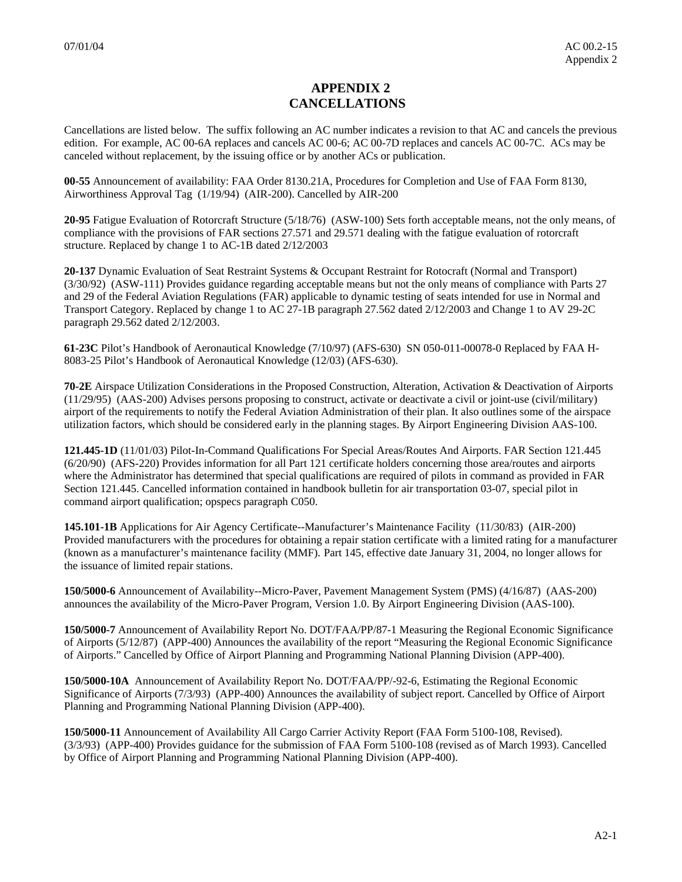# APPENDIX 2
# CANCELLATIONS

Cancellations are listed below. The suffix following an AC number indicates a revision to that AC and cancels the previous edition. For example, AC 00-6A replaces and cancels AC 00-6; AC 00-7D replaces and cancels AC 00-7C. ACs may be canceled without replacement, by the issuing office or by another ACs or publication.

**00-55** Announcement of availability: FAA Order 8130.21A, Procedures for Completion and Use of FAA Form 8130, Airworthiness Approval Tag (1/19/94) (AIR-200). Cancelled by AIR-200

**20-95** Fatigue Evaluation of Rotorcraft Structure (5/18/76) (ASW-100) Sets forth acceptable means, not the only means, of compliance with the provisions of FAR sections 27.571 and 29.571 dealing with the fatigue evaluation of rotorcraft structure. Replaced by change 1 to AC-1B dated 2/12/2003

**20-137** Dynamic Evaluation of Seat Restraint Systems & Occupant Restraint for Rotocraft (Normal and Transport) (3/30/92) (ASW-111) Provides guidance regarding acceptable means but not the only means of compliance with Parts 27 and 29 of the Federal Aviation Regulations (FAR) applicable to dynamic testing of seats intended for use in Normal and Transport Category. Replaced by change 1 to AC 27-1B paragraph 27.562 dated 2/12/2003 and Change 1 to AV 29-2C paragraph 29.562 dated 2/12/2003.

**61-23C** Pilot's Handbook of Aeronautical Knowledge (7/10/97) (AFS-630) SN 050-011-00078-0 Replaced by FAA H-8083-25 Pilot's Handbook of Aeronautical Knowledge (12/03) (AFS-630).

**70-2E** Airspace Utilization Considerations in the Proposed Construction, Alteration, Activation & Deactivation of Airports (11/29/95) (AAS-200) Advises persons proposing to construct, activate or deactivate a civil or joint-use (civil/military) airport of the requirements to notify the Federal Aviation Administration of their plan. It also outlines some of the airspace utilization factors, which should be considered early in the planning stages. By Airport Engineering Division AAS-100.

**121.445-1D** (11/01/03) Pilot-In-Command Qualifications For Special Areas/Routes And Airports. FAR Section 121.445 (6/20/90) (AFS-220) Provides information for all Part 121 certificate holders concerning those area/routes and airports where the Administrator has determined that special qualifications are required of pilots in command as provided in FAR Section 121.445. Cancelled information contained in handbook bulletin for air transportation 03-07, special pilot in command airport qualification; opspecs paragraph C050.

**145.101-1B** Applications for Air Agency Certificate--Manufacturer's Maintenance Facility (11/30/83) (AIR-200) Provided manufacturers with the procedures for obtaining a repair station certificate with a limited rating for a manufacturer (known as a manufacturer's maintenance facility (MMF). Part 145, effective date January 31, 2004, no longer allows for the issuance of limited repair stations.

**150/5000-6** Announcement of Availability--Micro-Paver, Pavement Management System (PMS) (4/16/87) (AAS-200) announces the availability of the Micro-Paver Program, Version 1.0. By Airport Engineering Division (AAS-100).

**150/5000-7** Announcement of Availability Report No. DOT/FAA/PP/87-1 Measuring the Regional Economic Significance of Airports (5/12/87) (APP-400) Announces the availability of the report "Measuring the Regional Economic Significance of Airports." Cancelled by Office of Airport Planning and Programming National Planning Division (APP-400).

**150/5000-10A** Announcement of Availability Report No. DOT/FAA/PP/-92-6, Estimating the Regional Economic Significance of Airports (7/3/93) (APP-400) Announces the availability of subject report. Cancelled by Office of Airport Planning and Programming National Planning Division (APP-400).

**150/5000-11** Announcement of Availability All Cargo Carrier Activity Report (FAA Form 5100-108, Revised). (3/3/93) (APP-400) Provides guidance for the submission of FAA Form 5100-108 (revised as of March 1993). Cancelled by Office of Airport Planning and Programming National Planning Division (APP-400).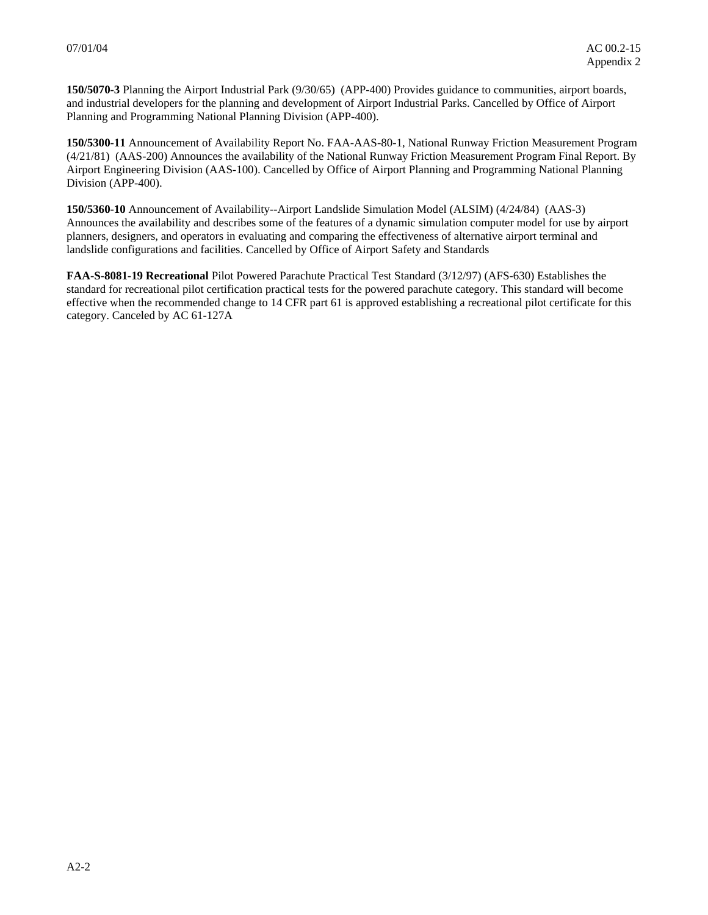**150/5070-3** Planning the Airport Industrial Park (9/30/65) (APP-400) Provides guidance to communities, airport boards, and industrial developers for the planning and development of Airport Industrial Parks. Cancelled by Office of Airport Planning and Programming National Planning Division (APP-400).

**150/5300-11** Announcement of Availability Report No. FAA-AAS-80-1, National Runway Friction Measurement Program (4/21/81) (AAS-200) Announces the availability of the National Runway Friction Measurement Program Final Report. By Airport Engineering Division (AAS-100). Cancelled by Office of Airport Planning and Programming National Planning Division (APP-400).

**150/5360-10** Announcement of Availability--Airport Landslide Simulation Model (ALSIM) (4/24/84) (AAS-3) Announces the availability and describes some of the features of a dynamic simulation computer model for use by airport planners, designers, and operators in evaluating and comparing the effectiveness of alternative airport terminal and landslide configurations and facilities. Cancelled by Office of Airport Safety and Standards

**FAA-S-8081-19 Recreational** Pilot Powered Parachute Practical Test Standard (3/12/97) (AFS-630) Establishes the standard for recreational pilot certification practical tests for the powered parachute category. This standard will become effective when the recommended change to 14 CFR part 61 is approved establishing a recreational pilot certificate for this category. Canceled by AC 61-127A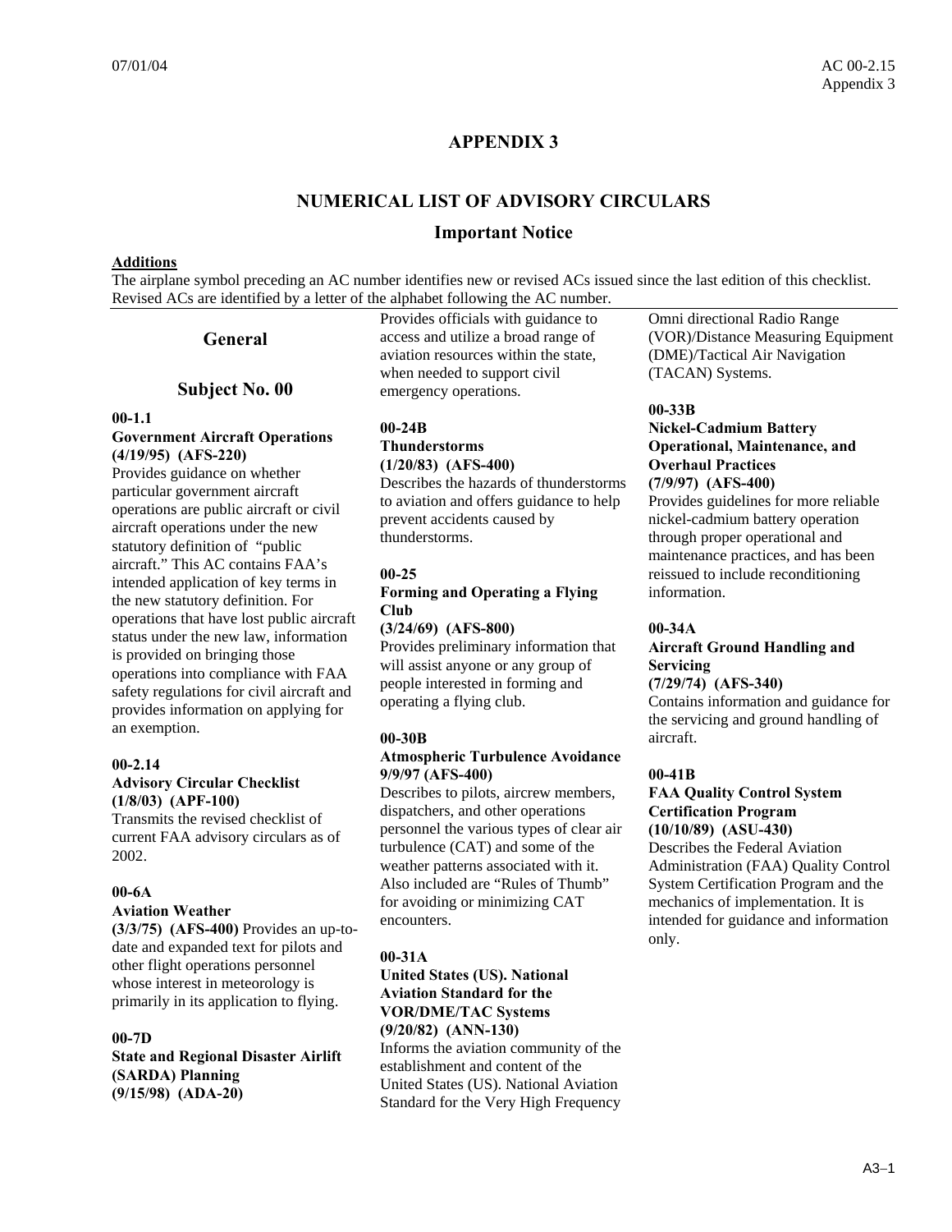# APPENDIX 3

## NUMERICAL LIST OF ADVISORY CIRCULARS

### Important Notice

**Additions**

The airplane symbol preceding an AC number identifies new or revised ACs issued since the last edition of this checklist. Revised ACs are identified by a letter of the alphabet following the AC number.

## General

## Subject No. 00

**00-1.1**
**Government Aircraft Operations**
**(4/19/95) (AFS-220)**
Provides guidance on whether particular government aircraft operations are public aircraft or civil aircraft operations under the new statutory definition of "public aircraft." This AC contains FAA's intended application of key terms in the new statutory definition. For operations that have lost public aircraft status under the new law, information is provided on bringing those operations into compliance with FAA safety regulations for civil aircraft and provides information on applying for an exemption.

**00-2.14**
**Advisory Circular Checklist**
**(1/8/03) (APF-100)**
Transmits the revised checklist of current FAA advisory circulars as of 2002.

**00-6A**
**Aviation Weather**
**(3/3/75) (AFS-400)** Provides an up-to-date and expanded text for pilots and other flight operations personnel whose interest in meteorology is primarily in its application to flying.

**00-7D**
**State and Regional Disaster Airlift (SARDA) Planning**
**(9/15/98) (ADA-20)**
Provides officials with guidance to access and utilize a broad range of aviation resources within the state, when needed to support civil emergency operations.

**00-24B**
**Thunderstorms**
**(1/20/83) (AFS-400)**
Describes the hazards of thunderstorms to aviation and offers guidance to help prevent accidents caused by thunderstorms.

**00-25**
**Forming and Operating a Flying Club**
**(3/24/69) (AFS-800)**
Provides preliminary information that will assist anyone or any group of people interested in forming and operating a flying club.

**00-30B**
**Atmospheric Turbulence Avoidance**
**9/9/97 (AFS-400)**
Describes to pilots, aircrew members, dispatchers, and other operations personnel the various types of clear air turbulence (CAT) and some of the weather patterns associated with it. Also included are "Rules of Thumb" for avoiding or minimizing CAT encounters.

**00-31A**
**United States (US). National Aviation Standard for the VOR/DME/TAC Systems**
**(9/20/82) (ANN-130)**
Informs the aviation community of the establishment and content of the United States (US). National Aviation Standard for the Very High Frequency Omni directional Radio Range (VOR)/Distance Measuring Equipment (DME)/Tactical Air Navigation (TACAN) Systems.

**00-33B**
**Nickel-Cadmium Battery Operational, Maintenance, and Overhaul Practices**
**(7/9/97) (AFS-400)**
Provides guidelines for more reliable nickel-cadmium battery operation through proper operational and maintenance practices, and has been reissued to include reconditioning information.

**00-34A**
**Aircraft Ground Handling and Servicing**
**(7/29/74) (AFS-340)**
Contains information and guidance for the servicing and ground handling of aircraft.

**00-41B**
**FAA Quality Control System Certification Program**
**(10/10/89) (ASU-430)**
Describes the Federal Aviation Administration (FAA) Quality Control System Certification Program and the mechanics of implementation. It is intended for guidance and information only.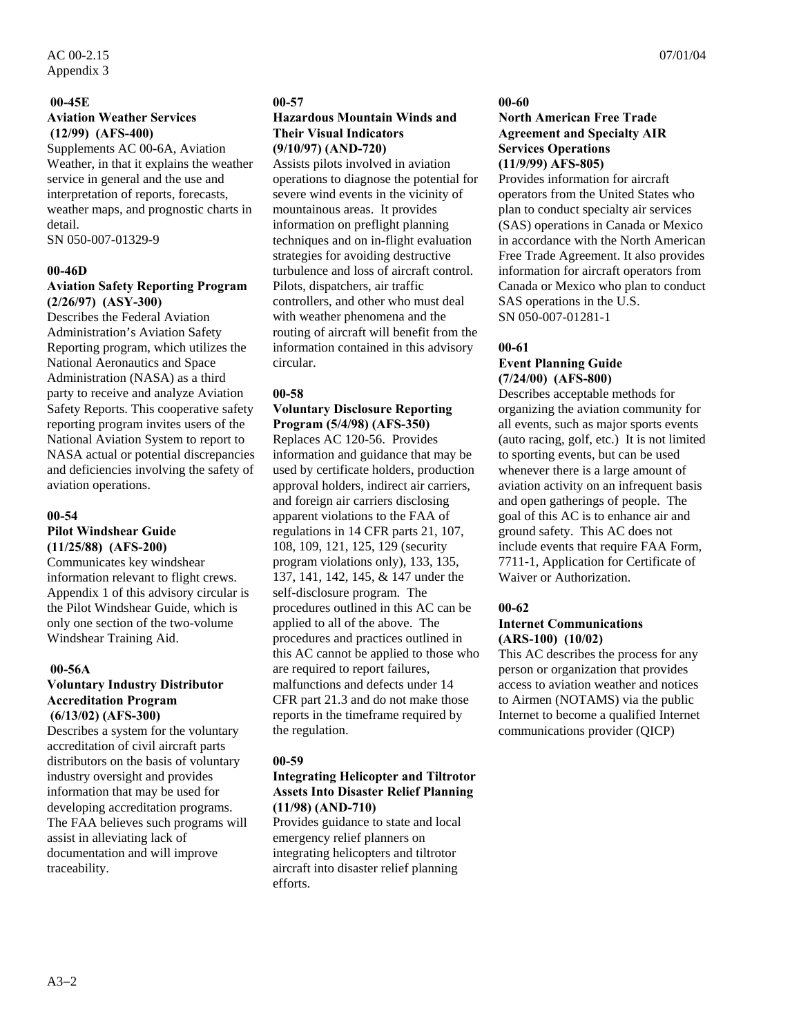**00-45E**
**Aviation Weather Services**
**(12/99) (AFS-400)**
Supplements AC 00-6A, Aviation Weather, in that it explains the weather service in general and the use and interpretation of reports, forecasts, weather maps, and prognostic charts in detail.
SN 050-007-01329-9

**00-46D**
**Aviation Safety Reporting Program (2/26/97) (ASY-300)**
Describes the Federal Aviation Administration's Aviation Safety Reporting program, which utilizes the National Aeronautics and Space Administration (NASA) as a third party to receive and analyze Aviation Safety Reports. This cooperative safety reporting program invites users of the National Aviation System to report to NASA actual or potential discrepancies and deficiencies involving the safety of aviation operations.

**00-54**
**Pilot Windshear Guide**
**(11/25/88) (AFS-200)**
Communicates key windshear information relevant to flight crews. Appendix 1 of this advisory circular is the Pilot Windshear Guide, which is only one section of the two-volume Windshear Training Aid.

**00-56A**
**Voluntary Industry Distributor Accreditation Program**
**(6/13/02) (AFS-300)**
Describes a system for the voluntary accreditation of civil aircraft parts distributors on the basis of voluntary industry oversight and provides information that may be used for developing accreditation programs. The FAA believes such programs will assist in alleviating lack of documentation and will improve traceability.

**00-57**
**Hazardous Mountain Winds and Their Visual Indicators**
**(9/10/97) (AND-720)**
Assists pilots involved in aviation operations to diagnose the potential for severe wind events in the vicinity of mountainous areas. It provides information on preflight planning techniques and on in-flight evaluation strategies for avoiding destructive turbulence and loss of aircraft control. Pilots, dispatchers, air traffic controllers, and other who must deal with weather phenomena and the routing of aircraft will benefit from the information contained in this advisory circular.

**00-58**
**Voluntary Disclosure Reporting Program (5/4/98) (AFS-350)**
Replaces AC 120-56. Provides information and guidance that may be used by certificate holders, production approval holders, indirect air carriers, and foreign air carriers disclosing apparent violations to the FAA of regulations in 14 CFR parts 21, 107, 108, 109, 121, 125, 129 (security program violations only), 133, 135, 137, 141, 142, 145, & 147 under the self-disclosure program. The procedures outlined in this AC can be applied to all of the above. The procedures and practices outlined in this AC cannot be applied to those who are required to report failures, malfunctions and defects under 14 CFR part 21.3 and do not make those reports in the timeframe required by the regulation.

**00-59**
**Integrating Helicopter and Tiltrotor Assets Into Disaster Relief Planning (11/98) (AND-710)**
Provides guidance to state and local emergency relief planners on integrating helicopters and tiltrotor aircraft into disaster relief planning efforts.

**00-60**
**North American Free Trade Agreement and Specialty AIR Services Operations**
**(11/9/99) AFS-805)**
Provides information for aircraft operators from the United States who plan to conduct specialty air services (SAS) operations in Canada or Mexico in accordance with the North American Free Trade Agreement. It also provides information for aircraft operators from Canada or Mexico who plan to conduct SAS operations in the U.S.
SN 050-007-01281-1

**00-61**
**Event Planning Guide**
**(7/24/00) (AFS-800)**
Describes acceptable methods for organizing the aviation community for all events, such as major sports events (auto racing, golf, etc.) It is not limited to sporting events, but can be used whenever there is a large amount of aviation activity on an infrequent basis and open gatherings of people. The goal of this AC is to enhance air and ground safety. This AC does not include events that require FAA Form, 7711-1, Application for Certificate of Waiver or Authorization.

**00-62**
**Internet Communications**
**(ARS-100) (10/02)**
This AC describes the process for any person or organization that provides access to aviation weather and notices to Airmen (NOTAMS) via the public Internet to become a qualified Internet communications provider (QICP)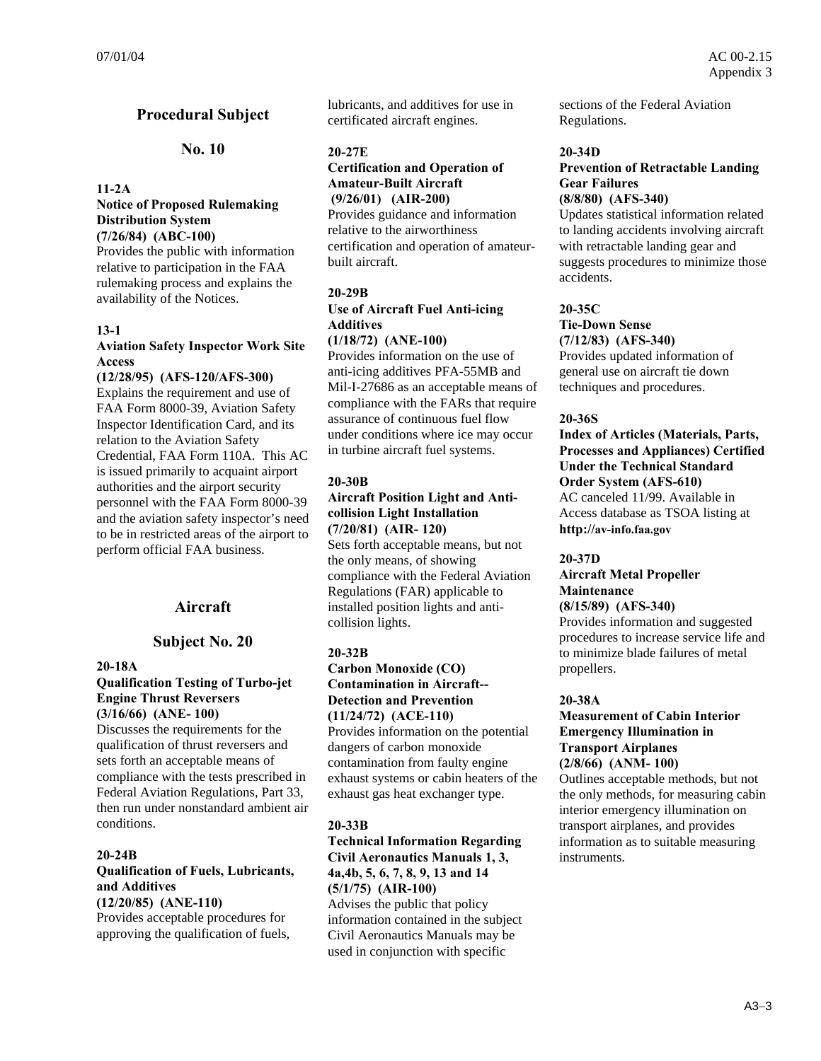## Procedural Subject

## No. 10

**11-2A**

**Notice of Proposed Rulemaking Distribution System**

**(7/26/84) (ABC-100)**

Provides the public with information relative to participation in the FAA rulemaking process and explains the availability of the Notices.

**13-1**

**Aviation Safety Inspector Work Site Access**

**(12/28/95) (AFS-120/AFS-300)**

Explains the requirement and use of FAA Form 8000-39, Aviation Safety Inspector Identification Card, and its relation to the Aviation Safety Credential, FAA Form 110A. This AC is issued primarily to acquaint airport authorities and the airport security personnel with the FAA Form 8000-39 and the aviation safety inspector's need to be in restricted areas of the airport to perform official FAA business.

## Aircraft

## Subject No. 20

**20-18A**

**Qualification Testing of Turbo-jet Engine Thrust Reversers**

**(3/16/66) (ANE- 100)**

Discusses the requirements for the qualification of thrust reversers and sets forth an acceptable means of compliance with the tests prescribed in Federal Aviation Regulations, Part 33, then run under nonstandard ambient air conditions.

**20-24B**

**Qualification of Fuels, Lubricants, and Additives**

**(12/20/85) (ANE-110)**

Provides acceptable procedures for approving the qualification of fuels, lubricants, and additives for use in certificated aircraft engines.

**20-27E**

**Certification and Operation of Amateur-Built Aircraft**

**(9/26/01) (AIR-200)**

Provides guidance and information relative to the airworthiness certification and operation of amateur-built aircraft.

**20-29B**

**Use of Aircraft Fuel Anti-icing Additives**

**(1/18/72) (ANE-100)**

Provides information on the use of anti-icing additives PFA-55MB and Mil-I-27686 as an acceptable means of compliance with the FARs that require assurance of continuous fuel flow under conditions where ice may occur in turbine aircraft fuel systems.

**20-30B**

**Aircraft Position Light and Anti-collision Light Installation**

**(7/20/81) (AIR- 120)**

Sets forth acceptable means, but not the only means, of showing compliance with the Federal Aviation Regulations (FAR) applicable to installed position lights and anti-collision lights.

**20-32B**

**Carbon Monoxide (CO) Contamination in Aircraft-- Detection and Prevention**

**(11/24/72) (ACE-110)**

Provides information on the potential dangers of carbon monoxide contamination from faulty engine exhaust systems or cabin heaters of the exhaust gas heat exchanger type.

**20-33B**

**Technical Information Regarding Civil Aeronautics Manuals 1, 3, 4a,4b, 5, 6, 7, 8, 9, 13 and 14**

**(5/1/75) (AIR-100)**

Advises the public that policy information contained in the subject Civil Aeronautics Manuals may be used in conjunction with specific sections of the Federal Aviation Regulations.

**20-34D**

**Prevention of Retractable Landing Gear Failures**

**(8/8/80) (AFS-340)**

Updates statistical information related to landing accidents involving aircraft with retractable landing gear and suggests procedures to minimize those accidents.

**20-35C**

**Tie-Down Sense**

**(7/12/83) (AFS-340)**

Provides updated information of general use on aircraft tie down techniques and procedures.

**20-36S**

**Index of Articles (Materials, Parts, Processes and Appliances) Certified Under the Technical Standard Order System (AFS-610)**

AC canceled 11/99. Available in Access database as TSOA listing at **http://av-info.faa.gov**

**20-37D**

**Aircraft Metal Propeller Maintenance**

**(8/15/89) (AFS-340)**

Provides information and suggested procedures to increase service life and to minimize blade failures of metal propellers.

**20-38A**

**Measurement of Cabin Interior Emergency Illumination in Transport Airplanes**

**(2/8/66) (ANM- 100)**

Outlines acceptable methods, but not the only methods, for measuring cabin interior emergency illumination on transport airplanes, and provides information as to suitable measuring instruments.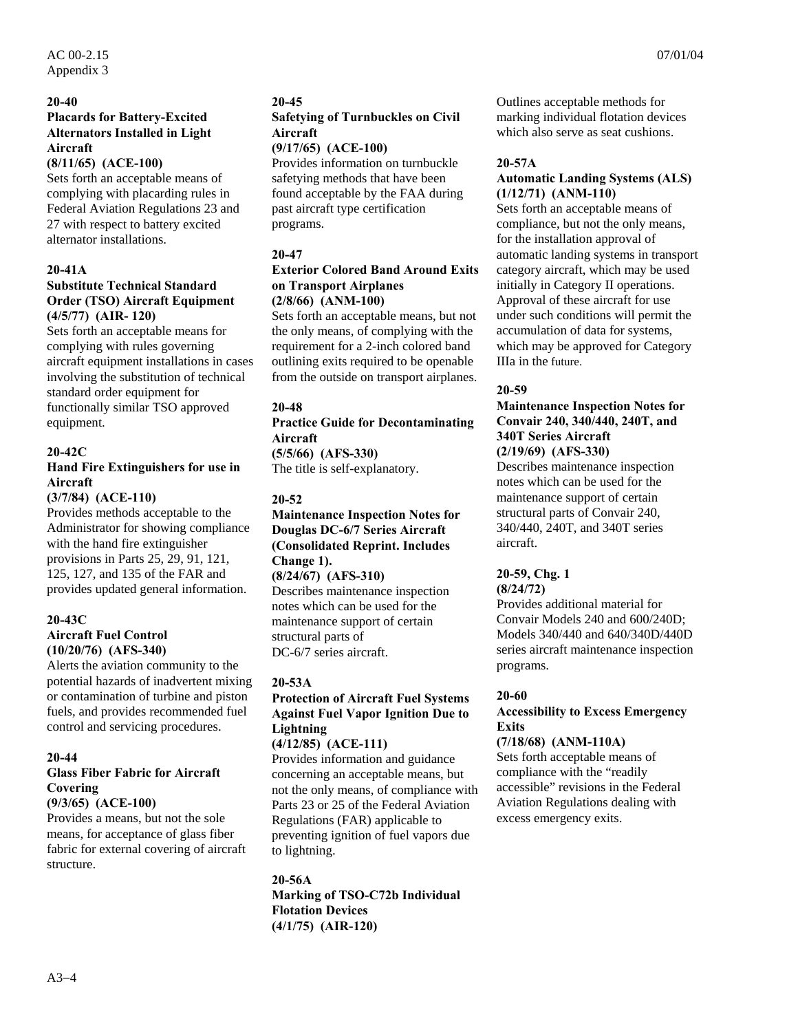**20-40**
**Placards for Battery-Excited Alternators Installed in Light Aircraft**
**(8/11/65) (ACE-100)**
Sets forth an acceptable means of complying with placarding rules in Federal Aviation Regulations 23 and 27 with respect to battery excited alternator installations.

**20-41A**
**Substitute Technical Standard Order (TSO) Aircraft Equipment**
**(4/5/77) (AIR- 120)**
Sets forth an acceptable means for complying with rules governing aircraft equipment installations in cases involving the substitution of technical standard order equipment for functionally similar TSO approved equipment.

**20-42C**
**Hand Fire Extinguishers for use in Aircraft**
**(3/7/84) (ACE-110)**
Provides methods acceptable to the Administrator for showing compliance with the hand fire extinguisher provisions in Parts 25, 29, 91, 121, 125, 127, and 135 of the FAR and provides updated general information.

**20-43C**
**Aircraft Fuel Control**
**(10/20/76) (AFS-340)**
Alerts the aviation community to the potential hazards of inadvertent mixing or contamination of turbine and piston fuels, and provides recommended fuel control and servicing procedures.

**20-44**
**Glass Fiber Fabric for Aircraft Covering**
**(9/3/65) (ACE-100)**
Provides a means, but not the sole means, for acceptance of glass fiber fabric for external covering of aircraft structure.

**20-45**
**Safetying of Turnbuckles on Civil Aircraft**
**(9/17/65) (ACE-100)**
Provides information on turnbuckle safetying methods that have been found acceptable by the FAA during past aircraft type certification programs.

**20-47**
**Exterior Colored Band Around Exits on Transport Airplanes**
**(2/8/66) (ANM-100)**
Sets forth an acceptable means, but not the only means, of complying with the requirement for a 2-inch colored band outlining exits required to be openable from the outside on transport airplanes.

**20-48**
**Practice Guide for Decontaminating Aircraft**
**(5/5/66) (AFS-330)**
The title is self-explanatory.

**20-52**
**Maintenance Inspection Notes for Douglas DC-6/7 Series Aircraft (Consolidated Reprint. Includes Change 1).**
**(8/24/67) (AFS-310)**
Describes maintenance inspection notes which can be used for the maintenance support of certain structural parts of DC-6/7 series aircraft.

**20-53A**
**Protection of Aircraft Fuel Systems Against Fuel Vapor Ignition Due to Lightning**
**(4/12/85) (ACE-111)**
Provides information and guidance concerning an acceptable means, but not the only means, of compliance with Parts 23 or 25 of the Federal Aviation Regulations (FAR) applicable to preventing ignition of fuel vapors due to lightning.

**20-56A**
**Marking of TSO-C72b Individual Flotation Devices**
**(4/1/75) (AIR-120)**
Outlines acceptable methods for marking individual flotation devices which also serve as seat cushions.

**20-57A**
**Automatic Landing Systems (ALS)**
**(1/12/71) (ANM-110)**
Sets forth an acceptable means of compliance, but not the only means, for the installation approval of automatic landing systems in transport category aircraft, which may be used initially in Category II operations. Approval of these aircraft for use under such conditions will permit the accumulation of data for systems, which may be approved for Category IIIa in the future.

**20-59**
**Maintenance Inspection Notes for Convair 240, 340/440, 240T, and 340T Series Aircraft**
**(2/19/69) (AFS-330)**
Describes maintenance inspection notes which can be used for the maintenance support of certain structural parts of Convair 240, 340/440, 240T, and 340T series aircraft.

**20-59, Chg. 1**
**(8/24/72)**
Provides additional material for Convair Models 240 and 600/240D; Models 340/440 and 640/340D/440D series aircraft maintenance inspection programs.

**20-60**
**Accessibility to Excess Emergency Exits**
**(7/18/68) (ANM-110A)**
Sets forth acceptable means of compliance with the "readily accessible" revisions in the Federal Aviation Regulations dealing with excess emergency exits.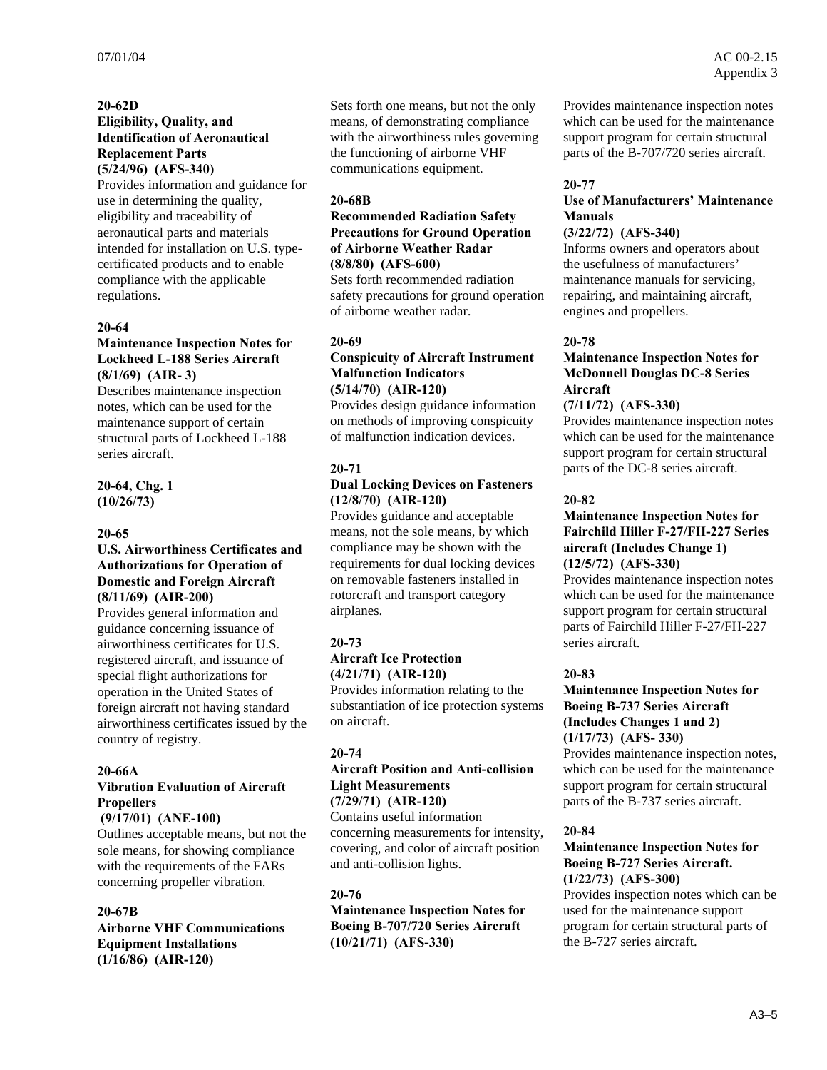**20-62D**
**Eligibility, Quality, and Identification of Aeronautical Replacement Parts**
**(5/24/96) (AFS-340)**
Provides information and guidance for use in determining the quality, eligibility and traceability of aeronautical parts and materials intended for installation on U.S. type-certificated products and to enable compliance with the applicable regulations.

**20-64**
**Maintenance Inspection Notes for Lockheed L-188 Series Aircraft**
**(8/1/69) (AIR- 3)**
Describes maintenance inspection notes, which can be used for the maintenance support of certain structural parts of Lockheed L-188 series aircraft.

**20-64, Chg. 1**
**(10/26/73)**

**20-65**
**U.S. Airworthiness Certificates and Authorizations for Operation of Domestic and Foreign Aircraft**
**(8/11/69) (AIR-200)**
Provides general information and guidance concerning issuance of airworthiness certificates for U.S. registered aircraft, and issuance of special flight authorizations for operation in the United States of foreign aircraft not having standard airworthiness certificates issued by the country of registry.

**20-66A**
**Vibration Evaluation of Aircraft Propellers**
**(9/17/01) (ANE-100)**
Outlines acceptable means, but not the sole means, for showing compliance with the requirements of the FARs concerning propeller vibration.

**20-67B**
**Airborne VHF Communications Equipment Installations**
**(1/16/86) (AIR-120)**
Sets forth one means, but not the only means, of demonstrating compliance with the airworthiness rules governing the functioning of airborne VHF communications equipment.

**20-68B**
**Recommended Radiation Safety Precautions for Ground Operation of Airborne Weather Radar**
**(8/8/80) (AFS-600)**
Sets forth recommended radiation safety precautions for ground operation of airborne weather radar.

**20-69**
**Conspicuity of Aircraft Instrument Malfunction Indicators**
**(5/14/70) (AIR-120)**
Provides design guidance information on methods of improving conspicuity of malfunction indication devices.

**20-71**
**Dual Locking Devices on Fasteners**
**(12/8/70) (AIR-120)**
Provides guidance and acceptable means, not the sole means, by which compliance may be shown with the requirements for dual locking devices on removable fasteners installed in rotorcraft and transport category airplanes.

**20-73**
**Aircraft Ice Protection**
**(4/21/71) (AIR-120)**
Provides information relating to the substantiation of ice protection systems on aircraft.

**20-74**
**Aircraft Position and Anti-collision Light Measurements**
**(7/29/71) (AIR-120)**
Contains useful information concerning measurements for intensity, covering, and color of aircraft position and anti-collision lights.

**20-76**
**Maintenance Inspection Notes for Boeing B-707/720 Series Aircraft**
**(10/21/71) (AFS-330)**
Provides maintenance inspection notes which can be used for the maintenance support program for certain structural parts of the B-707/720 series aircraft.

**20-77**
**Use of Manufacturers' Maintenance Manuals**
**(3/22/72) (AFS-340)**
Informs owners and operators about the usefulness of manufacturers' maintenance manuals for servicing, repairing, and maintaining aircraft, engines and propellers.

**20-78**
**Maintenance Inspection Notes for McDonnell Douglas DC-8 Series Aircraft**
**(7/11/72) (AFS-330)**
Provides maintenance inspection notes which can be used for the maintenance support program for certain structural parts of the DC-8 series aircraft.

**20-82**
**Maintenance Inspection Notes for Fairchild Hiller F-27/FH-227 Series aircraft (Includes Change 1)**
**(12/5/72) (AFS-330)**
Provides maintenance inspection notes which can be used for the maintenance support program for certain structural parts of Fairchild Hiller F-27/FH-227 series aircraft.

**20-83**
**Maintenance Inspection Notes for Boeing B-737 Series Aircraft (Includes Changes 1 and 2)**
**(1/17/73) (AFS- 330)**
Provides maintenance inspection notes, which can be used for the maintenance support program for certain structural parts of the B-737 series aircraft.

**20-84**
**Maintenance Inspection Notes for Boeing B-727 Series Aircraft.**
**(1/22/73) (AFS-300)**
Provides inspection notes which can be used for the maintenance support program for certain structural parts of the B-727 series aircraft.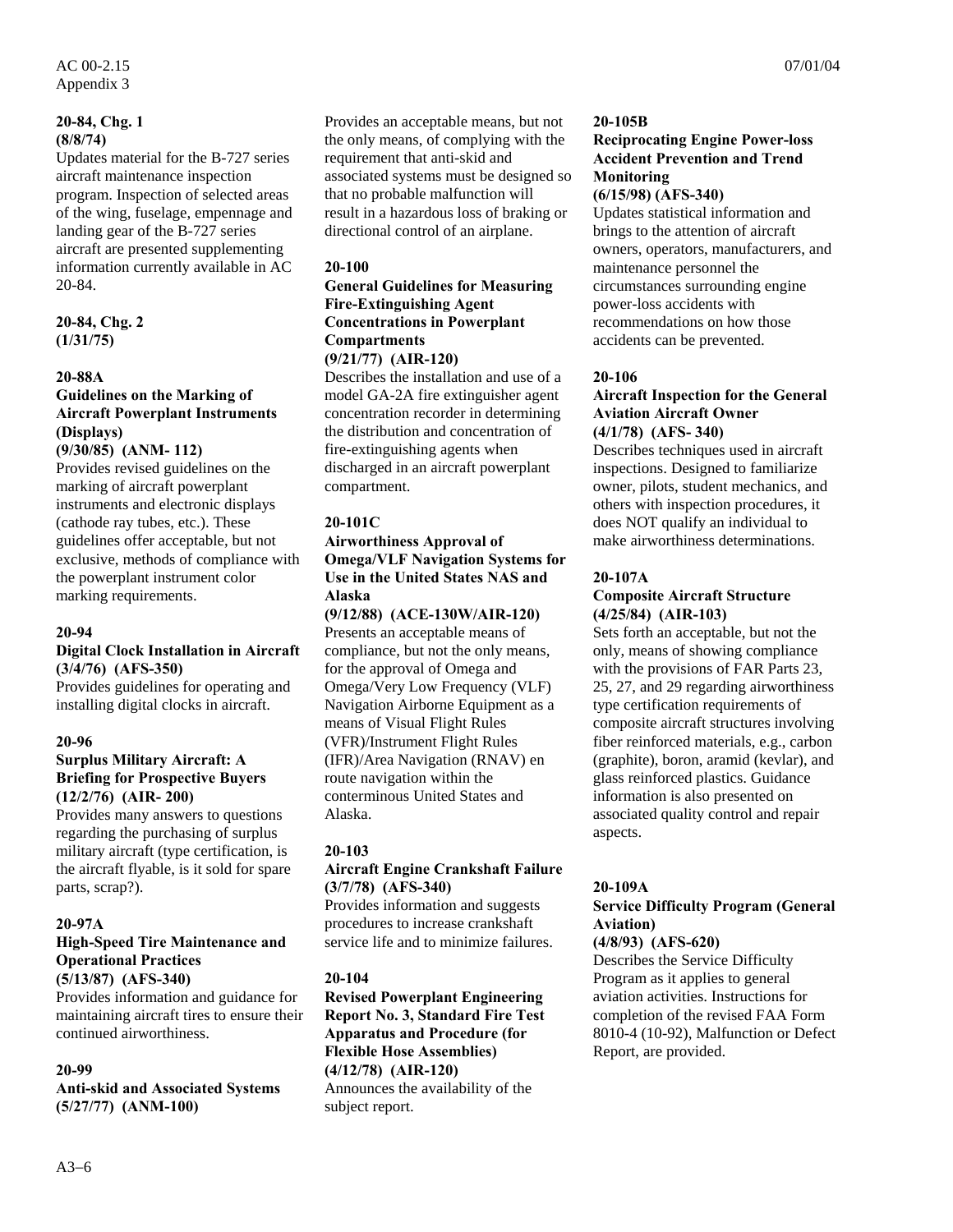**20-84, Chg. 1**
**(8/8/74)**

Updates material for the B-727 series aircraft maintenance inspection program. Inspection of selected areas of the wing, fuselage, empennage and landing gear of the B-727 series aircraft are presented supplementing information currently available in AC 20-84.

**20-84, Chg. 2**
**(1/31/75)**

**20-88A**
**Guidelines on the Marking of Aircraft Powerplant Instruments (Displays)**
**(9/30/85) (ANM- 112)**

Provides revised guidelines on the marking of aircraft powerplant instruments and electronic displays (cathode ray tubes, etc.). These guidelines offer acceptable, but not exclusive, methods of compliance with the powerplant instrument color marking requirements.

**20-94**
**Digital Clock Installation in Aircraft**
**(3/4/76) (AFS-350)**

Provides guidelines for operating and installing digital clocks in aircraft.

**20-96**
**Surplus Military Aircraft: A Briefing for Prospective Buyers**
**(12/2/76) (AIR- 200)**

Provides many answers to questions regarding the purchasing of surplus military aircraft (type certification, is the aircraft flyable, is it sold for spare parts, scrap?).

**20-97A**
**High-Speed Tire Maintenance and Operational Practices**
**(5/13/87) (AFS-340)**

Provides information and guidance for maintaining aircraft tires to ensure their continued airworthiness.

**20-99**
**Anti-skid and Associated Systems**
**(5/27/77) (ANM-100)**

Provides an acceptable means, but not the only means, of complying with the requirement that anti-skid and associated systems must be designed so that no probable malfunction will result in a hazardous loss of braking or directional control of an airplane.

**20-100**
**General Guidelines for Measuring Fire-Extinguishing Agent Concentrations in Powerplant Compartments**
**(9/21/77) (AIR-120)**

Describes the installation and use of a model GA-2A fire extinguisher agent concentration recorder in determining the distribution and concentration of fire-extinguishing agents when discharged in an aircraft powerplant compartment.

**20-101C**
**Airworthiness Approval of Omega/VLF Navigation Systems for Use in the United States NAS and Alaska**
**(9/12/88) (ACE-130W/AIR-120)**

Presents an acceptable means of compliance, but not the only means, for the approval of Omega and Omega/Very Low Frequency (VLF) Navigation Airborne Equipment as a means of Visual Flight Rules (VFR)/Instrument Flight Rules (IFR)/Area Navigation (RNAV) en route navigation within the conterminous United States and Alaska.

**20-103**
**Aircraft Engine Crankshaft Failure**
**(3/7/78) (AFS-340)**

Provides information and suggests procedures to increase crankshaft service life and to minimize failures.

**20-104**
**Revised Powerplant Engineering Report No. 3, Standard Fire Test Apparatus and Procedure (for Flexible Hose Assemblies)**
**(4/12/78) (AIR-120)**

Announces the availability of the subject report.

**20-105B**
**Reciprocating Engine Power-loss Accident Prevention and Trend Monitoring**
**(6/15/98) (AFS-340)**

Updates statistical information and brings to the attention of aircraft owners, operators, manufacturers, and maintenance personnel the circumstances surrounding engine power-loss accidents with recommendations on how those accidents can be prevented.

**20-106**
**Aircraft Inspection for the General Aviation Aircraft Owner**
**(4/1/78) (AFS- 340)**

Describes techniques used in aircraft inspections. Designed to familiarize owner, pilots, student mechanics, and others with inspection procedures, it does NOT qualify an individual to make airworthiness determinations.

**20-107A**
**Composite Aircraft Structure**
**(4/25/84) (AIR-103)**

Sets forth an acceptable, but not the only, means of showing compliance with the provisions of FAR Parts 23, 25, 27, and 29 regarding airworthiness type certification requirements of composite aircraft structures involving fiber reinforced materials, e.g., carbon (graphite), boron, aramid (kevlar), and glass reinforced plastics. Guidance information is also presented on associated quality control and repair aspects.

**20-109A**
**Service Difficulty Program (General Aviation)**
**(4/8/93) (AFS-620)**

Describes the Service Difficulty Program as it applies to general aviation activities. Instructions for completion of the revised FAA Form 8010-4 (10-92), Malfunction or Defect Report, are provided.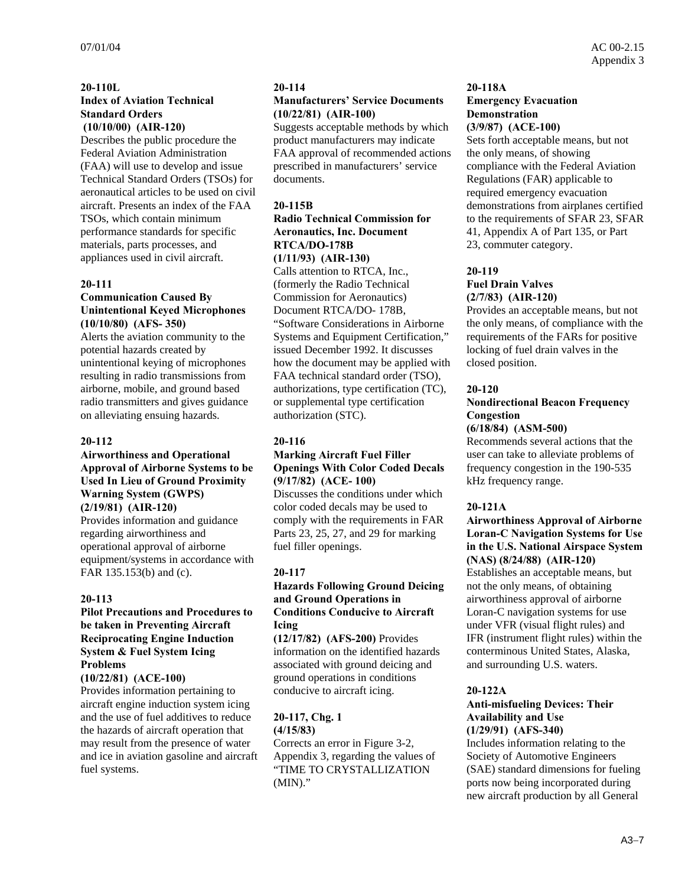**20-110L**
**Index of Aviation Technical Standard Orders**
**(10/10/00) (AIR-120)**
Describes the public procedure the Federal Aviation Administration (FAA) will use to develop and issue Technical Standard Orders (TSOs) for aeronautical articles to be used on civil aircraft. Presents an index of the FAA TSOs, which contain minimum performance standards for specific materials, parts processes, and appliances used in civil aircraft.

**20-111**
**Communication Caused By Unintentional Keyed Microphones**
**(10/10/80) (AFS- 350)**
Alerts the aviation community to the potential hazards created by unintentional keying of microphones resulting in radio transmissions from airborne, mobile, and ground based radio transmitters and gives guidance on alleviating ensuing hazards.

**20-112**
**Airworthiness and Operational Approval of Airborne Systems to be Used In Lieu of Ground Proximity Warning System (GWPS)**
**(2/19/81) (AIR-120)**
Provides information and guidance regarding airworthiness and operational approval of airborne equipment/systems in accordance with FAR 135.153(b) and (c).

**20-113**
**Pilot Precautions and Procedures to be taken in Preventing Aircraft Reciprocating Engine Induction System & Fuel System Icing Problems**
**(10/22/81) (ACE-100)**
Provides information pertaining to aircraft engine induction system icing and the use of fuel additives to reduce the hazards of aircraft operation that may result from the presence of water and ice in aviation gasoline and aircraft fuel systems.

**20-114**
**Manufacturers' Service Documents (10/22/81) (AIR-100)**
Suggests acceptable methods by which product manufacturers may indicate FAA approval of recommended actions prescribed in manufacturers' service documents.

**20-115B**
**Radio Technical Commission for Aeronautics, Inc. Document RTCA/DO-178B**
**(1/11/93) (AIR-130)**
Calls attention to RTCA, Inc., (formerly the Radio Technical Commission for Aeronautics) Document RTCA/DO- 178B, "Software Considerations in Airborne Systems and Equipment Certification," issued December 1992. It discusses how the document may be applied with FAA technical standard order (TSO), authorizations, type certification (TC), or supplemental type certification authorization (STC).

**20-116**
**Marking Aircraft Fuel Filler Openings With Color Coded Decals (9/17/82) (ACE- 100)**
Discusses the conditions under which color coded decals may be used to comply with the requirements in FAR Parts 23, 25, 27, and 29 for marking fuel filler openings.

**20-117**
**Hazards Following Ground Deicing and Ground Operations in Conditions Conducive to Aircraft Icing**
**(12/17/82) (AFS-200)** Provides information on the identified hazards associated with ground deicing and ground operations in conditions conducive to aircraft icing.

**20-117, Chg. 1**
**(4/15/83)**
Corrects an error in Figure 3-2, Appendix 3, regarding the values of "TIME TO CRYSTALLIZATION (MIN)."

**20-118A**
**Emergency Evacuation Demonstration**
**(3/9/87) (ACE-100)**
Sets forth acceptable means, but not the only means, of showing compliance with the Federal Aviation Regulations (FAR) applicable to required emergency evacuation demonstrations from airplanes certified to the requirements of SFAR 23, SFAR 41, Appendix A of Part 135, or Part 23, commuter category.

**20-119**
**Fuel Drain Valves**
**(2/7/83) (AIR-120)**
Provides an acceptable means, but not the only means, of compliance with the requirements of the FARs for positive locking of fuel drain valves in the closed position.

**20-120**
**Nondirectional Beacon Frequency Congestion**
**(6/18/84) (ASM-500)**
Recommends several actions that the user can take to alleviate problems of frequency congestion in the 190-535 kHz frequency range.

**20-121A**
**Airworthiness Approval of Airborne Loran-C Navigation Systems for Use in the U.S. National Airspace System (NAS) (8/24/88) (AIR-120)**
Establishes an acceptable means, but not the only means, of obtaining airworthiness approval of airborne Loran-C navigation systems for use under VFR (visual flight rules) and IFR (instrument flight rules) within the conterminous United States, Alaska, and surrounding U.S. waters.

**20-122A**
**Anti-misfueling Devices: Their Availability and Use**
**(1/29/91) (AFS-340)**
Includes information relating to the Society of Automotive Engineers (SAE) standard dimensions for fueling ports now being incorporated during new aircraft production by all General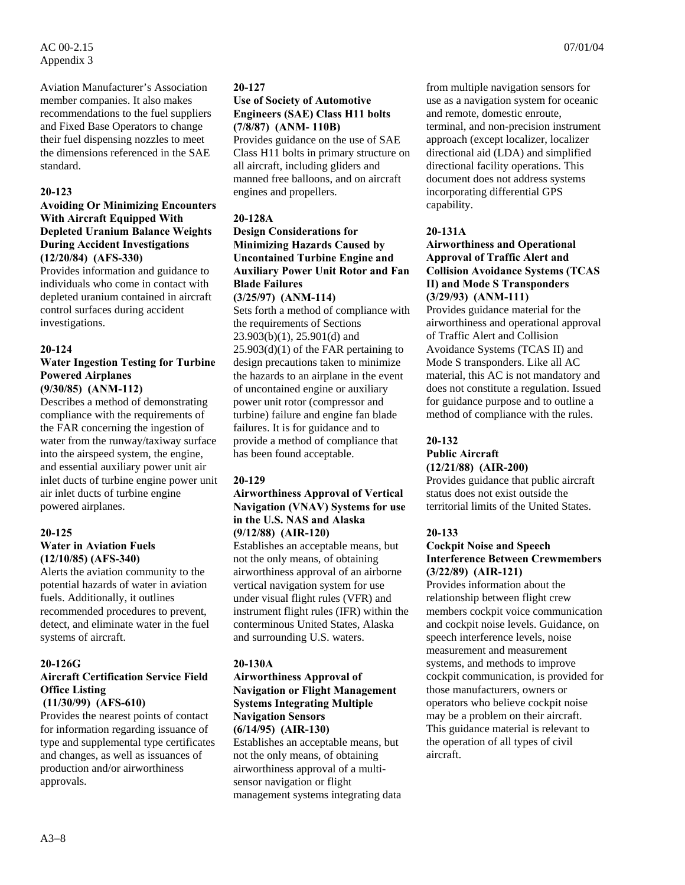Aviation Manufacturer's Association member companies. It also makes recommendations to the fuel suppliers and Fixed Base Operators to change their fuel dispensing nozzles to meet the dimensions referenced in the SAE standard.

**20-123**
**Avoiding Or Minimizing Encounters With Aircraft Equipped With Depleted Uranium Balance Weights During Accident Investigations (12/20/84) (AFS-330)**
Provides information and guidance to individuals who come in contact with depleted uranium contained in aircraft control surfaces during accident investigations.

**20-124**
**Water Ingestion Testing for Turbine Powered Airplanes (9/30/85) (ANM-112)**
Describes a method of demonstrating compliance with the requirements of the FAR concerning the ingestion of water from the runway/taxiway surface into the airspeed system, the engine, and essential auxiliary power unit air inlet ducts of turbine engine power unit air inlet ducts of turbine engine powered airplanes.

**20-125**
**Water in Aviation Fuels (12/10/85) (AFS-340)**
Alerts the aviation community to the potential hazards of water in aviation fuels. Additionally, it outlines recommended procedures to prevent, detect, and eliminate water in the fuel systems of aircraft.

**20-126G**
**Aircraft Certification Service Field Office Listing (11/30/99) (AFS-610)**
Provides the nearest points of contact for information regarding issuance of type and supplemental type certificates and changes, as well as issuances of production and/or airworthiness approvals.

**20-127**
**Use of Society of Automotive Engineers (SAE) Class H11 bolts (7/8/87) (ANM- 110B)**
Provides guidance on the use of SAE Class H11 bolts in primary structure on all aircraft, including gliders and manned free balloons, and on aircraft engines and propellers.

**20-128A**
**Design Considerations for Minimizing Hazards Caused by Uncontained Turbine Engine and Auxiliary Power Unit Rotor and Fan Blade Failures (3/25/97) (ANM-114)**
Sets forth a method of compliance with the requirements of Sections 23.903(b)(1), 25.901(d) and 25.903(d)(1) of the FAR pertaining to design precautions taken to minimize the hazards to an airplane in the event of uncontained engine or auxiliary power unit rotor (compressor and turbine) failure and engine fan blade failures. It is for guidance and to provide a method of compliance that has been found acceptable.

**20-129**
**Airworthiness Approval of Vertical Navigation (VNAV) Systems for use in the U.S. NAS and Alaska (9/12/88) (AIR-120)**
Establishes an acceptable means, but not the only means, of obtaining airworthiness approval of an airborne vertical navigation system for use under visual flight rules (VFR) and instrument flight rules (IFR) within the conterminous United States, Alaska and surrounding U.S. waters.

**20-130A**
**Airworthiness Approval of Navigation or Flight Management Systems Integrating Multiple Navigation Sensors (6/14/95) (AIR-130)**
Establishes an acceptable means, but not the only means, of obtaining airworthiness approval of a multi-sensor navigation or flight management systems integrating data from multiple navigation sensors for use as a navigation system for oceanic and remote, domestic enroute, terminal, and non-precision instrument approach (except localizer, localizer directional aid (LDA) and simplified directional facility operations. This document does not address systems incorporating differential GPS capability.

**20-131A**
**Airworthiness and Operational Approval of Traffic Alert and Collision Avoidance Systems (TCAS II) and Mode S Transponders (3/29/93) (ANM-111)**
Provides guidance material for the airworthiness and operational approval of Traffic Alert and Collision Avoidance Systems (TCAS II) and Mode S transponders. Like all AC material, this AC is not mandatory and does not constitute a regulation. Issued for guidance purpose and to outline a method of compliance with the rules.

**20-132**
**Public Aircraft (12/21/88) (AIR-200)**
Provides guidance that public aircraft status does not exist outside the territorial limits of the United States.

**20-133**
**Cockpit Noise and Speech Interference Between Crewmembers (3/22/89) (AIR-121)**
Provides information about the relationship between flight crew members cockpit voice communication and cockpit noise levels. Guidance, on speech interference levels, noise measurement and measurement systems, and methods to improve cockpit communication, is provided for those manufacturers, owners or operators who believe cockpit noise may be a problem on their aircraft. This guidance material is relevant to the operation of all types of civil aircraft.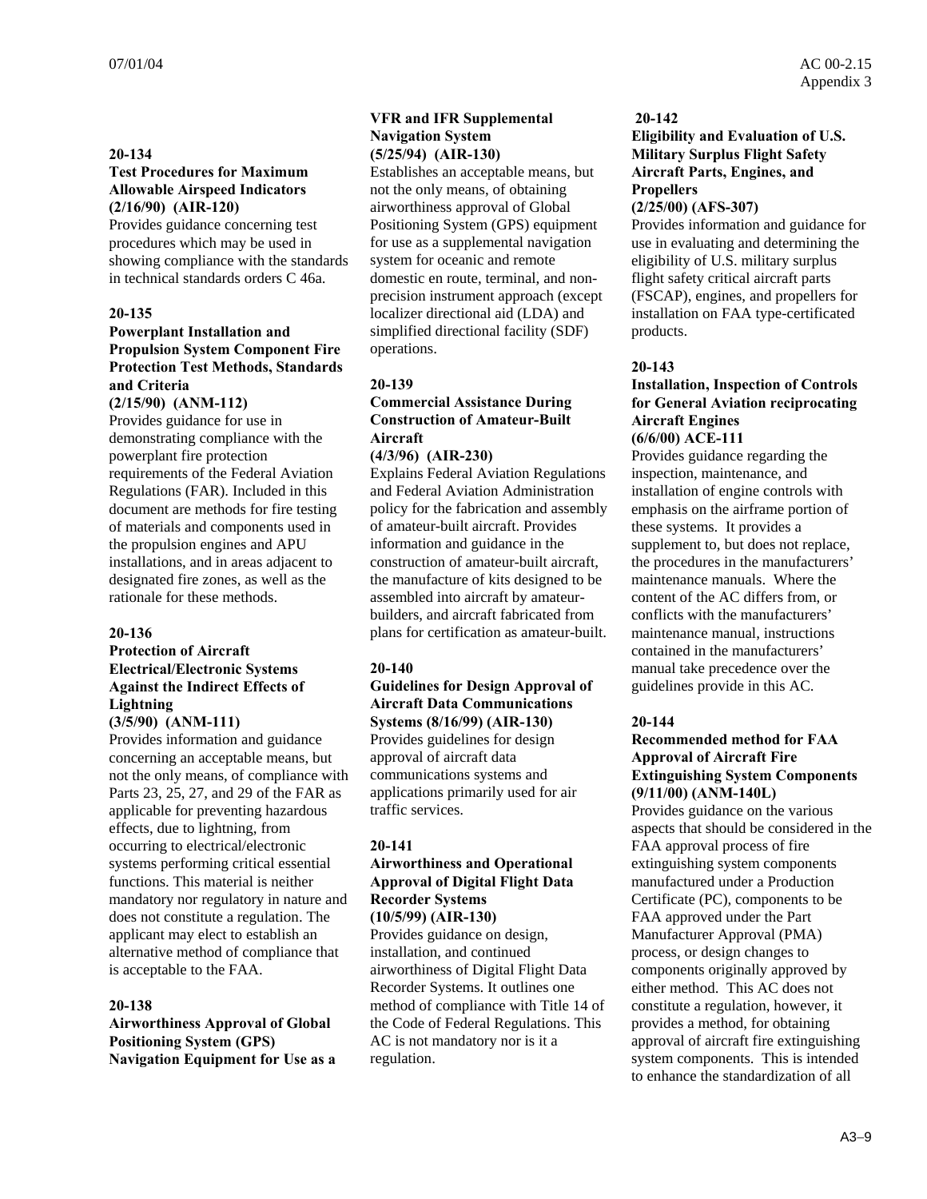**20-134**

**Test Procedures for Maximum Allowable Airspeed Indicators**
**(2/16/90) (AIR-120)**

Provides guidance concerning test procedures which may be used in showing compliance with the standards in technical standards orders C 46a.

**20-135**

**Powerplant Installation and Propulsion System Component Fire Protection Test Methods, Standards and Criteria**
**(2/15/90) (ANM-112)**

Provides guidance for use in demonstrating compliance with the powerplant fire protection requirements of the Federal Aviation Regulations (FAR). Included in this document are methods for fire testing of materials and components used in the propulsion engines and APU installations, and in areas adjacent to designated fire zones, as well as the rationale for these methods.

**20-136**

**Protection of Aircraft Electrical/Electronic Systems Against the Indirect Effects of Lightning**
**(3/5/90) (ANM-111)**

Provides information and guidance concerning an acceptable means, but not the only means, of compliance with Parts 23, 25, 27, and 29 of the FAR as applicable for preventing hazardous effects, due to lightning, from occurring to electrical/electronic systems performing critical essential functions. This material is neither mandatory nor regulatory in nature and does not constitute a regulation. The applicant may elect to establish an alternative method of compliance that is acceptable to the FAA.

**20-138**

**Airworthiness Approval of Global Positioning System (GPS) Navigation Equipment for Use as a VFR and IFR Supplemental Navigation System**
**(5/25/94) (AIR-130)**

Establishes an acceptable means, but not the only means, of obtaining airworthiness approval of Global Positioning System (GPS) equipment for use as a supplemental navigation system for oceanic and remote domestic en route, terminal, and non-precision instrument approach (except localizer directional aid (LDA) and simplified directional facility (SDF) operations.

**20-139**

**Commercial Assistance During Construction of Amateur-Built Aircraft**
**(4/3/96) (AIR-230)**

Explains Federal Aviation Regulations and Federal Aviation Administration policy for the fabrication and assembly of amateur-built aircraft. Provides information and guidance in the construction of amateur-built aircraft, the manufacture of kits designed to be assembled into aircraft by amateur-builders, and aircraft fabricated from plans for certification as amateur-built.

**20-140**

**Guidelines for Design Approval of Aircraft Data Communications Systems (8/16/99) (AIR-130)**

Provides guidelines for design approval of aircraft data communications systems and applications primarily used for air traffic services.

**20-141**

**Airworthiness and Operational Approval of Digital Flight Data Recorder Systems**
**(10/5/99) (AIR-130)**

Provides guidance on design, installation, and continued airworthiness of Digital Flight Data Recorder Systems. It outlines one method of compliance with Title 14 of the Code of Federal Regulations. This AC is not mandatory nor is it a regulation.

**20-142**

**Eligibility and Evaluation of U.S. Military Surplus Flight Safety Aircraft Parts, Engines, and Propellers**
**(2/25/00) (AFS-307)**

Provides information and guidance for use in evaluating and determining the eligibility of U.S. military surplus flight safety critical aircraft parts (FSCAP), engines, and propellers for installation on FAA type-certificated products.

**20-143**

**Installation, Inspection of Controls for General Aviation reciprocating Aircraft Engines**
**(6/6/00) ACE-111**

Provides guidance regarding the inspection, maintenance, and installation of engine controls with emphasis on the airframe portion of these systems. It provides a supplement to, but does not replace, the procedures in the manufacturers' maintenance manuals. Where the content of the AC differs from, or conflicts with the manufacturers' maintenance manual, instructions contained in the manufacturers' manual take precedence over the guidelines provide in this AC.

**20-144**

**Recommended method for FAA Approval of Aircraft Fire Extinguishing System Components**
**(9/11/00) (ANM-140L)**

Provides guidance on the various aspects that should be considered in the FAA approval process of fire extinguishing system components manufactured under a Production Certificate (PC), components to be FAA approved under the Part Manufacturer Approval (PMA) process, or design changes to components originally approved by either method. This AC does not constitute a regulation, however, it provides a method, for obtaining approval of aircraft fire extinguishing system components. This is intended to enhance the standardization of all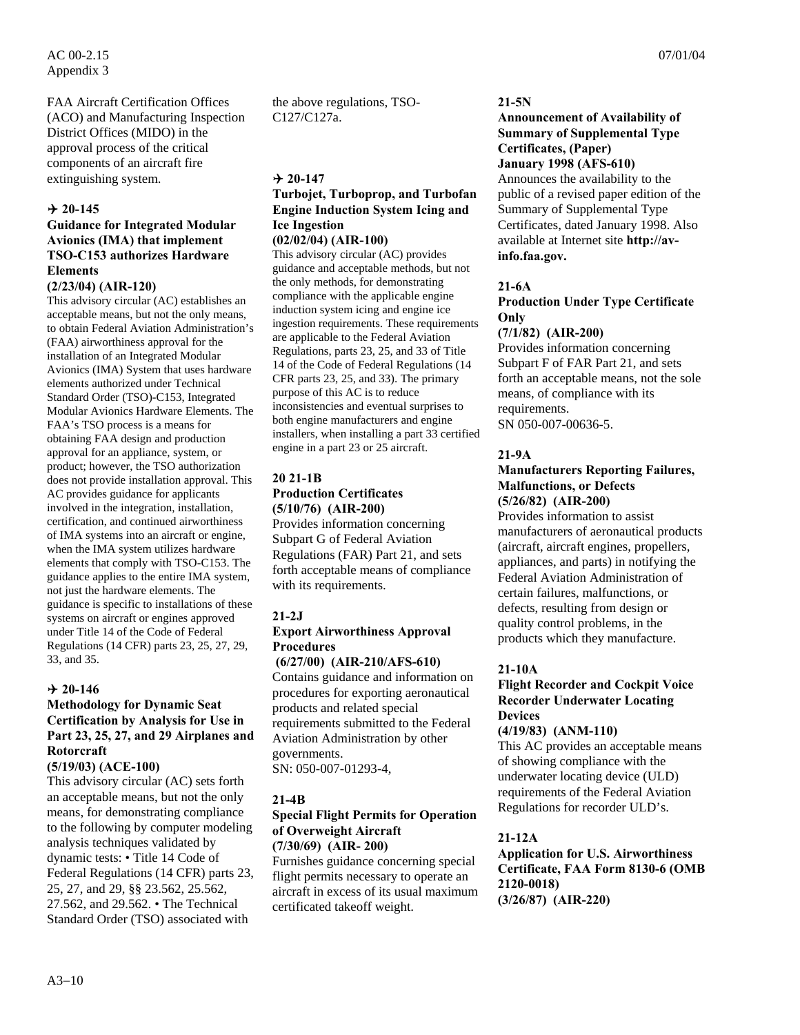FAA Aircraft Certification Offices (ACO) and Manufacturing Inspection District Offices (MIDO) in the approval process of the critical components of an aircraft fire extinguishing system.

**✈ 20-145**

**Guidance for Integrated Modular Avionics (IMA) that implement TSO-C153 authorizes Hardware Elements**

**(2/23/04) (AIR-120)**

This advisory circular (AC) establishes an acceptable means, but not the only means, to obtain Federal Aviation Administration's (FAA) airworthiness approval for the installation of an Integrated Modular Avionics (IMA) System that uses hardware elements authorized under Technical Standard Order (TSO)-C153, Integrated Modular Avionics Hardware Elements. The FAA's TSO process is a means for obtaining FAA design and production approval for an appliance, system, or product; however, the TSO authorization does not provide installation approval. This AC provides guidance for applicants involved in the integration, installation, certification, and continued airworthiness of IMA systems into an aircraft or engine, when the IMA system utilizes hardware elements that comply with TSO-C153. The guidance applies to the entire IMA system, not just the hardware elements. The guidance is specific to installations of these systems on aircraft or engines approved under Title 14 of the Code of Federal Regulations (14 CFR) parts 23, 25, 27, 29, 33, and 35.

**✈ 20-146**

**Methodology for Dynamic Seat Certification by Analysis for Use in Part 23, 25, 27, and 29 Airplanes and Rotorcraft**

**(5/19/03) (ACE-100)**

This advisory circular (AC) sets forth an acceptable means, but not the only means, for demonstrating compliance to the following by computer modeling analysis techniques validated by dynamic tests: • Title 14 Code of Federal Regulations (14 CFR) parts 23, 25, 27, and 29, §§ 23.562, 25.562, 27.562, and 29.562. • The Technical Standard Order (TSO) associated with the above regulations, TSO-C127/C127a.

**✈ 20-147**

**Turbojet, Turboprop, and Turbofan Engine Induction System Icing and Ice Ingestion**

**(02/02/04) (AIR-100)**

This advisory circular (AC) provides guidance and acceptable methods, but not the only methods, for demonstrating compliance with the applicable engine induction system icing and engine ice ingestion requirements. These requirements are applicable to the Federal Aviation Regulations, parts 23, 25, and 33 of Title 14 of the Code of Federal Regulations (14 CFR parts 23, 25, and 33). The primary purpose of this AC is to reduce inconsistencies and eventual surprises to both engine manufacturers and engine installers, when installing a part 33 certified engine in a part 23 or 25 aircraft.

**20 21-1B**

**Production Certificates**

**(5/10/76) (AIR-200)**

Provides information concerning Subpart G of Federal Aviation Regulations (FAR) Part 21, and sets forth acceptable means of compliance with its requirements.

**21-2J**

**Export Airworthiness Approval Procedures**

**(6/27/00) (AIR-210/AFS-610)**

Contains guidance and information on procedures for exporting aeronautical products and related special requirements submitted to the Federal Aviation Administration by other governments.
SN: 050-007-01293-4,

**21-4B**

**Special Flight Permits for Operation of Overweight Aircraft**

**(7/30/69) (AIR- 200)**

Furnishes guidance concerning special flight permits necessary to operate an aircraft in excess of its usual maximum certificated takeoff weight.

**21-5N**

**Announcement of Availability of Summary of Supplemental Type Certificates, (Paper)**

**January 1998 (AFS-610)**

Announces the availability to the public of a revised paper edition of the Summary of Supplemental Type Certificates, dated January 1998. Also available at Internet site **http://av-info.faa.gov.**

**21-6A**

**Production Under Type Certificate Only**

**(7/1/82) (AIR-200)**

Provides information concerning Subpart F of FAR Part 21, and sets forth an acceptable means, not the sole means, of compliance with its requirements.
SN 050-007-00636-5.

**21-9A**

**Manufacturers Reporting Failures, Malfunctions, or Defects**

**(5/26/82) (AIR-200)**

Provides information to assist manufacturers of aeronautical products (aircraft, aircraft engines, propellers, appliances, and parts) in notifying the Federal Aviation Administration of certain failures, malfunctions, or defects, resulting from design or quality control problems, in the products which they manufacture.

**21-10A**

**Flight Recorder and Cockpit Voice Recorder Underwater Locating Devices**

**(4/19/83) (ANM-110)**

This AC provides an acceptable means of showing compliance with the underwater locating device (ULD) requirements of the Federal Aviation Regulations for recorder ULD's.

**21-12A**

**Application for U.S. Airworthiness Certificate, FAA Form 8130-6 (OMB 2120-0018)**

**(3/26/87) (AIR-220)**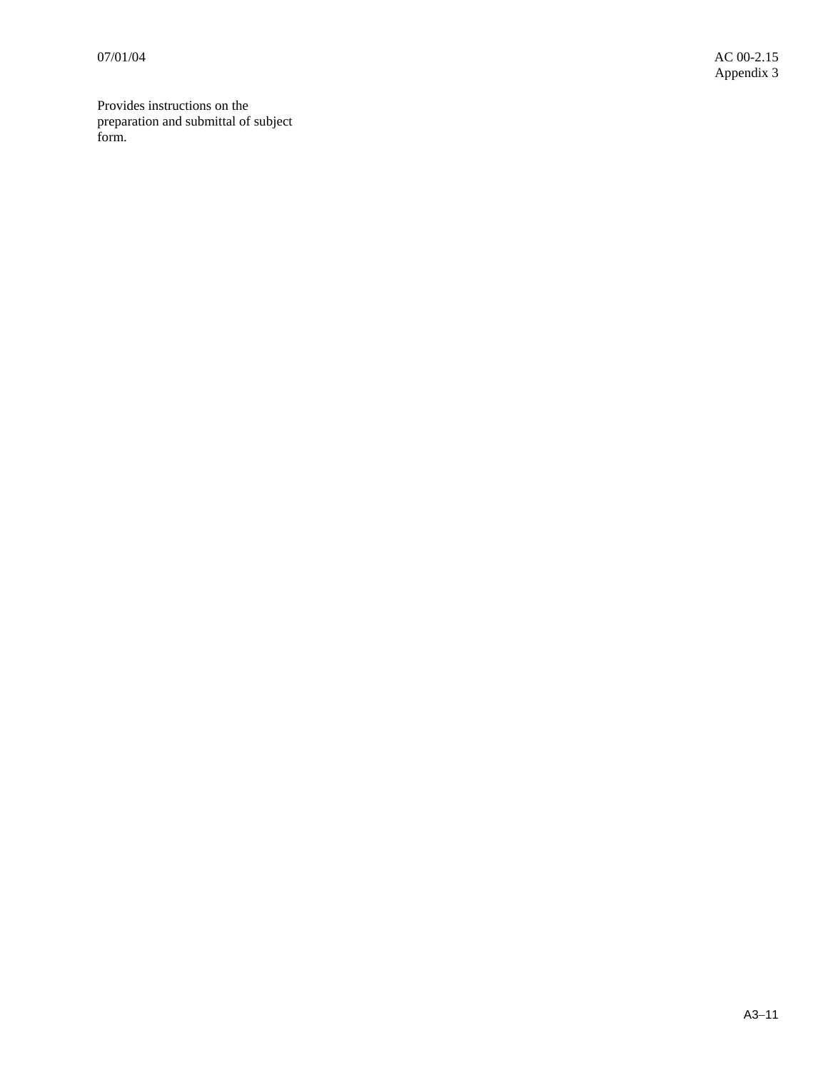Provides instructions on the preparation and submittal of subject form.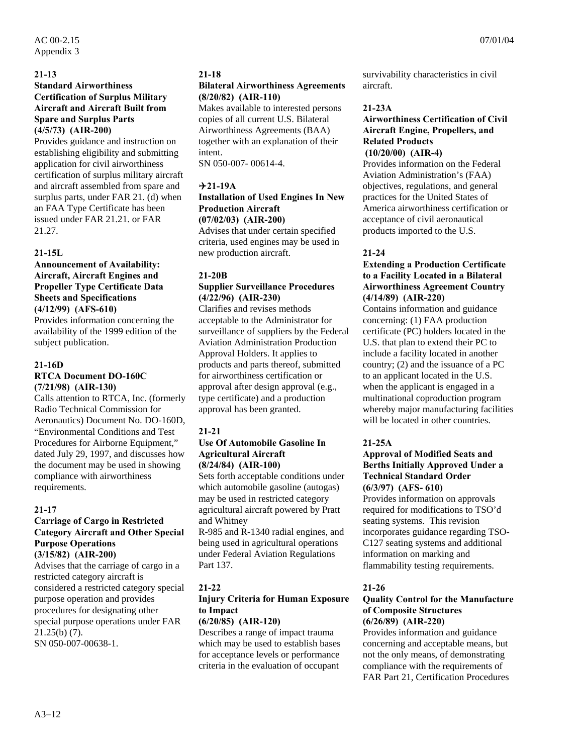**21-13**
**Standard Airworthiness Certification of Surplus Military Aircraft and Aircraft Built from Spare and Surplus Parts**
**(4/5/73) (AIR-200)**
Provides guidance and instruction on establishing eligibility and submitting application for civil airworthiness certification of surplus military aircraft and aircraft assembled from spare and surplus parts, under FAR 21. (d) when an FAA Type Certificate has been issued under FAR 21.21. or FAR 21.27.

**21-15L**
**Announcement of Availability: Aircraft, Aircraft Engines and Propeller Type Certificate Data Sheets and Specifications**
**(4/12/99) (AFS-610)**
Provides information concerning the availability of the 1999 edition of the subject publication.

**21-16D**
**RTCA Document DO-160C**
**(7/21/98) (AIR-130)**
Calls attention to RTCA, Inc. (formerly Radio Technical Commission for Aeronautics) Document No. DO-160D, "Environmental Conditions and Test Procedures for Airborne Equipment," dated July 29, 1997, and discusses how the document may be used in showing compliance with airworthiness requirements.

**21-17**
**Carriage of Cargo in Restricted Category Aircraft and Other Special Purpose Operations**
**(3/15/82) (AIR-200)**
Advises that the carriage of cargo in a restricted category aircraft is considered a restricted category special purpose operation and provides procedures for designating other special purpose operations under FAR 21.25(b) (7).
SN 050-007-00638-1.

**21-18**
**Bilateral Airworthiness Agreements (8/20/82) (AIR-110)**
Makes available to interested persons copies of all current U.S. Bilateral Airworthiness Agreements (BAA) together with an explanation of their intent.
SN 050-007- 00614-4.

**✈21-19A**
**Installation of Used Engines In New Production Aircraft**
**(07/02/03) (AIR-200)**
Advises that under certain specified criteria, used engines may be used in new production aircraft.

**21-20B**
**Supplier Surveillance Procedures (4/22/96) (AIR-230)**
Clarifies and revises methods acceptable to the Administrator for surveillance of suppliers by the Federal Aviation Administration Production Approval Holders. It applies to products and parts thereof, submitted for airworthiness certification or approval after design approval (e.g., type certificate) and a production approval has been granted.

**21-21**
**Use Of Automobile Gasoline In Agricultural Aircraft**
**(8/24/84) (AIR-100)**
Sets forth acceptable conditions under which automobile gasoline (autogas) may be used in restricted category agricultural aircraft powered by Pratt and Whitney
R-985 and R-1340 radial engines, and being used in agricultural operations under Federal Aviation Regulations Part 137.

**21-22**
**Injury Criteria for Human Exposure to Impact**
**(6/20/85) (AIR-120)**
Describes a range of impact trauma which may be used to establish bases for acceptance levels or performance criteria in the evaluation of occupant survivability characteristics in civil aircraft.

**21-23A**
**Airworthiness Certification of Civil Aircraft Engine, Propellers, and Related Products**
**(10/20/00) (AIR-4)**
Provides information on the Federal Aviation Administration's (FAA) objectives, regulations, and general practices for the United States of America airworthiness certification or acceptance of civil aeronautical products imported to the U.S.

**21-24**
**Extending a Production Certificate to a Facility Located in a Bilateral Airworthiness Agreement Country (4/14/89) (AIR-220)**
Contains information and guidance concerning: (1) FAA production certificate (PC) holders located in the U.S. that plan to extend their PC to include a facility located in another country; (2) and the issuance of a PC to an applicant located in the U.S. when the applicant is engaged in a multinational coproduction program whereby major manufacturing facilities will be located in other countries.

**21-25A**
**Approval of Modified Seats and Berths Initially Approved Under a Technical Standard Order**
**(6/3/97) (AFS- 610)**
Provides information on approvals required for modifications to TSO'd seating systems. This revision incorporates guidance regarding TSO-C127 seating systems and additional information on marking and flammability testing requirements.

**21-26**
**Quality Control for the Manufacture of Composite Structures**
**(6/26/89) (AIR-220)**
Provides information and guidance concerning and acceptable means, but not the only means, of demonstrating compliance with the requirements of FAR Part 21, Certification Procedures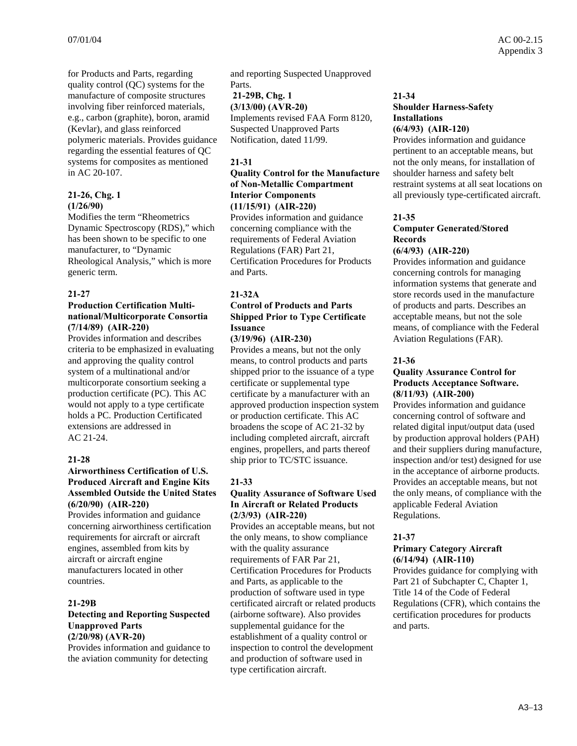for Products and Parts, regarding quality control (QC) systems for the manufacture of composite structures involving fiber reinforced materials, e.g., carbon (graphite), boron, aramid (Kevlar), and glass reinforced polymeric materials. Provides guidance regarding the essential features of QC systems for composites as mentioned in AC 20-107.

**21-26, Chg. 1**
**(1/26/90)**
Modifies the term "Rheometrics Dynamic Spectroscopy (RDS)," which has been shown to be specific to one manufacturer, to "Dynamic Rheological Analysis," which is more generic term.

**21-27**
**Production Certification Multi-national/Multicorporate Consortia**
**(7/14/89) (AIR-220)**
Provides information and describes criteria to be emphasized in evaluating and approving the quality control system of a multinational and/or multicorporate consortium seeking a production certificate (PC). This AC would not apply to a type certificate holds a PC. Production Certificated extensions are addressed in AC 21-24.

**21-28**
**Airworthiness Certification of U.S. Produced Aircraft and Engine Kits Assembled Outside the United States**
**(6/20/90) (AIR-220)**
Provides information and guidance concerning airworthiness certification requirements for aircraft or aircraft engines, assembled from kits by aircraft or aircraft engine manufacturers located in other countries.

**21-29B**
**Detecting and Reporting Suspected Unapproved Parts**
**(2/20/98) (AVR-20)**
Provides information and guidance to the aviation community for detecting and reporting Suspected Unapproved Parts.

**21-29B, Chg. 1**
**(3/13/00) (AVR-20)**
Implements revised FAA Form 8120, Suspected Unapproved Parts Notification, dated 11/99.

**21-31**
**Quality Control for the Manufacture of Non-Metallic Compartment Interior Components**
**(11/15/91) (AIR-220)**
Provides information and guidance concerning compliance with the requirements of Federal Aviation Regulations (FAR) Part 21, Certification Procedures for Products and Parts.

**21-32A**
**Control of Products and Parts Shipped Prior to Type Certificate Issuance**
**(3/19/96) (AIR-230)**
Provides a means, but not the only means, to control products and parts shipped prior to the issuance of a type certificate or supplemental type certificate by a manufacturer with an approved production inspection system or production certificate. This AC broadens the scope of AC 21-32 by including completed aircraft, aircraft engines, propellers, and parts thereof ship prior to TC/STC issuance.

**21-33**
**Quality Assurance of Software Used In Aircraft or Related Products**
**(2/3/93) (AIR-220)**
Provides an acceptable means, but not the only means, to show compliance with the quality assurance requirements of FAR Par 21, Certification Procedures for Products and Parts, as applicable to the production of software used in type certificated aircraft or related products (airborne software). Also provides supplemental guidance for the establishment of a quality control or inspection to control the development and production of software used in type certification aircraft.

**21-34**
**Shoulder Harness-Safety Installations**
**(6/4/93) (AIR-120)**
Provides information and guidance pertinent to an acceptable means, but not the only means, for installation of shoulder harness and safety belt restraint systems at all seat locations on all previously type-certificated aircraft.

**21-35**
**Computer Generated/Stored Records**
**(6/4/93) (AIR-220)**
Provides information and guidance concerning controls for managing information systems that generate and store records used in the manufacture of products and parts. Describes an acceptable means, but not the sole means, of compliance with the Federal Aviation Regulations (FAR).

**21-36**
**Quality Assurance Control for Products Acceptance Software.**
**(8/11/93) (AIR-200)**
Provides information and guidance concerning control of software and related digital input/output data (used by production approval holders (PAH) and their suppliers during manufacture, inspection and/or test) designed for use in the acceptance of airborne products. Provides an acceptable means, but not the only means, of compliance with the applicable Federal Aviation Regulations.

**21-37**
**Primary Category Aircraft**
**(6/14/94) (AIR-110)**
Provides guidance for complying with Part 21 of Subchapter C, Chapter 1, Title 14 of the Code of Federal Regulations (CFR), which contains the certification procedures for products and parts.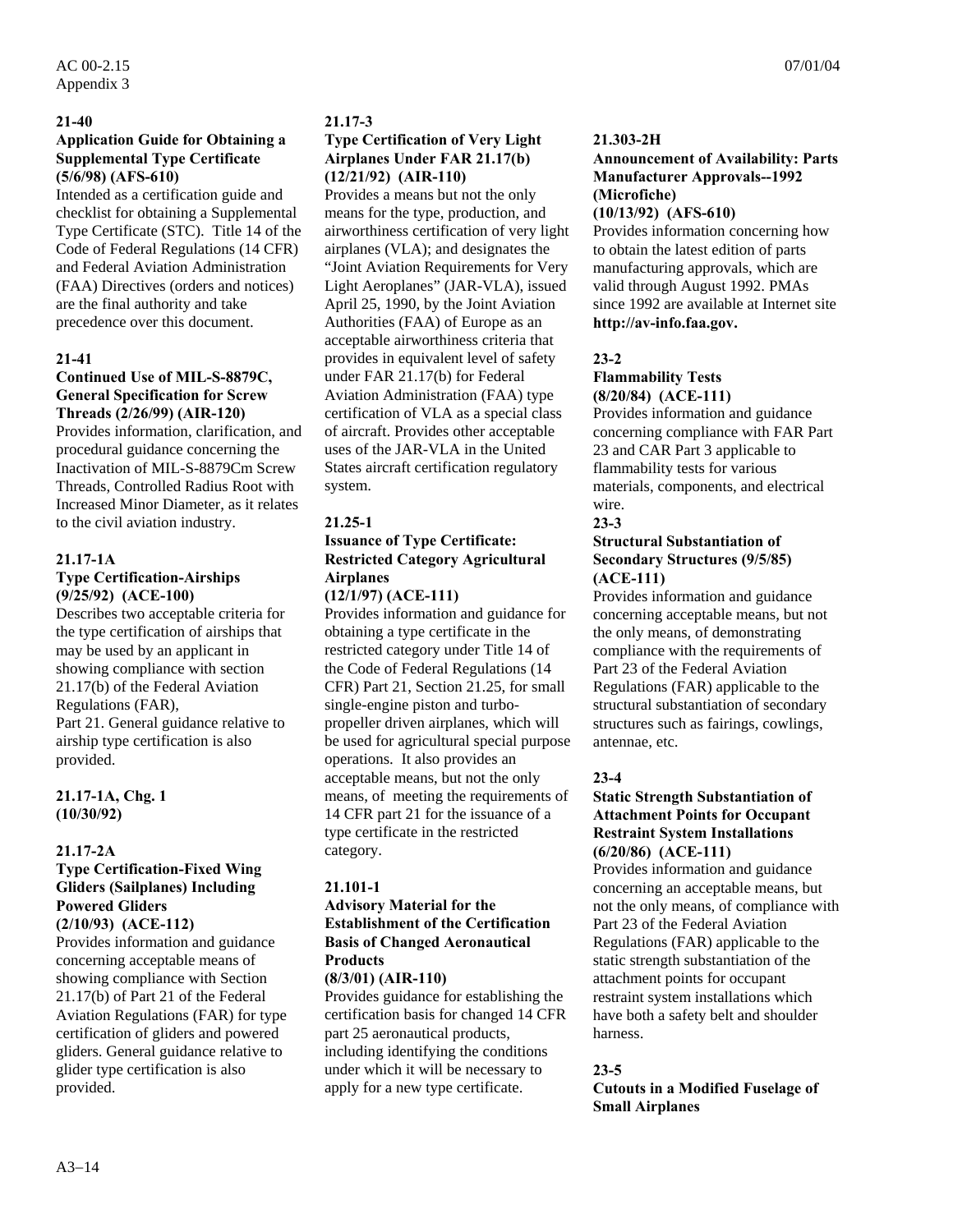**21-40**

**Application Guide for Obtaining a Supplemental Type Certificate (5/6/98) (AFS-610)**

Intended as a certification guide and checklist for obtaining a Supplemental Type Certificate (STC). Title 14 of the Code of Federal Regulations (14 CFR) and Federal Aviation Administration (FAA) Directives (orders and notices) are the final authority and take precedence over this document.

**21-41**

**Continued Use of MIL-S-8879C, General Specification for Screw Threads (2/26/99) (AIR-120)**

Provides information, clarification, and procedural guidance concerning the Inactivation of MIL-S-8879Cm Screw Threads, Controlled Radius Root with Increased Minor Diameter, as it relates to the civil aviation industry.

**21.17-1A**

**Type Certification-Airships (9/25/92) (ACE-100)**

Describes two acceptable criteria for the type certification of airships that may be used by an applicant in showing compliance with section 21.17(b) of the Federal Aviation Regulations (FAR),
Part 21. General guidance relative to airship type certification is also provided.

**21.17-1A, Chg. 1 (10/30/92)**

**21.17-2A**

**Type Certification-Fixed Wing Gliders (Sailplanes) Including Powered Gliders (2/10/93) (ACE-112)**

Provides information and guidance concerning acceptable means of showing compliance with Section 21.17(b) of Part 21 of the Federal Aviation Regulations (FAR) for type certification of gliders and powered gliders. General guidance relative to glider type certification is also provided.

**21.17-3**

**Type Certification of Very Light Airplanes Under FAR 21.17(b) (12/21/92) (AIR-110)**

Provides a means but not the only means for the type, production, and airworthiness certification of very light airplanes (VLA); and designates the "Joint Aviation Requirements for Very Light Aeroplanes" (JAR-VLA), issued April 25, 1990, by the Joint Aviation Authorities (FAA) of Europe as an acceptable airworthiness criteria that provides in equivalent level of safety under FAR 21.17(b) for Federal Aviation Administration (FAA) type certification of VLA as a special class of aircraft. Provides other acceptable uses of the JAR-VLA in the United States aircraft certification regulatory system.

**21.25-1**

**Issuance of Type Certificate: Restricted Category Agricultural Airplanes (12/1/97) (ACE-111)**

Provides information and guidance for obtaining a type certificate in the restricted category under Title 14 of the Code of Federal Regulations (14 CFR) Part 21, Section 21.25, for small single-engine piston and turbo-propeller driven airplanes, which will be used for agricultural special purpose operations. It also provides an acceptable means, but not the only means, of meeting the requirements of 14 CFR part 21 for the issuance of a type certificate in the restricted category.

**21.101-1**

**Advisory Material for the Establishment of the Certification Basis of Changed Aeronautical Products (8/3/01) (AIR-110)**

Provides guidance for establishing the certification basis for changed 14 CFR part 25 aeronautical products, including identifying the conditions under which it will be necessary to apply for a new type certificate.

**21.303-2H**

**Announcement of Availability: Parts Manufacturer Approvals--1992 (Microfiche) (10/13/92) (AFS-610)**

Provides information concerning how to obtain the latest edition of parts manufacturing approvals, which are valid through August 1992. PMAs since 1992 are available at Internet site **http://av-info.faa.gov.**

**23-2**

**Flammability Tests (8/20/84) (ACE-111)**

Provides information and guidance concerning compliance with FAR Part 23 and CAR Part 3 applicable to flammability tests for various materials, components, and electrical wire.

**23-3**

**Structural Substantiation of Secondary Structures (9/5/85) (ACE-111)**

Provides information and guidance concerning acceptable means, but not the only means, of demonstrating compliance with the requirements of Part 23 of the Federal Aviation Regulations (FAR) applicable to the structural substantiation of secondary structures such as fairings, cowlings, antennae, etc.

**23-4**

**Static Strength Substantiation of Attachment Points for Occupant Restraint System Installations (6/20/86) (ACE-111)**

Provides information and guidance concerning an acceptable means, but not the only means, of compliance with Part 23 of the Federal Aviation Regulations (FAR) applicable to the static strength substantiation of the attachment points for occupant restraint system installations which have both a safety belt and shoulder harness.

**23-5**

**Cutouts in a Modified Fuselage of Small Airplanes**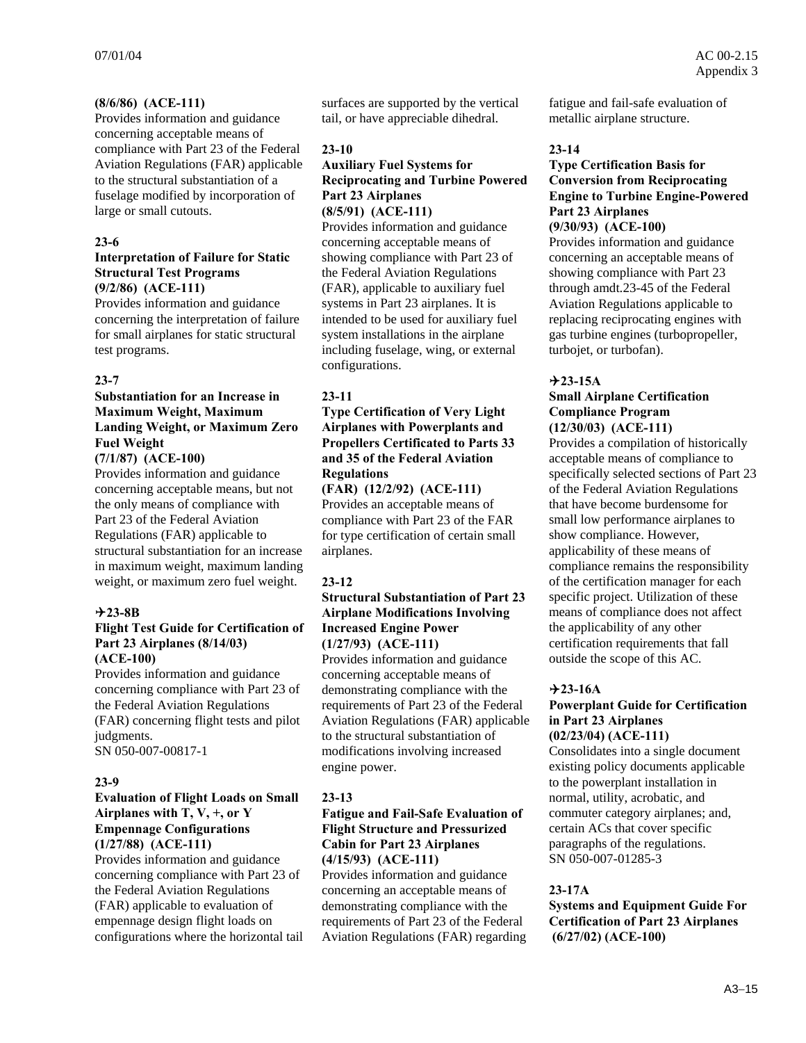**(8/6/86) (ACE-111)**
Provides information and guidance concerning acceptable means of compliance with Part 23 of the Federal Aviation Regulations (FAR) applicable to the structural substantiation of a fuselage modified by incorporation of large or small cutouts.

**23-6**
**Interpretation of Failure for Static Structural Test Programs**
**(9/2/86) (ACE-111)**
Provides information and guidance concerning the interpretation of failure for small airplanes for static structural test programs.

**23-7**
**Substantiation for an Increase in Maximum Weight, Maximum Landing Weight, or Maximum Zero Fuel Weight**
**(7/1/87) (ACE-100)**
Provides information and guidance concerning acceptable means, but not the only means of compliance with Part 23 of the Federal Aviation Regulations (FAR) applicable to structural substantiation for an increase in maximum weight, maximum landing weight, or maximum zero fuel weight.

**✈23-8B**
**Flight Test Guide for Certification of Part 23 Airplanes (8/14/03) (ACE-100)**
Provides information and guidance concerning compliance with Part 23 of the Federal Aviation Regulations (FAR) concerning flight tests and pilot judgments.
SN 050-007-00817-1

**23-9**
**Evaluation of Flight Loads on Small Airplanes with T, V, +, or Y Empennage Configurations**
**(1/27/88) (ACE-111)**
Provides information and guidance concerning compliance with Part 23 of the Federal Aviation Regulations (FAR) applicable to evaluation of empennage design flight loads on configurations where the horizontal tail surfaces are supported by the vertical tail, or have appreciable dihedral.

**23-10**
**Auxiliary Fuel Systems for Reciprocating and Turbine Powered Part 23 Airplanes**
**(8/5/91) (ACE-111)**
Provides information and guidance concerning acceptable means of showing compliance with Part 23 of the Federal Aviation Regulations (FAR), applicable to auxiliary fuel systems in Part 23 airplanes. It is intended to be used for auxiliary fuel system installations in the airplane including fuselage, wing, or external configurations.

**23-11**
**Type Certification of Very Light Airplanes with Powerplants and Propellers Certificated to Parts 33 and 35 of the Federal Aviation Regulations**
**(FAR) (12/2/92) (ACE-111)**
Provides an acceptable means of compliance with Part 23 of the FAR for type certification of certain small airplanes.

**23-12**
**Structural Substantiation of Part 23 Airplane Modifications Involving Increased Engine Power**
**(1/27/93) (ACE-111)**
Provides information and guidance concerning acceptable means of demonstrating compliance with the requirements of Part 23 of the Federal Aviation Regulations (FAR) applicable to the structural substantiation of modifications involving increased engine power.

**23-13**
**Fatigue and Fail-Safe Evaluation of Flight Structure and Pressurized Cabin for Part 23 Airplanes**
**(4/15/93) (ACE-111)**
Provides information and guidance concerning an acceptable means of demonstrating compliance with the requirements of Part 23 of the Federal Aviation Regulations (FAR) regarding fatigue and fail-safe evaluation of metallic airplane structure.

**23-14**
**Type Certification Basis for Conversion from Reciprocating Engine to Turbine Engine-Powered Part 23 Airplanes**
**(9/30/93) (ACE-100)**
Provides information and guidance concerning an acceptable means of showing compliance with Part 23 through amdt.23-45 of the Federal Aviation Regulations applicable to replacing reciprocating engines with gas turbine engines (turbopropeller, turbojet, or turbofan).

**✈23-15A**
**Small Airplane Certification Compliance Program**
**(12/30/03) (ACE-111)**
Provides a compilation of historically acceptable means of compliance to specifically selected sections of Part 23 of the Federal Aviation Regulations that have become burdensome for small low performance airplanes to show compliance. However, applicability of these means of compliance remains the responsibility of the certification manager for each specific project. Utilization of these means of compliance does not affect the applicability of any other certification requirements that fall outside the scope of this AC.

**✈23-16A**
**Powerplant Guide for Certification in Part 23 Airplanes**
**(02/23/04) (ACE-111)**
Consolidates into a single document existing policy documents applicable to the powerplant installation in normal, utility, acrobatic, and commuter category airplanes; and, certain ACs that cover specific paragraphs of the regulations.
SN 050-007-01285-3

**23-17A**
**Systems and Equipment Guide For Certification of Part 23 Airplanes**
**(6/27/02) (ACE-100)**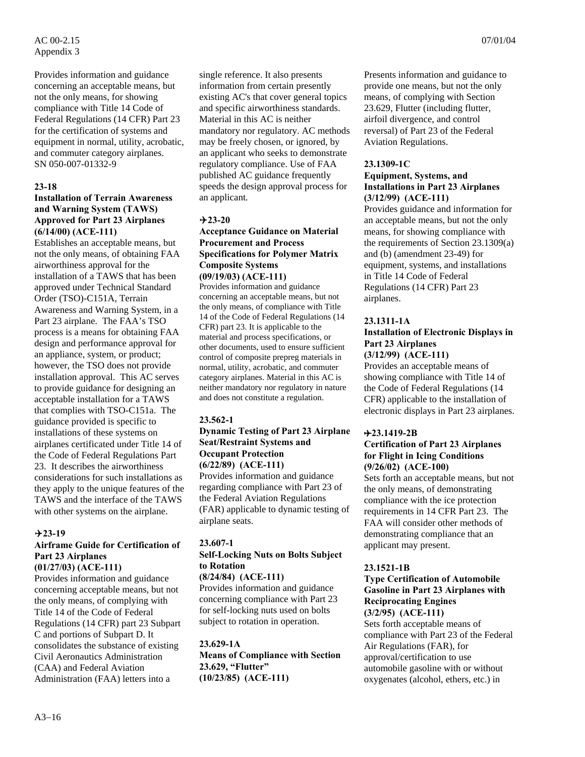Provides information and guidance concerning an acceptable means, but not the only means, for showing compliance with Title 14 Code of Federal Regulations (14 CFR) Part 23 for the certification of systems and equipment in normal, utility, acrobatic, and commuter category airplanes. SN 050-007-01332-9

**23-18**
**Installation of Terrain Awareness and Warning System (TAWS) Approved for Part 23 Airplanes**
**(6/14/00) (ACE-111)**
Establishes an acceptable means, but not the only means, of obtaining FAA airworthiness approval for the installation of a TAWS that has been approved under Technical Standard Order (TSO)-C151A, Terrain Awareness and Warning System, in a Part 23 airplane. The FAA's TSO process is a means for obtaining FAA design and performance approval for an appliance, system, or product; however, the TSO does not provide installation approval. This AC serves to provide guidance for designing an acceptable installation for a TAWS that complies with TSO-C151a. The guidance provided is specific to installations of these systems on airplanes certificated under Title 14 of the Code of Federal Regulations Part 23. It describes the airworthiness considerations for such installations as they apply to the unique features of the TAWS and the interface of the TAWS with other systems on the airplane.

**✈23-19**
**Airframe Guide for Certification of Part 23 Airplanes**
**(01/27/03) (ACE-111)**
Provides information and guidance concerning acceptable means, but not the only means, of complying with Title 14 of the Code of Federal Regulations (14 CFR) part 23 Subpart C and portions of Subpart D. It consolidates the substance of existing Civil Aeronautics Administration (CAA) and Federal Aviation Administration (FAA) letters into a single reference. It also presents information from certain presently existing AC's that cover general topics and specific airworthiness standards. Material in this AC is neither mandatory nor regulatory. AC methods may be freely chosen, or ignored, by an applicant who seeks to demonstrate regulatory compliance. Use of FAA published AC guidance frequently speeds the design approval process for an applicant.

**✈23-20**
**Acceptance Guidance on Material Procurement and Process Specifications for Polymer Matrix Composite Systems**
**(09/19/03) (ACE-111)**
Provides information and guidance concerning an acceptable means, but not the only means, of compliance with Title 14 of the Code of Federal Regulations (14 CFR) part 23. It is applicable to the material and process specifications, or other documents, used to ensure sufficient control of composite prepreg materials in normal, utility, acrobatic, and commuter category airplanes. Material in this AC is neither mandatory nor regulatory in nature and does not constitute a regulation.

**23.562-1**
**Dynamic Testing of Part 23 Airplane Seat/Restraint Systems and Occupant Protection**
**(6/22/89) (ACE-111)**
Provides information and guidance regarding compliance with Part 23 of the Federal Aviation Regulations (FAR) applicable to dynamic testing of airplane seats.

**23.607-1**
**Self-Locking Nuts on Bolts Subject to Rotation**
**(8/24/84) (ACE-111)**
Provides information and guidance concerning compliance with Part 23 for self-locking nuts used on bolts subject to rotation in operation.

**23.629-1A**
**Means of Compliance with Section 23.629, "Flutter"**
**(10/23/85) (ACE-111)**
Presents information and guidance to provide one means, but not the only means, of complying with Section 23.629, Flutter (including flutter, airfoil divergence, and control reversal) of Part 23 of the Federal Aviation Regulations.

**23.1309-1C**
**Equipment, Systems, and Installations in Part 23 Airplanes**
**(3/12/99) (ACE-111)**
Provides guidance and information for an acceptable means, but not the only means, for showing compliance with the requirements of Section 23.1309(a) and (b) (amendment 23-49) for equipment, systems, and installations in Title 14 Code of Federal Regulations (14 CFR) Part 23 airplanes.

**23.1311-1A**
**Installation of Electronic Displays in Part 23 Airplanes**
**(3/12/99) (ACE-111)**
Provides an acceptable means of showing compliance with Title 14 of the Code of Federal Regulations (14 CFR) applicable to the installation of electronic displays in Part 23 airplanes.

**✈23.1419-2B**
**Certification of Part 23 Airplanes for Flight in Icing Conditions**
**(9/26/02) (ACE-100)**
Sets forth an acceptable means, but not the only means, of demonstrating compliance with the ice protection requirements in 14 CFR Part 23. The FAA will consider other methods of demonstrating compliance that an applicant may present.

**23.1521-1B**
**Type Certification of Automobile Gasoline in Part 23 Airplanes with Reciprocating Engines**
**(3/2/95) (ACE-111)**
Sets forth acceptable means of compliance with Part 23 of the Federal Air Regulations (FAR), for approval/certification to use automobile gasoline with or without oxygenates (alcohol, ethers, etc.) in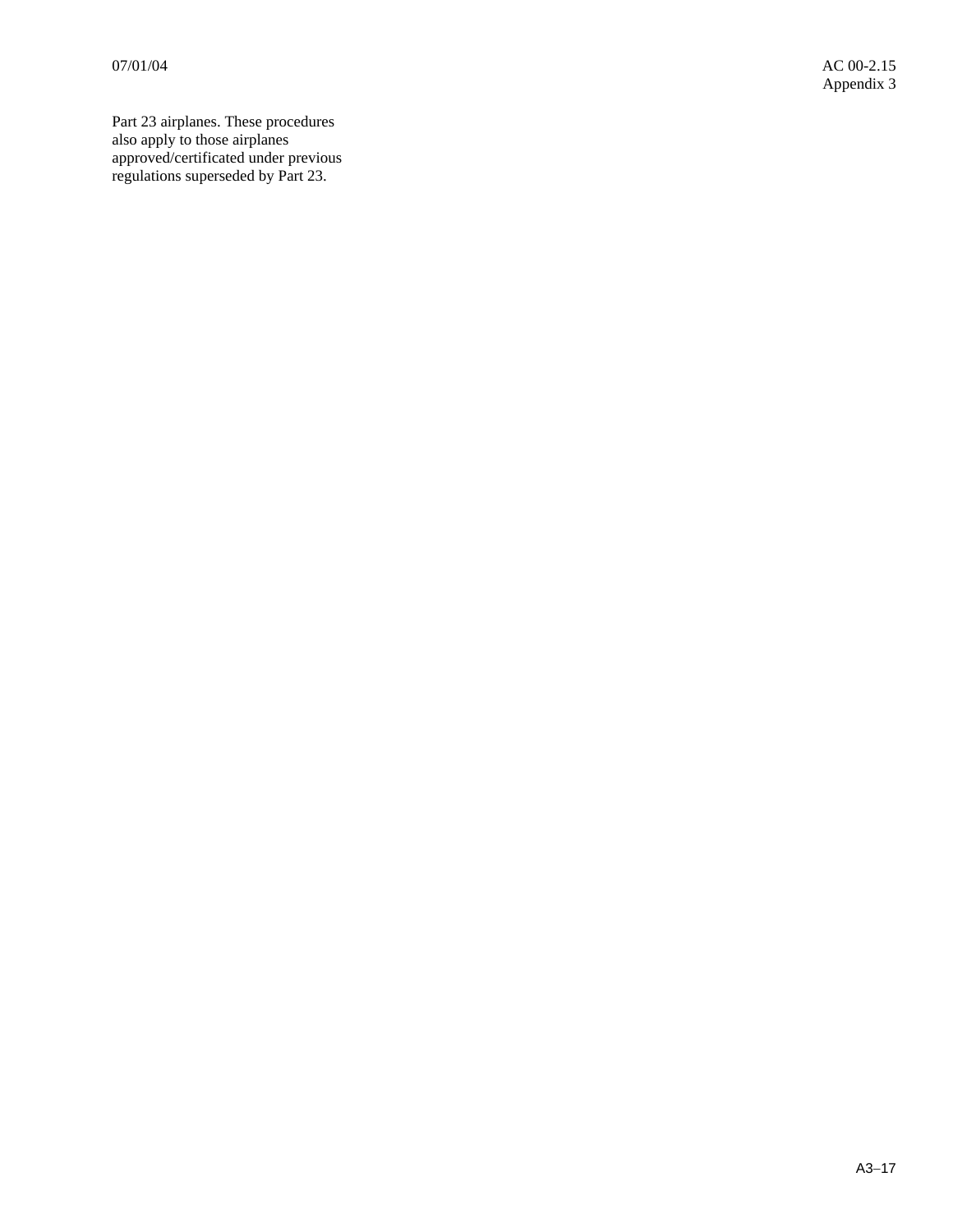Part 23 airplanes. These procedures also apply to those airplanes approved/certificated under previous regulations superseded by Part 23.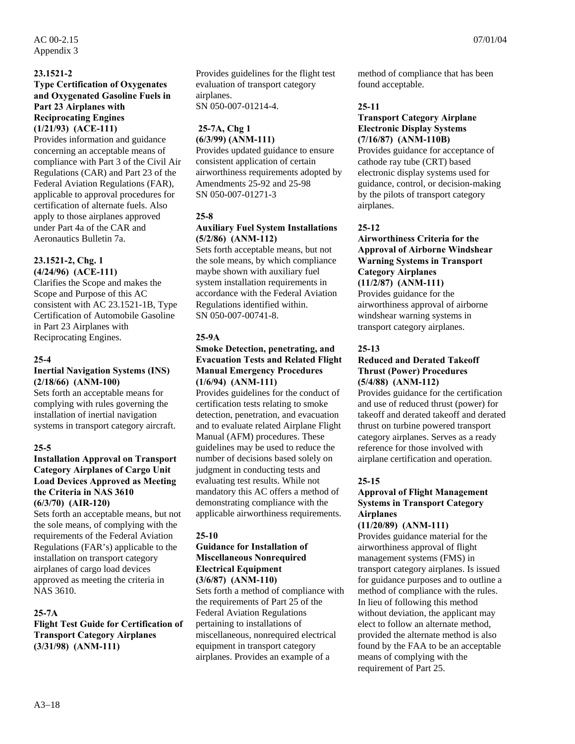**23.1521-2**
**Type Certification of Oxygenates and Oxygenated Gasoline Fuels in Part 23 Airplanes with Reciprocating Engines**
**(1/21/93) (ACE-111)**
Provides information and guidance concerning an acceptable means of compliance with Part 3 of the Civil Air Regulations (CAR) and Part 23 of the Federal Aviation Regulations (FAR), applicable to approval procedures for certification of alternate fuels. Also apply to those airplanes approved under Part 4a of the CAR and Aeronautics Bulletin 7a.

**23.1521-2, Chg. 1**
**(4/24/96) (ACE-111)**
Clarifies the Scope and makes the Scope and Purpose of this AC consistent with AC 23.1521-1B, Type Certification of Automobile Gasoline in Part 23 Airplanes with Reciprocating Engines.

**25-4**
**Inertial Navigation Systems (INS)**
**(2/18/66) (ANM-100)**
Sets forth an acceptable means for complying with rules governing the installation of inertial navigation systems in transport category aircraft.

**25-5**
**Installation Approval on Transport Category Airplanes of Cargo Unit Load Devices Approved as Meeting the Criteria in NAS 3610**
**(6/3/70) (AIR-120)**
Sets forth an acceptable means, but not the sole means, of complying with the requirements of the Federal Aviation Regulations (FAR's) applicable to the installation on transport category airplanes of cargo load devices approved as meeting the criteria in NAS 3610.

**25-7A**
**Flight Test Guide for Certification of Transport Category Airplanes**
**(3/31/98) (ANM-111)**
Provides guidelines for the flight test evaluation of transport category airplanes.
SN 050-007-01214-4.

**25-7A, Chg 1**
**(6/3/99) (ANM-111)**
Provides updated guidance to ensure consistent application of certain airworthiness requirements adopted by Amendments 25-92 and 25-98
SN 050-007-01271-3

**25-8**
**Auxiliary Fuel System Installations**
**(5/2/86) (ANM-112)**
Sets forth acceptable means, but not the sole means, by which compliance maybe shown with auxiliary fuel system installation requirements in accordance with the Federal Aviation Regulations identified within.
SN 050-007-00741-8.

**25-9A**
**Smoke Detection, penetrating, and Evacuation Tests and Related Flight Manual Emergency Procedures**
**(1/6/94) (ANM-111)**
Provides guidelines for the conduct of certification tests relating to smoke detection, penetration, and evacuation and to evaluate related Airplane Flight Manual (AFM) procedures. These guidelines may be used to reduce the number of decisions based solely on judgment in conducting tests and evaluating test results. While not mandatory this AC offers a method of demonstrating compliance with the applicable airworthiness requirements.

**25-10**
**Guidance for Installation of Miscellaneous Nonrequired Electrical Equipment**
**(3/6/87) (ANM-110)**
Sets forth a method of compliance with the requirements of Part 25 of the Federal Aviation Regulations pertaining to installations of miscellaneous, nonrequired electrical equipment in transport category airplanes. Provides an example of a method of compliance that has been found acceptable.

**25-11**
**Transport Category Airplane Electronic Display Systems**
**(7/16/87) (ANM-110B)**
Provides guidance for acceptance of cathode ray tube (CRT) based electronic display systems used for guidance, control, or decision-making by the pilots of transport category airplanes.

**25-12**
**Airworthiness Criteria for the Approval of Airborne Windshear Warning Systems in Transport Category Airplanes**
**(11/2/87) (ANM-111)**
Provides guidance for the airworthiness approval of airborne windshear warning systems in transport category airplanes.

**25-13**
**Reduced and Derated Takeoff Thrust (Power) Procedures**
**(5/4/88) (ANM-112)**
Provides guidance for the certification and use of reduced thrust (power) for takeoff and derated takeoff and derated thrust on turbine powered transport category airplanes. Serves as a ready reference for those involved with airplane certification and operation.

**25-15**
**Approval of Flight Management Systems in Transport Category Airplanes**
**(11/20/89) (ANM-111)**
Provides guidance material for the airworthiness approval of flight management systems (FMS) in transport category airplanes. Is issued for guidance purposes and to outline a method of compliance with the rules. In lieu of following this method without deviation, the applicant may elect to follow an alternate method, provided the alternate method is also found by the FAA to be an acceptable means of complying with the requirement of Part 25.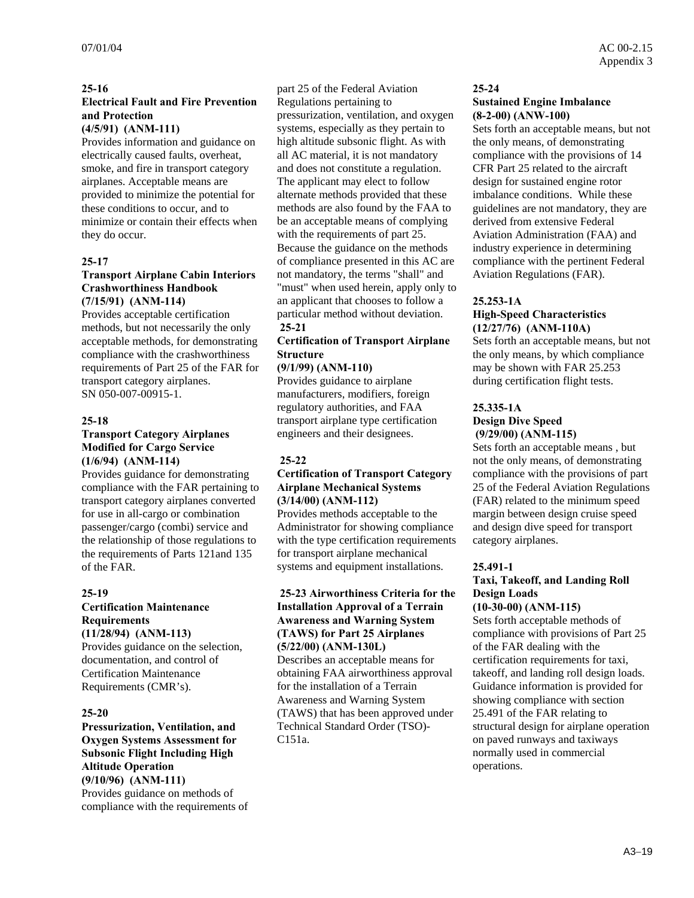**25-16**

**Electrical Fault and Fire Prevention and Protection**

**(4/5/91) (ANM-111)**

Provides information and guidance on electrically caused faults, overheat, smoke, and fire in transport category airplanes. Acceptable means are provided to minimize the potential for these conditions to occur, and to minimize or contain their effects when they do occur.

**25-17**

**Transport Airplane Cabin Interiors Crashworthiness Handbook**

**(7/15/91) (ANM-114)**

Provides acceptable certification methods, but not necessarily the only acceptable methods, for demonstrating compliance with the crashworthiness requirements of Part 25 of the FAR for transport category airplanes.
SN 050-007-00915-1.

**25-18**

**Transport Category Airplanes Modified for Cargo Service**

**(1/6/94) (ANM-114)**

Provides guidance for demonstrating compliance with the FAR pertaining to transport category airplanes converted for use in all-cargo or combination passenger/cargo (combi) service and the relationship of those regulations to the requirements of Parts 121and 135 of the FAR.

**25-19**

**Certification Maintenance Requirements**

**(11/28/94) (ANM-113)**

Provides guidance on the selection, documentation, and control of Certification Maintenance Requirements (CMR's).

**25-20**

**Pressurization, Ventilation, and Oxygen Systems Assessment for Subsonic Flight Including High Altitude Operation**

**(9/10/96) (ANM-111)**

Provides guidance on methods of compliance with the requirements of part 25 of the Federal Aviation Regulations pertaining to pressurization, ventilation, and oxygen systems, especially as they pertain to high altitude subsonic flight. As with all AC material, it is not mandatory and does not constitute a regulation. The applicant may elect to follow alternate methods provided that these methods are also found by the FAA to be an acceptable means of complying with the requirements of part 25. Because the guidance on the methods of compliance presented in this AC are not mandatory, the terms "shall" and "must" when used herein, apply only to an applicant that chooses to follow a particular method without deviation.

**25-21**

**Certification of Transport Airplane Structure**

**(9/1/99) (ANM-110)**

Provides guidance to airplane manufacturers, modifiers, foreign regulatory authorities, and FAA transport airplane type certification engineers and their designees.

**25-22**

**Certification of Transport Category Airplane Mechanical Systems**

**(3/14/00) (ANM-112)**

Provides methods acceptable to the Administrator for showing compliance with the type certification requirements for transport airplane mechanical systems and equipment installations.

**25-23 Airworthiness Criteria for the Installation Approval of a Terrain Awareness and Warning System (TAWS) for Part 25 Airplanes**

**(5/22/00) (ANM-130L)**

Describes an acceptable means for obtaining FAA airworthiness approval for the installation of a Terrain Awareness and Warning System (TAWS) that has been approved under Technical Standard Order (TSO)-C151a.

**25-24**

**Sustained Engine Imbalance**

**(8-2-00) (ANW-100)**

Sets forth an acceptable means, but not the only means, of demonstrating compliance with the provisions of 14 CFR Part 25 related to the aircraft design for sustained engine rotor imbalance conditions. While these guidelines are not mandatory, they are derived from extensive Federal Aviation Administration (FAA) and industry experience in determining compliance with the pertinent Federal Aviation Regulations (FAR).

**25.253-1A**

**High-Speed Characteristics**

**(12/27/76) (ANM-110A)**

Sets forth an acceptable means, but not the only means, by which compliance may be shown with FAR 25.253 during certification flight tests.

**25.335-1A**

**Design Dive Speed**

**(9/29/00) (ANM-115)**

Sets forth an acceptable means , but not the only means, of demonstrating compliance with the provisions of part 25 of the Federal Aviation Regulations (FAR) related to the minimum speed margin between design cruise speed and design dive speed for transport category airplanes.

**25.491-1**

**Taxi, Takeoff, and Landing Roll Design Loads**

**(10-30-00) (ANM-115)**

Sets forth acceptable methods of compliance with provisions of Part 25 of the FAR dealing with the certification requirements for taxi, takeoff, and landing roll design loads. Guidance information is provided for showing compliance with section 25.491 of the FAR relating to structural design for airplane operation on paved runways and taxiways normally used in commercial operations.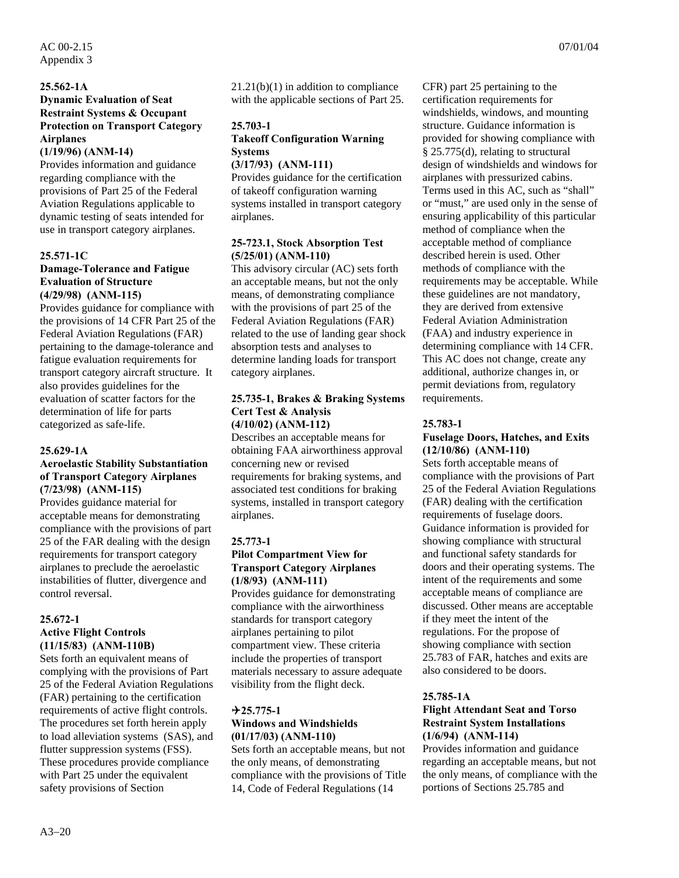**25.562-1A**
**Dynamic Evaluation of Seat Restraint Systems & Occupant Protection on Transport Category Airplanes**
**(1/19/96) (ANM-14)**
Provides information and guidance regarding compliance with the provisions of Part 25 of the Federal Aviation Regulations applicable to dynamic testing of seats intended for use in transport category airplanes.

**25.571-1C**
**Damage-Tolerance and Fatigue Evaluation of Structure**
**(4/29/98) (ANM-115)**
Provides guidance for compliance with the provisions of 14 CFR Part 25 of the Federal Aviation Regulations (FAR) pertaining to the damage-tolerance and fatigue evaluation requirements for transport category aircraft structure. It also provides guidelines for the evaluation of scatter factors for the determination of life for parts categorized as safe-life.

**25.629-1A**
**Aeroelastic Stability Substantiation of Transport Category Airplanes**
**(7/23/98) (ANM-115)**
Provides guidance material for acceptable means for demonstrating compliance with the provisions of part 25 of the FAR dealing with the design requirements for transport category airplanes to preclude the aeroelastic instabilities of flutter, divergence and control reversal.

**25.672-1**
**Active Flight Controls**
**(11/15/83) (ANM-110B)**
Sets forth an equivalent means of complying with the provisions of Part 25 of the Federal Aviation Regulations (FAR) pertaining to the certification requirements of active flight controls. The procedures set forth herein apply to load alleviation systems (SAS), and flutter suppression systems (FSS). These procedures provide compliance with Part 25 under the equivalent safety provisions of Section 21.21(b)(1) in addition to compliance with the applicable sections of Part 25.

**25.703-1**
**Takeoff Configuration Warning Systems**
**(3/17/93) (ANM-111)**
Provides guidance for the certification of takeoff configuration warning systems installed in transport category airplanes.

**25-723.1, Stock Absorption Test**
**(5/25/01) (ANM-110)**
This advisory circular (AC) sets forth an acceptable means, but not the only means, of demonstrating compliance with the provisions of part 25 of the Federal Aviation Regulations (FAR) related to the use of landing gear shock absorption tests and analyses to determine landing loads for transport category airplanes.

**25.735-1, Brakes & Braking Systems Cert Test & Analysis**
**(4/10/02) (ANM-112)**
Describes an acceptable means for obtaining FAA airworthiness approval concerning new or revised requirements for braking systems, and associated test conditions for braking systems, installed in transport category airplanes.

**25.773-1**
**Pilot Compartment View for Transport Category Airplanes**
**(1/8/93) (ANM-111)**
Provides guidance for demonstrating compliance with the airworthiness standards for transport category airplanes pertaining to pilot compartment view. These criteria include the properties of transport materials necessary to assure adequate visibility from the flight deck.

**✈25.775-1**
**Windows and Windshields**
**(01/17/03) (ANM-110)**
Sets forth an acceptable means, but not the only means, of demonstrating compliance with the provisions of Title 14, Code of Federal Regulations (14 CFR) part 25 pertaining to the certification requirements for windshields, windows, and mounting structure. Guidance information is provided for showing compliance with § 25.775(d), relating to structural design of windshields and windows for airplanes with pressurized cabins. Terms used in this AC, such as "shall" or "must," are used only in the sense of ensuring applicability of this particular method of compliance when the acceptable method of compliance described herein is used. Other methods of compliance with the requirements may be acceptable. While these guidelines are not mandatory, they are derived from extensive Federal Aviation Administration (FAA) and industry experience in determining compliance with 14 CFR. This AC does not change, create any additional, authorize changes in, or permit deviations from, regulatory requirements.

**25.783-1**
**Fuselage Doors, Hatches, and Exits**
**(12/10/86) (ANM-110)**
Sets forth acceptable means of compliance with the provisions of Part 25 of the Federal Aviation Regulations (FAR) dealing with the certification requirements of fuselage doors. Guidance information is provided for showing compliance with structural and functional safety standards for doors and their operating systems. The intent of the requirements and some acceptable means of compliance are discussed. Other means are acceptable if they meet the intent of the regulations. For the propose of showing compliance with section 25.783 of FAR, hatches and exits are also considered to be doors.

**25.785-1A**
**Flight Attendant Seat and Torso Restraint System Installations**
**(1/6/94) (ANM-114)**
Provides information and guidance regarding an acceptable means, but not the only means, of compliance with the portions of Sections 25.785 and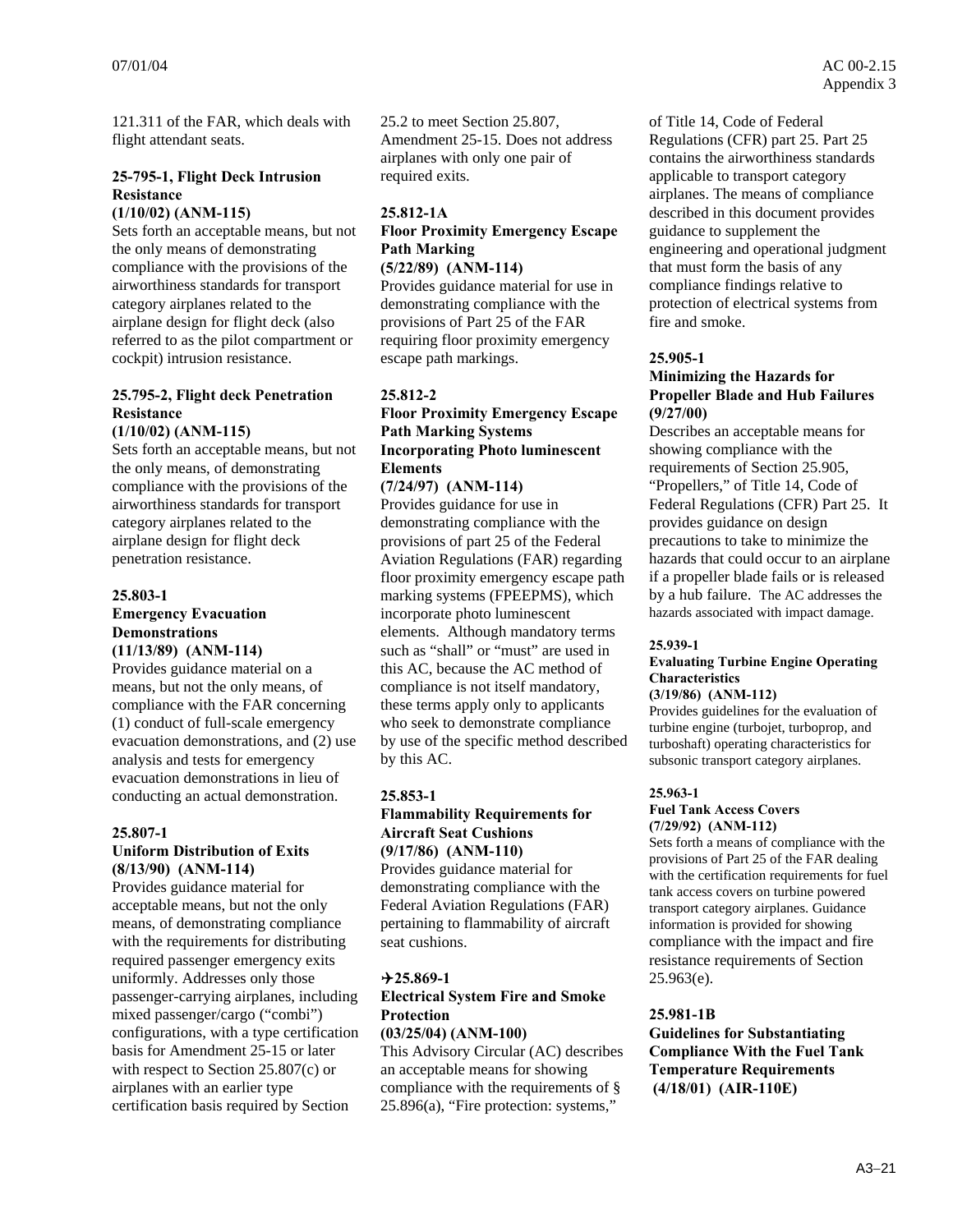121.311 of the FAR, which deals with flight attendant seats.

**25-795-1, Flight Deck Intrusion Resistance**
**(1/10/02) (ANM-115)**
Sets forth an acceptable means, but not the only means of demonstrating compliance with the provisions of the airworthiness standards for transport category airplanes related to the airplane design for flight deck (also referred to as the pilot compartment or cockpit) intrusion resistance.

**25.795-2, Flight deck Penetration Resistance**
**(1/10/02) (ANM-115)**
Sets forth an acceptable means, but not the only means, of demonstrating compliance with the provisions of the airworthiness standards for transport category airplanes related to the airplane design for flight deck penetration resistance.

**25.803-1**
**Emergency Evacuation Demonstrations**
**(11/13/89) (ANM-114)**
Provides guidance material on a means, but not the only means, of compliance with the FAR concerning (1) conduct of full-scale emergency evacuation demonstrations, and (2) use analysis and tests for emergency evacuation demonstrations in lieu of conducting an actual demonstration.

**25.807-1**
**Uniform Distribution of Exits**
**(8/13/90) (ANM-114)**
Provides guidance material for acceptable means, but not the only means, of demonstrating compliance with the requirements for distributing required passenger emergency exits uniformly. Addresses only those passenger-carrying airplanes, including mixed passenger/cargo ("combi") configurations, with a type certification basis for Amendment 25-15 or later with respect to Section 25.807(c) or airplanes with an earlier type certification basis required by Section 25.2 to meet Section 25.807, Amendment 25-15. Does not address airplanes with only one pair of required exits.

**25.812-1A**
**Floor Proximity Emergency Escape Path Marking**
**(5/22/89) (ANM-114)**
Provides guidance material for use in demonstrating compliance with the provisions of Part 25 of the FAR requiring floor proximity emergency escape path markings.

**25.812-2**
**Floor Proximity Emergency Escape Path Marking Systems Incorporating Photo luminescent Elements**
**(7/24/97) (ANM-114)**
Provides guidance for use in demonstrating compliance with the provisions of part 25 of the Federal Aviation Regulations (FAR) regarding floor proximity emergency escape path marking systems (FPEEPMS), which incorporate photo luminescent elements. Although mandatory terms such as "shall" or "must" are used in this AC, because the AC method of compliance is not itself mandatory, these terms apply only to applicants who seek to demonstrate compliance by use of the specific method described by this AC.

**25.853-1**
**Flammability Requirements for Aircraft Seat Cushions**
**(9/17/86) (ANM-110)**
Provides guidance material for demonstrating compliance with the Federal Aviation Regulations (FAR) pertaining to flammability of aircraft seat cushions.

**✈25.869-1**
**Electrical System Fire and Smoke Protection**
**(03/25/04) (ANM-100)**
This Advisory Circular (AC) describes an acceptable means for showing compliance with the requirements of § 25.896(a), "Fire protection: systems," of Title 14, Code of Federal Regulations (CFR) part 25. Part 25 contains the airworthiness standards applicable to transport category airplanes. The means of compliance described in this document provides guidance to supplement the engineering and operational judgment that must form the basis of any compliance findings relative to protection of electrical systems from fire and smoke.

**25.905-1**
**Minimizing the Hazards for Propeller Blade and Hub Failures**
**(9/27/00)**
Describes an acceptable means for showing compliance with the requirements of Section 25.905, "Propellers," of Title 14, Code of Federal Regulations (CFR) Part 25. It provides guidance on design precautions to take to minimize the hazards that could occur to an airplane if a propeller blade fails or is released by a hub failure. The AC addresses the hazards associated with impact damage.

**25.939-1**
**Evaluating Turbine Engine Operating Characteristics**
**(3/19/86) (ANM-112)**
Provides guidelines for the evaluation of turbine engine (turbojet, turboprop, and turboshaft) operating characteristics for subsonic transport category airplanes.

**25.963-1**
**Fuel Tank Access Covers**
**(7/29/92) (ANM-112)**
Sets forth a means of compliance with the provisions of Part 25 of the FAR dealing with the certification requirements for fuel tank access covers on turbine powered transport category airplanes. Guidance information is provided for showing compliance with the impact and fire resistance requirements of Section 25.963(e).

**25.981-1B**
**Guidelines for Substantiating Compliance With the Fuel Tank Temperature Requirements**
**(4/18/01) (AIR-110E)**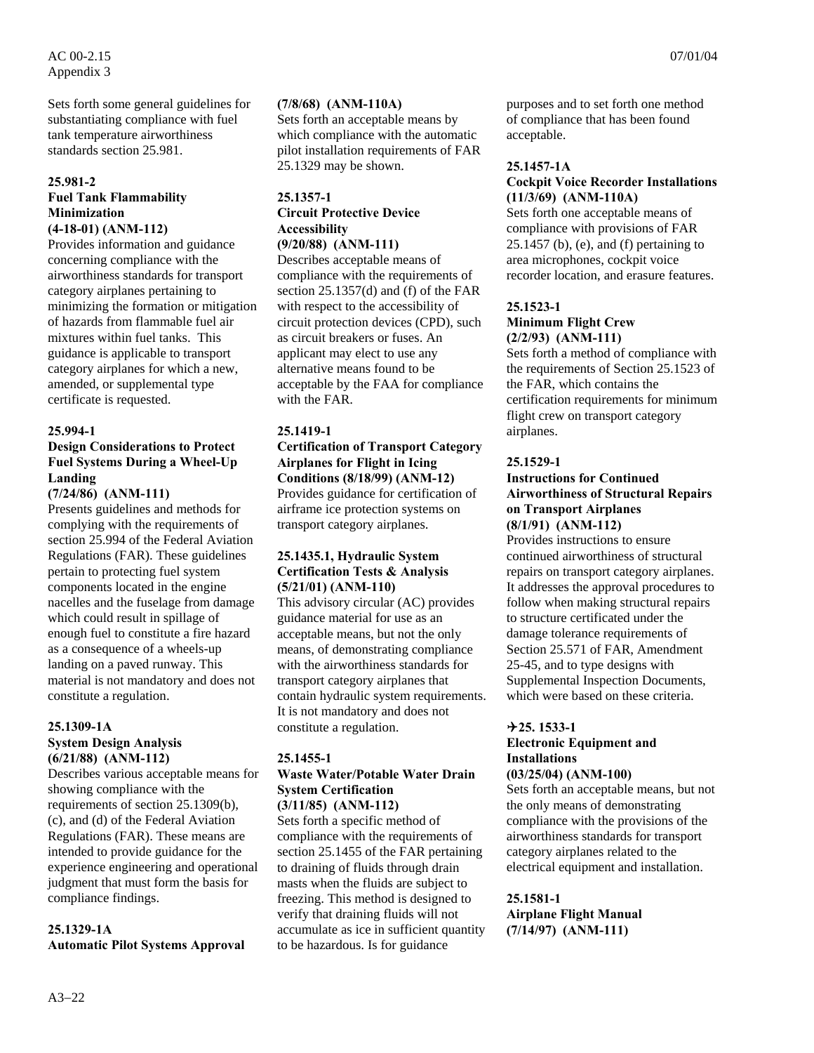Sets forth some general guidelines for substantiating compliance with fuel tank temperature airworthiness standards section 25.981.

**25.981-2**
**Fuel Tank Flammability Minimization**
**(4-18-01) (ANM-112)**
Provides information and guidance concerning compliance with the airworthiness standards for transport category airplanes pertaining to minimizing the formation or mitigation of hazards from flammable fuel air mixtures within fuel tanks. This guidance is applicable to transport category airplanes for which a new, amended, or supplemental type certificate is requested.

**25.994-1**
**Design Considerations to Protect Fuel Systems During a Wheel-Up Landing**
**(7/24/86) (ANM-111)**
Presents guidelines and methods for complying with the requirements of section 25.994 of the Federal Aviation Regulations (FAR). These guidelines pertain to protecting fuel system components located in the engine nacelles and the fuselage from damage which could result in spillage of enough fuel to constitute a fire hazard as a consequence of a wheels-up landing on a paved runway. This material is not mandatory and does not constitute a regulation.

**25.1309-1A**
**System Design Analysis**
**(6/21/88) (ANM-112)**
Describes various acceptable means for showing compliance with the requirements of section 25.1309(b), (c), and (d) of the Federal Aviation Regulations (FAR). These means are intended to provide guidance for the experience engineering and operational judgment that must form the basis for compliance findings.

**25.1329-1A**
**Automatic Pilot Systems Approval**
**(7/8/68) (ANM-110A)**
Sets forth an acceptable means by which compliance with the automatic pilot installation requirements of FAR 25.1329 may be shown.

**25.1357-1**
**Circuit Protective Device Accessibility**
**(9/20/88) (ANM-111)**
Describes acceptable means of compliance with the requirements of section 25.1357(d) and (f) of the FAR with respect to the accessibility of circuit protection devices (CPD), such as circuit breakers or fuses. An applicant may elect to use any alternative means found to be acceptable by the FAA for compliance with the FAR.

**25.1419-1**
**Certification of Transport Category Airplanes for Flight in Icing Conditions (8/18/99) (ANM-12)**
Provides guidance for certification of airframe ice protection systems on transport category airplanes.

**25.1435.1, Hydraulic System Certification Tests & Analysis (5/21/01) (ANM-110)**
This advisory circular (AC) provides guidance material for use as an acceptable means, but not the only means, of demonstrating compliance with the airworthiness standards for transport category airplanes that contain hydraulic system requirements. It is not mandatory and does not constitute a regulation.

**25.1455-1**
**Waste Water/Potable Water Drain System Certification**
**(3/11/85) (ANM-112)**
Sets forth a specific method of compliance with the requirements of section 25.1455 of the FAR pertaining to draining of fluids through drain masts when the fluids are subject to freezing. This method is designed to verify that draining fluids will not accumulate as ice in sufficient quantity to be hazardous. Is for guidance purposes and to set forth one method of compliance that has been found acceptable.

**25.1457-1A**
**Cockpit Voice Recorder Installations (11/3/69) (ANM-110A)**
Sets forth one acceptable means of compliance with provisions of FAR 25.1457 (b), (e), and (f) pertaining to area microphones, cockpit voice recorder location, and erasure features.

**25.1523-1**
**Minimum Flight Crew**
**(2/2/93) (ANM-111)**
Sets forth a method of compliance with the requirements of Section 25.1523 of the FAR, which contains the certification requirements for minimum flight crew on transport category airplanes.

**25.1529-1**
**Instructions for Continued Airworthiness of Structural Repairs on Transport Airplanes**
**(8/1/91) (ANM-112)**
Provides instructions to ensure continued airworthiness of structural repairs on transport category airplanes. It addresses the approval procedures to follow when making structural repairs to structure certificated under the damage tolerance requirements of Section 25.571 of FAR, Amendment 25-45, and to type designs with Supplemental Inspection Documents, which were based on these criteria.

**✈25. 1533-1**
**Electronic Equipment and Installations**
**(03/25/04) (ANM-100)**
Sets forth an acceptable means, but not the only means of demonstrating compliance with the provisions of the airworthiness standards for transport category airplanes related to the electrical equipment and installation.

**25.1581-1**
**Airplane Flight Manual**
**(7/14/97) (ANM-111)**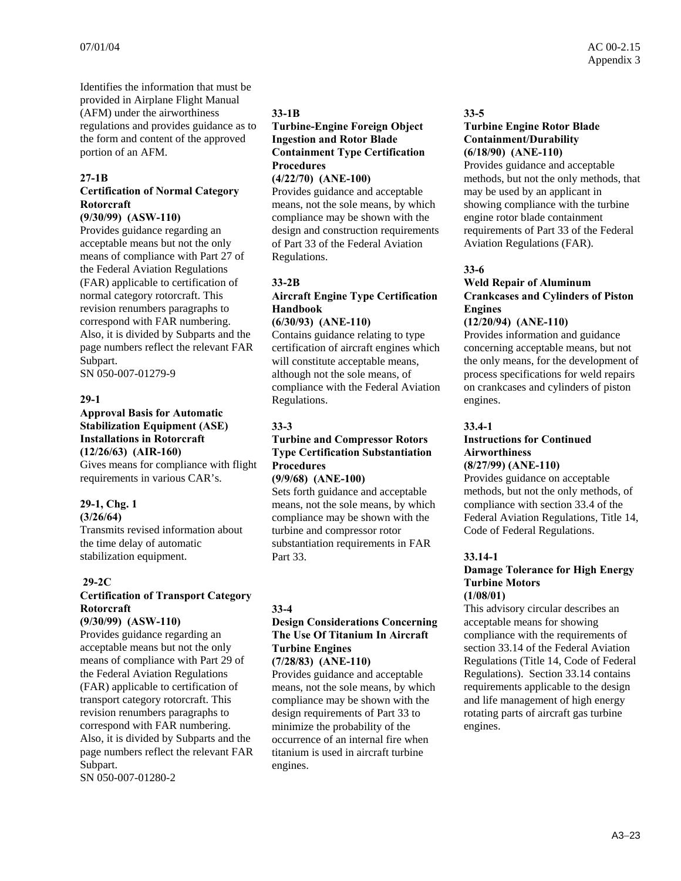Identifies the information that must be provided in Airplane Flight Manual (AFM) under the airworthiness regulations and provides guidance as to the form and content of the approved portion of an AFM.

**27-1B**
**Certification of Normal Category Rotorcraft**
**(9/30/99) (ASW-110)**
Provides guidance regarding an acceptable means but not the only means of compliance with Part 27 of the Federal Aviation Regulations (FAR) applicable to certification of normal category rotorcraft. This revision renumbers paragraphs to correspond with FAR numbering. Also, it is divided by Subparts and the page numbers reflect the relevant FAR Subpart.
SN 050-007-01279-9

**29-1**
**Approval Basis for Automatic Stabilization Equipment (ASE) Installations in Rotorcraft**
**(12/26/63) (AIR-160)**
Gives means for compliance with flight requirements in various CAR's.

**29-1, Chg. 1**
**(3/26/64)**
Transmits revised information about the time delay of automatic stabilization equipment.

**29-2C**
**Certification of Transport Category Rotorcraft**
**(9/30/99) (ASW-110)**
Provides guidance regarding an acceptable means but not the only means of compliance with Part 29 of the Federal Aviation Regulations (FAR) applicable to certification of transport category rotorcraft. This revision renumbers paragraphs to correspond with FAR numbering. Also, it is divided by Subparts and the page numbers reflect the relevant FAR Subpart.
SN 050-007-01280-2

**33-1B**
**Turbine-Engine Foreign Object Ingestion and Rotor Blade Containment Type Certification Procedures**
**(4/22/70) (ANE-100)**
Provides guidance and acceptable means, not the sole means, by which compliance may be shown with the design and construction requirements of Part 33 of the Federal Aviation Regulations.

**33-2B**
**Aircraft Engine Type Certification Handbook**
**(6/30/93) (ANE-110)**
Contains guidance relating to type certification of aircraft engines which will constitute acceptable means, although not the sole means, of compliance with the Federal Aviation Regulations.

**33-3**
**Turbine and Compressor Rotors Type Certification Substantiation Procedures**
**(9/9/68) (ANE-100)**
Sets forth guidance and acceptable means, not the sole means, by which compliance may be shown with the turbine and compressor rotor substantiation requirements in FAR Part 33.

**33-4**
**Design Considerations Concerning The Use Of Titanium In Aircraft Turbine Engines**
**(7/28/83) (ANE-110)**
Provides guidance and acceptable means, not the sole means, by which compliance may be shown with the design requirements of Part 33 to minimize the probability of the occurrence of an internal fire when titanium is used in aircraft turbine engines.

**33-5**
**Turbine Engine Rotor Blade Containment/Durability**
**(6/18/90) (ANE-110)**
Provides guidance and acceptable methods, but not the only methods, that may be used by an applicant in showing compliance with the turbine engine rotor blade containment requirements of Part 33 of the Federal Aviation Regulations (FAR).

**33-6**
**Weld Repair of Aluminum Crankcases and Cylinders of Piston Engines**
**(12/20/94) (ANE-110)**
Provides information and guidance concerning acceptable means, but not the only means, for the development of process specifications for weld repairs on crankcases and cylinders of piston engines.

**33.4-1**
**Instructions for Continued Airworthiness**
**(8/27/99) (ANE-110)**
Provides guidance on acceptable methods, but not the only methods, of compliance with section 33.4 of the Federal Aviation Regulations, Title 14, Code of Federal Regulations.

**33.14-1**
**Damage Tolerance for High Energy Turbine Motors**
**(1/08/01)**
This advisory circular describes an acceptable means for showing compliance with the requirements of section 33.14 of the Federal Aviation Regulations (Title 14, Code of Federal Regulations). Section 33.14 contains requirements applicable to the design and life management of high energy rotating parts of aircraft gas turbine engines.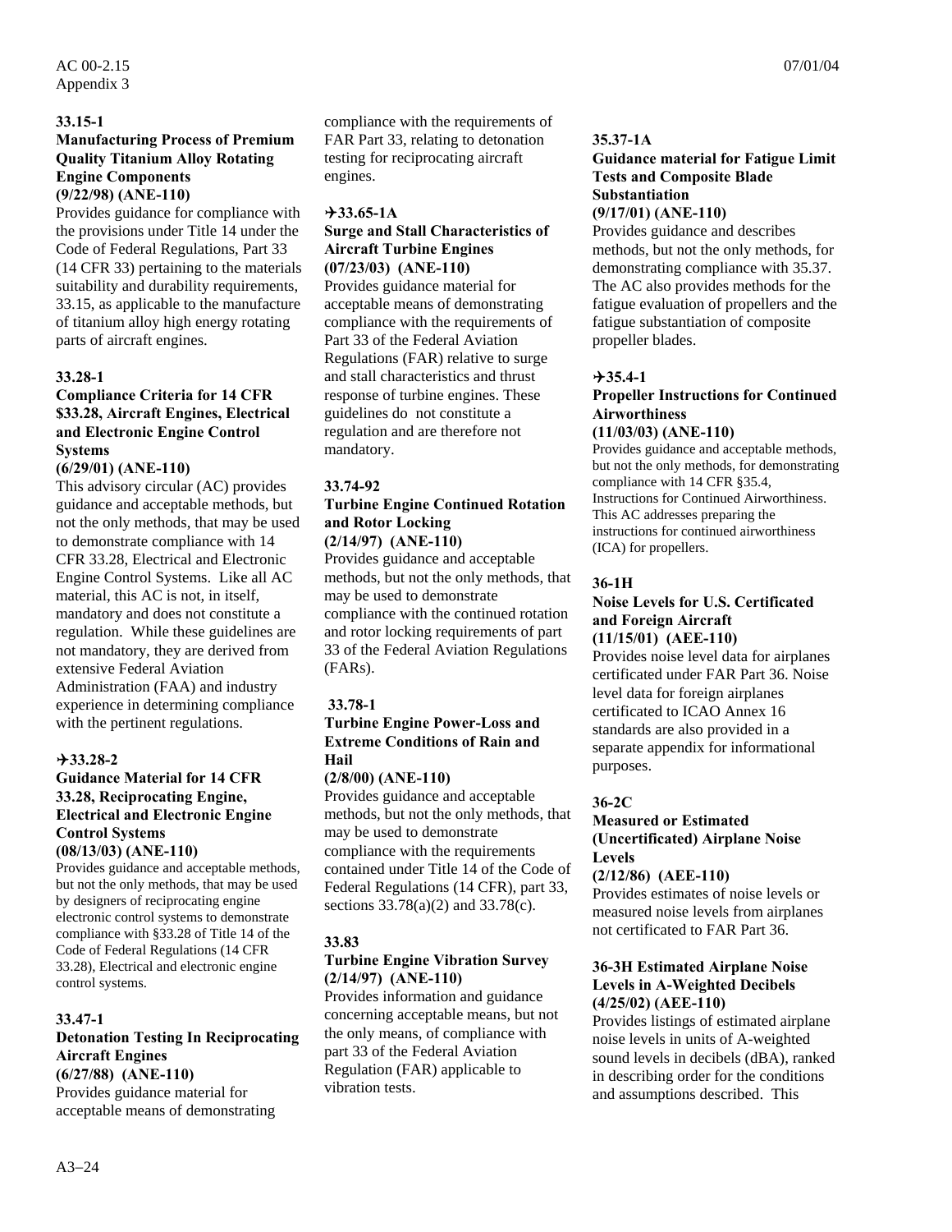**33.15-1**
**Manufacturing Process of Premium Quality Titanium Alloy Rotating Engine Components**
**(9/22/98) (ANE-110)**
Provides guidance for compliance with the provisions under Title 14 under the Code of Federal Regulations, Part 33 (14 CFR 33) pertaining to the materials suitability and durability requirements, 33.15, as applicable to the manufacture of titanium alloy high energy rotating parts of aircraft engines.

**33.28-1**
**Compliance Criteria for 14 CFR $33.28, Aircraft Engines, Electrical and Electronic Engine Control Systems**
**(6/29/01) (ANE-110)**
This advisory circular (AC) provides guidance and acceptable methods, but not the only methods, that may be used to demonstrate compliance with 14 CFR 33.28, Electrical and Electronic Engine Control Systems. Like all AC material, this AC is not, in itself, mandatory and does not constitute a regulation. While these guidelines are not mandatory, they are derived from extensive Federal Aviation Administration (FAA) and industry experience in determining compliance with the pertinent regulations.

**✈33.28-2**
**Guidance Material for 14 CFR 33.28, Reciprocating Engine, Electrical and Electronic Engine Control Systems**
**(08/13/03) (ANE-110)**
Provides guidance and acceptable methods, but not the only methods, that may be used by designers of reciprocating engine electronic control systems to demonstrate compliance with §33.28 of Title 14 of the Code of Federal Regulations (14 CFR 33.28), Electrical and electronic engine control systems.

**33.47-1**
**Detonation Testing In Reciprocating Aircraft Engines**
**(6/27/88) (ANE-110)**
Provides guidance material for acceptable means of demonstrating compliance with the requirements of FAR Part 33, relating to detonation testing for reciprocating aircraft engines.

**✈33.65-1A**
**Surge and Stall Characteristics of Aircraft Turbine Engines**
**(07/23/03) (ANE-110)**
Provides guidance material for acceptable means of demonstrating compliance with the requirements of Part 33 of the Federal Aviation Regulations (FAR) relative to surge and stall characteristics and thrust response of turbine engines. These guidelines do not constitute a regulation and are therefore not mandatory.

**33.74-92**
**Turbine Engine Continued Rotation and Rotor Locking**
**(2/14/97) (ANE-110)**
Provides guidance and acceptable methods, but not the only methods, that may be used to demonstrate compliance with the continued rotation and rotor locking requirements of part 33 of the Federal Aviation Regulations (FARs).

**33.78-1**
**Turbine Engine Power-Loss and Extreme Conditions of Rain and Hail**
**(2/8/00) (ANE-110)**
Provides guidance and acceptable methods, but not the only methods, that may be used to demonstrate compliance with the requirements contained under Title 14 of the Code of Federal Regulations (14 CFR), part 33, sections 33.78(a)(2) and 33.78(c).

**33.83**
**Turbine Engine Vibration Survey**
**(2/14/97) (ANE-110)**
Provides information and guidance concerning acceptable means, but not the only means, of compliance with part 33 of the Federal Aviation Regulation (FAR) applicable to vibration tests.

**35.37-1A**
**Guidance material for Fatigue Limit Tests and Composite Blade Substantiation**
**(9/17/01) (ANE-110)**
Provides guidance and describes methods, but not the only methods, for demonstrating compliance with 35.37. The AC also provides methods for the fatigue evaluation of propellers and the fatigue substantiation of composite propeller blades.

**✈35.4-1**
**Propeller Instructions for Continued Airworthiness**
**(11/03/03) (ANE-110)**
Provides guidance and acceptable methods, but not the only methods, for demonstrating compliance with 14 CFR §35.4, Instructions for Continued Airworthiness. This AC addresses preparing the instructions for continued airworthiness (ICA) for propellers.

**36-1H**
**Noise Levels for U.S. Certificated and Foreign Aircraft**
**(11/15/01) (AEE-110)**
Provides noise level data for airplanes certificated under FAR Part 36. Noise level data for foreign airplanes certificated to ICAO Annex 16 standards are also provided in a separate appendix for informational purposes.

**36-2C**
**Measured or Estimated (Uncertificated) Airplane Noise Levels**
**(2/12/86) (AEE-110)**
Provides estimates of noise levels or measured noise levels from airplanes not certificated to FAR Part 36.

**36-3H Estimated Airplane Noise Levels in A-Weighted Decibels**
**(4/25/02) (AEE-110)**
Provides listings of estimated airplane noise levels in units of A-weighted sound levels in decibels (dBA), ranked in describing order for the conditions and assumptions described. This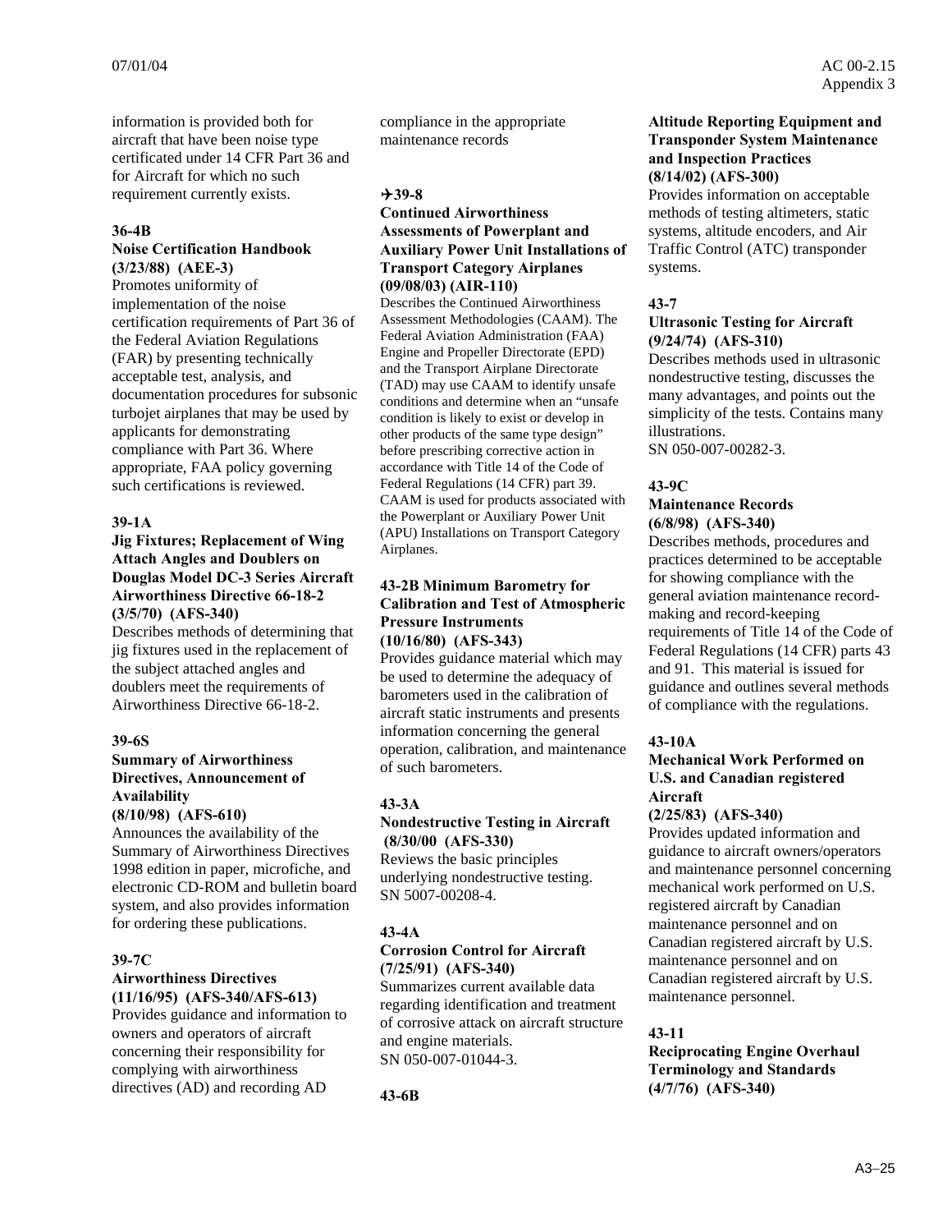information is provided both for aircraft that have been noise type certificated under 14 CFR Part 36 and for Aircraft for which no such requirement currently exists.

**36-4B**
**Noise Certification Handbook (3/23/88) (AEE-3)**
Promotes uniformity of implementation of the noise certification requirements of Part 36 of the Federal Aviation Regulations (FAR) by presenting technically acceptable test, analysis, and documentation procedures for subsonic turbojet airplanes that may be used by applicants for demonstrating compliance with Part 36. Where appropriate, FAA policy governing such certifications is reviewed.

**39-1A**
**Jig Fixtures; Replacement of Wing Attach Angles and Doublers on Douglas Model DC-3 Series Aircraft Airworthiness Directive 66-18-2 (3/5/70) (AFS-340)**
Describes methods of determining that jig fixtures used in the replacement of the subject attached angles and doublers meet the requirements of Airworthiness Directive 66-18-2.

**39-6S**
**Summary of Airworthiness Directives, Announcement of Availability (8/10/98) (AFS-610)**
Announces the availability of the Summary of Airworthiness Directives 1998 edition in paper, microfiche, and electronic CD-ROM and bulletin board system, and also provides information for ordering these publications.

**39-7C**
**Airworthiness Directives (11/16/95) (AFS-340/AFS-613)**
Provides guidance and information to owners and operators of aircraft concerning their responsibility for complying with airworthiness directives (AD) and recording AD compliance in the appropriate maintenance records

**✈39-8**
**Continued Airworthiness Assessments of Powerplant and Auxiliary Power Unit Installations of Transport Category Airplanes (09/08/03) (AIR-110)**
Describes the Continued Airworthiness Assessment Methodologies (CAAM). The Federal Aviation Administration (FAA) Engine and Propeller Directorate (EPD) and the Transport Airplane Directorate (TAD) may use CAAM to identify unsafe conditions and determine when an "unsafe condition is likely to exist or develop in other products of the same type design" before prescribing corrective action in accordance with Title 14 of the Code of Federal Regulations (14 CFR) part 39. CAAM is used for products associated with the Powerplant or Auxiliary Power Unit (APU) Installations on Transport Category Airplanes.

**43-2B Minimum Barometry for Calibration and Test of Atmospheric Pressure Instruments (10/16/80) (AFS-343)**
Provides guidance material which may be used to determine the adequacy of barometers used in the calibration of aircraft static instruments and presents information concerning the general operation, calibration, and maintenance of such barometers.

**43-3A**
**Nondestructive Testing in Aircraft (8/30/00 (AFS-330)**
Reviews the basic principles underlying nondestructive testing. SN 5007-00208-4.

**43-4A**
**Corrosion Control for Aircraft (7/25/91) (AFS-340)**
Summarizes current available data regarding identification and treatment of corrosive attack on aircraft structure and engine materials.
SN 050-007-01044-3.

**43-6B**
**Altitude Reporting Equipment and Transponder System Maintenance and Inspection Practices (8/14/02) (AFS-300)**
Provides information on acceptable methods of testing altimeters, static systems, altitude encoders, and Air Traffic Control (ATC) transponder systems.

**43-7**
**Ultrasonic Testing for Aircraft (9/24/74) (AFS-310)**
Describes methods used in ultrasonic nondestructive testing, discusses the many advantages, and points out the simplicity of the tests. Contains many illustrations.
SN 050-007-00282-3.

**43-9C**
**Maintenance Records (6/8/98) (AFS-340)**
Describes methods, procedures and practices determined to be acceptable for showing compliance with the general aviation maintenance record-making and record-keeping requirements of Title 14 of the Code of Federal Regulations (14 CFR) parts 43 and 91. This material is issued for guidance and outlines several methods of compliance with the regulations.

**43-10A**
**Mechanical Work Performed on U.S. and Canadian registered Aircraft (2/25/83) (AFS-340)**
Provides updated information and guidance to aircraft owners/operators and maintenance personnel concerning mechanical work performed on U.S. registered aircraft by Canadian maintenance personnel and on Canadian registered aircraft by U.S. maintenance personnel and on Canadian registered aircraft by U.S. maintenance personnel.

**43-11**
**Reciprocating Engine Overhaul Terminology and Standards (4/7/76) (AFS-340)**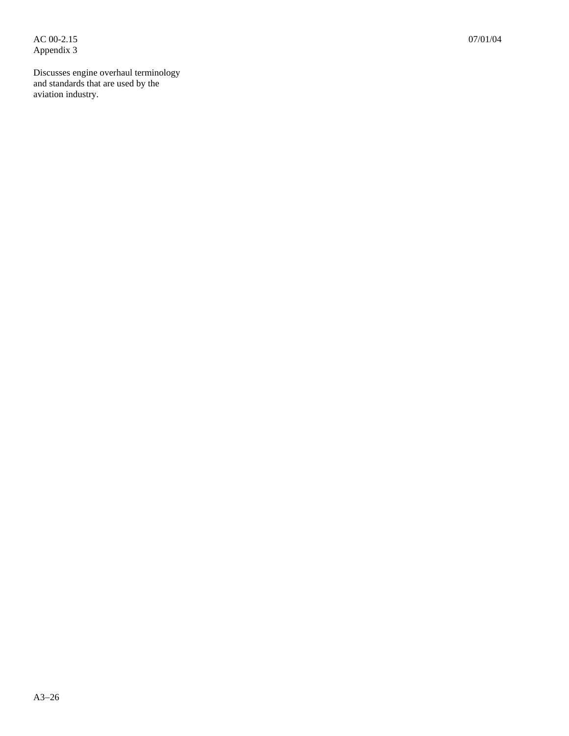Discusses engine overhaul terminology and standards that are used by the aviation industry.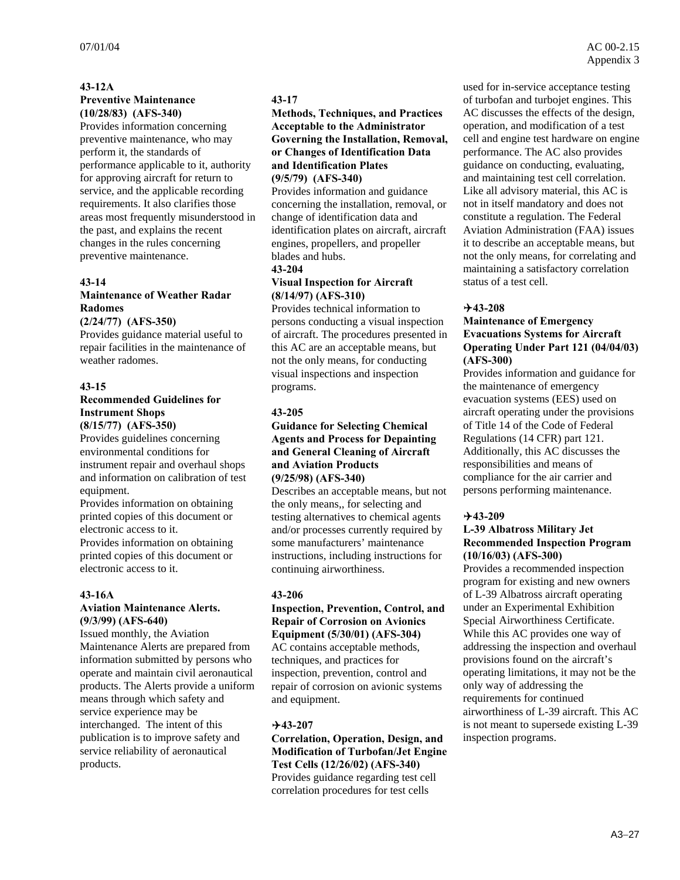**43-12A**
**Preventive Maintenance**
**(10/28/83) (AFS-340)**

Provides information concerning preventive maintenance, who may perform it, the standards of performance applicable to it, authority for approving aircraft for return to service, and the applicable recording requirements. It also clarifies those areas most frequently misunderstood in the past, and explains the recent changes in the rules concerning preventive maintenance.

**43-14**
**Maintenance of Weather Radar Radomes**
**(2/24/77) (AFS-350)**

Provides guidance material useful to repair facilities in the maintenance of weather radomes.

**43-15**
**Recommended Guidelines for Instrument Shops**
**(8/15/77) (AFS-350)**

Provides guidelines concerning environmental conditions for instrument repair and overhaul shops and information on calibration of test equipment.

Provides information on obtaining printed copies of this document or electronic access to it.

Provides information on obtaining printed copies of this document or electronic access to it.

**43-16A**
**Aviation Maintenance Alerts.**
**(9/3/99) (AFS-640)**

Issued monthly, the Aviation Maintenance Alerts are prepared from information submitted by persons who operate and maintain civil aeronautical products. The Alerts provide a uniform means through which safety and service experience may be interchanged. The intent of this publication is to improve safety and service reliability of aeronautical products.

**43-17**
**Methods, Techniques, and Practices Acceptable to the Administrator Governing the Installation, Removal, or Changes of Identification Data and Identification Plates**
**(9/5/79) (AFS-340)**

Provides information and guidance concerning the installation, removal, or change of identification data and identification plates on aircraft, aircraft engines, propellers, and propeller blades and hubs.

**43-204**
**Visual Inspection for Aircraft**
**(8/14/97) (AFS-310)**

Provides technical information to persons conducting a visual inspection of aircraft. The procedures presented in this AC are an acceptable means, but not the only means, for conducting visual inspections and inspection programs.

**43-205**
**Guidance for Selecting Chemical Agents and Process for Depainting and General Cleaning of Aircraft and Aviation Products**
**(9/25/98) (AFS-340)**

Describes an acceptable means, but not the only means,, for selecting and testing alternatives to chemical agents and/or processes currently required by some manufacturers' maintenance instructions, including instructions for continuing airworthiness.

**43-206**
**Inspection, Prevention, Control, and Repair of Corrosion on Avionics Equipment (5/30/01) (AFS-304)**

AC contains acceptable methods, techniques, and practices for inspection, prevention, control and repair of corrosion on avionic systems and equipment.

**✈43-207**
**Correlation, Operation, Design, and Modification of Turbofan/Jet Engine Test Cells (12/26/02) (AFS-340)**

Provides guidance regarding test cell correlation procedures for test cells used for in-service acceptance testing of turbofan and turbojet engines. This AC discusses the effects of the design, operation, and modification of a test cell and engine test hardware on engine performance. The AC also provides guidance on conducting, evaluating, and maintaining test cell correlation. Like all advisory material, this AC is not in itself mandatory and does not constitute a regulation. The Federal Aviation Administration (FAA) issues it to describe an acceptable means, but not the only means, for correlating and maintaining a satisfactory correlation status of a test cell.

**✈43-208**
**Maintenance of Emergency Evacuations Systems for Aircraft Operating Under Part 121 (04/04/03) (AFS-300)**

Provides information and guidance for the maintenance of emergency evacuation systems (EES) used on aircraft operating under the provisions of Title 14 of the Code of Federal Regulations (14 CFR) part 121. Additionally, this AC discusses the responsibilities and means of compliance for the air carrier and persons performing maintenance.

**✈43-209**
**L-39 Albatross Military Jet Recommended Inspection Program (10/16/03) (AFS-300)**

Provides a recommended inspection program for existing and new owners of L-39 Albatross aircraft operating under an Experimental Exhibition Special Airworthiness Certificate. While this AC provides one way of addressing the inspection and overhaul provisions found on the aircraft's operating limitations, it may not be the only way of addressing the requirements for continued airworthiness of L-39 aircraft. This AC is not meant to supersede existing L-39 inspection programs.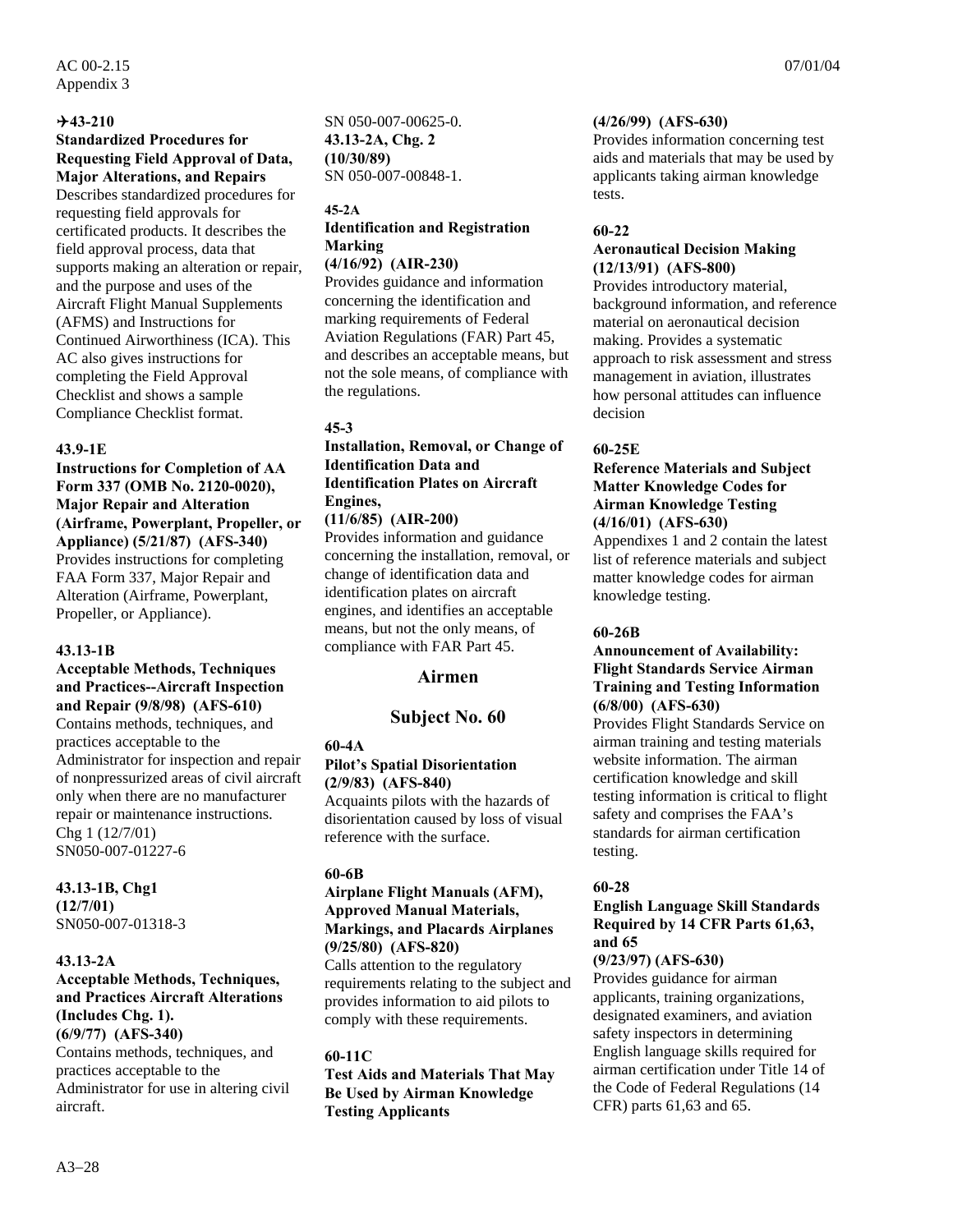✈**43-210**
**Standardized Procedures for Requesting Field Approval of Data, Major Alterations, and Repairs**
Describes standardized procedures for requesting field approvals for certificated products. It describes the field approval process, data that supports making an alteration or repair, and the purpose and uses of the Aircraft Flight Manual Supplements (AFMS) and Instructions for Continued Airworthiness (ICA). This AC also gives instructions for completing the Field Approval Checklist and shows a sample Compliance Checklist format.

**43.9-1E**
**Instructions for Completion of AA Form 337 (OMB No. 2120-0020), Major Repair and Alteration (Airframe, Powerplant, Propeller, or Appliance) (5/21/87) (AFS-340)**
Provides instructions for completing FAA Form 337, Major Repair and Alteration (Airframe, Powerplant, Propeller, or Appliance).

**43.13-1B**
**Acceptable Methods, Techniques and Practices--Aircraft Inspection and Repair (9/8/98) (AFS-610)**
Contains methods, techniques, and practices acceptable to the Administrator for inspection and repair of nonpressurized areas of civil aircraft only when there are no manufacturer repair or maintenance instructions.
Chg 1 (12/7/01)
SN050-007-01227-6

**43.13-1B, Chg1**
**(12/7/01)**
SN050-007-01318-3

**43.13-2A**
**Acceptable Methods, Techniques, and Practices Aircraft Alterations (Includes Chg. 1).**
**(6/9/77) (AFS-340)**
Contains methods, techniques, and practices acceptable to the Administrator for use in altering civil aircraft.
SN 050-007-00625-0.
**43.13-2A, Chg. 2**
**(10/30/89)**
SN 050-007-00848-1.

**45-2A**
**Identification and Registration Marking**
**(4/16/92) (AIR-230)**
Provides guidance and information concerning the identification and marking requirements of Federal Aviation Regulations (FAR) Part 45, and describes an acceptable means, but not the sole means, of compliance with the regulations.

**45-3**
**Installation, Removal, or Change of Identification Data and Identification Plates on Aircraft Engines,**
**(11/6/85) (AIR-200)**
Provides information and guidance concerning the installation, removal, or change of identification data and identification plates on aircraft engines, and identifies an acceptable means, but not the only means, of compliance with FAR Part 45.

## Airmen

## Subject No. 60

**60-4A**
**Pilot's Spatial Disorientation**
**(2/9/83) (AFS-840)**
Acquaints pilots with the hazards of disorientation caused by loss of visual reference with the surface.

**60-6B**
**Airplane Flight Manuals (AFM), Approved Manual Materials, Markings, and Placards Airplanes (9/25/80) (AFS-820)**
Calls attention to the regulatory requirements relating to the subject and provides information to aid pilots to comply with these requirements.

**60-11C**
**Test Aids and Materials That May Be Used by Airman Knowledge Testing Applicants**
**(4/26/99) (AFS-630)**
Provides information concerning test aids and materials that may be used by applicants taking airman knowledge tests.

**60-22**
**Aeronautical Decision Making**
**(12/13/91) (AFS-800)**
Provides introductory material, background information, and reference material on aeronautical decision making. Provides a systematic approach to risk assessment and stress management in aviation, illustrates how personal attitudes can influence decision

**60-25E**
**Reference Materials and Subject Matter Knowledge Codes for Airman Knowledge Testing**
**(4/16/01) (AFS-630)**
Appendixes 1 and 2 contain the latest list of reference materials and subject matter knowledge codes for airman knowledge testing.

**60-26B**
**Announcement of Availability: Flight Standards Service Airman Training and Testing Information**
**(6/8/00) (AFS-630)**
Provides Flight Standards Service on airman training and testing materials website information. The airman certification knowledge and skill testing information is critical to flight safety and comprises the FAA's standards for airman certification testing.

**60-28**
**English Language Skill Standards Required by 14 CFR Parts 61,63, and 65**
**(9/23/97) (AFS-630)**
Provides guidance for airman applicants, training organizations, designated examiners, and aviation safety inspectors in determining English language skills required for airman certification under Title 14 of the Code of Federal Regulations (14 CFR) parts 61,63 and 65.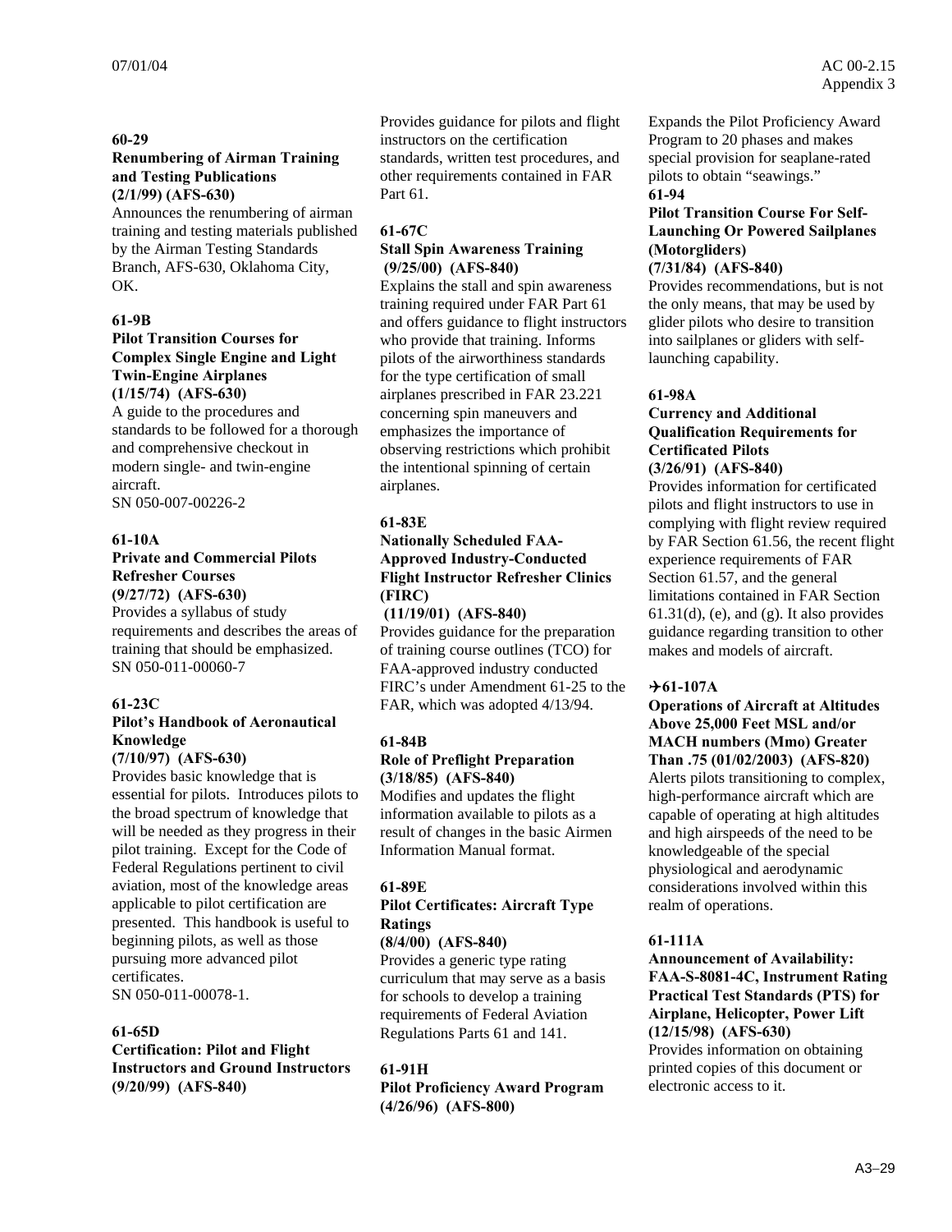**60-29**
**Renumbering of Airman Training and Testing Publications**
**(2/1/99) (AFS-630)**
Announces the renumbering of airman training and testing materials published by the Airman Testing Standards Branch, AFS-630, Oklahoma City, OK.

**61-9B**
**Pilot Transition Courses for Complex Single Engine and Light Twin-Engine Airplanes**
**(1/15/74) (AFS-630)**
A guide to the procedures and standards to be followed for a thorough and comprehensive checkout in modern single- and twin-engine aircraft.
SN 050-007-00226-2

**61-10A**
**Private and Commercial Pilots Refresher Courses**
**(9/27/72) (AFS-630)**
Provides a syllabus of study requirements and describes the areas of training that should be emphasized.
SN 050-011-00060-7

**61-23C**
**Pilot's Handbook of Aeronautical Knowledge**
**(7/10/97) (AFS-630)**
Provides basic knowledge that is essential for pilots. Introduces pilots to the broad spectrum of knowledge that will be needed as they progress in their pilot training. Except for the Code of Federal Regulations pertinent to civil aviation, most of the knowledge areas applicable to pilot certification are presented. This handbook is useful to beginning pilots, as well as those pursuing more advanced pilot certificates.
SN 050-011-00078-1.

**61-65D**
**Certification: Pilot and Flight Instructors and Ground Instructors**
**(9/20/99) (AFS-840)**
Provides guidance for pilots and flight instructors on the certification standards, written test procedures, and other requirements contained in FAR Part 61.

**61-67C**
**Stall Spin Awareness Training**
**(9/25/00) (AFS-840)**
Explains the stall and spin awareness training required under FAR Part 61 and offers guidance to flight instructors who provide that training. Informs pilots of the airworthiness standards for the type certification of small airplanes prescribed in FAR 23.221 concerning spin maneuvers and emphasizes the importance of observing restrictions which prohibit the intentional spinning of certain airplanes.

**61-83E**
**Nationally Scheduled FAA-Approved Industry-Conducted Flight Instructor Refresher Clinics (FIRC)**
**(11/19/01) (AFS-840)**
Provides guidance for the preparation of training course outlines (TCO) for FAA-approved industry conducted FIRC's under Amendment 61-25 to the FAR, which was adopted 4/13/94.

**61-84B**
**Role of Preflight Preparation**
**(3/18/85) (AFS-840)**
Modifies and updates the flight information available to pilots as a result of changes in the basic Airmen Information Manual format.

**61-89E**
**Pilot Certificates: Aircraft Type Ratings**
**(8/4/00) (AFS-840)**
Provides a generic type rating curriculum that may serve as a basis for schools to develop a training requirements of Federal Aviation Regulations Parts 61 and 141.

**61-91H**
**Pilot Proficiency Award Program**
**(4/26/96) (AFS-800)**
Expands the Pilot Proficiency Award Program to 20 phases and makes special provision for seaplane-rated pilots to obtain "seawings."

**61-94**
**Pilot Transition Course For Self-Launching Or Powered Sailplanes (Motorgliders)**
**(7/31/84) (AFS-840)**
Provides recommendations, but is not the only means, that may be used by glider pilots who desire to transition into sailplanes or gliders with self-launching capability.

**61-98A**
**Currency and Additional Qualification Requirements for Certificated Pilots**
**(3/26/91) (AFS-840)**
Provides information for certificated pilots and flight instructors to use in complying with flight review required by FAR Section 61.56, the recent flight experience requirements of FAR Section 61.57, and the general limitations contained in FAR Section 61.31(d), (e), and (g). It also provides guidance regarding transition to other makes and models of aircraft.

**✈61-107A**
**Operations of Aircraft at Altitudes Above 25,000 Feet MSL and/or MACH numbers (Mmo) Greater Than .75 (01/02/2003) (AFS-820)**
Alerts pilots transitioning to complex, high-performance aircraft which are capable of operating at high altitudes and high airspeeds of the need to be knowledgeable of the special physiological and aerodynamic considerations involved within this realm of operations.

**61-111A**
**Announcement of Availability: FAA-S-8081-4C, Instrument Rating Practical Test Standards (PTS) for Airplane, Helicopter, Power Lift**
**(12/15/98) (AFS-630)**
Provides information on obtaining printed copies of this document or electronic access to it.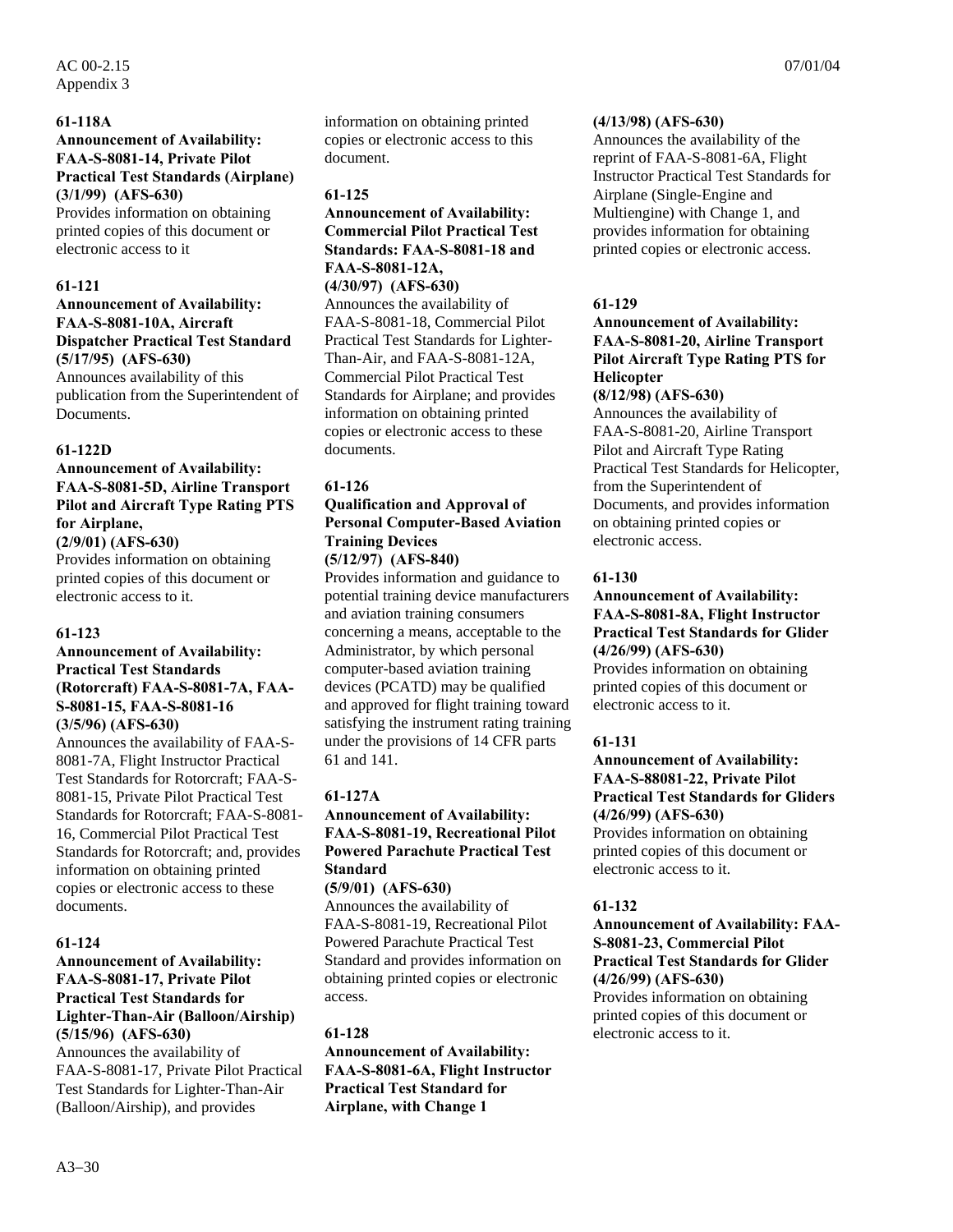**61-118A**
**Announcement of Availability: FAA-S-8081-14, Private Pilot Practical Test Standards (Airplane) (3/1/99) (AFS-630)**
Provides information on obtaining printed copies of this document or electronic access to it

**61-121**
**Announcement of Availability: FAA-S-8081-10A, Aircraft Dispatcher Practical Test Standard (5/17/95) (AFS-630)**
Announces availability of this publication from the Superintendent of Documents.

**61-122D**
**Announcement of Availability: FAA-S-8081-5D, Airline Transport Pilot and Aircraft Type Rating PTS for Airplane, (2/9/01) (AFS-630)**
Provides information on obtaining printed copies of this document or electronic access to it.

**61-123**
**Announcement of Availability: Practical Test Standards (Rotorcraft) FAA-S-8081-7A, FAA-S-8081-15, FAA-S-8081-16 (3/5/96) (AFS-630)**
Announces the availability of FAA-S-8081-7A, Flight Instructor Practical Test Standards for Rotorcraft; FAA-S-8081-15, Private Pilot Practical Test Standards for Rotorcraft; FAA-S-8081-16, Commercial Pilot Practical Test Standards for Rotorcraft; and, provides information on obtaining printed copies or electronic access to these documents.

**61-124**
**Announcement of Availability: FAA-S-8081-17, Private Pilot Practical Test Standards for Lighter-Than-Air (Balloon/Airship) (5/15/96) (AFS-630)**
Announces the availability of FAA-S-8081-17, Private Pilot Practical Test Standards for Lighter-Than-Air (Balloon/Airship), and provides information on obtaining printed copies or electronic access to this document.

**61-125**
**Announcement of Availability: Commercial Pilot Practical Test Standards: FAA-S-8081-18 and FAA-S-8081-12A, (4/30/97) (AFS-630)**
Announces the availability of FAA-S-8081-18, Commercial Pilot Practical Test Standards for Lighter-Than-Air, and FAA-S-8081-12A, Commercial Pilot Practical Test Standards for Airplane; and provides information on obtaining printed copies or electronic access to these documents.

**61-126**
**Qualification and Approval of Personal Computer-Based Aviation Training Devices (5/12/97) (AFS-840)**
Provides information and guidance to potential training device manufacturers and aviation training consumers concerning a means, acceptable to the Administrator, by which personal computer-based aviation training devices (PCATD) may be qualified and approved for flight training toward satisfying the instrument rating training under the provisions of 14 CFR parts 61 and 141.

**61-127A**
**Announcement of Availability: FAA-S-8081-19, Recreational Pilot Powered Parachute Practical Test Standard (5/9/01) (AFS-630)**
Announces the availability of FAA-S-8081-19, Recreational Pilot Powered Parachute Practical Test Standard and provides information on obtaining printed copies or electronic access.

**61-128**
**Announcement of Availability: FAA-S-8081-6A, Flight Instructor Practical Test Standard for Airplane, with Change 1 (4/13/98) (AFS-630)**
Announces the availability of the reprint of FAA-S-8081-6A, Flight Instructor Practical Test Standards for Airplane (Single-Engine and Multiengine) with Change 1, and provides information for obtaining printed copies or electronic access.

**61-129**
**Announcement of Availability: FAA-S-8081-20, Airline Transport Pilot Aircraft Type Rating PTS for Helicopter (8/12/98) (AFS-630)**
Announces the availability of FAA-S-8081-20, Airline Transport Pilot and Aircraft Type Rating Practical Test Standards for Helicopter, from the Superintendent of Documents, and provides information on obtaining printed copies or electronic access.

**61-130**
**Announcement of Availability: FAA-S-8081-8A, Flight Instructor Practical Test Standards for Glider (4/26/99) (AFS-630)**
Provides information on obtaining printed copies of this document or electronic access to it.

**61-131**
**Announcement of Availability: FAA-S-88081-22, Private Pilot Practical Test Standards for Gliders (4/26/99) (AFS-630)**
Provides information on obtaining printed copies of this document or electronic access to it.

**61-132**
**Announcement of Availability: FAA-S-8081-23, Commercial Pilot Practical Test Standards for Glider (4/26/99) (AFS-630)**
Provides information on obtaining printed copies of this document or electronic access to it.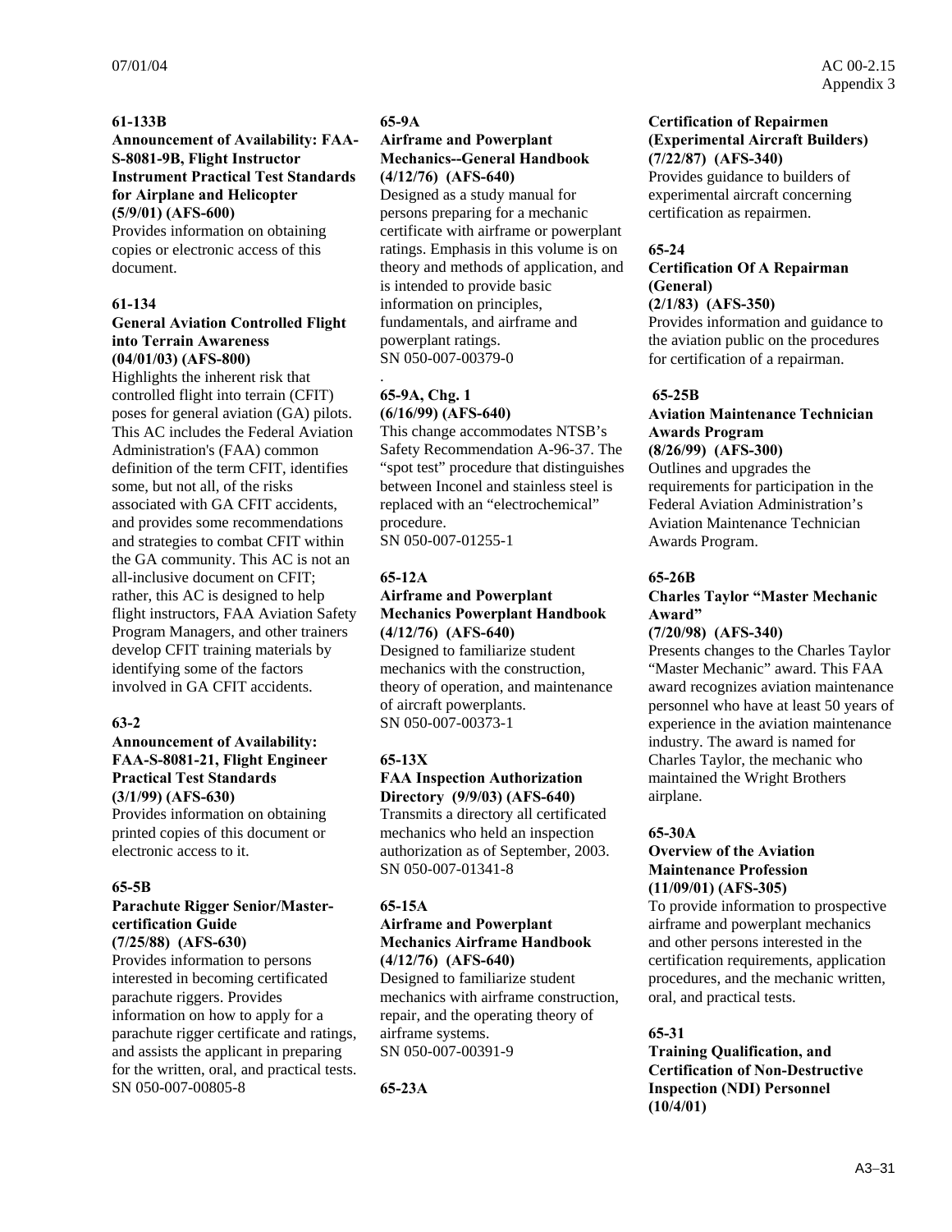**61-133B**

**Announcement of Availability: FAA-S-8081-9B, Flight Instructor Instrument Practical Test Standards for Airplane and Helicopter**
**(5/9/01) (AFS-600)**

Provides information on obtaining copies or electronic access of this document.

**61-134**

**General Aviation Controlled Flight into Terrain Awareness**
**(04/01/03) (AFS-800)**

Highlights the inherent risk that controlled flight into terrain (CFIT) poses for general aviation (GA) pilots. This AC includes the Federal Aviation Administration's (FAA) common definition of the term CFIT, identifies some, but not all, of the risks associated with GA CFIT accidents, and provides some recommendations and strategies to combat CFIT within the GA community. This AC is not an all-inclusive document on CFIT; rather, this AC is designed to help flight instructors, FAA Aviation Safety Program Managers, and other trainers develop CFIT training materials by identifying some of the factors involved in GA CFIT accidents.

**63-2**

**Announcement of Availability: FAA-S-8081-21, Flight Engineer Practical Test Standards**
**(3/1/99) (AFS-630)**

Provides information on obtaining printed copies of this document or electronic access to it.

**65-5B**

**Parachute Rigger Senior/Master-certification Guide**
**(7/25/88) (AFS-630)**

Provides information to persons interested in becoming certificated parachute riggers. Provides information on how to apply for a parachute rigger certificate and ratings, and assists the applicant in preparing for the written, oral, and practical tests.
SN 050-007-00805-8

**65-9A**

**Airframe and Powerplant Mechanics--General Handbook**
**(4/12/76) (AFS-640)**

Designed as a study manual for persons preparing for a mechanic certificate with airframe or powerplant ratings. Emphasis in this volume is on theory and methods of application, and is intended to provide basic information on principles, fundamentals, and airframe and powerplant ratings.
SN 050-007-00379-0
.

**65-9A, Chg. 1**
**(6/16/99) (AFS-640)**

This change accommodates NTSB's Safety Recommendation A-96-37. The "spot test" procedure that distinguishes between Inconel and stainless steel is replaced with an "electrochemical" procedure.
SN 050-007-01255-1

**65-12A**

**Airframe and Powerplant Mechanics Powerplant Handbook**
**(4/12/76) (AFS-640)**

Designed to familiarize student mechanics with the construction, theory of operation, and maintenance of aircraft powerplants.
SN 050-007-00373-1

**65-13X**

**FAA Inspection Authorization Directory (9/9/03) (AFS-640)**

Transmits a directory all certificated mechanics who held an inspection authorization as of September, 2003.
SN 050-007-01341-8

**65-15A**

**Airframe and Powerplant Mechanics Airframe Handbook**
**(4/12/76) (AFS-640)**

Designed to familiarize student mechanics with airframe construction, repair, and the operating theory of airframe systems.
SN 050-007-00391-9

**65-23A**

**Certification of Repairmen (Experimental Aircraft Builders)**
**(7/22/87) (AFS-340)**

Provides guidance to builders of experimental aircraft concerning certification as repairmen.

**65-24**

**Certification Of A Repairman (General)**
**(2/1/83) (AFS-350)**

Provides information and guidance to the aviation public on the procedures for certification of a repairman.

**65-25B**

**Aviation Maintenance Technician Awards Program**
**(8/26/99) (AFS-300)**

Outlines and upgrades the requirements for participation in the Federal Aviation Administration's Aviation Maintenance Technician Awards Program.

**65-26B**

**Charles Taylor "Master Mechanic Award"**
**(7/20/98) (AFS-340)**

Presents changes to the Charles Taylor "Master Mechanic" award. This FAA award recognizes aviation maintenance personnel who have at least 50 years of experience in the aviation maintenance industry. The award is named for Charles Taylor, the mechanic who maintained the Wright Brothers airplane.

**65-30A**

**Overview of the Aviation Maintenance Profession**
**(11/09/01) (AFS-305)**

To provide information to prospective airframe and powerplant mechanics and other persons interested in the certification requirements, application procedures, and the mechanic written, oral, and practical tests.

**65-31**

**Training Qualification, and Certification of Non-Destructive Inspection (NDI) Personnel**
**(10/4/01)**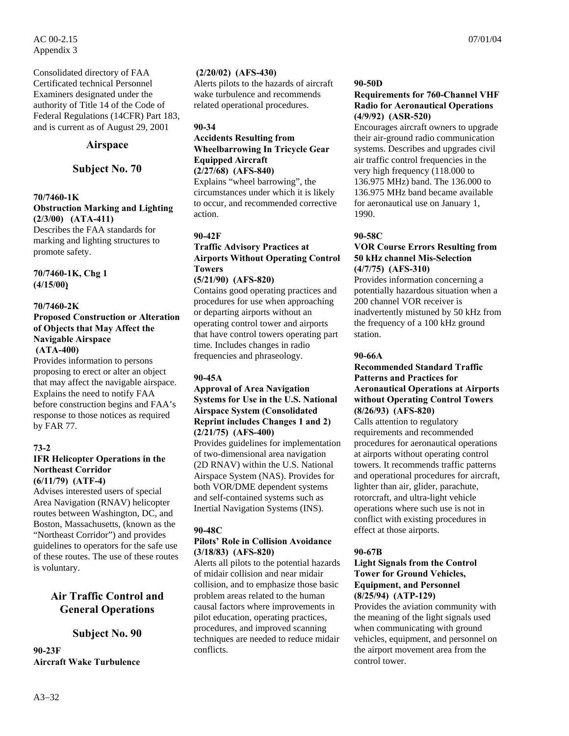Consolidated directory of FAA Certificated technical Personnel Examiners designated under the authority of Title 14 of the Code of Federal Regulations (14CFR) Part 183, and is current as of August 29, 2001

## Airspace

## Subject No. 70

**70/7460-1K**
**Obstruction Marking and Lighting**
**(2/3/00) (ATA-411)**
Describes the FAA standards for marking and lighting structures to promote safety.

**70/7460-1K, Chg 1**
**(4/15/00)**

**70/7460-2K**
**Proposed Construction or Alteration of Objects that May Affect the Navigable Airspace**
**(ATA-400)**
Provides information to persons proposing to erect or alter an object that may affect the navigable airspace. Explains the need to notify FAA before construction begins and FAA's response to those notices as required by FAR 77.

**73-2**
**IFR Helicopter Operations in the Northeast Corridor**
**(6/11/79) (ATF-4)**
Advises interested users of special Area Navigation (RNAV) helicopter routes between Washington, DC, and Boston, Massachusetts, (known as the "Northeast Corridor") and provides guidelines to operators for the safe use of these routes. The use of these routes is voluntary.

## Air Traffic Control and General Operations

## Subject No. 90

**90-23F**
**Aircraft Wake Turbulence**
**(2/20/02) (AFS-430)**
Alerts pilots to the hazards of aircraft wake turbulence and recommends related operational procedures.

**90-34**
**Accidents Resulting from Wheelbarrowing In Tricycle Gear Equipped Aircraft**
**(2/27/68) (AFS-840)**
Explains "wheel barrowing", the circumstances under which it is likely to occur, and recommended corrective action.

**90-42F**
**Traffic Advisory Practices at Airports Without Operating Control Towers**
**(5/21/90) (AFS-820)**
Contains good operating practices and procedures for use when approaching or departing airports without an operating control tower and airports that have control towers operating part time. Includes changes in radio frequencies and phraseology.

**90-45A**
**Approval of Area Navigation Systems for Use in the U.S. National Airspace System (Consolidated Reprint includes Changes 1 and 2)**
**(2/21/75) (AFS-400)**
Provides guidelines for implementation of two-dimensional area navigation (2D RNAV) within the U.S. National Airspace System (NAS). Provides for both VOR/DME dependent systems and self-contained systems such as Inertial Navigation Systems (INS).

**90-48C**
**Pilots' Role in Collision Avoidance**
**(3/18/83) (AFS-820)**
Alerts all pilots to the potential hazards of midair collision and near midair collision, and to emphasize those basic problem areas related to the human causal factors where improvements in pilot education, operating practices, procedures, and improved scanning techniques are needed to reduce midair conflicts.

**90-50D**
**Requirements for 760-Channel VHF Radio for Aeronautical Operations**
**(4/9/92) (ASR-520)**
Encourages aircraft owners to upgrade their air-ground radio communication systems. Describes and upgrades civil air traffic control frequencies in the very high frequency (118.000 to 136.975 MHz) band. The 136.000 to 136.975 MHz band became available for aeronautical use on January 1, 1990.

**90-58C**
**VOR Course Errors Resulting from 50 kHz channel Mis-Selection**
**(4/7/75) (AFS-310)**
Provides information concerning a potentially hazardous situation when a 200 channel VOR receiver is inadvertently mistuned by 50 kHz from the frequency of a 100 kHz ground station.

**90-66A**
**Recommended Standard Traffic Patterns and Practices for Aeronautical Operations at Airports without Operating Control Towers**
**(8/26/93) (AFS-820)**
Calls attention to regulatory requirements and recommended procedures for aeronautical operations at airports without operating control towers. It recommends traffic patterns and operational procedures for aircraft, lighter than air, glider, parachute, rotorcraft, and ultra-light vehicle operations where such use is not in conflict with existing procedures in effect at those airports.

**90-67B**
**Light Signals from the Control Tower for Ground Vehicles, Equipment, and Personnel**
**(8/25/94) (ATP-129)**
Provides the aviation community with the meaning of the light signals used when communicating with ground vehicles, equipment, and personnel on the airport movement area from the control tower.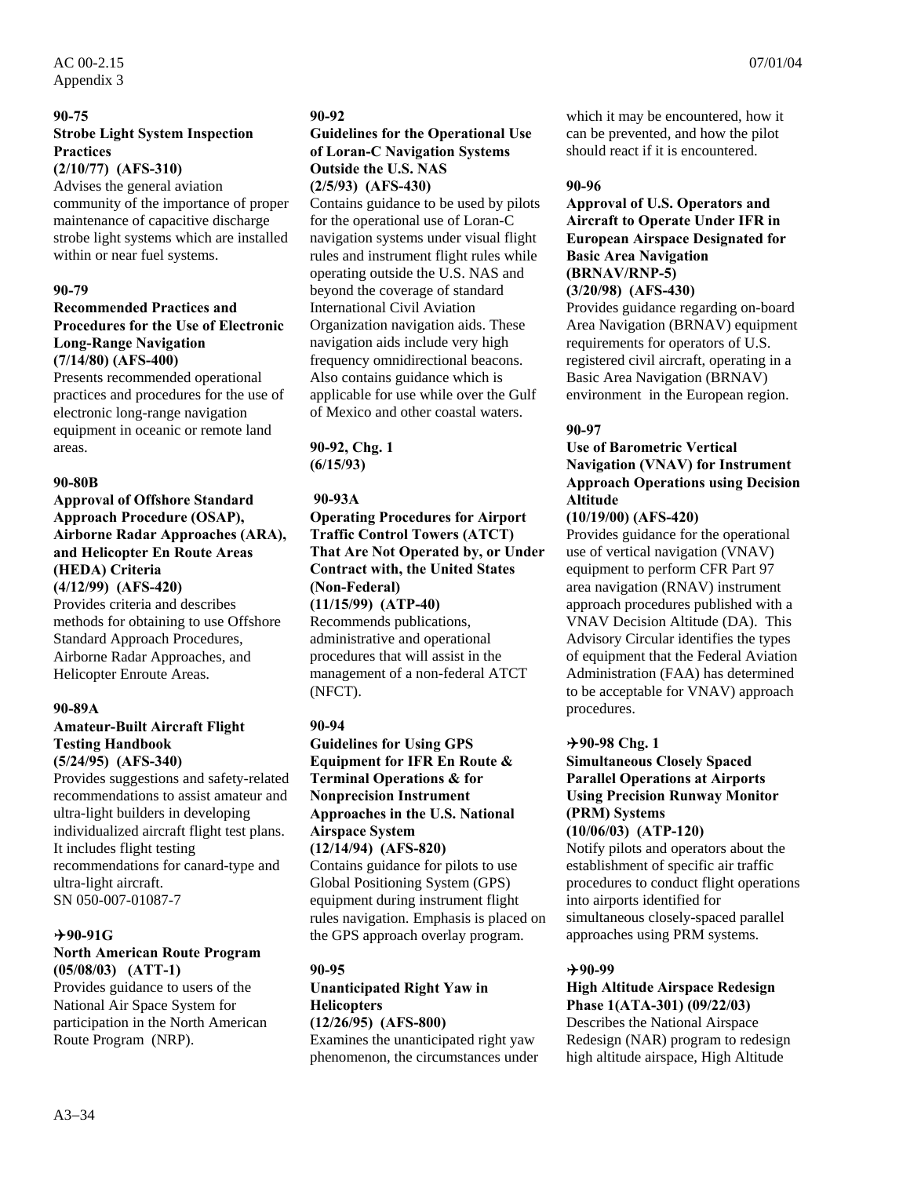**90-75**
**Strobe Light System Inspection Practices**
**(2/10/77) (AFS-310)**
Advises the general aviation community of the importance of proper maintenance of capacitive discharge strobe light systems which are installed within or near fuel systems.

**90-79**
**Recommended Practices and Procedures for the Use of Electronic Long-Range Navigation**
**(7/14/80) (AFS-400)**
Presents recommended operational practices and procedures for the use of electronic long-range navigation equipment in oceanic or remote land areas.

**90-80B**
**Approval of Offshore Standard Approach Procedure (OSAP), Airborne Radar Approaches (ARA), and Helicopter En Route Areas (HEDA) Criteria**
**(4/12/99) (AFS-420)**
Provides criteria and describes methods for obtaining to use Offshore Standard Approach Procedures, Airborne Radar Approaches, and Helicopter Enroute Areas.

**90-89A**
**Amateur-Built Aircraft Flight Testing Handbook**
**(5/24/95) (AFS-340)**
Provides suggestions and safety-related recommendations to assist amateur and ultra-light builders in developing individualized aircraft flight test plans. It includes flight testing recommendations for canard-type and ultra-light aircraft.
SN 050-007-01087-7

**✈90-91G**
**North American Route Program**
**(05/08/03) (ATT-1)**
Provides guidance to users of the National Air Space System for participation in the North American Route Program (NRP).

**90-92**
**Guidelines for the Operational Use of Loran-C Navigation Systems Outside the U.S. NAS**
**(2/5/93) (AFS-430)**
Contains guidance to be used by pilots for the operational use of Loran-C navigation systems under visual flight rules and instrument flight rules while operating outside the U.S. NAS and beyond the coverage of standard International Civil Aviation Organization navigation aids. These navigation aids include very high frequency omnidirectional beacons. Also contains guidance which is applicable for use while over the Gulf of Mexico and other coastal waters.

**90-92, Chg. 1**
**(6/15/93)**

**90-93A**
**Operating Procedures for Airport Traffic Control Towers (ATCT) That Are Not Operated by, or Under Contract with, the United States (Non-Federal)**
**(11/15/99) (ATP-40)**
Recommends publications, administrative and operational procedures that will assist in the management of a non-federal ATCT (NFCT).

**90-94**
**Guidelines for Using GPS Equipment for IFR En Route & Terminal Operations & for Nonprecision Instrument Approaches in the U.S. National Airspace System**
**(12/14/94) (AFS-820)**
Contains guidance for pilots to use Global Positioning System (GPS) equipment during instrument flight rules navigation. Emphasis is placed on the GPS approach overlay program.

**90-95**
**Unanticipated Right Yaw in Helicopters**
**(12/26/95) (AFS-800)**
Examines the unanticipated right yaw phenomenon, the circumstances under which it may be encountered, how it can be prevented, and how the pilot should react if it is encountered.

**90-96**
**Approval of U.S. Operators and Aircraft to Operate Under IFR in European Airspace Designated for Basic Area Navigation (BRNAV/RNP-5)**
**(3/20/98) (AFS-430)**
Provides guidance regarding on-board Area Navigation (BRNAV) equipment requirements for operators of U.S. registered civil aircraft, operating in a Basic Area Navigation (BRNAV) environment in the European region.

**90-97**
**Use of Barometric Vertical Navigation (VNAV) for Instrument Approach Operations using Decision Altitude**
**(10/19/00) (AFS-420)**
Provides guidance for the operational use of vertical navigation (VNAV) equipment to perform CFR Part 97 area navigation (RNAV) instrument approach procedures published with a VNAV Decision Altitude (DA). This Advisory Circular identifies the types of equipment that the Federal Aviation Administration (FAA) has determined to be acceptable for VNAV) approach procedures.

**✈90-98 Chg. 1**
**Simultaneous Closely Spaced Parallel Operations at Airports Using Precision Runway Monitor (PRM) Systems**
**(10/06/03) (ATP-120)**
Notify pilots and operators about the establishment of specific air traffic procedures to conduct flight operations into airports identified for simultaneous closely-spaced parallel approaches using PRM systems.

**✈90-99**
**High Altitude Airspace Redesign Phase 1(ATA-301) (09/22/03)**
Describes the National Airspace Redesign (NAR) program to redesign high altitude airspace, High Altitude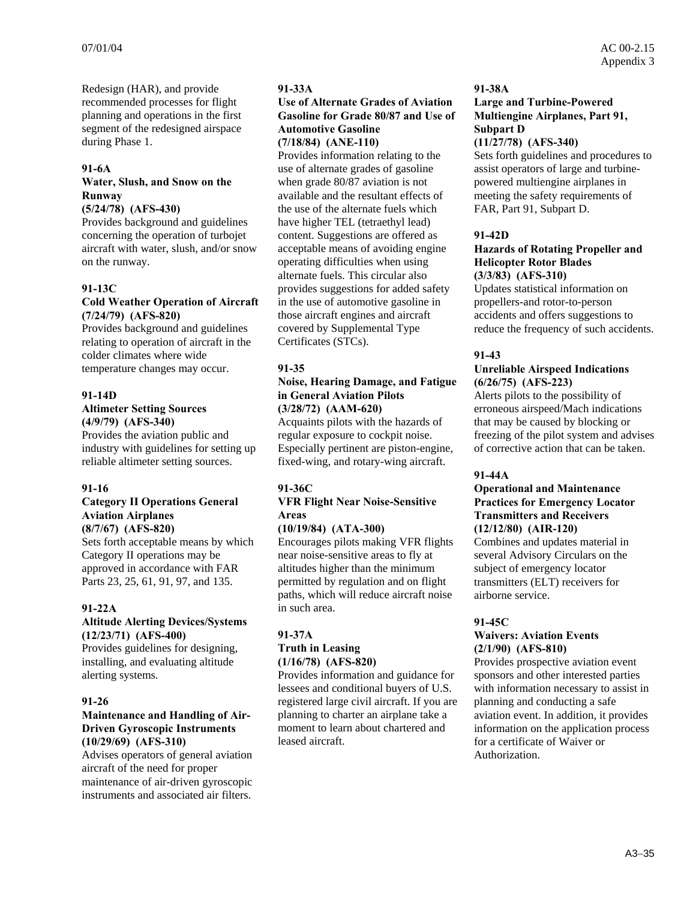Redesign (HAR), and provide recommended processes for flight planning and operations in the first segment of the redesigned airspace during Phase 1.

**91-6A**

**Water, Slush, and Snow on the Runway**
**(5/24/78) (AFS-430)**

Provides background and guidelines concerning the operation of turbojet aircraft with water, slush, and/or snow on the runway.

**91-13C**

**Cold Weather Operation of Aircraft**
**(7/24/79) (AFS-820)**

Provides background and guidelines relating to operation of aircraft in the colder climates where wide temperature changes may occur.

**91-14D**

**Altimeter Setting Sources**
**(4/9/79) (AFS-340)**

Provides the aviation public and industry with guidelines for setting up reliable altimeter setting sources.

**91-16**

**Category II Operations General Aviation Airplanes**
**(8/7/67) (AFS-820)**

Sets forth acceptable means by which Category II operations may be approved in accordance with FAR Parts 23, 25, 61, 91, 97, and 135.

**91-22A**

**Altitude Alerting Devices/Systems**
**(12/23/71) (AFS-400)**

Provides guidelines for designing, installing, and evaluating altitude alerting systems.

**91-26**

**Maintenance and Handling of Air-Driven Gyroscopic Instruments**
**(10/29/69) (AFS-310)**

Advises operators of general aviation aircraft of the need for proper maintenance of air-driven gyroscopic instruments and associated air filters.

**91-33A**

**Use of Alternate Grades of Aviation Gasoline for Grade 80/87 and Use of Automotive Gasoline**
**(7/18/84) (ANE-110)**

Provides information relating to the use of alternate grades of gasoline when grade 80/87 aviation is not available and the resultant effects of the use of the alternate fuels which have higher TEL (tetraethyl lead) content. Suggestions are offered as acceptable means of avoiding engine operating difficulties when using alternate fuels. This circular also provides suggestions for added safety in the use of automotive gasoline in those aircraft engines and aircraft covered by Supplemental Type Certificates (STCs).

**91-35**

**Noise, Hearing Damage, and Fatigue in General Aviation Pilots**
**(3/28/72) (AAM-620)**

Acquaints pilots with the hazards of regular exposure to cockpit noise. Especially pertinent are piston-engine, fixed-wing, and rotary-wing aircraft.

**91-36C**

**VFR Flight Near Noise-Sensitive Areas**
**(10/19/84) (ATA-300)**

Encourages pilots making VFR flights near noise-sensitive areas to fly at altitudes higher than the minimum permitted by regulation and on flight paths, which will reduce aircraft noise in such area.

**91-37A**

**Truth in Leasing**
**(1/16/78) (AFS-820)**

Provides information and guidance for lessees and conditional buyers of U.S. registered large civil aircraft. If you are planning to charter an airplane take a moment to learn about chartered and leased aircraft.

**91-38A**

**Large and Turbine-Powered Multiengine Airplanes, Part 91, Subpart D**
**(11/27/78) (AFS-340)**

Sets forth guidelines and procedures to assist operators of large and turbine-powered multiengine airplanes in meeting the safety requirements of FAR, Part 91, Subpart D.

**91-42D**

**Hazards of Rotating Propeller and Helicopter Rotor Blades**
**(3/3/83) (AFS-310)**

Updates statistical information on propellers-and rotor-to-person accidents and offers suggestions to reduce the frequency of such accidents.

**91-43**

**Unreliable Airspeed Indications**
**(6/26/75) (AFS-223)**

Alerts pilots to the possibility of erroneous airspeed/Mach indications that may be caused by blocking or freezing of the pilot system and advises of corrective action that can be taken.

**91-44A**

**Operational and Maintenance Practices for Emergency Locator Transmitters and Receivers**
**(12/12/80) (AIR-120)**

Combines and updates material in several Advisory Circulars on the subject of emergency locator transmitters (ELT) receivers for airborne service.

**91-45C**

**Waivers: Aviation Events**
**(2/1/90) (AFS-810)**

Provides prospective aviation event sponsors and other interested parties with information necessary to assist in planning and conducting a safe aviation event. In addition, it provides information on the application process for a certificate of Waiver or Authorization.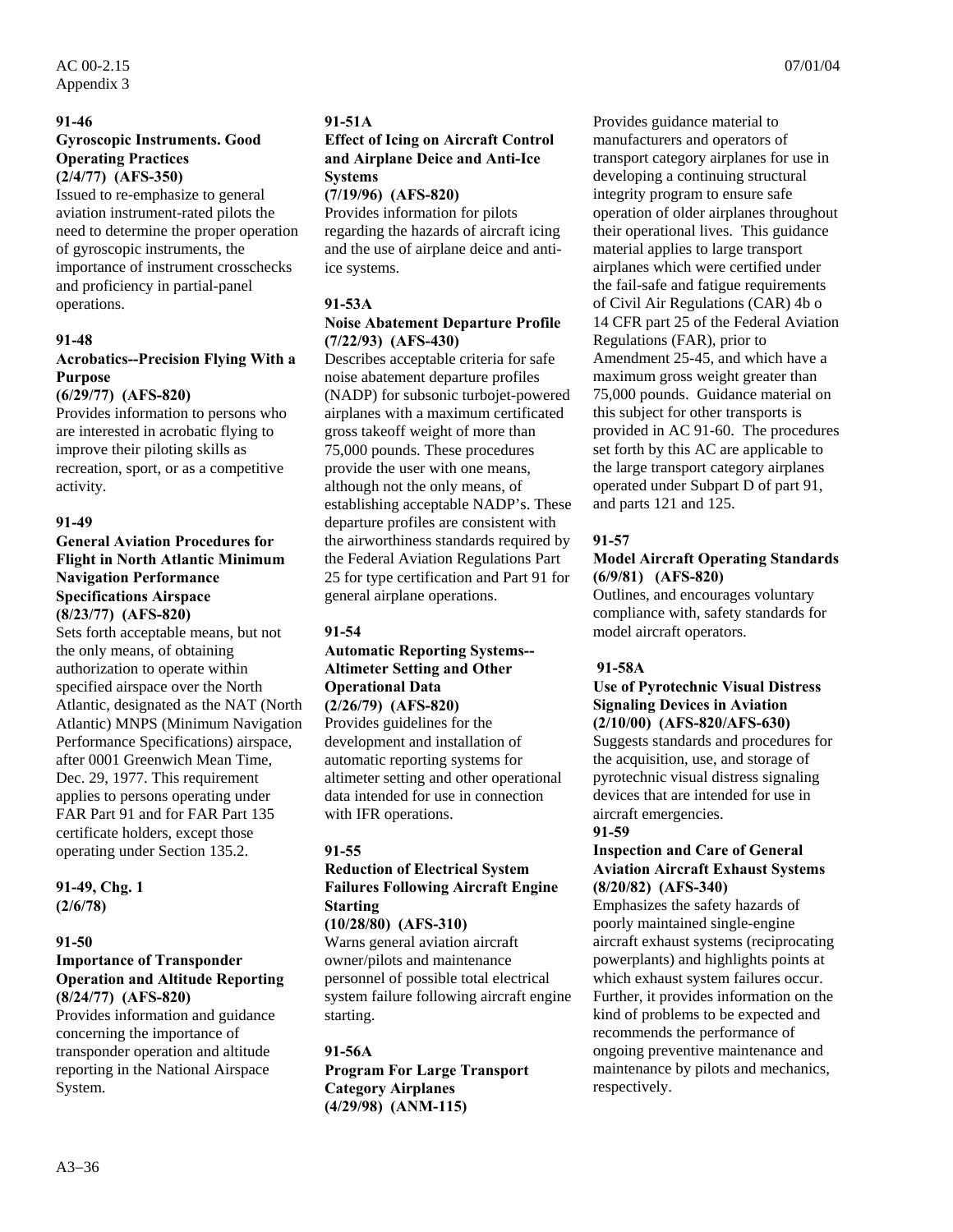**91-46**
**Gyroscopic Instruments. Good Operating Practices**
**(2/4/77) (AFS-350)**
Issued to re-emphasize to general aviation instrument-rated pilots the need to determine the proper operation of gyroscopic instruments, the importance of instrument crosschecks and proficiency in partial-panel operations.

**91-48**
**Acrobatics--Precision Flying With a Purpose**
**(6/29/77) (AFS-820)**
Provides information to persons who are interested in acrobatic flying to improve their piloting skills as recreation, sport, or as a competitive activity.

**91-49**
**General Aviation Procedures for Flight in North Atlantic Minimum Navigation Performance Specifications Airspace**
**(8/23/77) (AFS-820)**
Sets forth acceptable means, but not the only means, of obtaining authorization to operate within specified airspace over the North Atlantic, designated as the NAT (North Atlantic) MNPS (Minimum Navigation Performance Specifications) airspace, after 0001 Greenwich Mean Time, Dec. 29, 1977. This requirement applies to persons operating under FAR Part 91 and for FAR Part 135 certificate holders, except those operating under Section 135.2.

**91-49, Chg. 1**
**(2/6/78)**

**91-50**
**Importance of Transponder Operation and Altitude Reporting**
**(8/24/77) (AFS-820)**
Provides information and guidance concerning the importance of transponder operation and altitude reporting in the National Airspace System.

**91-51A**
**Effect of Icing on Aircraft Control and Airplane Deice and Anti-Ice Systems**
**(7/19/96) (AFS-820)**
Provides information for pilots regarding the hazards of aircraft icing and the use of airplane deice and anti-ice systems.

**91-53A**
**Noise Abatement Departure Profile**
**(7/22/93) (AFS-430)**
Describes acceptable criteria for safe noise abatement departure profiles (NADP) for subsonic turbojet-powered airplanes with a maximum certificated gross takeoff weight of more than 75,000 pounds. These procedures provide the user with one means, although not the only means, of establishing acceptable NADP's. These departure profiles are consistent with the airworthiness standards required by the Federal Aviation Regulations Part 25 for type certification and Part 91 for general airplane operations.

**91-54**
**Automatic Reporting Systems--Altimeter Setting and Other Operational Data**
**(2/26/79) (AFS-820)**
Provides guidelines for the development and installation of automatic reporting systems for altimeter setting and other operational data intended for use in connection with IFR operations.

**91-55**
**Reduction of Electrical System Failures Following Aircraft Engine Starting**
**(10/28/80) (AFS-310)**
Warns general aviation aircraft owner/pilots and maintenance personnel of possible total electrical system failure following aircraft engine starting.

**91-56A**
**Program For Large Transport Category Airplanes**
**(4/29/98) (ANM-115)**
Provides guidance material to manufacturers and operators of transport category airplanes for use in developing a continuing structural integrity program to ensure safe operation of older airplanes throughout their operational lives. This guidance material applies to large transport airplanes which were certified under the fail-safe and fatigue requirements of Civil Air Regulations (CAR) 4b o 14 CFR part 25 of the Federal Aviation Regulations (FAR), prior to Amendment 25-45, and which have a maximum gross weight greater than 75,000 pounds. Guidance material on this subject for other transports is provided in AC 91-60. The procedures set forth by this AC are applicable to the large transport category airplanes operated under Subpart D of part 91, and parts 121 and 125.

**91-57**
**Model Aircraft Operating Standards**
**(6/9/81) (AFS-820)**
Outlines, and encourages voluntary compliance with, safety standards for model aircraft operators.

**91-58A**
**Use of Pyrotechnic Visual Distress Signaling Devices in Aviation**
**(2/10/00) (AFS-820/AFS-630)**
Suggests standards and procedures for the acquisition, use, and storage of pyrotechnic visual distress signaling devices that are intended for use in aircraft emergencies.

**91-59**
**Inspection and Care of General Aviation Aircraft Exhaust Systems**
**(8/20/82) (AFS-340)**
Emphasizes the safety hazards of poorly maintained single-engine aircraft exhaust systems (reciprocating powerplants) and highlights points at which exhaust system failures occur. Further, it provides information on the kind of problems to be expected and recommends the performance of ongoing preventive maintenance and maintenance by pilots and mechanics, respectively.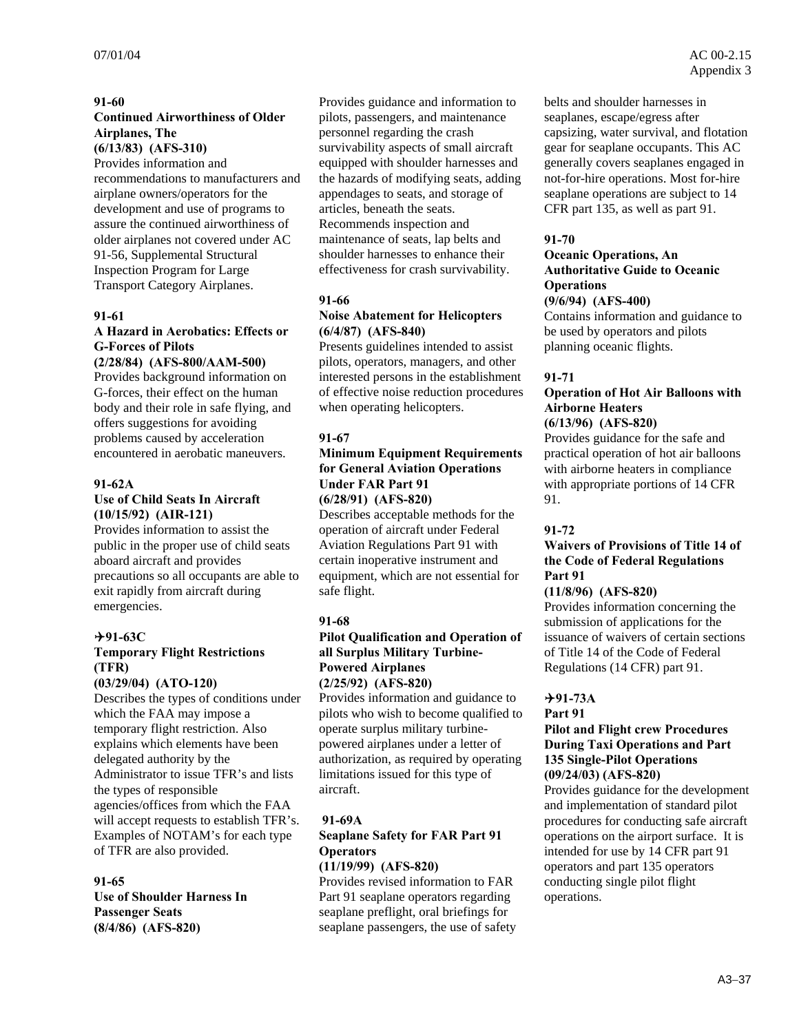**91-60**

**Continued Airworthiness of Older Airplanes, The**
**(6/13/83) (AFS-310)**

Provides information and recommendations to manufacturers and airplane owners/operators for the development and use of programs to assure the continued airworthiness of older airplanes not covered under AC 91-56, Supplemental Structural Inspection Program for Large Transport Category Airplanes.

**91-61**

**A Hazard in Aerobatics: Effects or G-Forces of Pilots**
**(2/28/84) (AFS-800/AAM-500)**

Provides background information on G-forces, their effect on the human body and their role in safe flying, and offers suggestions for avoiding problems caused by acceleration encountered in aerobatic maneuvers.

**91-62A**

**Use of Child Seats In Aircraft**
**(10/15/92) (AIR-121)**

Provides information to assist the public in the proper use of child seats aboard aircraft and provides precautions so all occupants are able to exit rapidly from aircraft during emergencies.

**✈91-63C**

**Temporary Flight Restrictions (TFR)**
**(03/29/04) (ATO-120)**

Describes the types of conditions under which the FAA may impose a temporary flight restriction. Also explains which elements have been delegated authority by the Administrator to issue TFR's and lists the types of responsible agencies/offices from which the FAA will accept requests to establish TFR's. Examples of NOTAM's for each type of TFR are also provided.

**91-65**

**Use of Shoulder Harness In Passenger Seats**
**(8/4/86) (AFS-820)**

Provides guidance and information to pilots, passengers, and maintenance personnel regarding the crash survivability aspects of small aircraft equipped with shoulder harnesses and the hazards of modifying seats, adding appendages to seats, and storage of articles, beneath the seats. Recommends inspection and maintenance of seats, lap belts and shoulder harnesses to enhance their effectiveness for crash survivability.

**91-66**

**Noise Abatement for Helicopters**
**(6/4/87) (AFS-840)**

Presents guidelines intended to assist pilots, operators, managers, and other interested persons in the establishment of effective noise reduction procedures when operating helicopters.

**91-67**

**Minimum Equipment Requirements for General Aviation Operations Under FAR Part 91**
**(6/28/91) (AFS-820)**

Describes acceptable methods for the operation of aircraft under Federal Aviation Regulations Part 91 with certain inoperative instrument and equipment, which are not essential for safe flight.

**91-68**

**Pilot Qualification and Operation of all Surplus Military Turbine-Powered Airplanes**
**(2/25/92) (AFS-820)**

Provides information and guidance to pilots who wish to become qualified to operate surplus military turbine-powered airplanes under a letter of authorization, as required by operating limitations issued for this type of aircraft.

**91-69A**

**Seaplane Safety for FAR Part 91 Operators**
**(11/19/99) (AFS-820)**

Provides revised information to FAR Part 91 seaplane operators regarding seaplane preflight, oral briefings for seaplane passengers, the use of safety belts and shoulder harnesses in seaplanes, escape/egress after capsizing, water survival, and flotation gear for seaplane occupants. This AC generally covers seaplanes engaged in not-for-hire operations. Most for-hire seaplane operations are subject to 14 CFR part 135, as well as part 91.

**91-70**

**Oceanic Operations, An Authoritative Guide to Oceanic Operations**
**(9/6/94) (AFS-400)**

Contains information and guidance to be used by operators and pilots planning oceanic flights.

**91-71**

**Operation of Hot Air Balloons with Airborne Heaters**
**(6/13/96) (AFS-820)**

Provides guidance for the safe and practical operation of hot air balloons with airborne heaters in compliance with appropriate portions of 14 CFR 91.

**91-72**

**Waivers of Provisions of Title 14 of the Code of Federal Regulations Part 91**
**(11/8/96) (AFS-820)**

Provides information concerning the submission of applications for the issuance of waivers of certain sections of Title 14 of the Code of Federal Regulations (14 CFR) part 91.

**✈91-73A**

**Part 91**

**Pilot and Flight crew Procedures During Taxi Operations and Part 135 Single-Pilot Operations**
**(09/24/03) (AFS-820)**

Provides guidance for the development and implementation of standard pilot procedures for conducting safe aircraft operations on the airport surface. It is intended for use by 14 CFR part 91 operators and part 135 operators conducting single pilot flight operations.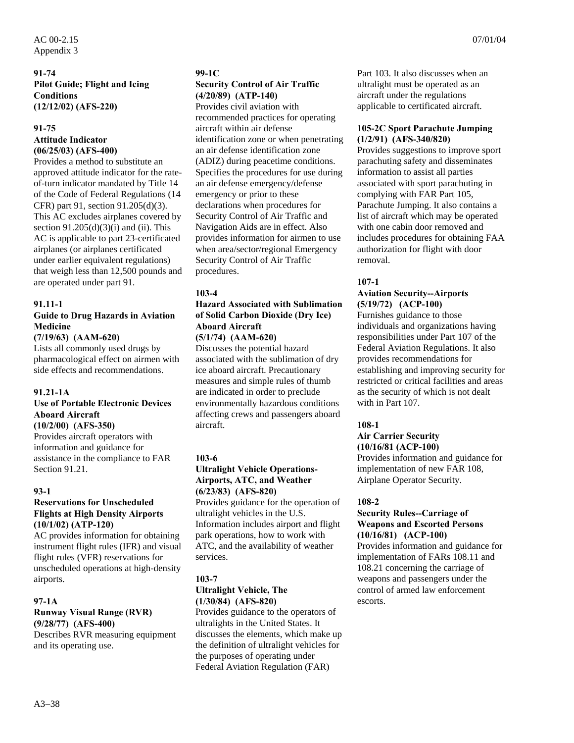**91-74**
**Pilot Guide; Flight and Icing Conditions**
**(12/12/02) (AFS-220)**

**91-75**
**Attitude Indicator**
**(06/25/03) (AFS-400)**
Provides a method to substitute an approved attitude indicator for the rate-of-turn indicator mandated by Title 14 of the Code of Federal Regulations (14 CFR) part 91, section 91.205(d)(3). This AC excludes airplanes covered by section 91.205(d)(3)(i) and (ii). This AC is applicable to part 23-certificated airplanes (or airplanes certificated under earlier equivalent regulations) that weigh less than 12,500 pounds and are operated under part 91.

**91.11-1**
**Guide to Drug Hazards in Aviation Medicine**
**(7/19/63) (AAM-620)**
Lists all commonly used drugs by pharmacological effect on airmen with side effects and recommendations.

**91.21-1A**
**Use of Portable Electronic Devices Aboard Aircraft**
**(10/2/00) (AFS-350)**
Provides aircraft operators with information and guidance for assistance in the compliance to FAR Section 91.21.

**93-1**
**Reservations for Unscheduled Flights at High Density Airports**
**(10/1/02) (ATP-120)**
AC provides information for obtaining instrument flight rules (IFR) and visual flight rules (VFR) reservations for unscheduled operations at high-density airports.

**97-1A**
**Runway Visual Range (RVR)**
**(9/28/77) (AFS-400)**
Describes RVR measuring equipment and its operating use.

**99-1C**
**Security Control of Air Traffic**
**(4/20/89) (ATP-140)**
Provides civil aviation with recommended practices for operating aircraft within air defense identification zone or when penetrating an air defense identification zone (ADIZ) during peacetime conditions. Specifies the procedures for use during an air defense emergency/defense emergency or prior to these declarations when procedures for Security Control of Air Traffic and Navigation Aids are in effect. Also provides information for airmen to use when area/sector/regional Emergency Security Control of Air Traffic procedures.

**103-4**
**Hazard Associated with Sublimation of Solid Carbon Dioxide (Dry Ice) Aboard Aircraft**
**(5/1/74) (AAM-620)**
Discusses the potential hazard associated with the sublimation of dry ice aboard aircraft. Precautionary measures and simple rules of thumb are indicated in order to preclude environmentally hazardous conditions affecting crews and passengers aboard aircraft.

**103-6**
**Ultralight Vehicle Operations-Airports, ATC, and Weather**
**(6/23/83) (AFS-820)**
Provides guidance for the operation of ultralight vehicles in the U.S. Information includes airport and flight park operations, how to work with ATC, and the availability of weather services.

**103-7**
**Ultralight Vehicle, The**
**(1/30/84) (AFS-820)**
Provides guidance to the operators of ultralights in the United States. It discusses the elements, which make up the definition of ultralight vehicles for the purposes of operating under Federal Aviation Regulation (FAR) Part 103. It also discusses when an ultralight must be operated as an aircraft under the regulations applicable to certificated aircraft.

**105-2C Sport Parachute Jumping**
**(1/2/91) (AFS-340/820)**
Provides suggestions to improve sport parachuting safety and disseminates information to assist all parties associated with sport parachuting in complying with FAR Part 105, Parachute Jumping. It also contains a list of aircraft which may be operated with one cabin door removed and includes procedures for obtaining FAA authorization for flight with door removal.

**107-1**
**Aviation Security--Airports**
**(5/19/72) (ACP-100)**
Furnishes guidance to those individuals and organizations having responsibilities under Part 107 of the Federal Aviation Regulations. It also provides recommendations for establishing and improving security for restricted or critical facilities and areas as the security of which is not dealt with in Part 107.

**108-1**
**Air Carrier Security**
**(10/16/81 (ACP-100)**
Provides information and guidance for implementation of new FAR 108, Airplane Operator Security.

**108-2**
**Security Rules--Carriage of Weapons and Escorted Persons**
**(10/16/81) (ACP-100)**
Provides information and guidance for implementation of FARs 108.11 and 108.21 concerning the carriage of weapons and passengers under the control of armed law enforcement escorts.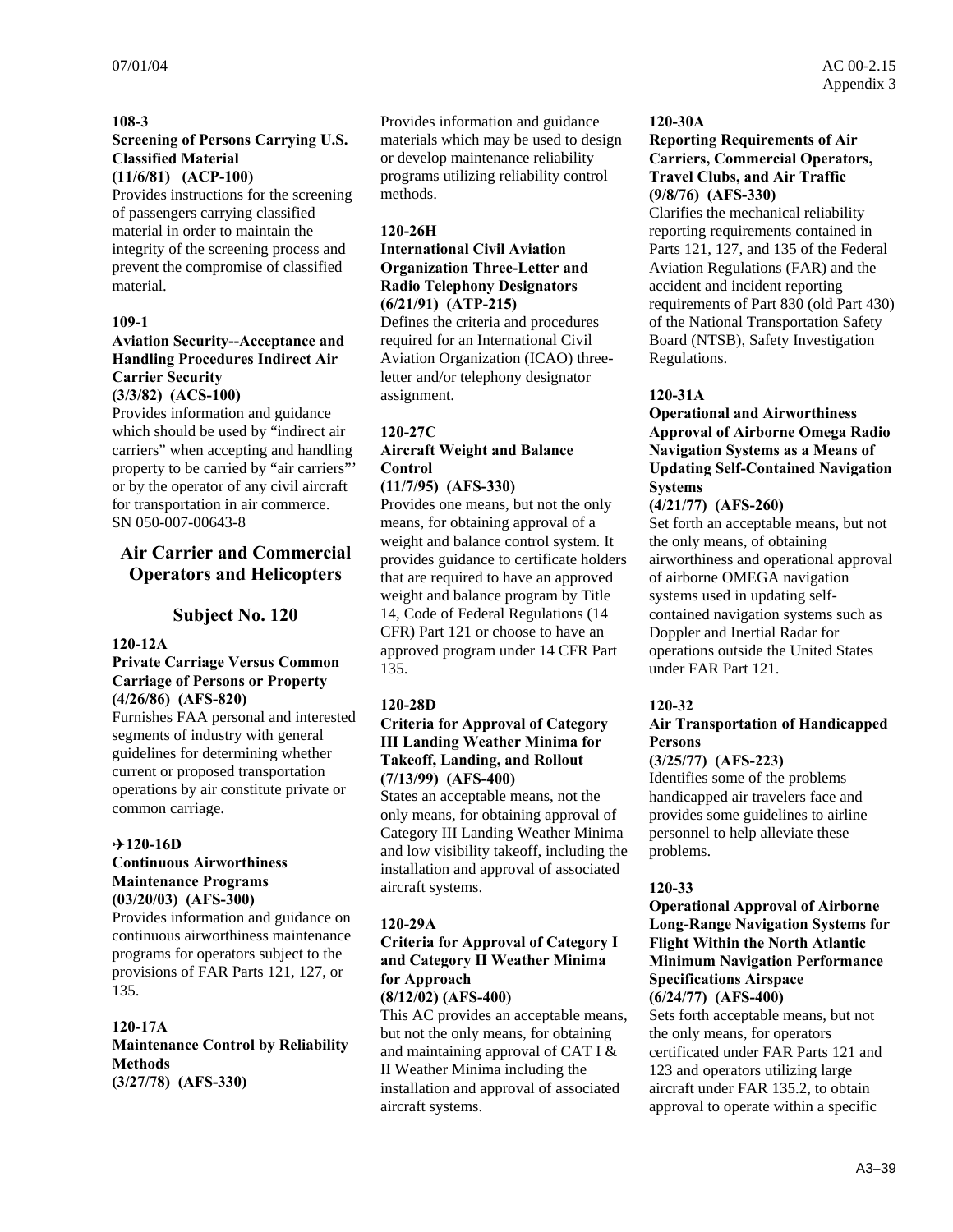**108-3**

**Screening of Persons Carrying U.S. Classified Material**

**(11/6/81) (ACP-100)**

Provides instructions for the screening of passengers carrying classified material in order to maintain the integrity of the screening process and prevent the compromise of classified material.

**109-1**

**Aviation Security--Acceptance and Handling Procedures Indirect Air Carrier Security**

**(3/3/82) (ACS-100)**

Provides information and guidance which should be used by "indirect air carriers" when accepting and handling property to be carried by "air carriers"' or by the operator of any civil aircraft for transportation in air commerce. SN 050-007-00643-8

## Air Carrier and Commercial Operators and Helicopters

## Subject No. 120

**120-12A**

**Private Carriage Versus Common Carriage of Persons or Property**

**(4/26/86) (AFS-820)**

Furnishes FAA personal and interested segments of industry with general guidelines for determining whether current or proposed transportation operations by air constitute private or common carriage.

**✈120-16D**

**Continuous Airworthiness Maintenance Programs**

**(03/20/03) (AFS-300)**

Provides information and guidance on continuous airworthiness maintenance programs for operators subject to the provisions of FAR Parts 121, 127, or 135.

**120-17A**

**Maintenance Control by Reliability Methods**

**(3/27/78) (AFS-330)**

Provides information and guidance materials which may be used to design or develop maintenance reliability programs utilizing reliability control methods.

**120-26H**

**International Civil Aviation Organization Three-Letter and Radio Telephony Designators**

**(6/21/91) (ATP-215)**

Defines the criteria and procedures required for an International Civil Aviation Organization (ICAO) three-letter and/or telephony designator assignment.

**120-27C**

**Aircraft Weight and Balance Control**

**(11/7/95) (AFS-330)**

Provides one means, but not the only means, for obtaining approval of a weight and balance control system. It provides guidance to certificate holders that are required to have an approved weight and balance program by Title 14, Code of Federal Regulations (14 CFR) Part 121 or choose to have an approved program under 14 CFR Part 135.

**120-28D**

**Criteria for Approval of Category III Landing Weather Minima for Takeoff, Landing, and Rollout**

**(7/13/99) (AFS-400)**

States an acceptable means, not the only means, for obtaining approval of Category III Landing Weather Minima and low visibility takeoff, including the installation and approval of associated aircraft systems.

**120-29A**

**Criteria for Approval of Category I and Category II Weather Minima for Approach**

**(8/12/02) (AFS-400)**

This AC provides an acceptable means, but not the only means, for obtaining and maintaining approval of CAT I & II Weather Minima including the installation and approval of associated aircraft systems.

**120-30A**

**Reporting Requirements of Air Carriers, Commercial Operators, Travel Clubs, and Air Traffic**

**(9/8/76) (AFS-330)**

Clarifies the mechanical reliability reporting requirements contained in Parts 121, 127, and 135 of the Federal Aviation Regulations (FAR) and the accident and incident reporting requirements of Part 830 (old Part 430) of the National Transportation Safety Board (NTSB), Safety Investigation Regulations.

**120-31A**

**Operational and Airworthiness Approval of Airborne Omega Radio Navigation Systems as a Means of Updating Self-Contained Navigation Systems**

**(4/21/77) (AFS-260)**

Set forth an acceptable means, but not the only means, of obtaining airworthiness and operational approval of airborne OMEGA navigation systems used in updating self-contained navigation systems such as Doppler and Inertial Radar for operations outside the United States under FAR Part 121.

**120-32**

**Air Transportation of Handicapped Persons**

**(3/25/77) (AFS-223)**

Identifies some of the problems handicapped air travelers face and provides some guidelines to airline personnel to help alleviate these problems.

**120-33**

**Operational Approval of Airborne Long-Range Navigation Systems for Flight Within the North Atlantic Minimum Navigation Performance Specifications Airspace**

**(6/24/77) (AFS-400)**

Sets forth acceptable means, but not the only means, for operators certificated under FAR Parts 121 and 123 and operators utilizing large aircraft under FAR 135.2, to obtain approval to operate within a specific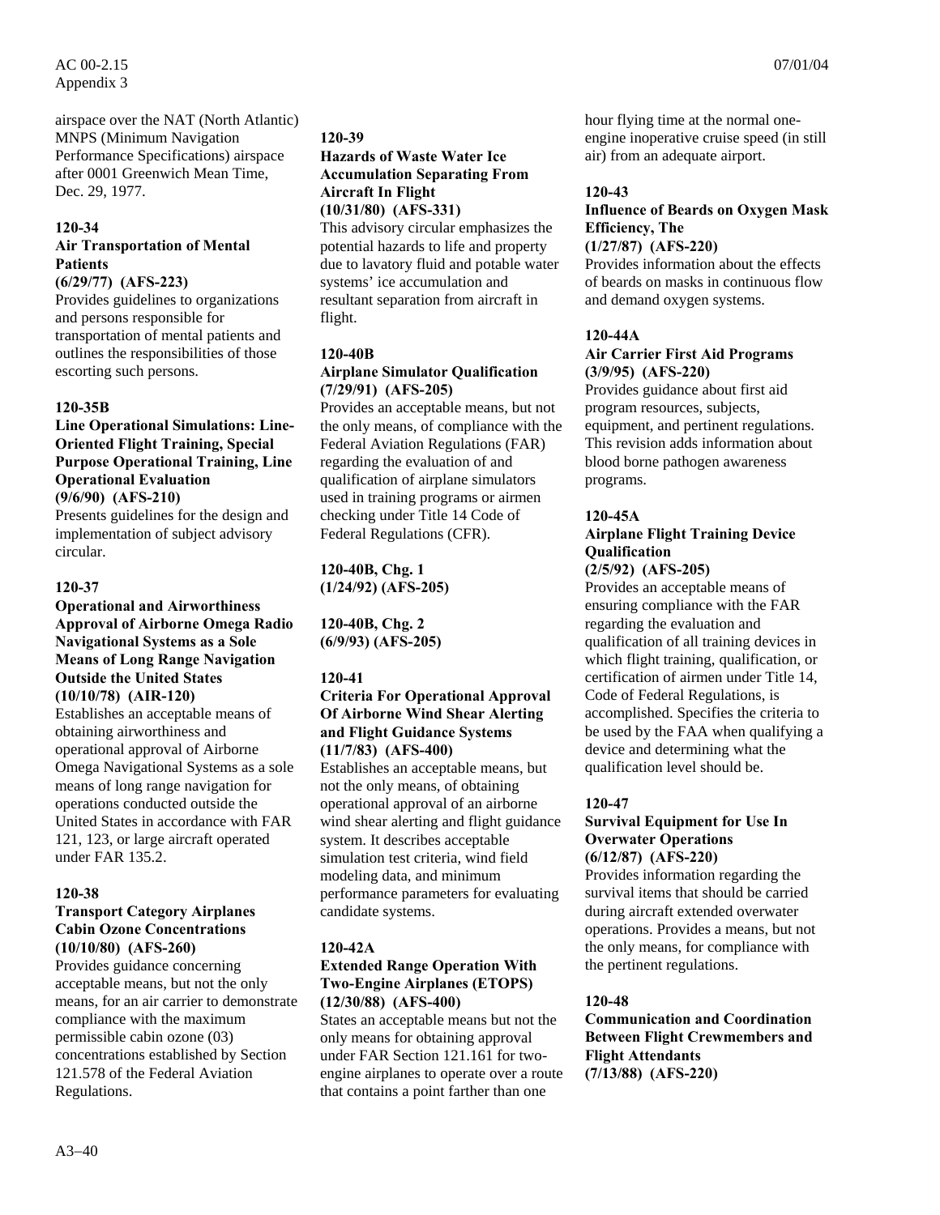airspace over the NAT (North Atlantic) MNPS (Minimum Navigation Performance Specifications) airspace after 0001 Greenwich Mean Time, Dec. 29, 1977.

**120-34**
**Air Transportation of Mental Patients**
**(6/29/77) (AFS-223)**
Provides guidelines to organizations and persons responsible for transportation of mental patients and outlines the responsibilities of those escorting such persons.

**120-35B**
**Line Operational Simulations: Line-Oriented Flight Training, Special Purpose Operational Training, Line Operational Evaluation**
**(9/6/90) (AFS-210)**
Presents guidelines for the design and implementation of subject advisory circular.

**120-37**
**Operational and Airworthiness Approval of Airborne Omega Radio Navigational Systems as a Sole Means of Long Range Navigation Outside the United States**
**(10/10/78) (AIR-120)**
Establishes an acceptable means of obtaining airworthiness and operational approval of Airborne Omega Navigational Systems as a sole means of long range navigation for operations conducted outside the United States in accordance with FAR 121, 123, or large aircraft operated under FAR 135.2.

**120-38**
**Transport Category Airplanes Cabin Ozone Concentrations**
**(10/10/80) (AFS-260)**
Provides guidance concerning acceptable means, but not the only means, for an air carrier to demonstrate compliance with the maximum permissible cabin ozone (03) concentrations established by Section 121.578 of the Federal Aviation Regulations.

**120-39**
**Hazards of Waste Water Ice Accumulation Separating From Aircraft In Flight**
**(10/31/80) (AFS-331)**
This advisory circular emphasizes the potential hazards to life and property due to lavatory fluid and potable water systems' ice accumulation and resultant separation from aircraft in flight.

**120-40B**
**Airplane Simulator Qualification**
**(7/29/91) (AFS-205)**
Provides an acceptable means, but not the only means, of compliance with the Federal Aviation Regulations (FAR) regarding the evaluation of and qualification of airplane simulators used in training programs or airmen checking under Title 14 Code of Federal Regulations (CFR).

**120-40B, Chg. 1**
**(1/24/92) (AFS-205)**

**120-40B, Chg. 2**
**(6/9/93) (AFS-205)**

**120-41**
**Criteria For Operational Approval Of Airborne Wind Shear Alerting and Flight Guidance Systems**
**(11/7/83) (AFS-400)**
Establishes an acceptable means, but not the only means, of obtaining operational approval of an airborne wind shear alerting and flight guidance system. It describes acceptable simulation test criteria, wind field modeling data, and minimum performance parameters for evaluating candidate systems.

**120-42A**
**Extended Range Operation With Two-Engine Airplanes (ETOPS)**
**(12/30/88) (AFS-400)**
States an acceptable means but not the only means for obtaining approval under FAR Section 121.161 for two-engine airplanes to operate over a route that contains a point farther than one hour flying time at the normal one-engine inoperative cruise speed (in still air) from an adequate airport.

**120-43**
**Influence of Beards on Oxygen Mask Efficiency, The**
**(1/27/87) (AFS-220)**
Provides information about the effects of beards on masks in continuous flow and demand oxygen systems.

**120-44A**
**Air Carrier First Aid Programs**
**(3/9/95) (AFS-220)**
Provides guidance about first aid program resources, subjects, equipment, and pertinent regulations. This revision adds information about blood borne pathogen awareness programs.

**120-45A**
**Airplane Flight Training Device Qualification**
**(2/5/92) (AFS-205)**
Provides an acceptable means of ensuring compliance with the FAR regarding the evaluation and qualification of all training devices in which flight training, qualification, or certification of airmen under Title 14, Code of Federal Regulations, is accomplished. Specifies the criteria to be used by the FAA when qualifying a device and determining what the qualification level should be.

**120-47**
**Survival Equipment for Use In Overwater Operations**
**(6/12/87) (AFS-220)**
Provides information regarding the survival items that should be carried during aircraft extended overwater operations. Provides a means, but not the only means, for compliance with the pertinent regulations.

**120-48**
**Communication and Coordination Between Flight Crewmembers and Flight Attendants**
**(7/13/88) (AFS-220)**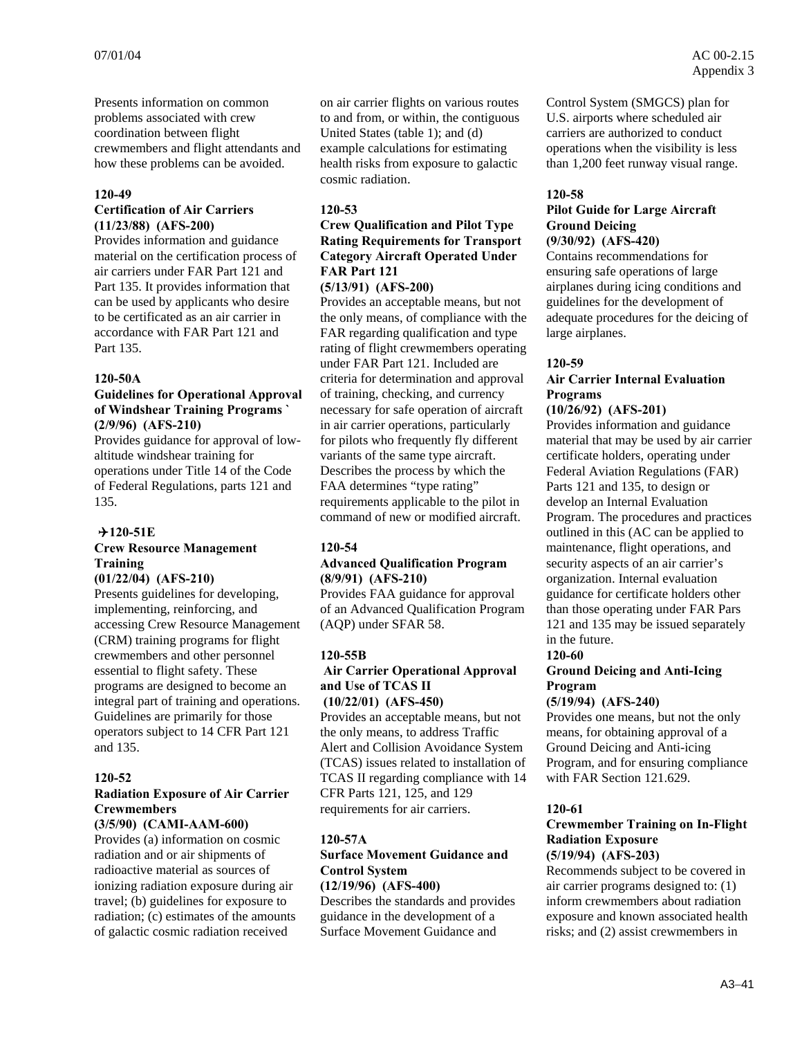Presents information on common problems associated with crew coordination between flight crewmembers and flight attendants and how these problems can be avoided.

**120-49**
**Certification of Air Carriers**
**(11/23/88) (AFS-200)**
Provides information and guidance material on the certification process of air carriers under FAR Part 121 and Part 135. It provides information that can be used by applicants who desire to be certificated as an air carrier in accordance with FAR Part 121 and Part 135.

**120-50A**
**Guidelines for Operational Approval of Windshear Training Programs `**
**(2/9/96) (AFS-210)**
Provides guidance for approval of low-altitude windshear training for operations under Title 14 of the Code of Federal Regulations, parts 121 and 135.

**✈120-51E**
**Crew Resource Management Training**
**(01/22/04) (AFS-210)**
Presents guidelines for developing, implementing, reinforcing, and accessing Crew Resource Management (CRM) training programs for flight crewmembers and other personnel essential to flight safety. These programs are designed to become an integral part of training and operations. Guidelines are primarily for those operators subject to 14 CFR Part 121 and 135.

**120-52**
**Radiation Exposure of Air Carrier Crewmembers**
**(3/5/90) (CAMI-AAM-600)**
Provides (a) information on cosmic radiation and or air shipments of radioactive material as sources of ionizing radiation exposure during air travel; (b) guidelines for exposure to radiation; (c) estimates of the amounts of galactic cosmic radiation received on air carrier flights on various routes to and from, or within, the contiguous United States (table 1); and (d) example calculations for estimating health risks from exposure to galactic cosmic radiation.

**120-53**
**Crew Qualification and Pilot Type Rating Requirements for Transport Category Aircraft Operated Under FAR Part 121**
**(5/13/91) (AFS-200)**
Provides an acceptable means, but not the only means, of compliance with the FAR regarding qualification and type rating of flight crewmembers operating under FAR Part 121. Included are criteria for determination and approval of training, checking, and currency necessary for safe operation of aircraft in air carrier operations, particularly for pilots who frequently fly different variants of the same type aircraft. Describes the process by which the FAA determines "type rating" requirements applicable to the pilot in command of new or modified aircraft.

**120-54**
**Advanced Qualification Program**
**(8/9/91) (AFS-210)**
Provides FAA guidance for approval of an Advanced Qualification Program (AQP) under SFAR 58.

**120-55B**
**Air Carrier Operational Approval and Use of TCAS II**
**(10/22/01) (AFS-450)**
Provides an acceptable means, but not the only means, to address Traffic Alert and Collision Avoidance System (TCAS) issues related to installation of TCAS II regarding compliance with 14 CFR Parts 121, 125, and 129 requirements for air carriers.

**120-57A**
**Surface Movement Guidance and Control System**
**(12/19/96) (AFS-400)**
Describes the standards and provides guidance in the development of a Surface Movement Guidance and Control System (SMGCS) plan for U.S. airports where scheduled air carriers are authorized to conduct operations when the visibility is less than 1,200 feet runway visual range.

**120-58**
**Pilot Guide for Large Aircraft Ground Deicing**
**(9/30/92) (AFS-420)**
Contains recommendations for ensuring safe operations of large airplanes during icing conditions and guidelines for the development of adequate procedures for the deicing of large airplanes.

**120-59**
**Air Carrier Internal Evaluation Programs**
**(10/26/92) (AFS-201)**
Provides information and guidance material that may be used by air carrier certificate holders, operating under Federal Aviation Regulations (FAR) Parts 121 and 135, to design or develop an Internal Evaluation Program. The procedures and practices outlined in this (AC can be applied to maintenance, flight operations, and security aspects of an air carrier's organization. Internal evaluation guidance for certificate holders other than those operating under FAR Pars 121 and 135 may be issued separately in the future.

**120-60**
**Ground Deicing and Anti-Icing Program**
**(5/19/94) (AFS-240)**
Provides one means, but not the only means, for obtaining approval of a Ground Deicing and Anti-icing Program, and for ensuring compliance with FAR Section 121.629.

**120-61**
**Crewmember Training on In-Flight Radiation Exposure**
**(5/19/94) (AFS-203)**
Recommends subject to be covered in air carrier programs designed to: (1) inform crewmembers about radiation exposure and known associated health risks; and (2) assist crewmembers in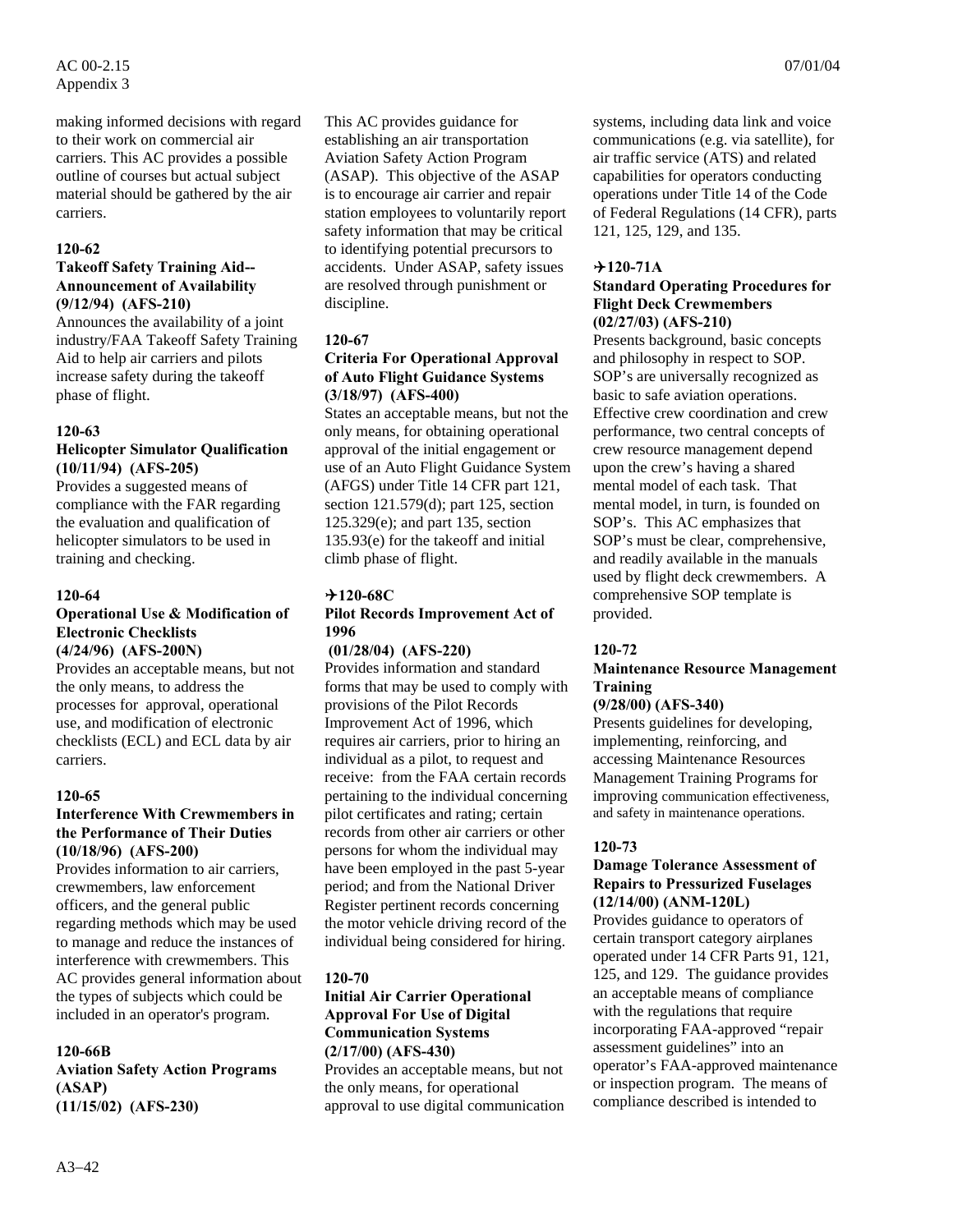making informed decisions with regard to their work on commercial air carriers. This AC provides a possible outline of courses but actual subject material should be gathered by the air carriers.

**120-62**
**Takeoff Safety Training Aid--Announcement of Availability (9/12/94) (AFS-210)**
Announces the availability of a joint industry/FAA Takeoff Safety Training Aid to help air carriers and pilots increase safety during the takeoff phase of flight.

**120-63**
**Helicopter Simulator Qualification (10/11/94) (AFS-205)**
Provides a suggested means of compliance with the FAR regarding the evaluation and qualification of helicopter simulators to be used in training and checking.

**120-64**
**Operational Use & Modification of Electronic Checklists (4/24/96) (AFS-200N)**
Provides an acceptable means, but not the only means, to address the processes for approval, operational use, and modification of electronic checklists (ECL) and ECL data by air carriers.

**120-65**
**Interference With Crewmembers in the Performance of Their Duties (10/18/96) (AFS-200)**
Provides information to air carriers, crewmembers, law enforcement officers, and the general public regarding methods which may be used to manage and reduce the instances of interference with crewmembers. This AC provides general information about the types of subjects which could be included in an operator's program.

**120-66B**
**Aviation Safety Action Programs (ASAP) (11/15/02) (AFS-230)**
This AC provides guidance for establishing an air transportation Aviation Safety Action Program (ASAP). This objective of the ASAP is to encourage air carrier and repair station employees to voluntarily report safety information that may be critical to identifying potential precursors to accidents. Under ASAP, safety issues are resolved through punishment or discipline.

**120-67**
**Criteria For Operational Approval of Auto Flight Guidance Systems (3/18/97) (AFS-400)**
States an acceptable means, but not the only means, for obtaining operational approval of the initial engagement or use of an Auto Flight Guidance System (AFGS) under Title 14 CFR part 121, section 121.579(d); part 125, section 125.329(e); and part 135, section 135.93(e) for the takeoff and initial climb phase of flight.

**✈120-68C**
**Pilot Records Improvement Act of 1996 (01/28/04) (AFS-220)**
Provides information and standard forms that may be used to comply with provisions of the Pilot Records Improvement Act of 1996, which requires air carriers, prior to hiring an individual as a pilot, to request and receive: from the FAA certain records pertaining to the individual concerning pilot certificates and rating; certain records from other air carriers or other persons for whom the individual may have been employed in the past 5-year period; and from the National Driver Register pertinent records concerning the motor vehicle driving record of the individual being considered for hiring.

**120-70**
**Initial Air Carrier Operational Approval For Use of Digital Communication Systems (2/17/00) (AFS-430)**
Provides an acceptable means, but not the only means, for operational approval to use digital communication systems, including data link and voice communications (e.g. via satellite), for air traffic service (ATS) and related capabilities for operators conducting operations under Title 14 of the Code of Federal Regulations (14 CFR), parts 121, 125, 129, and 135.

**✈120-71A**
**Standard Operating Procedures for Flight Deck Crewmembers (02/27/03) (AFS-210)**
Presents background, basic concepts and philosophy in respect to SOP. SOP's are universally recognized as basic to safe aviation operations. Effective crew coordination and crew performance, two central concepts of crew resource management depend upon the crew's having a shared mental model of each task. That mental model, in turn, is founded on SOP's. This AC emphasizes that SOP's must be clear, comprehensive, and readily available in the manuals used by flight deck crewmembers. A comprehensive SOP template is provided.

**120-72**
**Maintenance Resource Management Training (9/28/00) (AFS-340)**
Presents guidelines for developing, implementing, reinforcing, and accessing Maintenance Resources Management Training Programs for improving communication effectiveness, and safety in maintenance operations.

**120-73**
**Damage Tolerance Assessment of Repairs to Pressurized Fuselages (12/14/00) (ANM-120L)**
Provides guidance to operators of certain transport category airplanes operated under 14 CFR Parts 91, 121, 125, and 129. The guidance provides an acceptable means of compliance with the regulations that require incorporating FAA-approved "repair assessment guidelines" into an operator's FAA-approved maintenance or inspection program. The means of compliance described is intended to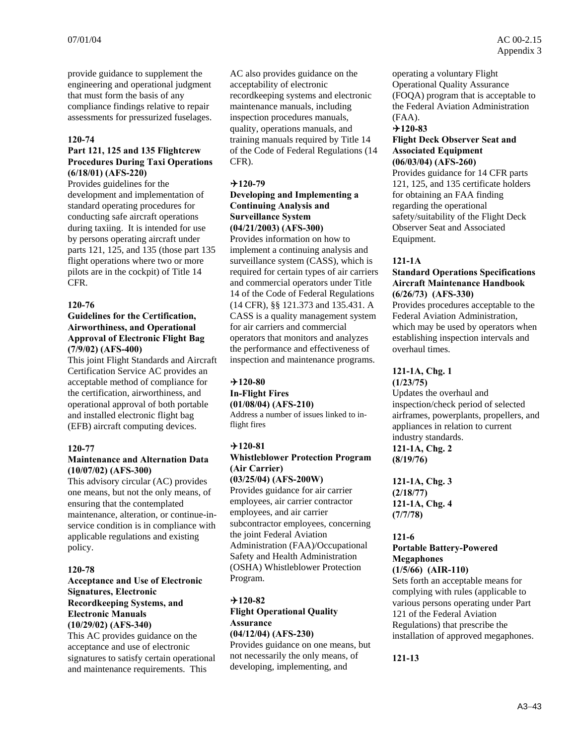provide guidance to supplement the engineering and operational judgment that must form the basis of any compliance findings relative to repair assessments for pressurized fuselages.

**120-74**
**Part 121, 125 and 135 Flightcrew Procedures During Taxi Operations (6/18/01) (AFS-220)**
Provides guidelines for the development and implementation of standard operating procedures for conducting safe aircraft operations during taxiing. It is intended for use by persons operating aircraft under parts 121, 125, and 135 (those part 135 flight operations where two or more pilots are in the cockpit) of Title 14 CFR.

**120-76**
**Guidelines for the Certification, Airworthiness, and Operational Approval of Electronic Flight Bag (7/9/02) (AFS-400)**
This joint Flight Standards and Aircraft Certification Service AC provides an acceptable method of compliance for the certification, airworthiness, and operational approval of both portable and installed electronic flight bag (EFB) aircraft computing devices.

**120-77**
**Maintenance and Alternation Data (10/07/02) (AFS-300)**
This advisory circular (AC) provides one means, but not the only means, of ensuring that the contemplated maintenance, alteration, or continue-in-service condition is in compliance with applicable regulations and existing policy.

**120-78**
**Acceptance and Use of Electronic Signatures, Electronic Recordkeeping Systems, and Electronic Manuals (10/29/02) (AFS-340)**
This AC provides guidance on the acceptance and use of electronic signatures to satisfy certain operational and maintenance requirements. This AC also provides guidance on the acceptability of electronic recordkeeping systems and electronic maintenance manuals, including inspection procedures manuals, quality, operations manuals, and training manuals required by Title 14 of the Code of Federal Regulations (14 CFR).

**✈120-79**
**Developing and Implementing a Continuing Analysis and Surveillance System (04/21/2003) (AFS-300)**
Provides information on how to implement a continuing analysis and surveillance system (CASS), which is required for certain types of air carriers and commercial operators under Title 14 of the Code of Federal Regulations (14 CFR), §§ 121.373 and 135.431. A CASS is a quality management system for air carriers and commercial operators that monitors and analyzes the performance and effectiveness of inspection and maintenance programs.

**✈120-80**
**In-Flight Fires (01/08/04) (AFS-210)**
Address a number of issues linked to in-flight fires

**✈120-81**
**Whistleblower Protection Program (Air Carrier) (03/25/04) (AFS-200W)**
Provides guidance for air carrier employees, air carrier contractor employees, and air carrier subcontractor employees, concerning the joint Federal Aviation Administration (FAA)/Occupational Safety and Health Administration (OSHA) Whistleblower Protection Program.

**✈120-82**
**Flight Operational Quality Assurance (04/12/04) (AFS-230)**
Provides guidance on one means, but not necessarily the only means, of developing, implementing, and operating a voluntary Flight Operational Quality Assurance (FOQA) program that is acceptable to the Federal Aviation Administration (FAA).

**✈120-83**
**Flight Deck Observer Seat and Associated Equipment (06/03/04) (AFS-260)**
Provides guidance for 14 CFR parts 121, 125, and 135 certificate holders for obtaining an FAA finding regarding the operational safety/suitability of the Flight Deck Observer Seat and Associated Equipment.

**121-1A**
**Standard Operations Specifications Aircraft Maintenance Handbook (6/26/73) (AFS-330)**
Provides procedures acceptable to the Federal Aviation Administration, which may be used by operators when establishing inspection intervals and overhaul times.

**121-1A, Chg. 1**
**(1/23/75)**
Updates the overhaul and inspection/check period of selected airframes, powerplants, propellers, and appliances in relation to current industry standards.

**121-1A, Chg. 2**
**(8/19/76)**

**121-1A, Chg. 3**
**(2/18/77)**

**121-1A, Chg. 4**
**(7/7/78)**

**121-6**
**Portable Battery-Powered Megaphones (1/5/66) (AIR-110)**
Sets forth an acceptable means for complying with rules (applicable to various persons operating under Part 121 of the Federal Aviation Regulations) that prescribe the installation of approved megaphones.

**121-13**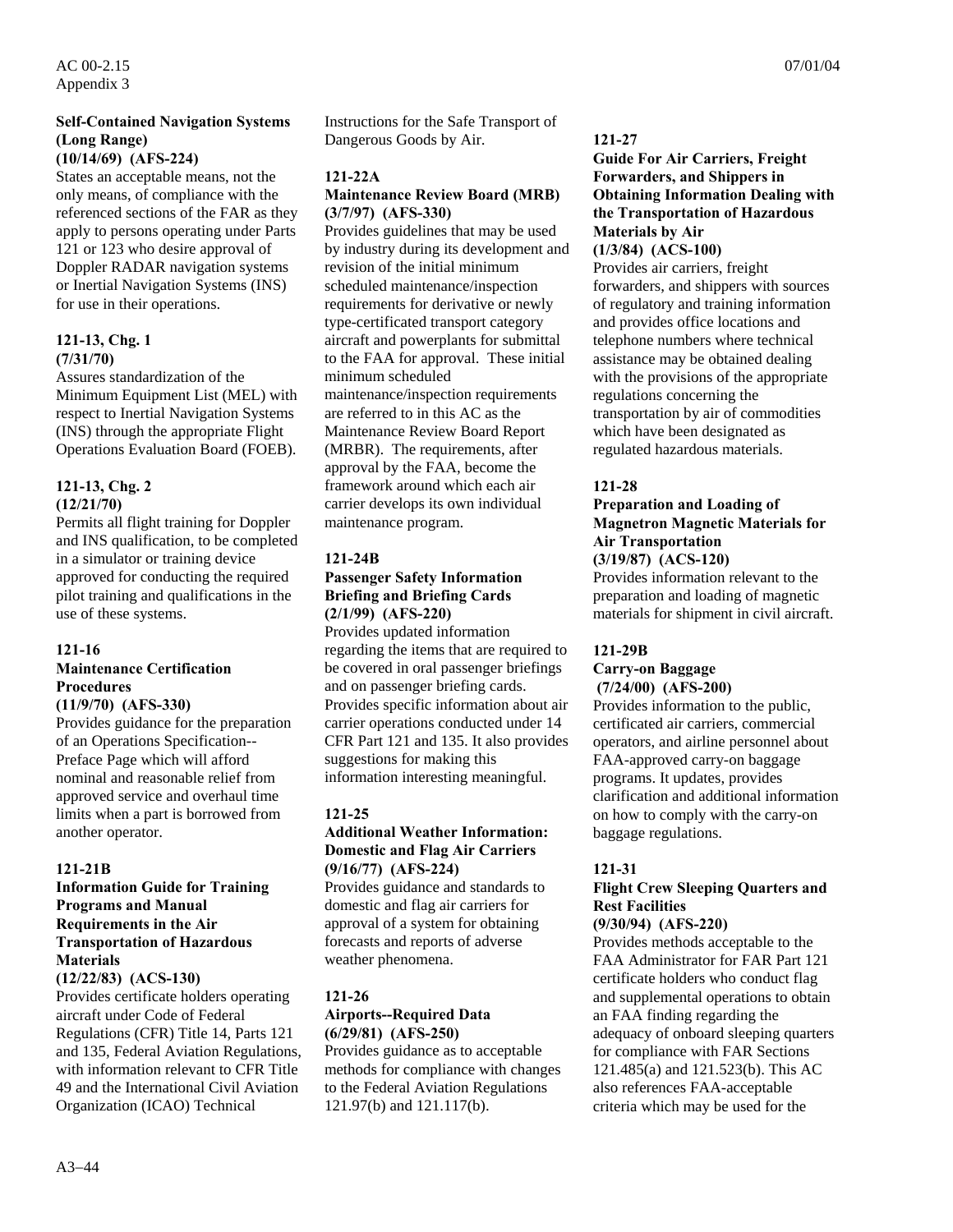**Self-Contained Navigation Systems (Long Range)**
**(10/14/69) (AFS-224)**
States an acceptable means, not the only means, of compliance with the referenced sections of the FAR as they apply to persons operating under Parts 121 or 123 who desire approval of Doppler RADAR navigation systems or Inertial Navigation Systems (INS) for use in their operations.

**121-13, Chg. 1**
**(7/31/70)**
Assures standardization of the Minimum Equipment List (MEL) with respect to Inertial Navigation Systems (INS) through the appropriate Flight Operations Evaluation Board (FOEB).

**121-13, Chg. 2**
**(12/21/70)**
Permits all flight training for Doppler and INS qualification, to be completed in a simulator or training device approved for conducting the required pilot training and qualifications in the use of these systems.

**121-16**
**Maintenance Certification Procedures**
**(11/9/70) (AFS-330)**
Provides guidance for the preparation of an Operations Specification--Preface Page which will afford nominal and reasonable relief from approved service and overhaul time limits when a part is borrowed from another operator.

**121-21B**
**Information Guide for Training Programs and Manual Requirements in the Air Transportation of Hazardous Materials**
**(12/22/83) (ACS-130)**
Provides certificate holders operating aircraft under Code of Federal Regulations (CFR) Title 14, Parts 121 and 135, Federal Aviation Regulations, with information relevant to CFR Title 49 and the International Civil Aviation Organization (ICAO) Technical Instructions for the Safe Transport of Dangerous Goods by Air.

**121-22A**
**Maintenance Review Board (MRB)**
**(3/7/97) (AFS-330)**
Provides guidelines that may be used by industry during its development and revision of the initial minimum scheduled maintenance/inspection requirements for derivative or newly type-certificated transport category aircraft and powerplants for submittal to the FAA for approval. These initial minimum scheduled maintenance/inspection requirements are referred to in this AC as the Maintenance Review Board Report (MRBR). The requirements, after approval by the FAA, become the framework around which each air carrier develops its own individual maintenance program.

**121-24B**
**Passenger Safety Information Briefing and Briefing Cards**
**(2/1/99) (AFS-220)**
Provides updated information regarding the items that are required to be covered in oral passenger briefings and on passenger briefing cards. Provides specific information about air carrier operations conducted under 14 CFR Part 121 and 135. It also provides suggestions for making this information interesting meaningful.

**121-25**
**Additional Weather Information: Domestic and Flag Air Carriers**
**(9/16/77) (AFS-224)**
Provides guidance and standards to domestic and flag air carriers for approval of a system for obtaining forecasts and reports of adverse weather phenomena.

**121-26**
**Airports--Required Data**
**(6/29/81) (AFS-250)**
Provides guidance as to acceptable methods for compliance with changes to the Federal Aviation Regulations 121.97(b) and 121.117(b).

**121-27**
**Guide For Air Carriers, Freight Forwarders, and Shippers in Obtaining Information Dealing with the Transportation of Hazardous Materials by Air**
**(1/3/84) (ACS-100)**
Provides air carriers, freight forwarders, and shippers with sources of regulatory and training information and provides office locations and telephone numbers where technical assistance may be obtained dealing with the provisions of the appropriate regulations concerning the transportation by air of commodities which have been designated as regulated hazardous materials.

**121-28**
**Preparation and Loading of Magnetron Magnetic Materials for Air Transportation**
**(3/19/87) (ACS-120)**
Provides information relevant to the preparation and loading of magnetic materials for shipment in civil aircraft.

**121-29B**
**Carry-on Baggage**
**(7/24/00) (AFS-200)**
Provides information to the public, certificated air carriers, commercial operators, and airline personnel about FAA-approved carry-on baggage programs. It updates, provides clarification and additional information on how to comply with the carry-on baggage regulations.

**121-31**
**Flight Crew Sleeping Quarters and Rest Facilities**
**(9/30/94) (AFS-220)**
Provides methods acceptable to the FAA Administrator for FAR Part 121 certificate holders who conduct flag and supplemental operations to obtain an FAA finding regarding the adequacy of onboard sleeping quarters for compliance with FAR Sections 121.485(a) and 121.523(b). This AC also references FAA-acceptable criteria which may be used for the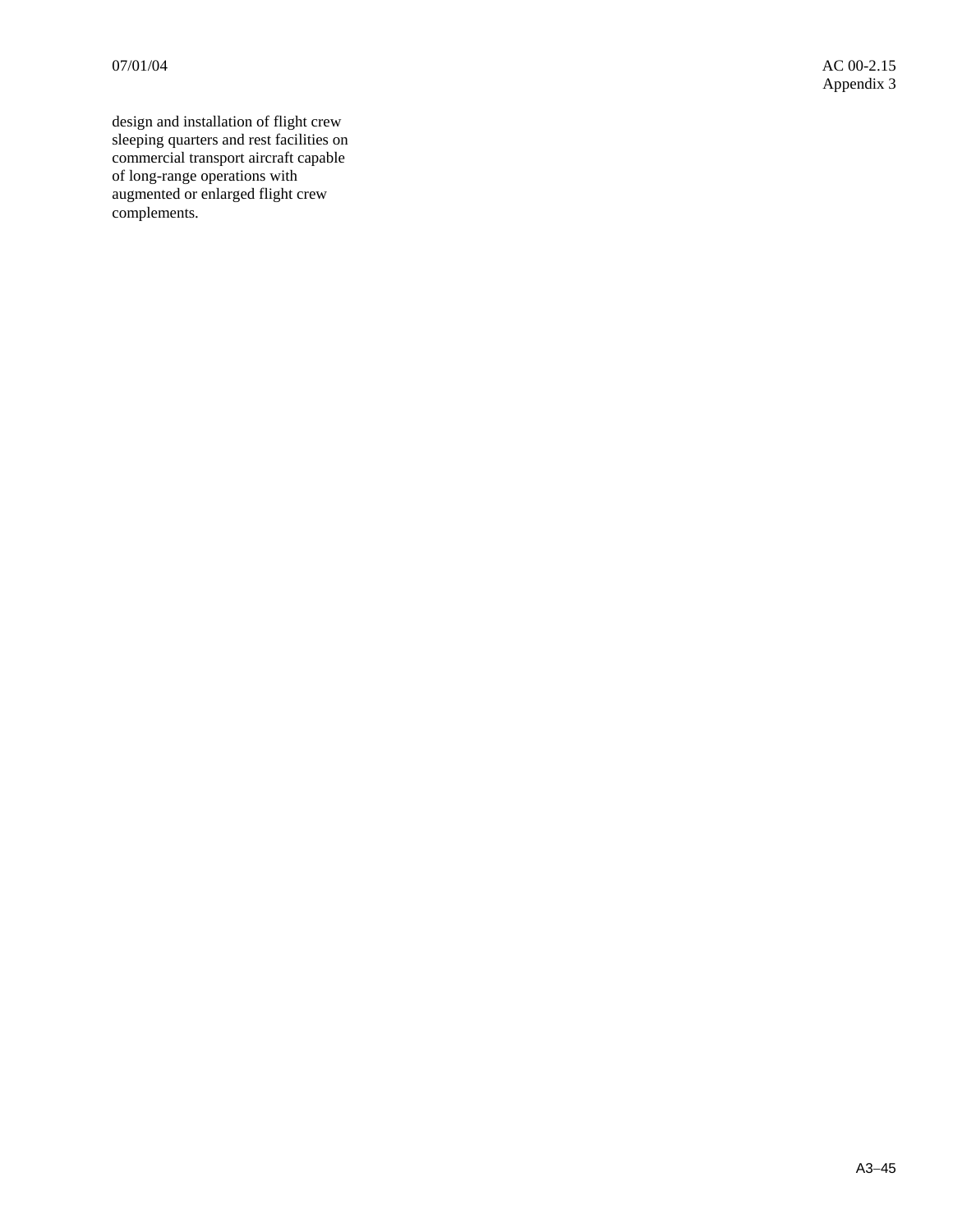design and installation of flight crew sleeping quarters and rest facilities on commercial transport aircraft capable of long-range operations with augmented or enlarged flight crew complements.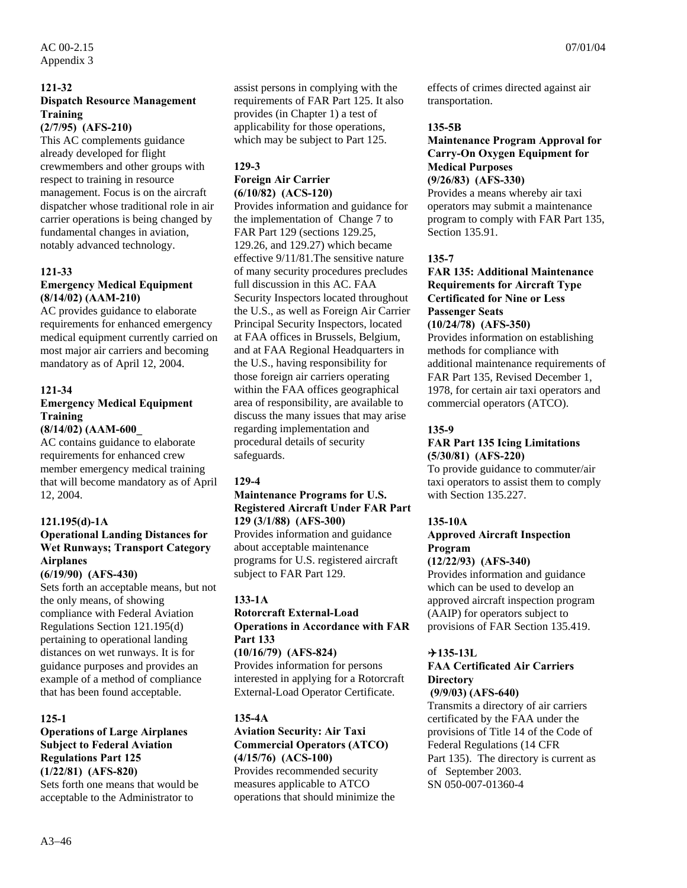**121-32**
**Dispatch Resource Management Training**
**(2/7/95) (AFS-210)**
This AC complements guidance already developed for flight crewmembers and other groups with respect to training in resource management. Focus is on the aircraft dispatcher whose traditional role in air carrier operations is being changed by fundamental changes in aviation, notably advanced technology.

**121-33**
**Emergency Medical Equipment**
**(8/14/02) (AAM-210)**
AC provides guidance to elaborate requirements for enhanced emergency medical equipment currently carried on most major air carriers and becoming mandatory as of April 12, 2004.

**121-34**
**Emergency Medical Equipment Training**
**(8/14/02) (AAM-600_**
AC contains guidance to elaborate requirements for enhanced crew member emergency medical training that will become mandatory as of April 12, 2004.

**121.195(d)-1A**
**Operational Landing Distances for Wet Runways; Transport Category Airplanes**
**(6/19/90) (AFS-430)**
Sets forth an acceptable means, but not the only means, of showing compliance with Federal Aviation Regulations Section 121.195(d) pertaining to operational landing distances on wet runways. It is for guidance purposes and provides an example of a method of compliance that has been found acceptable.

**125-1**
**Operations of Large Airplanes Subject to Federal Aviation Regulations Part 125**
**(1/22/81) (AFS-820)**
Sets forth one means that would be acceptable to the Administrator to assist persons in complying with the requirements of FAR Part 125. It also provides (in Chapter 1) a test of applicability for those operations, which may be subject to Part 125.

**129-3**
**Foreign Air Carrier**
**(6/10/82) (ACS-120)**
Provides information and guidance for the implementation of Change 7 to FAR Part 129 (sections 129.25, 129.26, and 129.27) which became effective 9/11/81.The sensitive nature of many security procedures precludes full discussion in this AC. FAA Security Inspectors located throughout the U.S., as well as Foreign Air Carrier Principal Security Inspectors, located at FAA offices in Brussels, Belgium, and at FAA Regional Headquarters in the U.S., having responsibility for those foreign air carriers operating within the FAA offices geographical area of responsibility, are available to discuss the many issues that may arise regarding implementation and procedural details of security safeguards.

**129-4**
**Maintenance Programs for U.S. Registered Aircraft Under FAR Part 129 (3/1/88) (AFS-300)**
Provides information and guidance about acceptable maintenance programs for U.S. registered aircraft subject to FAR Part 129.

**133-1A**
**Rotorcraft External-Load Operations in Accordance with FAR Part 133**
**(10/16/79) (AFS-824)**
Provides information for persons interested in applying for a Rotorcraft External-Load Operator Certificate.

**135-4A**
**Aviation Security: Air Taxi Commercial Operators (ATCO)**
**(4/15/76) (ACS-100)**
Provides recommended security measures applicable to ATCO operations that should minimize the effects of crimes directed against air transportation.

**135-5B**
**Maintenance Program Approval for Carry-On Oxygen Equipment for Medical Purposes**
**(9/26/83) (AFS-330)**
Provides a means whereby air taxi operators may submit a maintenance program to comply with FAR Part 135, Section 135.91.

**135-7**
**FAR 135: Additional Maintenance Requirements for Aircraft Type Certificated for Nine or Less Passenger Seats**
**(10/24/78) (AFS-350)**
Provides information on establishing methods for compliance with additional maintenance requirements of FAR Part 135, Revised December 1, 1978, for certain air taxi operators and commercial operators (ATCO).

**135-9**
**FAR Part 135 Icing Limitations**
**(5/30/81) (AFS-220)**
To provide guidance to commuter/air taxi operators to assist them to comply with Section 135.227.

**135-10A**
**Approved Aircraft Inspection Program**
**(12/22/93) (AFS-340)**
Provides information and guidance which can be used to develop an approved aircraft inspection program (AAIP) for operators subject to provisions of FAR Section 135.419.

**✈135-13L**
**FAA Certificated Air Carriers Directory**
**(9/9/03) (AFS-640)**
Transmits a directory of air carriers certificated by the FAA under the provisions of Title 14 of the Code of Federal Regulations (14 CFR Part 135). The directory is current as of September 2003.
SN 050-007-01360-4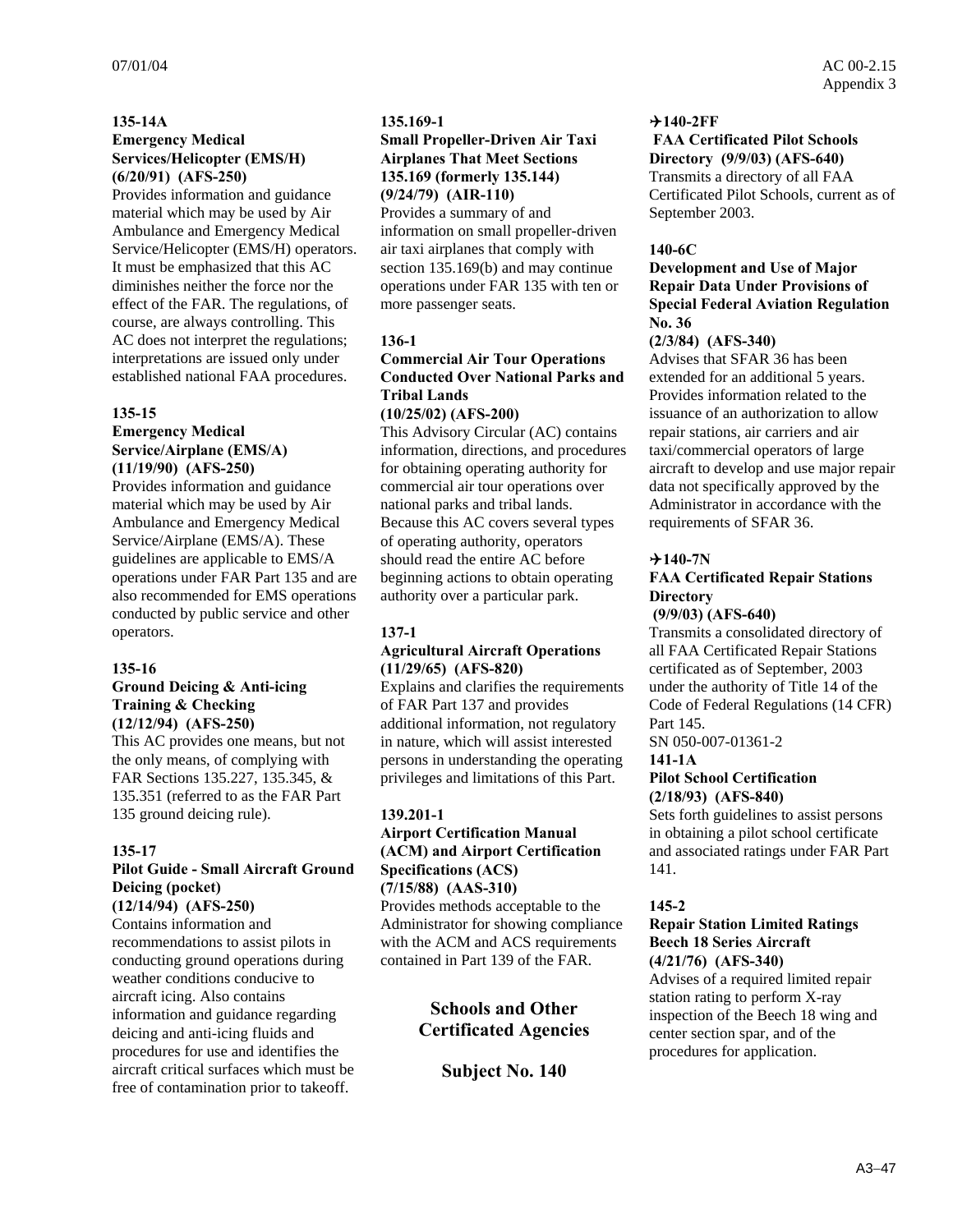**135-14A**
**Emergency Medical Services/Helicopter (EMS/H) (6/20/91) (AFS-250)**
Provides information and guidance material which may be used by Air Ambulance and Emergency Medical Service/Helicopter (EMS/H) operators. It must be emphasized that this AC diminishes neither the force nor the effect of the FAR. The regulations, of course, are always controlling. This AC does not interpret the regulations; interpretations are issued only under established national FAA procedures.

**135-15**
**Emergency Medical Service/Airplane (EMS/A) (11/19/90) (AFS-250)**
Provides information and guidance material which may be used by Air Ambulance and Emergency Medical Service/Airplane (EMS/A). These guidelines are applicable to EMS/A operations under FAR Part 135 and are also recommended for EMS operations conducted by public service and other operators.

**135-16**
**Ground Deicing & Anti-icing Training & Checking (12/12/94) (AFS-250)**
This AC provides one means, but not the only means, of complying with FAR Sections 135.227, 135.345, & 135.351 (referred to as the FAR Part 135 ground deicing rule).

**135-17**
**Pilot Guide - Small Aircraft Ground Deicing (pocket) (12/14/94) (AFS-250)**
Contains information and recommendations to assist pilots in conducting ground operations during weather conditions conducive to aircraft icing. Also contains information and guidance regarding deicing and anti-icing fluids and procedures for use and identifies the aircraft critical surfaces which must be free of contamination prior to takeoff.

**135.169-1**
**Small Propeller-Driven Air Taxi Airplanes That Meet Sections 135.169 (formerly 135.144) (9/24/79) (AIR-110)**
Provides a summary of and information on small propeller-driven air taxi airplanes that comply with section 135.169(b) and may continue operations under FAR 135 with ten or more passenger seats.

**136-1**
**Commercial Air Tour Operations Conducted Over National Parks and Tribal Lands (10/25/02) (AFS-200)**
This Advisory Circular (AC) contains information, directions, and procedures for obtaining operating authority for commercial air tour operations over national parks and tribal lands. Because this AC covers several types of operating authority, operators should read the entire AC before beginning actions to obtain operating authority over a particular park.

**137-1**
**Agricultural Aircraft Operations (11/29/65) (AFS-820)**
Explains and clarifies the requirements of FAR Part 137 and provides additional information, not regulatory in nature, which will assist interested persons in understanding the operating privileges and limitations of this Part.

**139.201-1**
**Airport Certification Manual (ACM) and Airport Certification Specifications (ACS) (7/15/88) (AAS-310)**
Provides methods acceptable to the Administrator for showing compliance with the ACM and ACS requirements contained in Part 139 of the FAR.

## Schools and Other Certificated Agencies

## Subject No. 140

**✈140-2FF**
**FAA Certificated Pilot Schools Directory (9/9/03) (AFS-640)**
Transmits a directory of all FAA Certificated Pilot Schools, current as of September 2003.

**140-6C**
**Development and Use of Major Repair Data Under Provisions of Special Federal Aviation Regulation No. 36 (2/3/84) (AFS-340)**
Advises that SFAR 36 has been extended for an additional 5 years. Provides information related to the issuance of an authorization to allow repair stations, air carriers and air taxi/commercial operators of large aircraft to develop and use major repair data not specifically approved by the Administrator in accordance with the requirements of SFAR 36.

**✈140-7N**
**FAA Certificated Repair Stations Directory (9/9/03) (AFS-640)**
Transmits a consolidated directory of all FAA Certificated Repair Stations certificated as of September, 2003 under the authority of Title 14 of the Code of Federal Regulations (14 CFR) Part 145.
SN 050-007-01361-2

**141-1A**
**Pilot School Certification (2/18/93) (AFS-840)**
Sets forth guidelines to assist persons in obtaining a pilot school certificate and associated ratings under FAR Part 141.

**145-2**
**Repair Station Limited Ratings Beech 18 Series Aircraft (4/21/76) (AFS-340)**
Advises of a required limited repair station rating to perform X-ray inspection of the Beech 18 wing and center section spar, and of the procedures for application.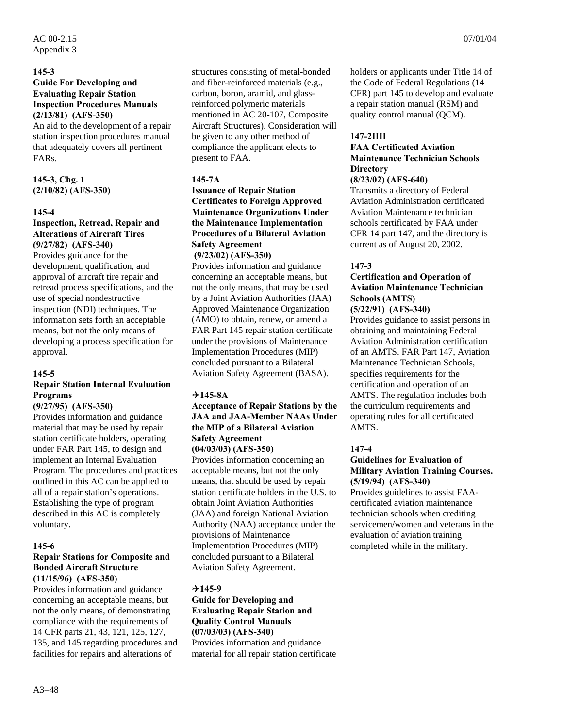**145-3**
**Guide For Developing and Evaluating Repair Station Inspection Procedures Manuals**
**(2/13/81) (AFS-350)**
An aid to the development of a repair station inspection procedures manual that adequately covers all pertinent FARs.

**145-3, Chg. 1**
**(2/10/82) (AFS-350)**

**145-4**
**Inspection, Retread, Repair and Alterations of Aircraft Tires**
**(9/27/82) (AFS-340)**
Provides guidance for the development, qualification, and approval of aircraft tire repair and retread process specifications, and the use of special nondestructive inspection (NDI) techniques. The information sets forth an acceptable means, but not the only means of developing a process specification for approval.

**145-5**
**Repair Station Internal Evaluation Programs**
**(9/27/95) (AFS-350)**
Provides information and guidance material that may be used by repair station certificate holders, operating under FAR Part 145, to design and implement an Internal Evaluation Program. The procedures and practices outlined in this AC can be applied to all of a repair station's operations. Establishing the type of program described in this AC is completely voluntary.

**145-6**
**Repair Stations for Composite and Bonded Aircraft Structure**
**(11/15/96) (AFS-350)**
Provides information and guidance concerning an acceptable means, but not the only means, of demonstrating compliance with the requirements of 14 CFR parts 21, 43, 121, 125, 127, 135, and 145 regarding procedures and facilities for repairs and alterations of structures consisting of metal-bonded and fiber-reinforced materials (e.g., carbon, boron, aramid, and glass-reinforced polymeric materials mentioned in AC 20-107, Composite Aircraft Structures). Consideration will be given to any other method of compliance the applicant elects to present to FAA.

**145-7A**
**Issuance of Repair Station Certificates to Foreign Approved Maintenance Organizations Under the Maintenance Implementation Procedures of a Bilateral Aviation Safety Agreement**
**(9/23/02) (AFS-350)**
Provides information and guidance concerning an acceptable means, but not the only means, that may be used by a Joint Aviation Authorities (JAA) Approved Maintenance Organization (AMO) to obtain, renew, or amend a FAR Part 145 repair station certificate under the provisions of Maintenance Implementation Procedures (MIP) concluded pursuant to a Bilateral Aviation Safety Agreement (BASA).

**✈145-8A**
**Acceptance of Repair Stations by the JAA and JAA-Member NAAs Under the MIP of a Bilateral Aviation Safety Agreement**
**(04/03/03) (AFS-350)**
Provides information concerning an acceptable means, but not the only means, that should be used by repair station certificate holders in the U.S. to obtain Joint Aviation Authorities (JAA) and foreign National Aviation Authority (NAA) acceptance under the provisions of Maintenance Implementation Procedures (MIP) concluded pursuant to a Bilateral Aviation Safety Agreement.

**✈145-9**
**Guide for Developing and Evaluating Repair Station and Quality Control Manuals**
**(07/03/03) (AFS-340)**
Provides information and guidance material for all repair station certificate holders or applicants under Title 14 of the Code of Federal Regulations (14 CFR) part 145 to develop and evaluate a repair station manual (RSM) and quality control manual (QCM).

**147-2HH**
**FAA Certificated Aviation Maintenance Technician Schools Directory**
**(8/23/02) (AFS-640)**
Transmits a directory of Federal Aviation Administration certificated Aviation Maintenance technician schools certificated by FAA under CFR 14 part 147, and the directory is current as of August 20, 2002.

**147-3**
**Certification and Operation of Aviation Maintenance Technician Schools (AMTS)**
**(5/22/91) (AFS-340)**
Provides guidance to assist persons in obtaining and maintaining Federal Aviation Administration certification of an AMTS. FAR Part 147, Aviation Maintenance Technician Schools, specifies requirements for the certification and operation of an AMTS. The regulation includes both the curriculum requirements and operating rules for all certificated AMTS.

**147-4**
**Guidelines for Evaluation of Military Aviation Training Courses.**
**(5/19/94) (AFS-340)**
Provides guidelines to assist FAA-certificated aviation maintenance technician schools when crediting servicemen/women and veterans in the evaluation of aviation training completed while in the military.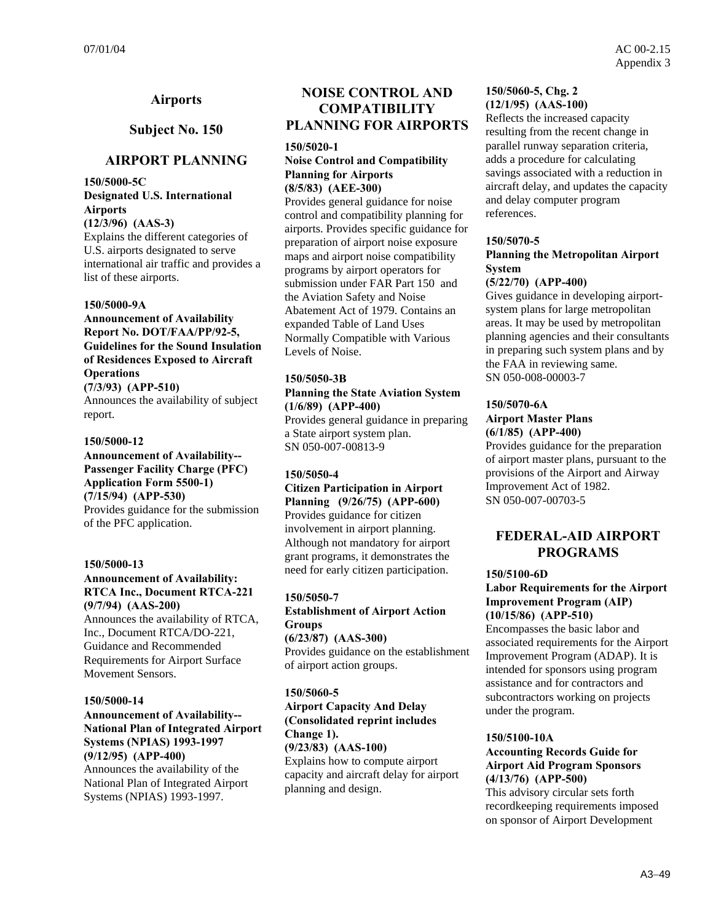## Airports

## Subject No. 150

## AIRPORT PLANNING

**150/5000-5C**
**Designated U.S. International Airports**
**(12/3/96) (AAS-3)**
Explains the different categories of U.S. airports designated to serve international air traffic and provides a list of these airports.

**150/5000-9A**
**Announcement of Availability Report No. DOT/FAA/PP/92-5, Guidelines for the Sound Insulation of Residences Exposed to Aircraft Operations**
**(7/3/93) (APP-510)**
Announces the availability of subject report.

**150/5000-12**
**Announcement of Availability--Passenger Facility Charge (PFC) Application Form 5500-1)**
**(7/15/94) (APP-530)**
Provides guidance for the submission of the PFC application.

**150/5000-13**
**Announcement of Availability: RTCA Inc., Document RTCA-221**
**(9/7/94) (AAS-200)**
Announces the availability of RTCA, Inc., Document RTCA/DO-221, Guidance and Recommended Requirements for Airport Surface Movement Sensors.

**150/5000-14**
**Announcement of Availability--National Plan of Integrated Airport Systems (NPIAS) 1993-1997**
**(9/12/95) (APP-400)**
Announces the availability of the National Plan of Integrated Airport Systems (NPIAS) 1993-1997.

## NOISE CONTROL AND COMPATIBILITY PLANNING FOR AIRPORTS

**150/5020-1**
**Noise Control and Compatibility Planning for Airports**
**(8/5/83) (AEE-300)**
Provides general guidance for noise control and compatibility planning for airports. Provides specific guidance for preparation of airport noise exposure maps and airport noise compatibility programs by airport operators for submission under FAR Part 150 and the Aviation Safety and Noise Abatement Act of 1979. Contains an expanded Table of Land Uses Normally Compatible with Various Levels of Noise.

**150/5050-3B**
**Planning the State Aviation System**
**(1/6/89) (APP-400)**
Provides general guidance in preparing a State airport system plan.
SN 050-007-00813-9

**150/5050-4**
**Citizen Participation in Airport Planning (9/26/75) (APP-600)**
Provides guidance for citizen involvement in airport planning. Although not mandatory for airport grant programs, it demonstrates the need for early citizen participation.

**150/5050-7**
**Establishment of Airport Action Groups**
**(6/23/87) (AAS-300)**
Provides guidance on the establishment of airport action groups.

**150/5060-5**
**Airport Capacity And Delay (Consolidated reprint includes Change 1).**
**(9/23/83) (AAS-100)**
Explains how to compute airport capacity and aircraft delay for airport planning and design.

**150/5060-5, Chg. 2**
**(12/1/95) (AAS-100)**
Reflects the increased capacity resulting from the recent change in parallel runway separation criteria, adds a procedure for calculating savings associated with a reduction in aircraft delay, and updates the capacity and delay computer program references.

**150/5070-5**
**Planning the Metropolitan Airport System**
**(5/22/70) (APP-400)**
Gives guidance in developing airport-system plans for large metropolitan areas. It may be used by metropolitan planning agencies and their consultants in preparing such system plans and by the FAA in reviewing same.
SN 050-008-00003-7

**150/5070-6A**
**Airport Master Plans**
**(6/1/85) (APP-400)**
Provides guidance for the preparation of airport master plans, pursuant to the provisions of the Airport and Airway Improvement Act of 1982.
SN 050-007-00703-5

## FEDERAL-AID AIRPORT PROGRAMS

**150/5100-6D**
**Labor Requirements for the Airport Improvement Program (AIP)**
**(10/15/86) (APP-510)**
Encompasses the basic labor and associated requirements for the Airport Improvement Program (ADAP). It is intended for sponsors using program assistance and for contractors and subcontractors working on projects under the program.

**150/5100-10A**
**Accounting Records Guide for Airport Aid Program Sponsors**
**(4/13/76) (APP-500)**
This advisory circular sets forth recordkeeping requirements imposed on sponsor of Airport Development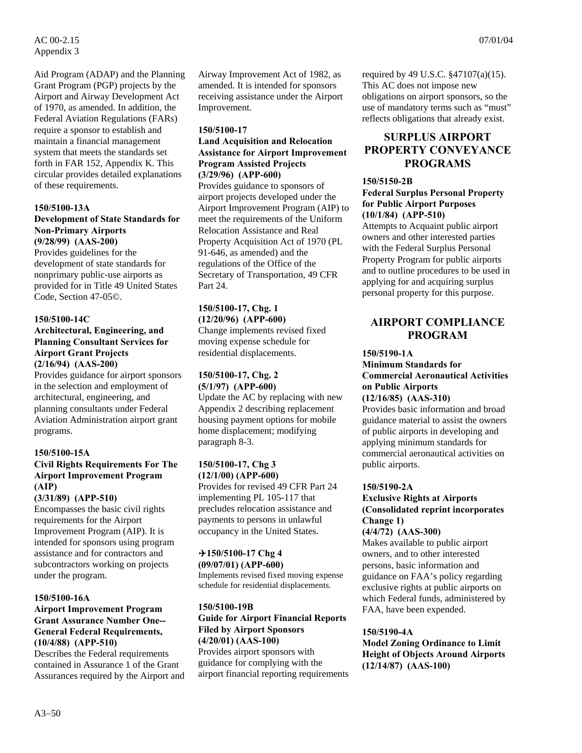Aid Program (ADAP) and the Planning Grant Program (PGP) projects by the Airport and Airway Development Act of 1970, as amended. In addition, the Federal Aviation Regulations (FARs) require a sponsor to establish and maintain a financial management system that meets the standards set forth in FAR 152, Appendix K. This circular provides detailed explanations of these requirements.

**150/5100-13A**
**Development of State Standards for Non-Primary Airports**
**(9/28/99) (AAS-200)**
Provides guidelines for the development of state standards for nonprimary public-use airports as provided for in Title 49 United States Code, Section 47-05©.

**150/5100-14C**
**Architectural, Engineering, and Planning Consultant Services for Airport Grant Projects**
**(2/16/94) (AAS-200)**
Provides guidance for airport sponsors in the selection and employment of architectural, engineering, and planning consultants under Federal Aviation Administration airport grant programs.

**150/5100-15A**
**Civil Rights Requirements For The Airport Improvement Program (AIP)**
**(3/31/89) (APP-510)**
Encompasses the basic civil rights requirements for the Airport Improvement Program (AIP). It is intended for sponsors using program assistance and for contractors and subcontractors working on projects under the program.

**150/5100-16A**
**Airport Improvement Program Grant Assurance Number One--General Federal Requirements,**
**(10/4/88) (APP-510)**
Describes the Federal requirements contained in Assurance 1 of the Grant Assurances required by the Airport and Airway Improvement Act of 1982, as amended. It is intended for sponsors receiving assistance under the Airport Improvement.

**150/5100-17**
**Land Acquisition and Relocation Assistance for Airport Improvement Program Assisted Projects**
**(3/29/96) (APP-600)**
Provides guidance to sponsors of airport projects developed under the Airport Improvement Program (AIP) to meet the requirements of the Uniform Relocation Assistance and Real Property Acquisition Act of 1970 (PL 91-646, as amended) and the regulations of the Office of the Secretary of Transportation, 49 CFR Part 24.

**150/5100-17, Chg. 1**
**(12/20/96) (APP-600)**
Change implements revised fixed moving expense schedule for residential displacements.

**150/5100-17, Chg. 2**
**(5/1/97) (APP-600)**
Update the AC by replacing with new Appendix 2 describing replacement housing payment options for mobile home displacement; modifying paragraph 8-3.

**150/5100-17, Chg 3**
**(12/1/00) (APP-600)**
Provides for revised 49 CFR Part 24 implementing PL 105-117 that precludes relocation assistance and payments to persons in unlawful occupancy in the United States.

**✈150/5100-17 Chg 4**
**(09/07/01) (APP-600)**
Implements revised fixed moving expense schedule for residential displacements.

**150/5100-19B**
**Guide for Airport Financial Reports Filed by Airport Sponsors**
**(4/20/01) (AAS-100)**
Provides airport sponsors with guidance for complying with the airport financial reporting requirements required by 49 U.S.C. §47107(a)(15). This AC does not impose new obligations on airport sponsors, so the use of mandatory terms such as "must" reflects obligations that already exist.

## SURPLUS AIRPORT PROPERTY CONVEYANCE PROGRAMS

**150/5150-2B**
**Federal Surplus Personal Property for Public Airport Purposes**
**(10/1/84) (APP-510)**
Attempts to Acquaint public airport owners and other interested parties with the Federal Surplus Personal Property Program for public airports and to outline procedures to be used in applying for and acquiring surplus personal property for this purpose.

## AIRPORT COMPLIANCE PROGRAM

**150/5190-1A**
**Minimum Standards for Commercial Aeronautical Activities on Public Airports**
**(12/16/85) (AAS-310)**
Provides basic information and broad guidance material to assist the owners of public airports in developing and applying minimum standards for commercial aeronautical activities on public airports.

**150/5190-2A**
**Exclusive Rights at Airports (Consolidated reprint incorporates Change 1)**
**(4/4/72) (AAS-300)**
Makes available to public airport owners, and to other interested persons, basic information and guidance on FAA's policy regarding exclusive rights at public airports on which Federal funds, administered by FAA, have been expended.

**150/5190-4A**
**Model Zoning Ordinance to Limit Height of Objects Around Airports**
**(12/14/87) (AAS-100)**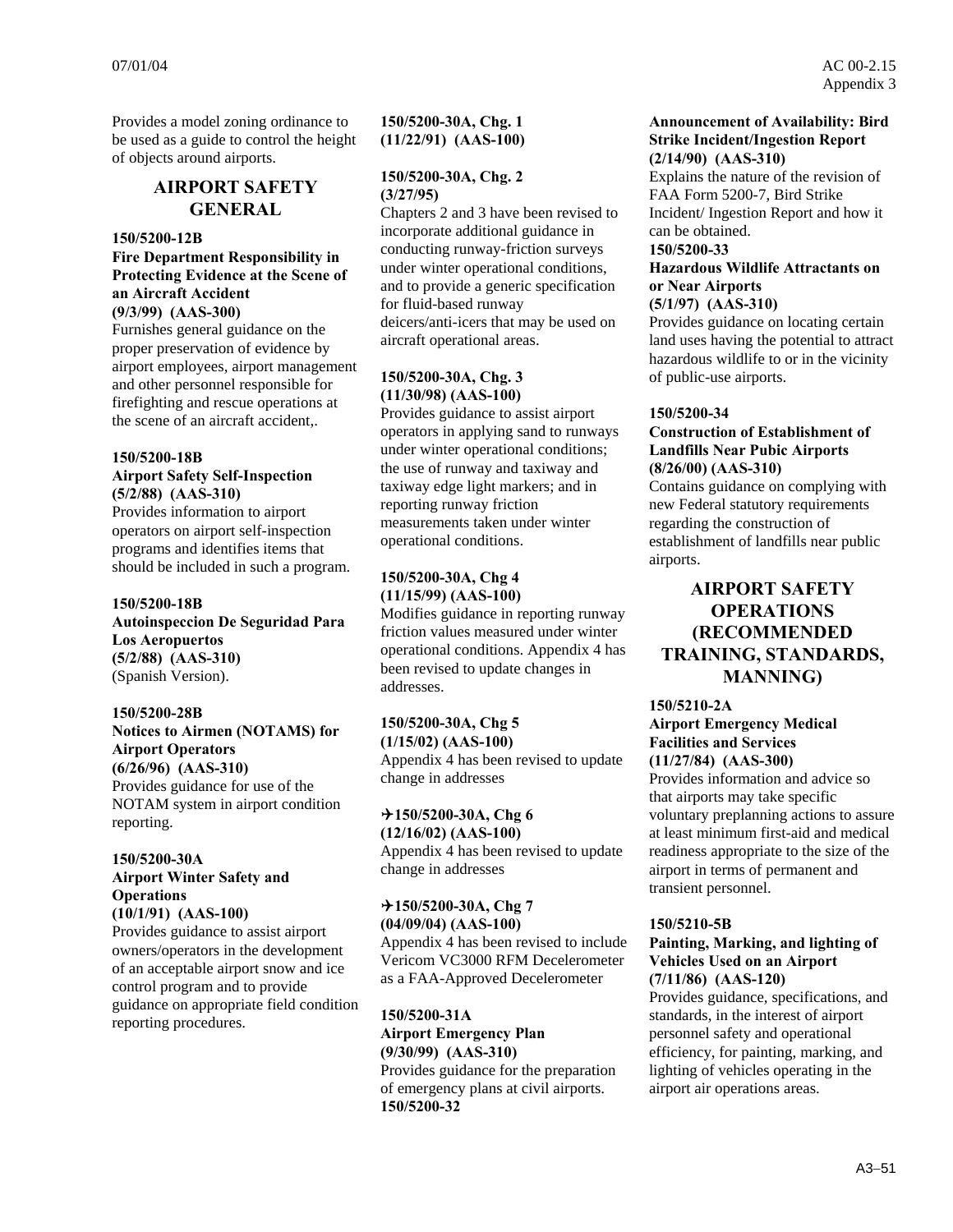Provides a model zoning ordinance to be used as a guide to control the height of objects around airports.

## AIRPORT SAFETY GENERAL

**150/5200-12B**
**Fire Department Responsibility in Protecting Evidence at the Scene of an Aircraft Accident**
**(9/3/99) (AAS-300)**
Furnishes general guidance on the proper preservation of evidence by airport employees, airport management and other personnel responsible for firefighting and rescue operations at the scene of an aircraft accident,.

**150/5200-18B**
**Airport Safety Self-Inspection**
**(5/2/88) (AAS-310)**
Provides information to airport operators on airport self-inspection programs and identifies items that should be included in such a program.

**150/5200-18B**
**Autoinspeccion De Seguridad Para Los Aeropuertos**
**(5/2/88) (AAS-310)**
(Spanish Version).

**150/5200-28B**
**Notices to Airmen (NOTAMS) for Airport Operators**
**(6/26/96) (AAS-310)**
Provides guidance for use of the NOTAM system in airport condition reporting.

**150/5200-30A**
**Airport Winter Safety and Operations**
**(10/1/91) (AAS-100)**
Provides guidance to assist airport owners/operators in the development of an acceptable airport snow and ice control program and to provide guidance on appropriate field condition reporting procedures.

**150/5200-30A, Chg. 1**
**(11/22/91) (AAS-100)**

**150/5200-30A, Chg. 2**
**(3/27/95)**
Chapters 2 and 3 have been revised to incorporate additional guidance in conducting runway-friction surveys under winter operational conditions, and to provide a generic specification for fluid-based runway deicers/anti-icers that may be used on aircraft operational areas.

**150/5200-30A, Chg. 3**
**(11/30/98) (AAS-100)**
Provides guidance to assist airport operators in applying sand to runways under winter operational conditions; the use of runway and taxiway and taxiway edge light markers; and in reporting runway friction measurements taken under winter operational conditions.

**150/5200-30A, Chg 4**
**(11/15/99) (AAS-100)**
Modifies guidance in reporting runway friction values measured under winter operational conditions. Appendix 4 has been revised to update changes in addresses.

**150/5200-30A, Chg 5**
**(1/15/02) (AAS-100)**
Appendix 4 has been revised to update change in addresses

**✈150/5200-30A, Chg 6**
**(12/16/02) (AAS-100)**
Appendix 4 has been revised to update change in addresses

**✈150/5200-30A, Chg 7**
**(04/09/04) (AAS-100)**
Appendix 4 has been revised to include Vericom VC3000 RFM Decelerometer as a FAA-Approved Decelerometer

**150/5200-31A**
**Airport Emergency Plan**
**(9/30/99) (AAS-310)**
Provides guidance for the preparation of emergency plans at civil airports.

**150/5200-32**
**Announcement of Availability: Bird Strike Incident/Ingestion Report**
**(2/14/90) (AAS-310)**
Explains the nature of the revision of FAA Form 5200-7, Bird Strike Incident/ Ingestion Report and how it can be obtained.

**150/5200-33**
**Hazardous Wildlife Attractants on or Near Airports**
**(5/1/97) (AAS-310)**
Provides guidance on locating certain land uses having the potential to attract hazardous wildlife to or in the vicinity of public-use airports.

**150/5200-34**
**Construction of Establishment of Landfills Near Pubic Airports**
**(8/26/00) (AAS-310)**
Contains guidance on complying with new Federal statutory requirements regarding the construction of establishment of landfills near public airports.

## AIRPORT SAFETY OPERATIONS (RECOMMENDED TRAINING, STANDARDS, MANNING)

**150/5210-2A**
**Airport Emergency Medical Facilities and Services**
**(11/27/84) (AAS-300)**
Provides information and advice so that airports may take specific voluntary preplanning actions to assure at least minimum first-aid and medical readiness appropriate to the size of the airport in terms of permanent and transient personnel.

**150/5210-5B**
**Painting, Marking, and lighting of Vehicles Used on an Airport**
**(7/11/86) (AAS-120)**
Provides guidance, specifications, and standards, in the interest of airport personnel safety and operational efficiency, for painting, marking, and lighting of vehicles operating in the airport air operations areas.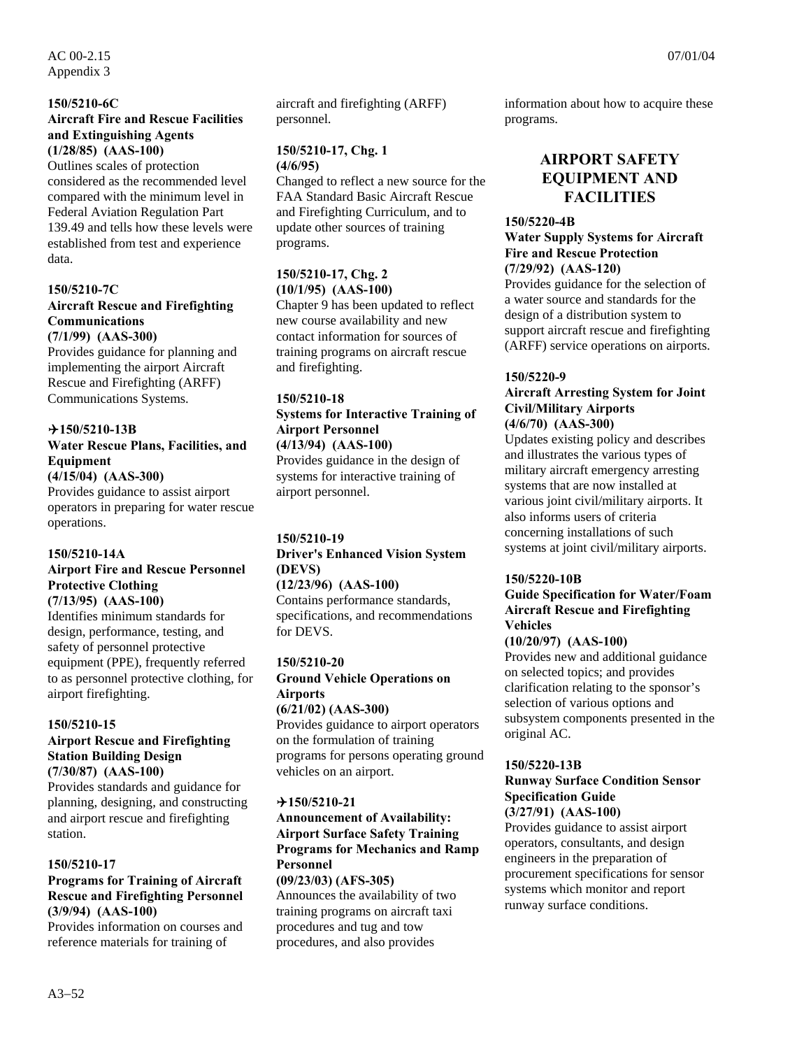**150/5210-6C**
**Aircraft Fire and Rescue Facilities and Extinguishing Agents**
**(1/28/85) (AAS-100)**
Outlines scales of protection considered as the recommended level compared with the minimum level in Federal Aviation Regulation Part 139.49 and tells how these levels were established from test and experience data.

**150/5210-7C**
**Aircraft Rescue and Firefighting Communications**
**(7/1/99) (AAS-300)**
Provides guidance for planning and implementing the airport Aircraft Rescue and Firefighting (ARFF) Communications Systems.

**✈150/5210-13B**
**Water Rescue Plans, Facilities, and Equipment**
**(4/15/04) (AAS-300)**
Provides guidance to assist airport operators in preparing for water rescue operations.

**150/5210-14A**
**Airport Fire and Rescue Personnel Protective Clothing**
**(7/13/95) (AAS-100)**
Identifies minimum standards for design, performance, testing, and safety of personnel protective equipment (PPE), frequently referred to as personnel protective clothing, for airport firefighting.

**150/5210-15**
**Airport Rescue and Firefighting Station Building Design**
**(7/30/87) (AAS-100)**
Provides standards and guidance for planning, designing, and constructing and airport rescue and firefighting station.

**150/5210-17**
**Programs for Training of Aircraft Rescue and Firefighting Personnel**
**(3/9/94) (AAS-100)**
Provides information on courses and reference materials for training of aircraft and firefighting (ARFF) personnel.

**150/5210-17, Chg. 1**
**(4/6/95)**
Changed to reflect a new source for the FAA Standard Basic Aircraft Rescue and Firefighting Curriculum, and to update other sources of training programs.

**150/5210-17, Chg. 2**
**(10/1/95) (AAS-100)**
Chapter 9 has been updated to reflect new course availability and new contact information for sources of training programs on aircraft rescue and firefighting.

**150/5210-18**
**Systems for Interactive Training of Airport Personnel**
**(4/13/94) (AAS-100)**
Provides guidance in the design of systems for interactive training of airport personnel.

**150/5210-19**
**Driver's Enhanced Vision System (DEVS)**
**(12/23/96) (AAS-100)**
Contains performance standards, specifications, and recommendations for DEVS.

**150/5210-20**
**Ground Vehicle Operations on Airports**
**(6/21/02) (AAS-300)**
Provides guidance to airport operators on the formulation of training programs for persons operating ground vehicles on an airport.

**✈150/5210-21**
**Announcement of Availability: Airport Surface Safety Training Programs for Mechanics and Ramp Personnel**
**(09/23/03) (AFS-305)**
Announces the availability of two training programs on aircraft taxi procedures and tug and tow procedures, and also provides information about how to acquire these programs.

## AIRPORT SAFETY EQUIPMENT AND FACILITIES

**150/5220-4B**
**Water Supply Systems for Aircraft Fire and Rescue Protection**
**(7/29/92) (AAS-120)**
Provides guidance for the selection of a water source and standards for the design of a distribution system to support aircraft rescue and firefighting (ARFF) service operations on airports.

**150/5220-9**
**Aircraft Arresting System for Joint Civil/Military Airports**
**(4/6/70) (AAS-300)**
Updates existing policy and describes and illustrates the various types of military aircraft emergency arresting systems that are now installed at various joint civil/military airports. It also informs users of criteria concerning installations of such systems at joint civil/military airports.

**150/5220-10B**
**Guide Specification for Water/Foam Aircraft Rescue and Firefighting Vehicles**
**(10/20/97) (AAS-100)**
Provides new and additional guidance on selected topics; and provides clarification relating to the sponsor's selection of various options and subsystem components presented in the original AC.

**150/5220-13B**
**Runway Surface Condition Sensor Specification Guide**
**(3/27/91) (AAS-100)**
Provides guidance to assist airport operators, consultants, and design engineers in the preparation of procurement specifications for sensor systems which monitor and report runway surface conditions.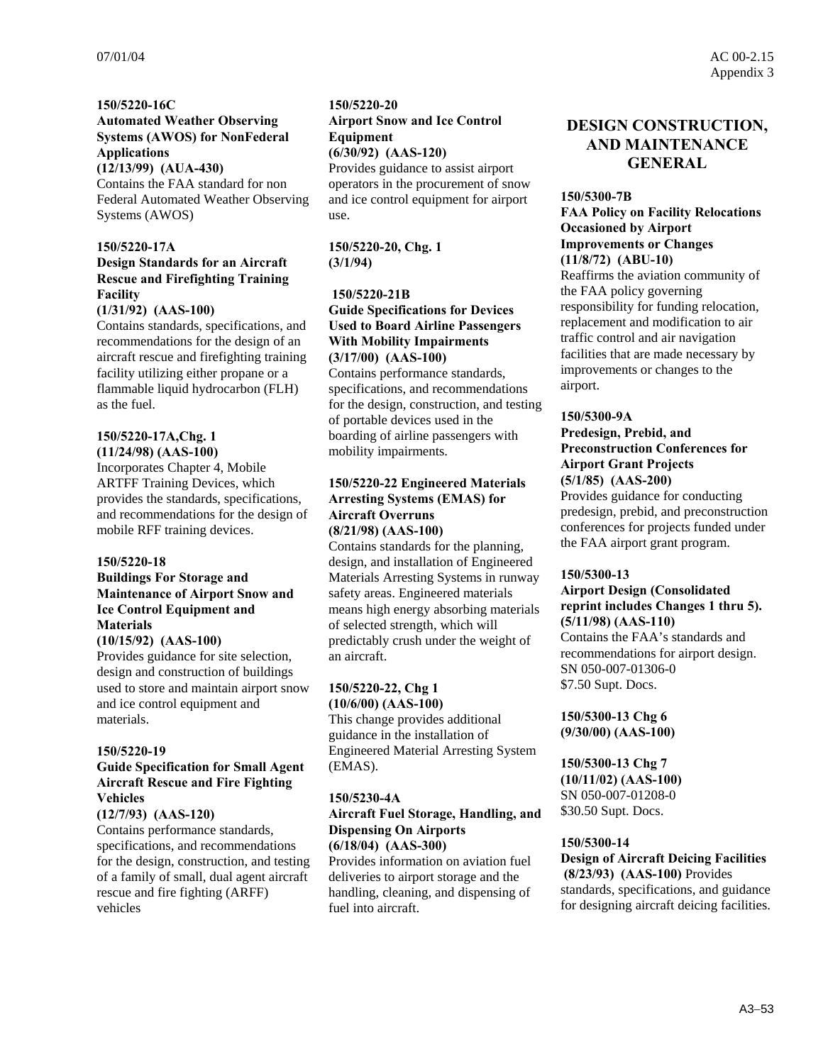**150/5220-16C**
**Automated Weather Observing Systems (AWOS) for NonFederal Applications**
**(12/13/99) (AUA-430)**
Contains the FAA standard for non Federal Automated Weather Observing Systems (AWOS)

**150/5220-17A**
**Design Standards for an Aircraft Rescue and Firefighting Training Facility**
**(1/31/92) (AAS-100)**
Contains standards, specifications, and recommendations for the design of an aircraft rescue and firefighting training facility utilizing either propane or a flammable liquid hydrocarbon (FLH) as the fuel.

**150/5220-17A,Chg. 1**
**(11/24/98) (AAS-100)**
Incorporates Chapter 4, Mobile ARTFF Training Devices, which provides the standards, specifications, and recommendations for the design of mobile RFF training devices.

**150/5220-18**
**Buildings For Storage and Maintenance of Airport Snow and Ice Control Equipment and Materials**
**(10/15/92) (AAS-100)**
Provides guidance for site selection, design and construction of buildings used to store and maintain airport snow and ice control equipment and materials.

**150/5220-19**
**Guide Specification for Small Agent Aircraft Rescue and Fire Fighting Vehicles**
**(12/7/93) (AAS-120)**
Contains performance standards, specifications, and recommendations for the design, construction, and testing of a family of small, dual agent aircraft rescue and fire fighting (ARFF) vehicles

**150/5220-20**
**Airport Snow and Ice Control Equipment**
**(6/30/92) (AAS-120)**
Provides guidance to assist airport operators in the procurement of snow and ice control equipment for airport use.

**150/5220-20, Chg. 1**
**(3/1/94)**

**150/5220-21B**
**Guide Specifications for Devices Used to Board Airline Passengers With Mobility Impairments**
**(3/17/00) (AAS-100)**
Contains performance standards, specifications, and recommendations for the design, construction, and testing of portable devices used in the boarding of airline passengers with mobility impairments.

**150/5220-22 Engineered Materials Arresting Systems (EMAS) for Aircraft Overruns**
**(8/21/98) (AAS-100)**
Contains standards for the planning, design, and installation of Engineered Materials Arresting Systems in runway safety areas. Engineered materials means high energy absorbing materials of selected strength, which will predictably crush under the weight of an aircraft.

**150/5220-22, Chg 1**
**(10/6/00) (AAS-100)**
This change provides additional guidance in the installation of Engineered Material Arresting System (EMAS).

**150/5230-4A**
**Aircraft Fuel Storage, Handling, and Dispensing On Airports**
**(6/18/04) (AAS-300)**
Provides information on aviation fuel deliveries to airport storage and the handling, cleaning, and dispensing of fuel into aircraft.

## DESIGN CONSTRUCTION, AND MAINTENANCE GENERAL

**150/5300-7B**
**FAA Policy on Facility Relocations Occasioned by Airport Improvements or Changes**
**(11/8/72) (ABU-10)**
Reaffirms the aviation community of the FAA policy governing responsibility for funding relocation, replacement and modification to air traffic control and air navigation facilities that are made necessary by improvements or changes to the airport.

**150/5300-9A**
**Predesign, Prebid, and Preconstruction Conferences for Airport Grant Projects**
**(5/1/85) (AAS-200)**
Provides guidance for conducting predesign, prebid, and preconstruction conferences for projects funded under the FAA airport grant program.

**150/5300-13**
**Airport Design (Consolidated reprint includes Changes 1 thru 5).**
**(5/11/98) (AAS-110)**
Contains the FAA's standards and recommendations for airport design.
SN 050-007-01306-0
$7.50 Supt. Docs.

**150/5300-13 Chg 6**
**(9/30/00) (AAS-100)**

**150/5300-13 Chg 7**
**(10/11/02) (AAS-100)**
SN 050-007-01208-0
$30.50 Supt. Docs.

**150/5300-14**
**Design of Aircraft Deicing Facilities**
**(8/23/93) (AAS-100)** Provides standards, specifications, and guidance for designing aircraft deicing facilities.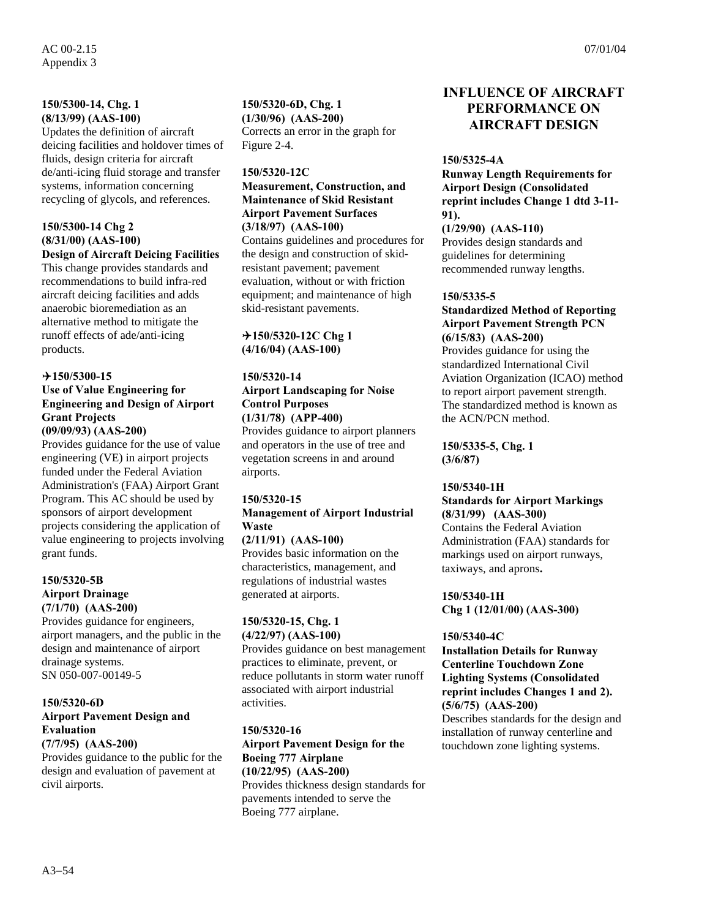**150/5300-14, Chg. 1**
**(8/13/99) (AAS-100)**
Updates the definition of aircraft deicing facilities and holdover times of fluids, design criteria for aircraft de/anti-icing fluid storage and transfer systems, information concerning recycling of glycols, and references.

**150/5300-14 Chg 2**
**(8/31/00) (AAS-100)**
**Design of Aircraft Deicing Facilities**
This change provides standards and recommendations to build infra-red aircraft deicing facilities and adds anaerobic bioremediation as an alternative method to mitigate the runoff effects of ade/anti-icing products.

**✈150/5300-15**
**Use of Value Engineering for Engineering and Design of Airport Grant Projects**
**(09/09/93) (AAS-200)**
Provides guidance for the use of value engineering (VE) in airport projects funded under the Federal Aviation Administration's (FAA) Airport Grant Program. This AC should be used by sponsors of airport development projects considering the application of value engineering to projects involving grant funds.

**150/5320-5B**
**Airport Drainage**
**(7/1/70) (AAS-200)**
Provides guidance for engineers, airport managers, and the public in the design and maintenance of airport drainage systems.
SN 050-007-00149-5

**150/5320-6D**
**Airport Pavement Design and Evaluation**
**(7/7/95) (AAS-200)**
Provides guidance to the public for the design and evaluation of pavement at civil airports.

**150/5320-6D, Chg. 1**
**(1/30/96) (AAS-200)**
Corrects an error in the graph for Figure 2-4.

**150/5320-12C**
**Measurement, Construction, and Maintenance of Skid Resistant Airport Pavement Surfaces**
**(3/18/97) (AAS-100)**
Contains guidelines and procedures for the design and construction of skid-resistant pavement; pavement evaluation, without or with friction equipment; and maintenance of high skid-resistant pavements.

**✈150/5320-12C Chg 1**
**(4/16/04) (AAS-100)**

**150/5320-14**
**Airport Landscaping for Noise Control Purposes**
**(1/31/78) (APP-400)**
Provides guidance to airport planners and operators in the use of tree and vegetation screens in and around airports.

**150/5320-15**
**Management of Airport Industrial Waste**
**(2/11/91) (AAS-100)**
Provides basic information on the characteristics, management, and regulations of industrial wastes generated at airports.

**150/5320-15, Chg. 1**
**(4/22/97) (AAS-100)**
Provides guidance on best management practices to eliminate, prevent, or reduce pollutants in storm water runoff associated with airport industrial activities.

**150/5320-16**
**Airport Pavement Design for the Boeing 777 Airplane**
**(10/22/95) (AAS-200)**
Provides thickness design standards for pavements intended to serve the Boeing 777 airplane.

## INFLUENCE OF AIRCRAFT PERFORMANCE ON AIRCRAFT DESIGN

**150/5325-4A**
**Runway Length Requirements for Airport Design (Consolidated reprint includes Change 1 dtd 3-11-91).**
**(1/29/90) (AAS-110)**
Provides design standards and guidelines for determining recommended runway lengths.

**150/5335-5**
**Standardized Method of Reporting Airport Pavement Strength PCN**
**(6/15/83) (AAS-200)**
Provides guidance for using the standardized International Civil Aviation Organization (ICAO) method to report airport pavement strength. The standardized method is known as the ACN/PCN method.

**150/5335-5, Chg. 1**
**(3/6/87)**

**150/5340-1H**
**Standards for Airport Markings**
**(8/31/99) (AAS-300)**
Contains the Federal Aviation Administration (FAA) standards for markings used on airport runways, taxiways, and aprons**.**

**150/5340-1H**
**Chg 1 (12/01/00) (AAS-300)**

**150/5340-4C**
**Installation Details for Runway Centerline Touchdown Zone Lighting Systems (Consolidated reprint includes Changes 1 and 2).**
**(5/6/75) (AAS-200)**
Describes standards for the design and installation of runway centerline and touchdown zone lighting systems.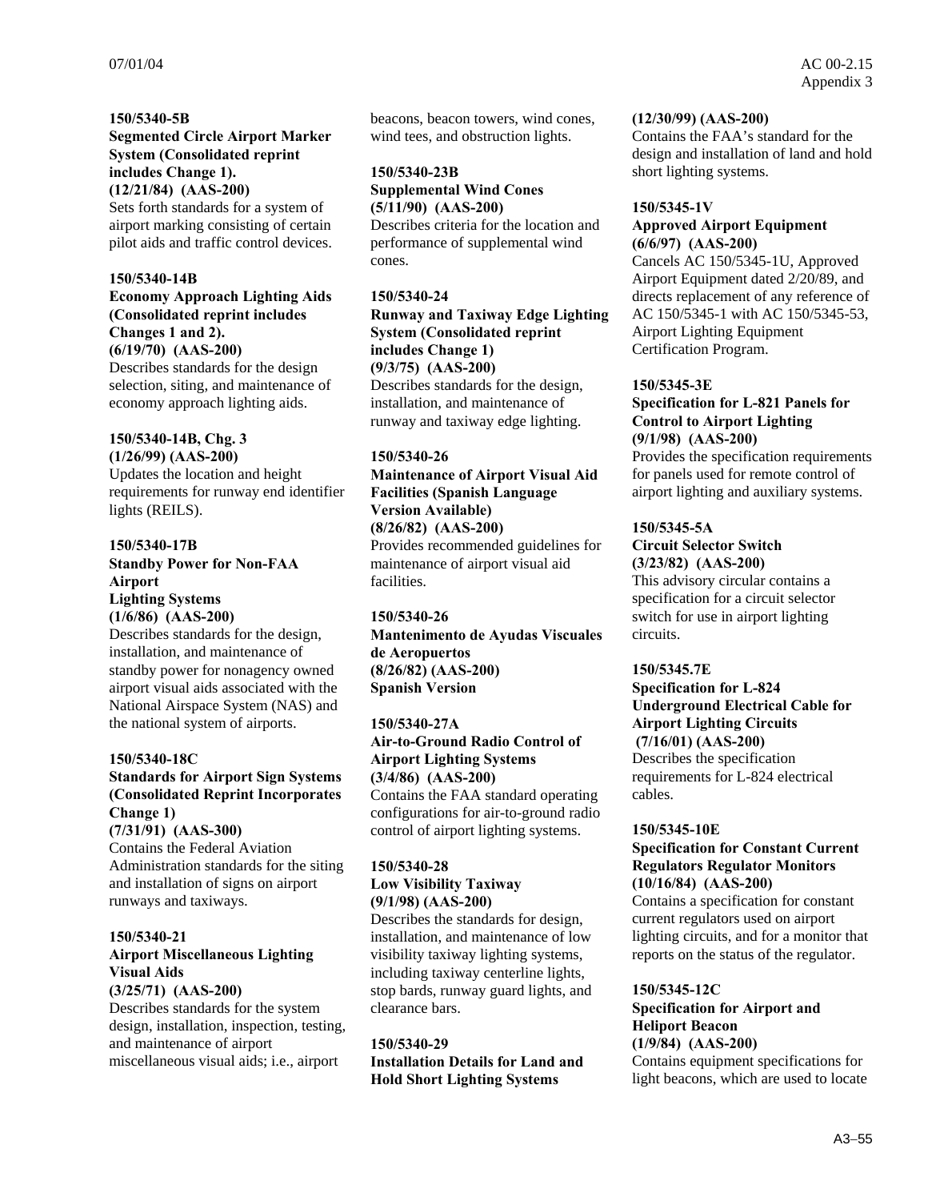**150/5340-5B**
**Segmented Circle Airport Marker System (Consolidated reprint includes Change 1).**
**(12/21/84) (AAS-200)**
Sets forth standards for a system of airport marking consisting of certain pilot aids and traffic control devices.

**150/5340-14B**
**Economy Approach Lighting Aids (Consolidated reprint includes Changes 1 and 2).**
**(6/19/70) (AAS-200)**
Describes standards for the design selection, siting, and maintenance of economy approach lighting aids.

**150/5340-14B, Chg. 3**
**(1/26/99) (AAS-200)**
Updates the location and height requirements for runway end identifier lights (REILS).

**150/5340-17B**
**Standby Power for Non-FAA Airport Lighting Systems**
**(1/6/86) (AAS-200)**
Describes standards for the design, installation, and maintenance of standby power for nonagency owned airport visual aids associated with the National Airspace System (NAS) and the national system of airports.

**150/5340-18C**
**Standards for Airport Sign Systems (Consolidated Reprint Incorporates Change 1)**
**(7/31/91) (AAS-300)**
Contains the Federal Aviation Administration standards for the siting and installation of signs on airport runways and taxiways.

**150/5340-21**
**Airport Miscellaneous Lighting Visual Aids**
**(3/25/71) (AAS-200)**
Describes standards for the system design, installation, inspection, testing, and maintenance of airport miscellaneous visual aids; i.e., airport beacons, beacon towers, wind cones, wind tees, and obstruction lights.

**150/5340-23B**
**Supplemental Wind Cones**
**(5/11/90) (AAS-200)**
Describes criteria for the location and performance of supplemental wind cones.

**150/5340-24**
**Runway and Taxiway Edge Lighting System (Consolidated reprint includes Change 1)**
**(9/3/75) (AAS-200)**
Describes standards for the design, installation, and maintenance of runway and taxiway edge lighting.

**150/5340-26**
**Maintenance of Airport Visual Aid Facilities (Spanish Language Version Available)**
**(8/26/82) (AAS-200)**
Provides recommended guidelines for maintenance of airport visual aid facilities.

**150/5340-26**
**Mantenimento de Ayudas Viscuales de Aeropuertos**
**(8/26/82) (AAS-200)**
**Spanish Version**

**150/5340-27A**
**Air-to-Ground Radio Control of Airport Lighting Systems**
**(3/4/86) (AAS-200)**
Contains the FAA standard operating configurations for air-to-ground radio control of airport lighting systems.

**150/5340-28**
**Low Visibility Taxiway**
**(9/1/98) (AAS-200)**
Describes the standards for design, installation, and maintenance of low visibility taxiway lighting systems, including taxiway centerline lights, stop bards, runway guard lights, and clearance bars.

**150/5340-29**
**Installation Details for Land and Hold Short Lighting Systems**
**(12/30/99) (AAS-200)**
Contains the FAA's standard for the design and installation of land and hold short lighting systems.

**150/5345-1V**
**Approved Airport Equipment**
**(6/6/97) (AAS-200)**
Cancels AC 150/5345-1U, Approved Airport Equipment dated 2/20/89, and directs replacement of any reference of AC 150/5345-1 with AC 150/5345-53, Airport Lighting Equipment Certification Program.

**150/5345-3E**
**Specification for L-821 Panels for Control to Airport Lighting**
**(9/1/98) (AAS-200)**
Provides the specification requirements for panels used for remote control of airport lighting and auxiliary systems.

**150/5345-5A**
**Circuit Selector Switch**
**(3/23/82) (AAS-200)**
This advisory circular contains a specification for a circuit selector switch for use in airport lighting circuits.

**150/5345.7E**
**Specification for L-824 Underground Electrical Cable for Airport Lighting Circuits**
**(7/16/01) (AAS-200)**
Describes the specification requirements for L-824 electrical cables.

**150/5345-10E**
**Specification for Constant Current Regulators Regulator Monitors**
**(10/16/84) (AAS-200)**
Contains a specification for constant current regulators used on airport lighting circuits, and for a monitor that reports on the status of the regulator.

**150/5345-12C**
**Specification for Airport and Heliport Beacon**
**(1/9/84) (AAS-200)**
Contains equipment specifications for light beacons, which are used to locate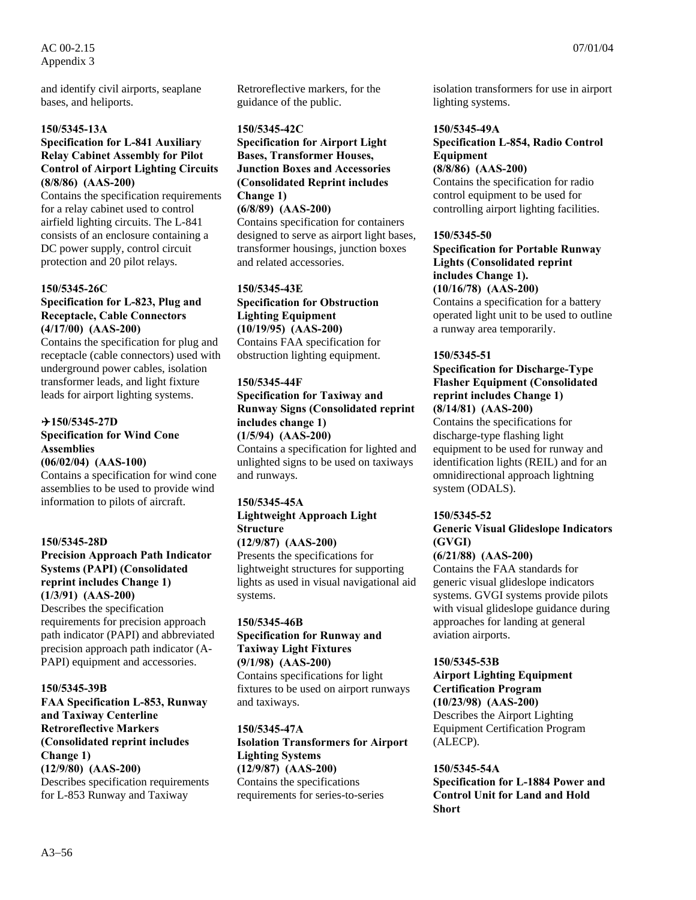and identify civil airports, seaplane bases, and heliports.

**150/5345-13A**
**Specification for L-841 Auxiliary Relay Cabinet Assembly for Pilot Control of Airport Lighting Circuits (8/8/86) (AAS-200)**
Contains the specification requirements for a relay cabinet used to control airfield lighting circuits. The L-841 consists of an enclosure containing a DC power supply, control circuit protection and 20 pilot relays.

**150/5345-26C**
**Specification for L-823, Plug and Receptacle, Cable Connectors (4/17/00) (AAS-200)**
Contains the specification for plug and receptacle (cable connectors) used with underground power cables, isolation transformer leads, and light fixture leads for airport lighting systems.

**✈150/5345-27D**
**Specification for Wind Cone Assemblies (06/02/04) (AAS-100)**
Contains a specification for wind cone assemblies to be used to provide wind information to pilots of aircraft.

**150/5345-28D**
**Precision Approach Path Indicator Systems (PAPI) (Consolidated reprint includes Change 1) (1/3/91) (AAS-200)**
Describes the specification requirements for precision approach path indicator (PAPI) and abbreviated precision approach path indicator (A-PAPI) equipment and accessories.

**150/5345-39B**
**FAA Specification L-853, Runway and Taxiway Centerline Retroreflective Markers (Consolidated reprint includes Change 1) (12/9/80) (AAS-200)**
Describes specification requirements for L-853 Runway and Taxiway Retroreflective markers, for the guidance of the public.

**150/5345-42C**
**Specification for Airport Light Bases, Transformer Houses, Junction Boxes and Accessories (Consolidated Reprint includes Change 1) (6/8/89) (AAS-200)**
Contains specification for containers designed to serve as airport light bases, transformer housings, junction boxes and related accessories.

**150/5345-43E**
**Specification for Obstruction Lighting Equipment (10/19/95) (AAS-200)**
Contains FAA specification for obstruction lighting equipment.

**150/5345-44F**
**Specification for Taxiway and Runway Signs (Consolidated reprint includes change 1) (1/5/94) (AAS-200)**
Contains a specification for lighted and unlighted signs to be used on taxiways and runways.

**150/5345-45A**
**Lightweight Approach Light Structure (12/9/87) (AAS-200)**
Presents the specifications for lightweight structures for supporting lights as used in visual navigational aid systems.

**150/5345-46B**
**Specification for Runway and Taxiway Light Fixtures (9/1/98) (AAS-200)**
Contains specifications for light fixtures to be used on airport runways and taxiways.

**150/5345-47A**
**Isolation Transformers for Airport Lighting Systems (12/9/87) (AAS-200)**
Contains the specifications requirements for series-to-series isolation transformers for use in airport lighting systems.

**150/5345-49A**
**Specification L-854, Radio Control Equipment (8/8/86) (AAS-200)**
Contains the specification for radio control equipment to be used for controlling airport lighting facilities.

**150/5345-50**
**Specification for Portable Runway Lights (Consolidated reprint includes Change 1). (10/16/78) (AAS-200)**
Contains a specification for a battery operated light unit to be used to outline a runway area temporarily.

**150/5345-51**
**Specification for Discharge-Type Flasher Equipment (Consolidated reprint includes Change 1) (8/14/81) (AAS-200)**
Contains the specifications for discharge-type flashing light equipment to be used for runway and identification lights (REIL) and for an omnidirectional approach lightning system (ODALS).

**150/5345-52**
**Generic Visual Glideslope Indicators (GVGI) (6/21/88) (AAS-200)**
Contains the FAA standards for generic visual glideslope indicators systems. GVGI systems provide pilots with visual glideslope guidance during approaches for landing at general aviation airports.

**150/5345-53B**
**Airport Lighting Equipment Certification Program (10/23/98) (AAS-200)**
Describes the Airport Lighting Equipment Certification Program (ALECP).

**150/5345-54A**
**Specification for L-1884 Power and Control Unit for Land and Hold Short**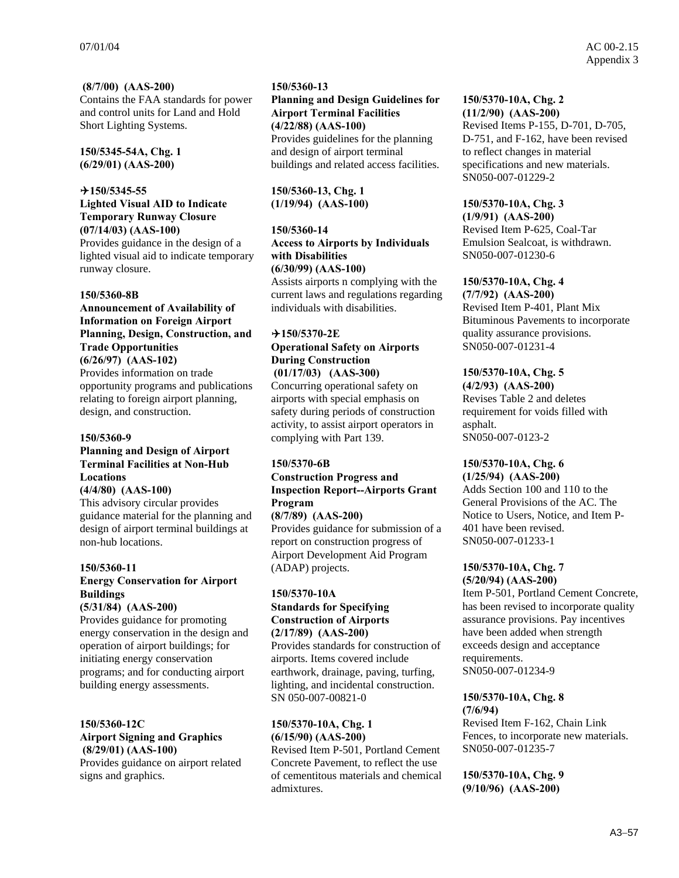**(8/7/00) (AAS-200)**
Contains the FAA standards for power and control units for Land and Hold Short Lighting Systems.

**150/5345-54A, Chg. 1**
**(6/29/01) (AAS-200)**

**✈150/5345-55**
**Lighted Visual AID to Indicate Temporary Runway Closure**
**(07/14/03) (AAS-100)**
Provides guidance in the design of a lighted visual aid to indicate temporary runway closure.

**150/5360-8B**
**Announcement of Availability of Information on Foreign Airport Planning, Design, Construction, and Trade Opportunities**
**(6/26/97) (AAS-102)**
Provides information on trade opportunity programs and publications relating to foreign airport planning, design, and construction.

**150/5360-9**
**Planning and Design of Airport Terminal Facilities at Non-Hub Locations**
**(4/4/80) (AAS-100)**
This advisory circular provides guidance material for the planning and design of airport terminal buildings at non-hub locations.

**150/5360-11**
**Energy Conservation for Airport Buildings**
**(5/31/84) (AAS-200)**
Provides guidance for promoting energy conservation in the design and operation of airport buildings; for initiating energy conservation programs; and for conducting airport building energy assessments.

**150/5360-12C**
**Airport Signing and Graphics**
**(8/29/01) (AAS-100)**
Provides guidance on airport related signs and graphics.

**150/5360-13**
**Planning and Design Guidelines for Airport Terminal Facilities**
**(4/22/88) (AAS-100)**
Provides guidelines for the planning and design of airport terminal buildings and related access facilities.

**150/5360-13, Chg. 1**
**(1/19/94) (AAS-100)**

**150/5360-14**
**Access to Airports by Individuals with Disabilities**
**(6/30/99) (AAS-100)**
Assists airports n complying with the current laws and regulations regarding individuals with disabilities.

**✈150/5370-2E**
**Operational Safety on Airports During Construction**
**(01/17/03) (AAS-300)**
Concurring operational safety on airports with special emphasis on safety during periods of construction activity, to assist airport operators in complying with Part 139.

**150/5370-6B**
**Construction Progress and Inspection Report--Airports Grant Program**
**(8/7/89) (AAS-200)**
Provides guidance for submission of a report on construction progress of Airport Development Aid Program (ADAP) projects.

**150/5370-10A**
**Standards for Specifying Construction of Airports**
**(2/17/89) (AAS-200)**
Provides standards for construction of airports. Items covered include earthwork, drainage, paving, turfing, lighting, and incidental construction.
SN 050-007-00821-0

**150/5370-10A, Chg. 1**
**(6/15/90) (AAS-200)**
Revised Item P-501, Portland Cement Concrete Pavement, to reflect the use of cementitous materials and chemical admixtures.

**150/5370-10A, Chg. 2**
**(11/2/90) (AAS-200)**
Revised Items P-155, D-701, D-705, D-751, and F-162, have been revised to reflect changes in material specifications and new materials.
SN050-007-01229-2

**150/5370-10A, Chg. 3**
**(1/9/91) (AAS-200)**
Revised Item P-625, Coal-Tar Emulsion Sealcoat, is withdrawn.
SN050-007-01230-6

**150/5370-10A, Chg. 4**
**(7/7/92) (AAS-200)**
Revised Item P-401, Plant Mix Bituminous Pavements to incorporate quality assurance provisions.
SN050-007-01231-4

**150/5370-10A, Chg. 5**
**(4/2/93) (AAS-200)**
Revises Table 2 and deletes requirement for voids filled with asphalt.
SN050-007-0123-2

**150/5370-10A, Chg. 6**
**(1/25/94) (AAS-200)**
Adds Section 100 and 110 to the General Provisions of the AC. The Notice to Users, Notice, and Item P-401 have been revised.
SN050-007-01233-1

**150/5370-10A, Chg. 7**
**(5/20/94) (AAS-200)**
Item P-501, Portland Cement Concrete, has been revised to incorporate quality assurance provisions. Pay incentives have been added when strength exceeds design and acceptance requirements.
SN050-007-01234-9

**150/5370-10A, Chg. 8**
**(7/6/94)**
Revised Item F-162, Chain Link Fences, to incorporate new materials.
SN050-007-01235-7

**150/5370-10A, Chg. 9**
**(9/10/96) (AAS-200)**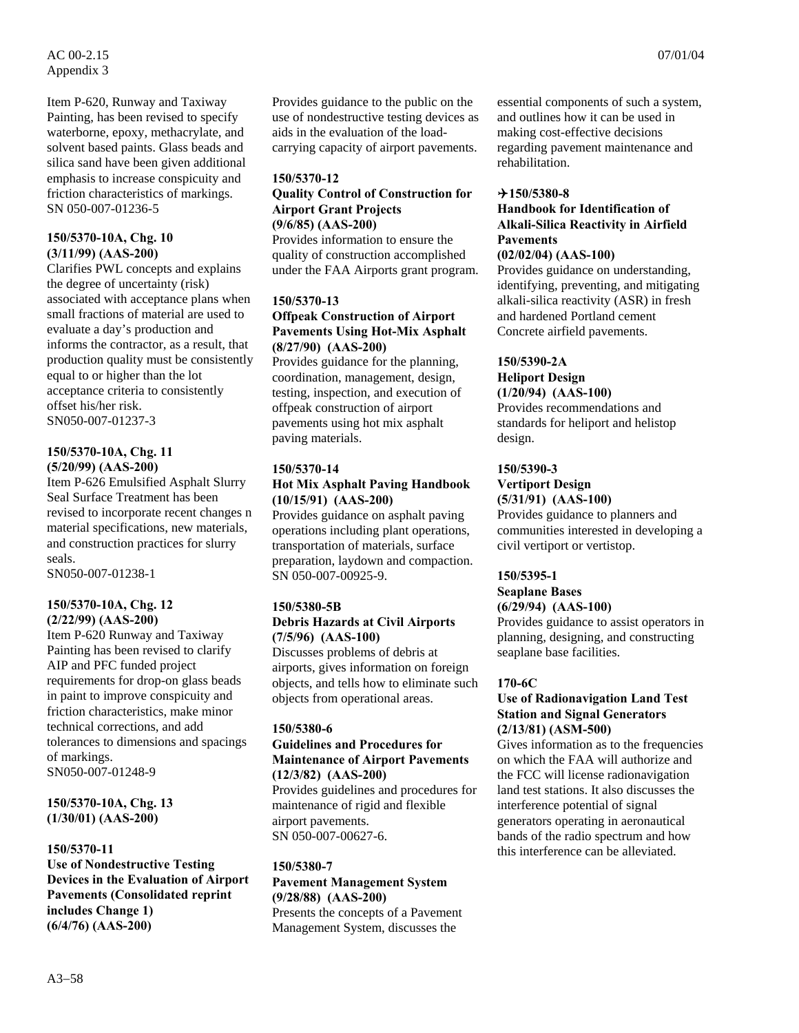Item P-620, Runway and Taxiway Painting, has been revised to specify waterborne, epoxy, methacrylate, and solvent based paints. Glass beads and silica sand have been given additional emphasis to increase conspicuity and friction characteristics of markings. SN 050-007-01236-5

**150/5370-10A, Chg. 10**
**(3/11/99) (AAS-200)**
Clarifies PWL concepts and explains the degree of uncertainty (risk) associated with acceptance plans when small fractions of material are used to evaluate a day's production and informs the contractor, as a result, that production quality must be consistently equal to or higher than the lot acceptance criteria to consistently offset his/her risk.
SN050-007-01237-3

**150/5370-10A, Chg. 11**
**(5/20/99) (AAS-200)**
Item P-626 Emulsified Asphalt Slurry Seal Surface Treatment has been revised to incorporate recent changes n material specifications, new materials, and construction practices for slurry seals.
SN050-007-01238-1

**150/5370-10A, Chg. 12**
**(2/22/99) (AAS-200)**
Item P-620 Runway and Taxiway Painting has been revised to clarify AIP and PFC funded project requirements for drop-on glass beads in paint to improve conspicuity and friction characteristics, make minor technical corrections, and add tolerances to dimensions and spacings of markings.
SN050-007-01248-9

**150/5370-10A, Chg. 13**
**(1/30/01) (AAS-200)**

**150/5370-11**
**Use of Nondestructive Testing Devices in the Evaluation of Airport Pavements (Consolidated reprint includes Change 1)**
**(6/4/76) (AAS-200)**
Provides guidance to the public on the use of nondestructive testing devices as aids in the evaluation of the load-carrying capacity of airport pavements.

**150/5370-12**
**Quality Control of Construction for Airport Grant Projects**
**(9/6/85) (AAS-200)**
Provides information to ensure the quality of construction accomplished under the FAA Airports grant program.

**150/5370-13**
**Offpeak Construction of Airport Pavements Using Hot-Mix Asphalt**
**(8/27/90) (AAS-200)**
Provides guidance for the planning, coordination, management, design, testing, inspection, and execution of offpeak construction of airport pavements using hot mix asphalt paving materials.

**150/5370-14**
**Hot Mix Asphalt Paving Handbook**
**(10/15/91) (AAS-200)**
Provides guidance on asphalt paving operations including plant operations, transportation of materials, surface preparation, laydown and compaction.
SN 050-007-00925-9.

**150/5380-5B**
**Debris Hazards at Civil Airports**
**(7/5/96) (AAS-100)**
Discusses problems of debris at airports, gives information on foreign objects, and tells how to eliminate such objects from operational areas.

**150/5380-6**
**Guidelines and Procedures for Maintenance of Airport Pavements**
**(12/3/82) (AAS-200)**
Provides guidelines and procedures for maintenance of rigid and flexible airport pavements.
SN 050-007-00627-6.

**150/5380-7**
**Pavement Management System**
**(9/28/88) (AAS-200)**
Presents the concepts of a Pavement Management System, discusses the essential components of such a system, and outlines how it can be used in making cost-effective decisions regarding pavement maintenance and rehabilitation.

**✈150/5380-8**
**Handbook for Identification of Alkali-Silica Reactivity in Airfield Pavements**
**(02/02/04) (AAS-100)**
Provides guidance on understanding, identifying, preventing, and mitigating alkali-silica reactivity (ASR) in fresh and hardened Portland cement Concrete airfield pavements.

**150/5390-2A**
**Heliport Design**
**(1/20/94) (AAS-100)**
Provides recommendations and standards for heliport and helistop design.

**150/5390-3**
**Vertiport Design**
**(5/31/91) (AAS-100)**
Provides guidance to planners and communities interested in developing a civil vertiport or vertistop.

**150/5395-1**
**Seaplane Bases**
**(6/29/94) (AAS-100)**
Provides guidance to assist operators in planning, designing, and constructing seaplane base facilities.

**170-6C**
**Use of Radionavigation Land Test Station and Signal Generators**
**(2/13/81) (ASM-500)**
Gives information as to the frequencies on which the FAA will authorize and the FCC will license radionavigation land test stations. It also discusses the interference potential of signal generators operating in aeronautical bands of the radio spectrum and how this interference can be alleviated.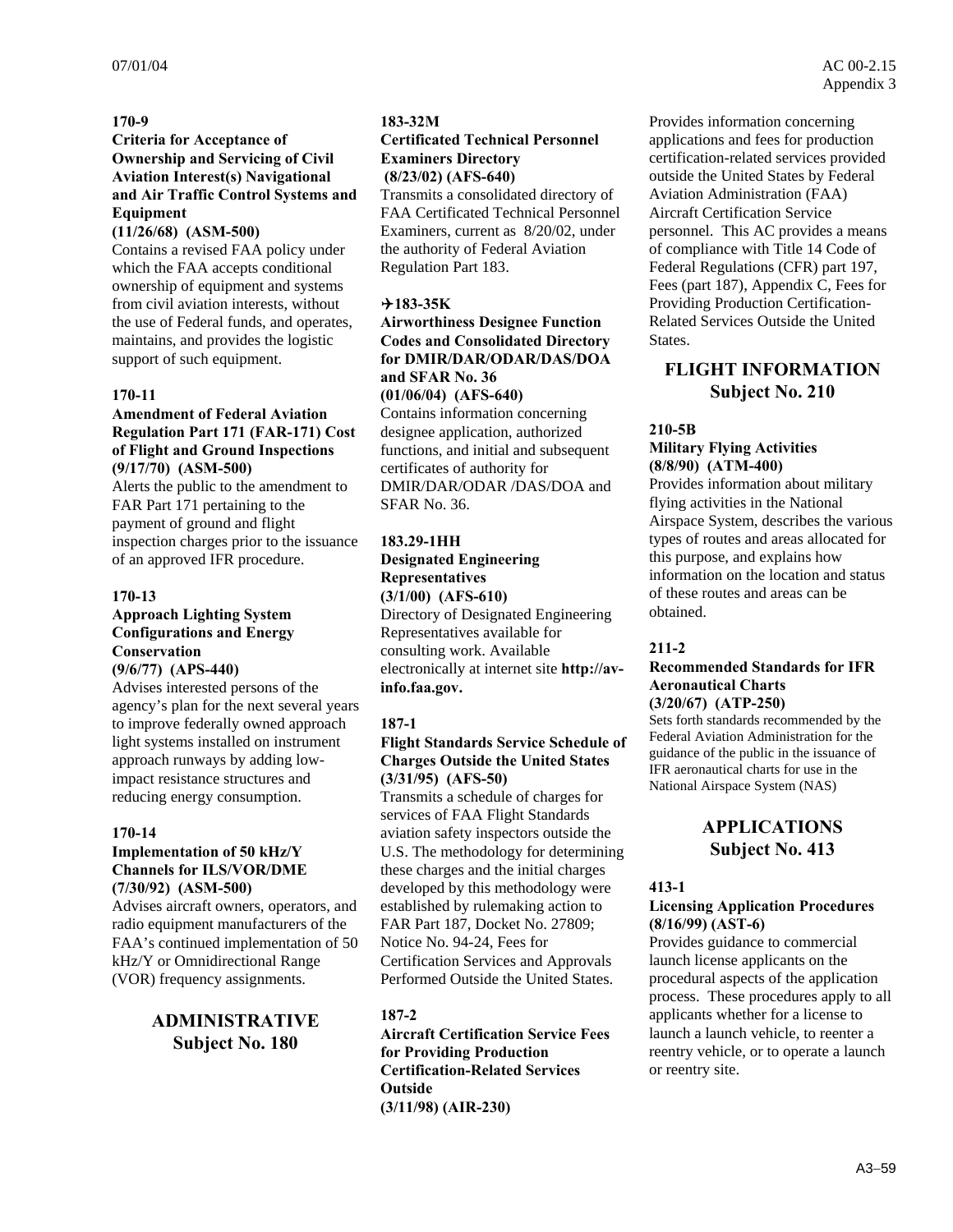**170-9**

**Criteria for Acceptance of Ownership and Servicing of Civil Aviation Interest(s) Navigational and Air Traffic Control Systems and Equipment**
**(11/26/68) (ASM-500)**
Contains a revised FAA policy under which the FAA accepts conditional ownership of equipment and systems from civil aviation interests, without the use of Federal funds, and operates, maintains, and provides the logistic support of such equipment.

**170-11**

**Amendment of Federal Aviation Regulation Part 171 (FAR-171) Cost of Flight and Ground Inspections**
**(9/17/70) (ASM-500)**
Alerts the public to the amendment to FAR Part 171 pertaining to the payment of ground and flight inspection charges prior to the issuance of an approved IFR procedure.

**170-13**

**Approach Lighting System Configurations and Energy Conservation**
**(9/6/77) (APS-440)**
Advises interested persons of the agency's plan for the next several years to improve federally owned approach light systems installed on instrument approach runways by adding low-impact resistance structures and reducing energy consumption.

**170-14**

**Implementation of 50 kHz/Y Channels for ILS/VOR/DME**
**(7/30/92) (ASM-500)**
Advises aircraft owners, operators, and radio equipment manufacturers of the FAA's continued implementation of 50 kHz/Y or Omnidirectional Range (VOR) frequency assignments.

## ADMINISTRATIVE Subject No. 180

**183-32M**

**Certificated Technical Personnel Examiners Directory**
**(8/23/02) (AFS-640)**
Transmits a consolidated directory of FAA Certificated Technical Personnel Examiners, current as 8/20/02, under the authority of Federal Aviation Regulation Part 183.

**✈183-35K**

**Airworthiness Designee Function Codes and Consolidated Directory for DMIR/DAR/ODAR/DAS/DOA and SFAR No. 36**
**(01/06/04) (AFS-640)**
Contains information concerning designee application, authorized functions, and initial and subsequent certificates of authority for DMIR/DAR/ODAR /DAS/DOA and SFAR No. 36.

**183.29-1HH**

**Designated Engineering Representatives**
**(3/1/00) (AFS-610)**
Directory of Designated Engineering Representatives available for consulting work. Available electronically at internet site **http://av-info.faa.gov.**

**187-1**

**Flight Standards Service Schedule of Charges Outside the United States**
**(3/31/95) (AFS-50)**
Transmits a schedule of charges for services of FAA Flight Standards aviation safety inspectors outside the U.S. The methodology for determining these charges and the initial charges developed by this methodology were established by rulemaking action to FAR Part 187, Docket No. 27809; Notice No. 94-24, Fees for Certification Services and Approvals Performed Outside the United States.

**187-2**

**Aircraft Certification Service Fees for Providing Production Certification-Related Services Outside**
**(3/11/98) (AIR-230)**
Provides information concerning applications and fees for production certification-related services provided outside the United States by Federal Aviation Administration (FAA) Aircraft Certification Service personnel. This AC provides a means of compliance with Title 14 Code of Federal Regulations (CFR) part 197, Fees (part 187), Appendix C, Fees for Providing Production Certification-Related Services Outside the United States.

## FLIGHT INFORMATION Subject No. 210

**210-5B**

**Military Flying Activities**
**(8/8/90) (ATM-400)**
Provides information about military flying activities in the National Airspace System, describes the various types of routes and areas allocated for this purpose, and explains how information on the location and status of these routes and areas can be obtained.

**211-2**

**Recommended Standards for IFR Aeronautical Charts**
**(3/20/67) (ATP-250)**
Sets forth standards recommended by the Federal Aviation Administration for the guidance of the public in the issuance of IFR aeronautical charts for use in the National Airspace System (NAS)

## APPLICATIONS Subject No. 413

**413-1**

**Licensing Application Procedures**
**(8/16/99) (AST-6)**
Provides guidance to commercial launch license applicants on the procedural aspects of the application process. These procedures apply to all applicants whether for a license to launch a launch vehicle, to reenter a reentry vehicle, or to operate a launch or reentry site.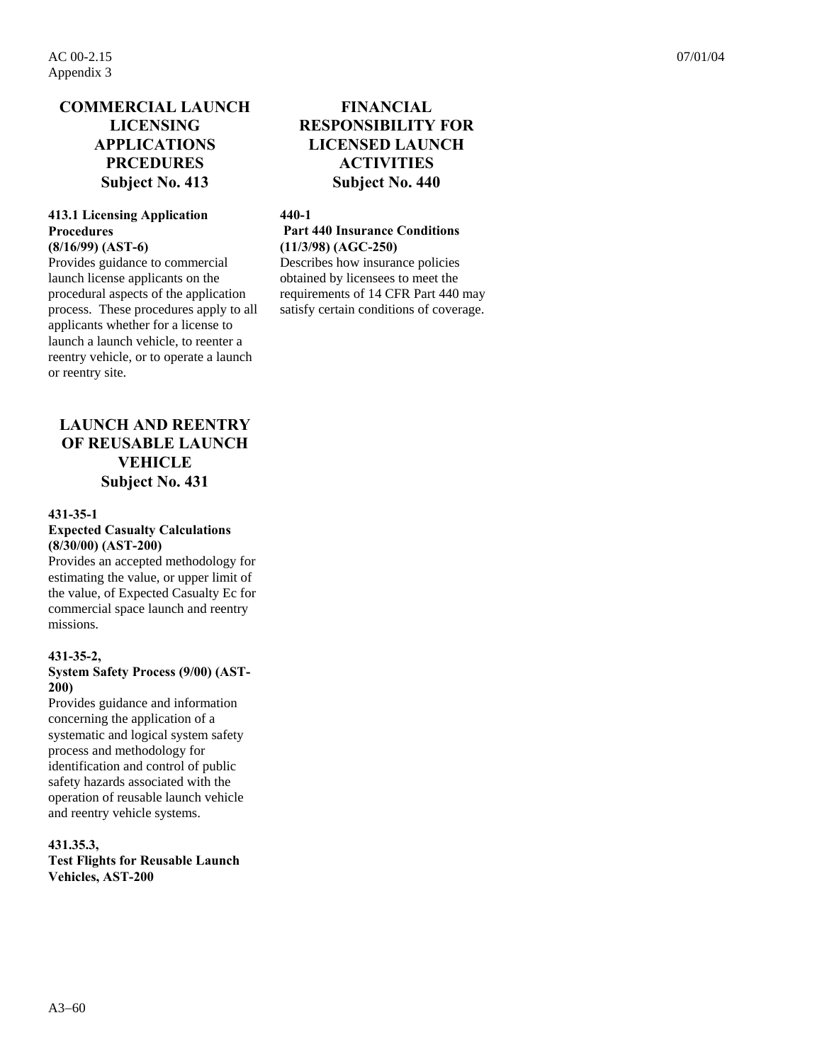## COMMERCIAL LAUNCH LICENSING APPLICATIONS PRCEDURES Subject No. 413

**413.1 Licensing Application Procedures**
**(8/16/99) (AST-6)**
Provides guidance to commercial launch license applicants on the procedural aspects of the application process. These procedures apply to all applicants whether for a license to launch a launch vehicle, to reenter a reentry vehicle, or to operate a launch or reentry site.

## LAUNCH AND REENTRY OF REUSABLE LAUNCH VEHICLE Subject No. 431

**431-35-1**
**Expected Casualty Calculations (8/30/00) (AST-200)**
Provides an accepted methodology for estimating the value, or upper limit of the value, of Expected Casualty Ec for commercial space launch and reentry missions.

**431-35-2,**
**System Safety Process (9/00) (AST-200)**
Provides guidance and information concerning the application of a systematic and logical system safety process and methodology for identification and control of public safety hazards associated with the operation of reusable launch vehicle and reentry vehicle systems.

**431.35.3,**
**Test Flights for Reusable Launch Vehicles, AST-200**

## FINANCIAL RESPONSIBILITY FOR LICENSED LAUNCH ACTIVITIES Subject No. 440

**440-1**
**Part 440 Insurance Conditions (11/3/98) (AGC-250)**
Describes how insurance policies obtained by licensees to meet the requirements of 14 CFR Part 440 may satisfy certain conditions of coverage.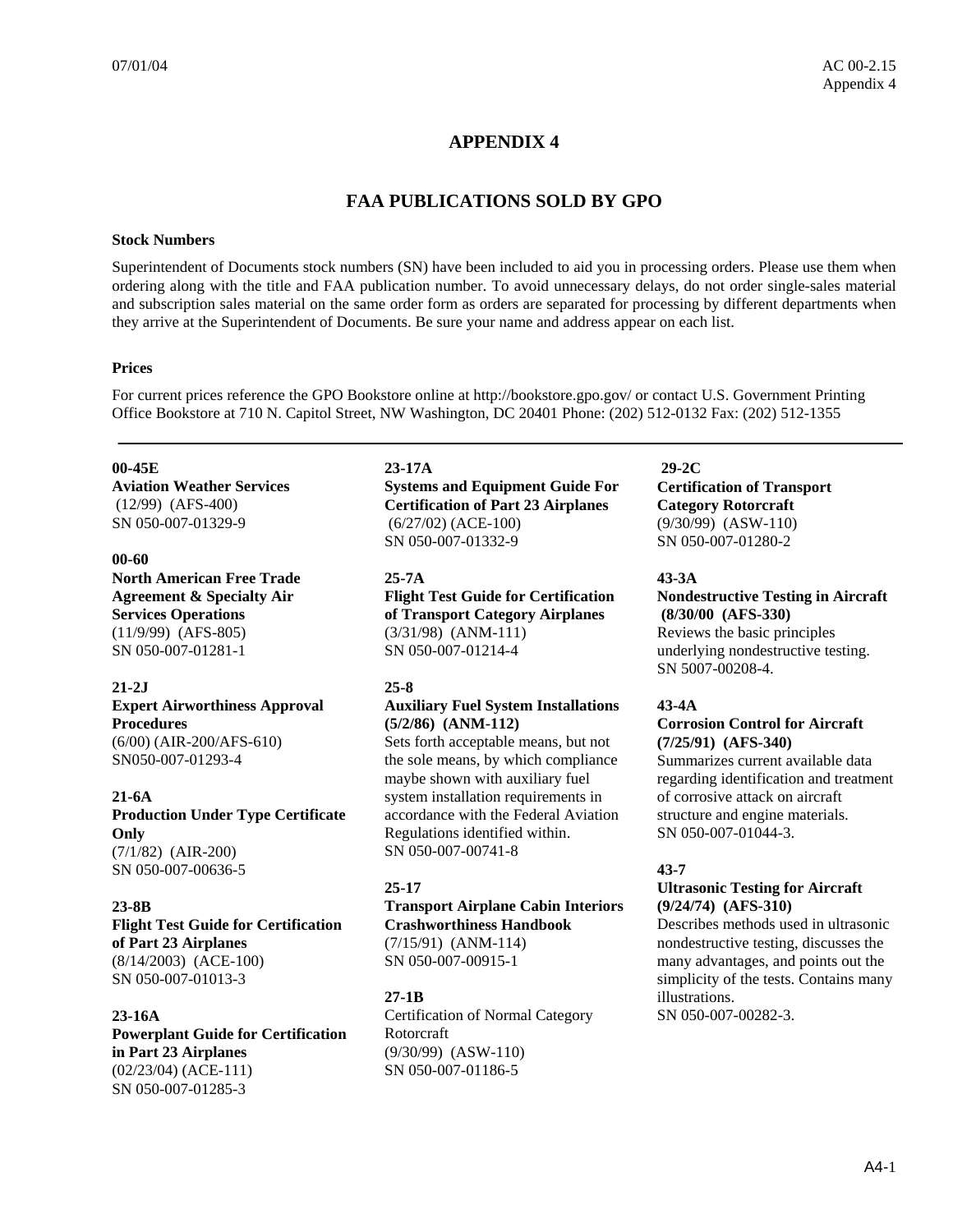# APPENDIX 4

## FAA PUBLICATIONS SOLD BY GPO

**Stock Numbers**

Superintendent of Documents stock numbers (SN) have been included to aid you in processing orders. Please use them when ordering along with the title and FAA publication number. To avoid unnecessary delays, do not order single-sales material and subscription sales material on the same order form as orders are separated for processing by different departments when they arrive at the Superintendent of Documents. Be sure your name and address appear on each list.

**Prices**

For current prices reference the GPO Bookstore online at http://bookstore.gpo.gov/ or contact U.S. Government Printing Office Bookstore at 710 N. Capitol Street, NW Washington, DC 20401 Phone: (202) 512-0132 Fax: (202) 512-1355

---

**00-45E**
**Aviation Weather Services**
(12/99) (AFS-400)
SN 050-007-01329-9

**00-60**
**North American Free Trade Agreement & Specialty Air Services Operations**
(11/9/99) (AFS-805)
SN 050-007-01281-1

**21-2J**
**Expert Airworthiness Approval Procedures**
(6/00) (AIR-200/AFS-610)
SN050-007-01293-4

**21-6A**
**Production Under Type Certificate Only**
(7/1/82) (AIR-200)
SN 050-007-00636-5

**23-8B**
**Flight Test Guide for Certification of Part 23 Airplanes**
(8/14/2003) (ACE-100)
SN 050-007-01013-3

**23-16A**
**Powerplant Guide for Certification in Part 23 Airplanes**
(02/23/04) (ACE-111)
SN 050-007-01285-3

**23-17A**
**Systems and Equipment Guide For Certification of Part 23 Airplanes**
(6/27/02) (ACE-100)
SN 050-007-01332-9

**25-7A**
**Flight Test Guide for Certification of Transport Category Airplanes**
(3/31/98) (ANM-111)
SN 050-007-01214-4

**25-8**
**Auxiliary Fuel System Installations (5/2/86) (ANM-112)**
Sets forth acceptable means, but not the sole means, by which compliance maybe shown with auxiliary fuel system installation requirements in accordance with the Federal Aviation Regulations identified within.
SN 050-007-00741-8

**25-17**
**Transport Airplane Cabin Interiors Crashworthiness Handbook**
(7/15/91) (ANM-114)
SN 050-007-00915-1

**27-1B**
Certification of Normal Category Rotorcraft
(9/30/99) (ASW-110)
SN 050-007-01186-5

**29-2C**
**Certification of Transport Category Rotorcraft**
(9/30/99) (ASW-110)
SN 050-007-01280-2

**43-3A**
**Nondestructive Testing in Aircraft (8/30/00 (AFS-330)**
Reviews the basic principles underlying nondestructive testing.
SN 5007-00208-4.

**43-4A**
**Corrosion Control for Aircraft (7/25/91) (AFS-340)**
Summarizes current available data regarding identification and treatment of corrosive attack on aircraft structure and engine materials.
SN 050-007-01044-3.

**43-7**
**Ultrasonic Testing for Aircraft (9/24/74) (AFS-310)**
Describes methods used in ultrasonic nondestructive testing, discusses the many advantages, and points out the simplicity of the tests. Contains many illustrations.
SN 050-007-00282-3.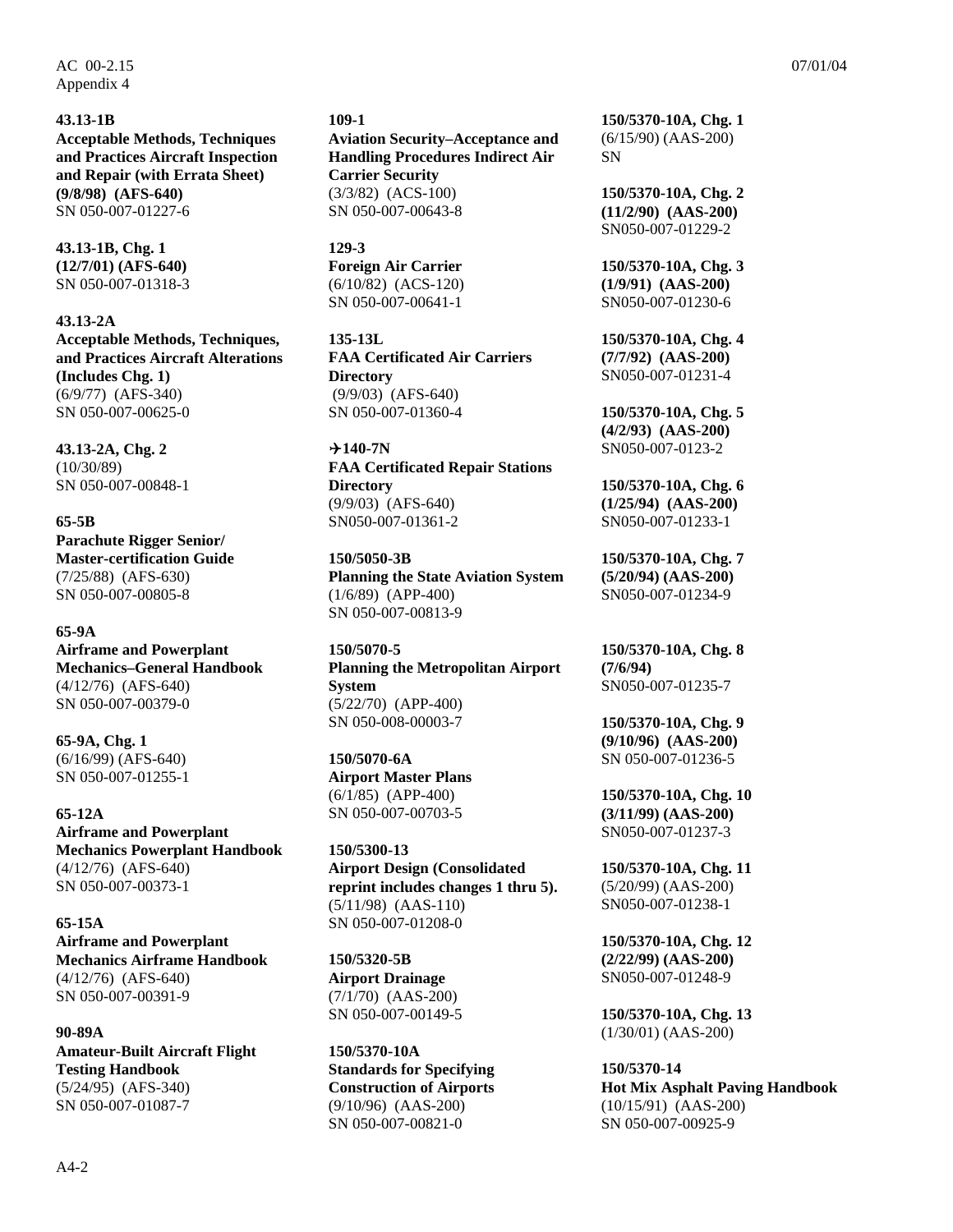**43.13-1B**
**Acceptable Methods, Techniques and Practices Aircraft Inspection and Repair (with Errata Sheet) (9/8/98) (AFS-640)**
SN 050-007-01227-6

**43.13-1B, Chg. 1**
**(12/7/01) (AFS-640)**
SN 050-007-01318-3

**43.13-2A**
**Acceptable Methods, Techniques, and Practices Aircraft Alterations (Includes Chg. 1)**
(6/9/77) (AFS-340)
SN 050-007-00625-0

**43.13-2A, Chg. 2**
(10/30/89)
SN 050-007-00848-1

**65-5B**
**Parachute Rigger Senior/ Master-certification Guide**
(7/25/88) (AFS-630)
SN 050-007-00805-8

**65-9A**
**Airframe and Powerplant Mechanics–General Handbook**
(4/12/76) (AFS-640)
SN 050-007-00379-0

**65-9A, Chg. 1**
(6/16/99) (AFS-640)
SN 050-007-01255-1

**65-12A**
**Airframe and Powerplant Mechanics Powerplant Handbook**
(4/12/76) (AFS-640)
SN 050-007-00373-1

**65-15A**
**Airframe and Powerplant Mechanics Airframe Handbook**
(4/12/76) (AFS-640)
SN 050-007-00391-9

**90-89A**
**Amateur-Built Aircraft Flight Testing Handbook**
(5/24/95) (AFS-340)
SN 050-007-01087-7

**109-1**
**Aviation Security–Acceptance and Handling Procedures Indirect Air Carrier Security**
(3/3/82) (ACS-100)
SN 050-007-00643-8

**129-3**
**Foreign Air Carrier**
(6/10/82) (ACS-120)
SN 050-007-00641-1

**135-13L**
**FAA Certificated Air Carriers Directory**
(9/9/03) (AFS-640)
SN 050-007-01360-4

**✈140-7N**
**FAA Certificated Repair Stations Directory**
(9/9/03) (AFS-640)
SN050-007-01361-2

**150/5050-3B**
**Planning the State Aviation System**
(1/6/89) (APP-400)
SN 050-007-00813-9

**150/5070-5**
**Planning the Metropolitan Airport System**
(5/22/70) (APP-400)
SN 050-008-00003-7

**150/5070-6A**
**Airport Master Plans**
(6/1/85) (APP-400)
SN 050-007-00703-5

**150/5300-13**
**Airport Design (Consolidated reprint includes changes 1 thru 5).**
(5/11/98) (AAS-110)
SN 050-007-01208-0

**150/5320-5B**
**Airport Drainage**
(7/1/70) (AAS-200)
SN 050-007-00149-5

**150/5370-10A**
**Standards for Specifying Construction of Airports**
(9/10/96) (AAS-200)
SN 050-007-00821-0

**150/5370-10A, Chg. 1**
(6/15/90) (AAS-200)
SN

**150/5370-10A, Chg. 2**
**(11/2/90) (AAS-200)**
SN050-007-01229-2

**150/5370-10A, Chg. 3**
**(1/9/91) (AAS-200)**
SN050-007-01230-6

**150/5370-10A, Chg. 4**
**(7/7/92) (AAS-200)**
SN050-007-01231-4

**150/5370-10A, Chg. 5**
**(4/2/93) (AAS-200)**
SN050-007-0123-2

**150/5370-10A, Chg. 6**
**(1/25/94) (AAS-200)**
SN050-007-01233-1

**150/5370-10A, Chg. 7**
**(5/20/94) (AAS-200)**
SN050-007-01234-9

**150/5370-10A, Chg. 8**
**(7/6/94)**
SN050-007-01235-7

**150/5370-10A, Chg. 9**
**(9/10/96) (AAS-200)**
SN 050-007-01236-5

**150/5370-10A, Chg. 10**
**(3/11/99) (AAS-200)**
SN050-007-01237-3

**150/5370-10A, Chg. 11**
(5/20/99) (AAS-200)
SN050-007-01238-1

**150/5370-10A, Chg. 12**
**(2/22/99) (AAS-200)**
SN050-007-01248-9

**150/5370-10A, Chg. 13**
(1/30/01) (AAS-200)

**150/5370-14**
**Hot Mix Asphalt Paving Handbook**
(10/15/91) (AAS-200)
SN 050-007-00925-9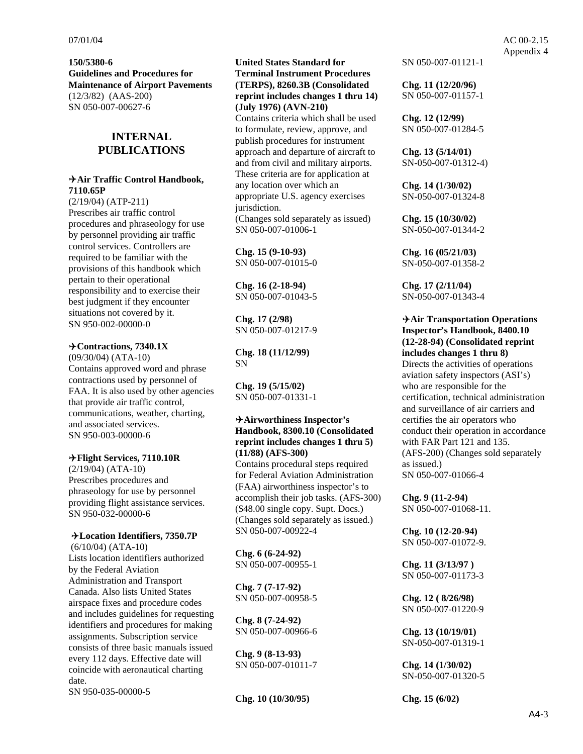**150/5380-6**
**Guidelines and Procedures for Maintenance of Airport Pavements**
(12/3/82) (AAS-200)
SN 050-007-00627-6

## INTERNAL PUBLICATIONS

**✈Air Traffic Control Handbook, 7110.65P**
(2/19/04) (ATP-211)
Prescribes air traffic control procedures and phraseology for use by personnel providing air traffic control services. Controllers are required to be familiar with the provisions of this handbook which pertain to their operational responsibility and to exercise their best judgment if they encounter situations not covered by it.
SN 950-002-00000-0

**✈Contractions, 7340.1X**
(09/30/04) (ATA-10)
Contains approved word and phrase contractions used by personnel of FAA. It is also used by other agencies that provide air traffic control, communications, weather, charting, and associated services.
SN 950-003-00000-6

**✈Flight Services, 7110.10R**
(2/19/04) (ATA-10)
Prescribes procedures and phraseology for use by personnel providing flight assistance services.
SN 950-032-00000-6

**✈Location Identifiers, 7350.7P**
(6/10/04) (ATA-10)
Lists location identifiers authorized by the Federal Aviation Administration and Transport Canada. Also lists United States airspace fixes and procedure codes and includes guidelines for requesting identifiers and procedures for making assignments. Subscription service consists of three basic manuals issued every 112 days. Effective date will coincide with aeronautical charting date.
SN 950-035-00000-5

**United States Standard for Terminal Instrument Procedures (TERPS), 8260.3B (Consolidated reprint includes changes 1 thru 14) (July 1976) (AVN-210)**
Contains criteria which shall be used to formulate, review, approve, and publish procedures for instrument approach and departure of aircraft to and from civil and military airports. These criteria are for application at any location over which an appropriate U.S. agency exercises jurisdiction.
(Changes sold separately as issued)
SN 050-007-01006-1

**Chg. 15 (9-10-93)**
SN 050-007-01015-0

**Chg. 16 (2-18-94)**
SN 050-007-01043-5

**Chg. 17 (2/98)**
SN 050-007-01217-9

**Chg. 18 (11/12/99)**
SN

**Chg. 19 (5/15/02)**
SN 050-007-01331-1

**✈Airworthiness Inspector's Handbook, 8300.10 (Consolidated reprint includes changes 1 thru 5) (11/88) (AFS-300)**
Contains procedural steps required for Federal Aviation Administration (FAA) airworthiness inspector's to accomplish their job tasks. (AFS-300) ($48.00 single copy. Supt. Docs.) (Changes sold separately as issued.)
SN 050-007-00922-4

**Chg. 6 (6-24-92)**
SN 050-007-00955-1

**Chg. 7 (7-17-92)**
SN 050-007-00958-5

**Chg. 8 (7-24-92)**
SN 050-007-00966-6

**Chg. 9 (8-13-93)**
SN 050-007-01011-7

**Chg. 10 (10/30/95)**
SN 050-007-01121-1

**Chg. 11 (12/20/96)**
SN 050-007-01157-1

**Chg. 12 (12/99)**
SN 050-007-01284-5

**Chg. 13 (5/14/01)**
SN-050-007-01312-4)

**Chg. 14 (1/30/02)**
SN-050-007-01324-8

**Chg. 15 (10/30/02)**
SN-050-007-01344-2

**Chg. 16 (05/21/03)**
SN-050-007-01358-2

**Chg. 17 (2/11/04)**
SN-050-007-01343-4

**✈Air Transportation Operations Inspector's Handbook, 8400.10 (12-28-94) (Consolidated reprint includes changes 1 thru 8)**
Directs the activities of operations aviation safety inspectors (ASI's) who are responsible for the certification, technical administration and surveillance of air carriers and certifies the air operators who conduct their operation in accordance with FAR Part 121 and 135. (AFS-200) (Changes sold separately as issued.)
SN 050-007-01066-4

**Chg. 9 (11-2-94)**
SN 050-007-01068-11.

**Chg. 10 (12-20-94)**
SN 050-007-01072-9.

**Chg. 11 (3/13/97 )**
SN 050-007-01173-3

**Chg. 12 ( 8/26/98)**
SN 050-007-01220-9

**Chg. 13 (10/19/01)**
SN-050-007-01319-1

**Chg. 14 (1/30/02)**
SN-050-007-01320-5

**Chg. 15 (6/02)**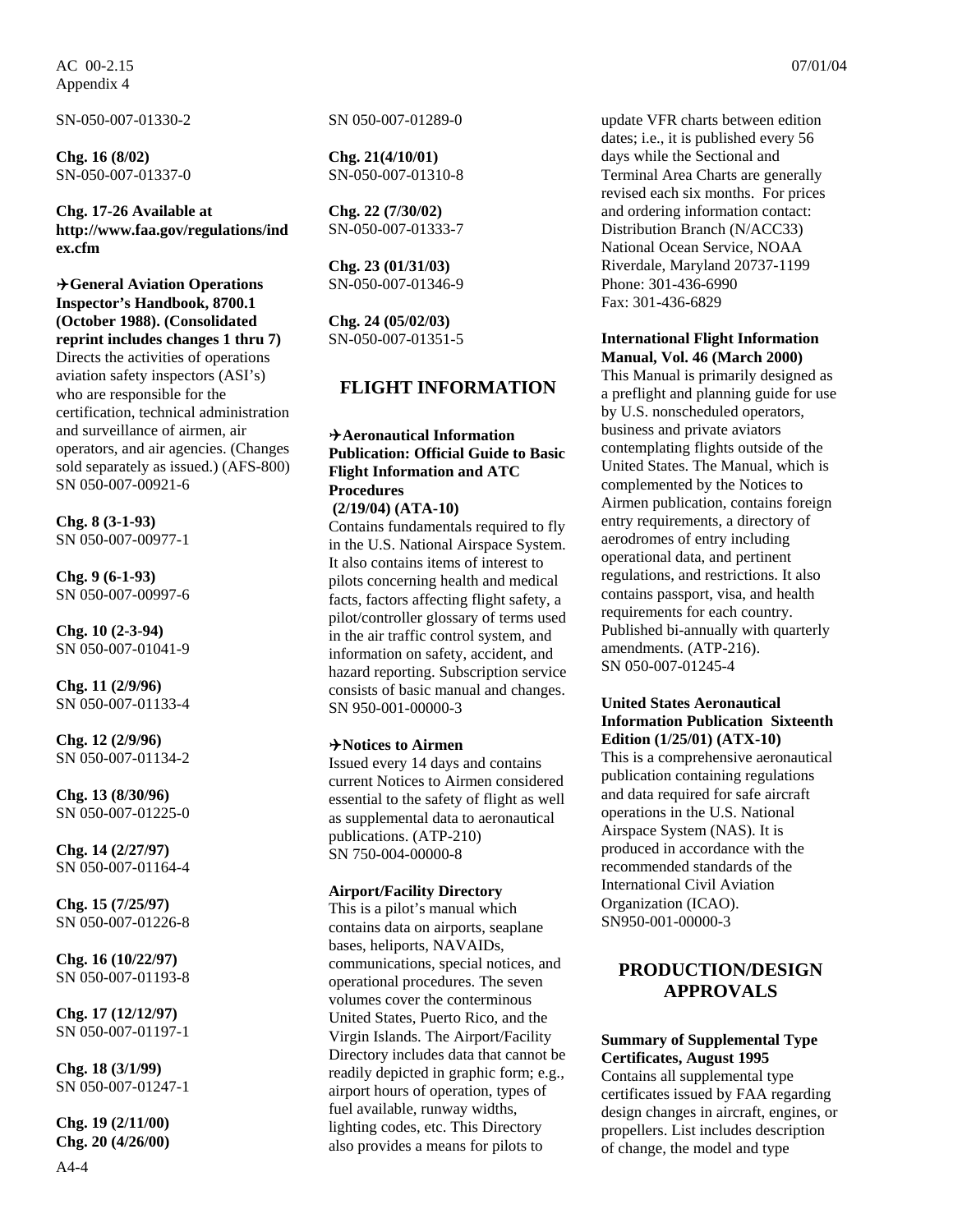SN-050-007-01330-2

**Chg. 16 (8/02)**
SN-050-007-01337-0

**Chg. 17-26 Available at http://www.faa.gov/regulations/index.cfm**

**✈General Aviation Operations Inspector's Handbook, 8700.1 (October 1988). (Consolidated reprint includes changes 1 thru 7)**
Directs the activities of operations aviation safety inspectors (ASI's) who are responsible for the certification, technical administration and surveillance of airmen, air operators, and air agencies. (Changes sold separately as issued.) (AFS-800)
SN 050-007-00921-6

**Chg. 8 (3-1-93)**
SN 050-007-00977-1

**Chg. 9 (6-1-93)**
SN 050-007-00997-6

**Chg. 10 (2-3-94)**
SN 050-007-01041-9

**Chg. 11 (2/9/96)**
SN 050-007-01133-4

**Chg. 12 (2/9/96)**
SN 050-007-01134-2

**Chg. 13 (8/30/96)**
SN 050-007-01225-0

**Chg. 14 (2/27/97)**
SN 050-007-01164-4

**Chg. 15 (7/25/97)**
SN 050-007-01226-8

**Chg. 16 (10/22/97)**
SN 050-007-01193-8

**Chg. 17 (12/12/97)**
SN 050-007-01197-1

**Chg. 18 (3/1/99)**
SN 050-007-01247-1

**Chg. 19 (2/11/00)**
**Chg. 20 (4/26/00)**
SN 050-007-01289-0

**Chg. 21(4/10/01)**
SN-050-007-01310-8

**Chg. 22 (7/30/02)**
SN-050-007-01333-7

**Chg. 23 (01/31/03)**
SN-050-007-01346-9

**Chg. 24 (05/02/03)**
SN-050-007-01351-5

## FLIGHT INFORMATION

**✈Aeronautical Information Publication: Official Guide to Basic Flight Information and ATC Procedures (2/19/04) (ATA-10)**
Contains fundamentals required to fly in the U.S. National Airspace System. It also contains items of interest to pilots concerning health and medical facts, factors affecting flight safety, a pilot/controller glossary of terms used in the air traffic control system, and information on safety, accident, and hazard reporting. Subscription service consists of basic manual and changes.
SN 950-001-00000-3

**✈Notices to Airmen**
Issued every 14 days and contains current Notices to Airmen considered essential to the safety of flight as well as supplemental data to aeronautical publications. (ATP-210)
SN 750-004-00000-8

**Airport/Facility Directory**
This is a pilot's manual which contains data on airports, seaplane bases, heliports, NAVAIDs, communications, special notices, and operational procedures. The seven volumes cover the conterminous United States, Puerto Rico, and the Virgin Islands. The Airport/Facility Directory includes data that cannot be readily depicted in graphic form; e.g., airport hours of operation, types of fuel available, runway widths, lighting codes, etc. This Directory also provides a means for pilots to update VFR charts between edition dates; i.e., it is published every 56 days while the Sectional and Terminal Area Charts are generally revised each six months. For prices and ordering information contact:
Distribution Branch (N/ACC33)
National Ocean Service, NOAA
Riverdale, Maryland 20737-1199
Phone: 301-436-6990
Fax: 301-436-6829

**International Flight Information Manual, Vol. 46 (March 2000)**
This Manual is primarily designed as a preflight and planning guide for use by U.S. nonscheduled operators, business and private aviators contemplating flights outside of the United States. The Manual, which is complemented by the Notices to Airmen publication, contains foreign entry requirements, a directory of aerodromes of entry including operational data, and pertinent regulations, and restrictions. It also contains passport, visa, and health requirements for each country. Published bi-annually with quarterly amendments. (ATP-216).
SN 050-007-01245-4

**United States Aeronautical Information Publication Sixteenth Edition (1/25/01) (ATX-10)**
This is a comprehensive aeronautical publication containing regulations and data required for safe aircraft operations in the U.S. National Airspace System (NAS). It is produced in accordance with the recommended standards of the International Civil Aviation Organization (ICAO).
SN950-001-00000-3

## PRODUCTION/DESIGN APPROVALS

**Summary of Supplemental Type Certificates, August 1995**
Contains all supplemental type certificates issued by FAA regarding design changes in aircraft, engines, or propellers. List includes description of change, the model and type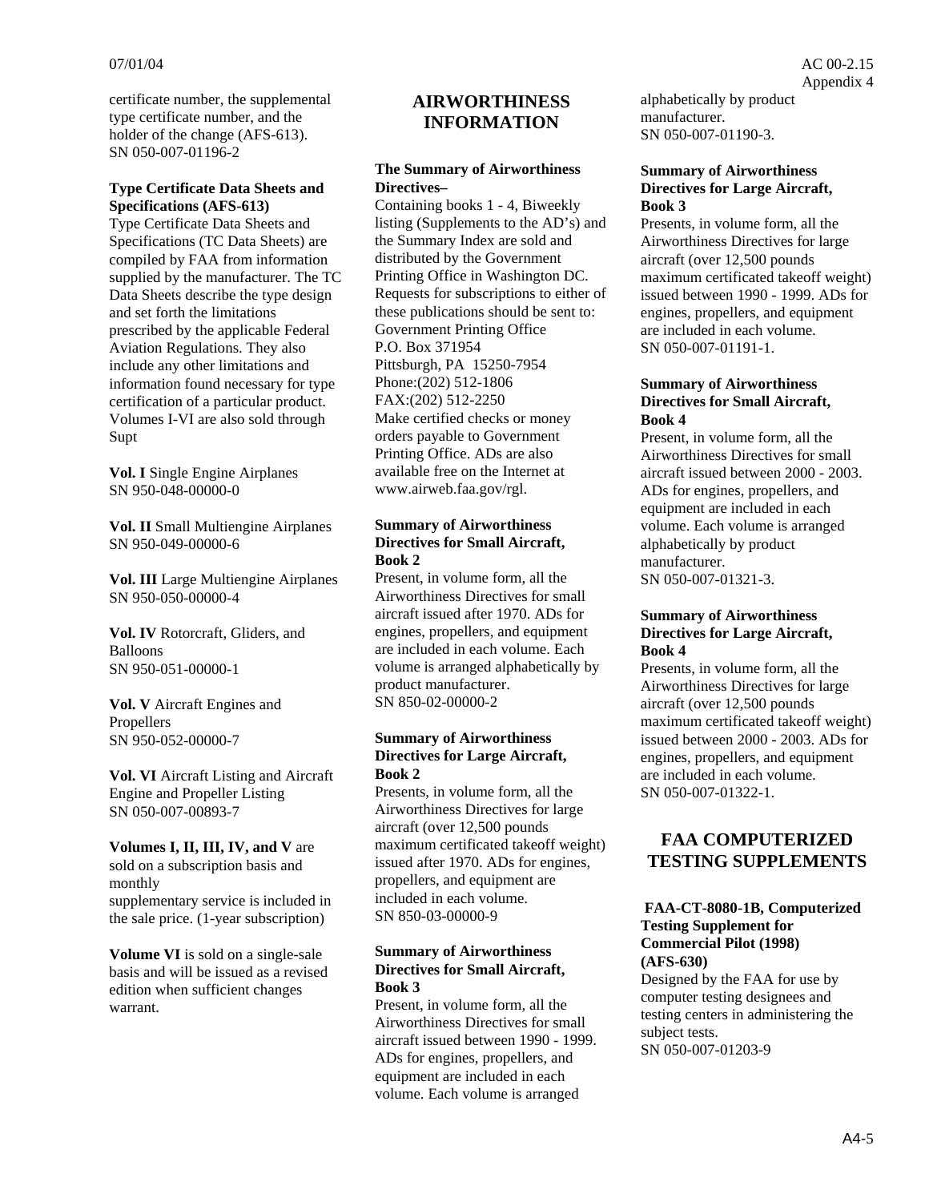certificate number, the supplemental type certificate number, and the holder of the change (AFS-613).
SN 050-007-01196-2

**Type Certificate Data Sheets and Specifications (AFS-613)**
Type Certificate Data Sheets and Specifications (TC Data Sheets) are compiled by FAA from information supplied by the manufacturer. The TC Data Sheets describe the type design and set forth the limitations prescribed by the applicable Federal Aviation Regulations. They also include any other limitations and information found necessary for type certification of a particular product. Volumes I-VI are also sold through Supt

**Vol. I** Single Engine Airplanes
SN 950-048-00000-0

**Vol. II** Small Multiengine Airplanes
SN 950-049-00000-6

**Vol. III** Large Multiengine Airplanes
SN 950-050-00000-4

**Vol. IV** Rotorcraft, Gliders, and Balloons
SN 950-051-00000-1

**Vol. V** Aircraft Engines and Propellers
SN 950-052-00000-7

**Vol. VI** Aircraft Listing and Aircraft Engine and Propeller Listing
SN 050-007-00893-7

**Volumes I, II, III, IV, and V** are sold on a subscription basis and monthly supplementary service is included in the sale price. (1-year subscription)

**Volume VI** is sold on a single-sale basis and will be issued as a revised edition when sufficient changes warrant.

## AIRWORTHINESS INFORMATION

**The Summary of Airworthiness Directives–**
Containing books 1 - 4, Biweekly listing (Supplements to the AD's) and the Summary Index are sold and distributed by the Government Printing Office in Washington DC. Requests for subscriptions to either of these publications should be sent to:
Government Printing Office
P.O. Box 371954
Pittsburgh, PA 15250-7954
Phone:(202) 512-1806
FAX:(202) 512-2250
Make certified checks or money orders payable to Government Printing Office. ADs are also available free on the Internet at www.airweb.faa.gov/rgl.

**Summary of Airworthiness Directives for Small Aircraft, Book 2**
Present, in volume form, all the Airworthiness Directives for small aircraft issued after 1970. ADs for engines, propellers, and equipment are included in each volume. Each volume is arranged alphabetically by product manufacturer.
SN 850-02-00000-2

**Summary of Airworthiness Directives for Large Aircraft, Book 2**
Presents, in volume form, all the Airworthiness Directives for large aircraft (over 12,500 pounds maximum certificated takeoff weight) issued after 1970. ADs for engines, propellers, and equipment are included in each volume.
SN 850-03-00000-9

**Summary of Airworthiness Directives for Small Aircraft, Book 3**
Present, in volume form, all the Airworthiness Directives for small aircraft issued between 1990 - 1999. ADs for engines, propellers, and equipment are included in each volume. Each volume is arranged alphabetically by product manufacturer.
SN 050-007-01190-3.

**Summary of Airworthiness Directives for Large Aircraft, Book 3**
Presents, in volume form, all the Airworthiness Directives for large aircraft (over 12,500 pounds maximum certificated takeoff weight) issued between 1990 - 1999. ADs for engines, propellers, and equipment are included in each volume.
SN 050-007-01191-1.

**Summary of Airworthiness Directives for Small Aircraft, Book 4**
Present, in volume form, all the Airworthiness Directives for small aircraft issued between 2000 - 2003. ADs for engines, propellers, and equipment are included in each volume. Each volume is arranged alphabetically by product manufacturer.
SN 050-007-01321-3.

**Summary of Airworthiness Directives for Large Aircraft, Book 4**
Presents, in volume form, all the Airworthiness Directives for large aircraft (over 12,500 pounds maximum certificated takeoff weight) issued between 2000 - 2003. ADs for engines, propellers, and equipment are included in each volume.
SN 050-007-01322-1.

## FAA COMPUTERIZED TESTING SUPPLEMENTS

**FAA-CT-8080-1B, Computerized Testing Supplement for Commercial Pilot (1998) (AFS-630)**
Designed by the FAA for use by computer testing designees and testing centers in administering the subject tests.
SN 050-007-01203-9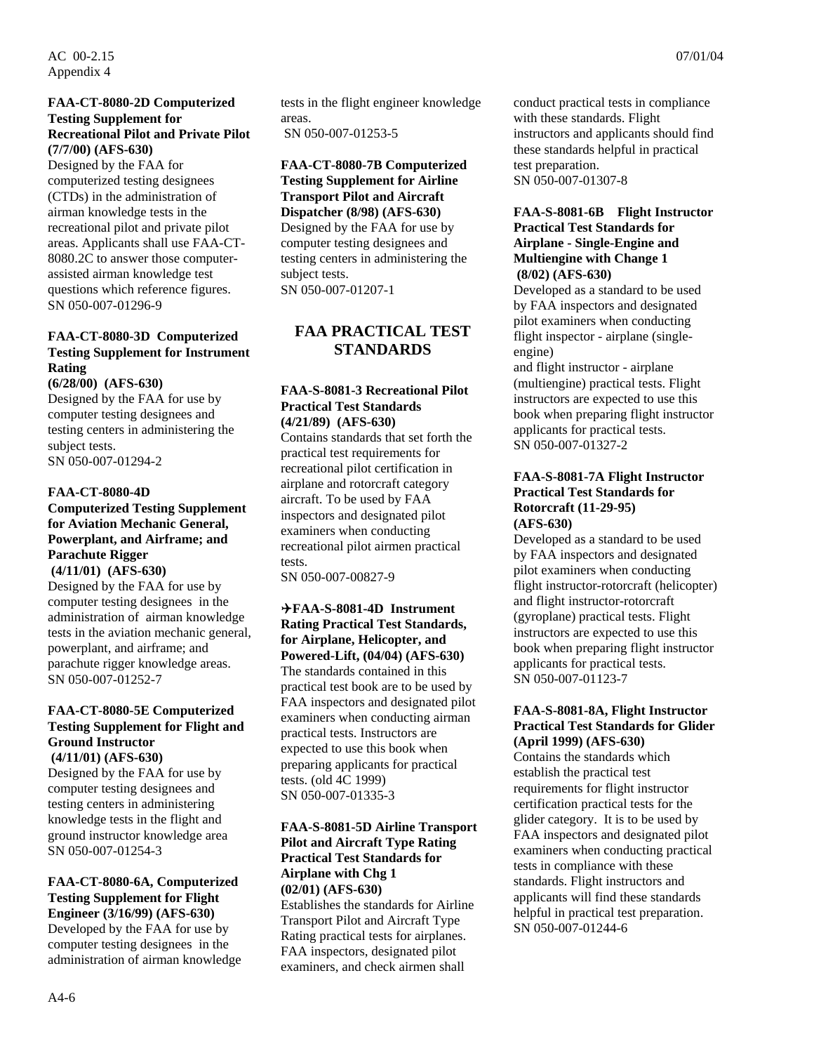**FAA-CT-8080-2D Computerized Testing Supplement for Recreational Pilot and Private Pilot (7/7/00) (AFS-630)**
Designed by the FAA for computerized testing designees (CTDs) in the administration of airman knowledge tests in the recreational pilot and private pilot areas. Applicants shall use FAA-CT-8080.2C to answer those computer-assisted airman knowledge test questions which reference figures.
SN 050-007-01296-9

**FAA-CT-8080-3D Computerized Testing Supplement for Instrument Rating (6/28/00) (AFS-630)**
Designed by the FAA for use by computer testing designees and testing centers in administering the subject tests.
SN 050-007-01294-2

**FAA-CT-8080-4D Computerized Testing Supplement for Aviation Mechanic General, Powerplant, and Airframe; and Parachute Rigger (4/11/01) (AFS-630)**
Designed by the FAA for use by computer testing designees in the administration of airman knowledge tests in the aviation mechanic general, powerplant, and airframe; and parachute rigger knowledge areas.
SN 050-007-01252-7

**FAA-CT-8080-5E Computerized Testing Supplement for Flight and Ground Instructor (4/11/01) (AFS-630)**
Designed by the FAA for use by computer testing designees and testing centers in administering knowledge tests in the flight and ground instructor knowledge area
SN 050-007-01254-3

**FAA-CT-8080-6A, Computerized Testing Supplement for Flight Engineer (3/16/99) (AFS-630)**
Developed by the FAA for use by computer testing designees in the administration of airman knowledge tests in the flight engineer knowledge areas.
SN 050-007-01253-5

**FAA-CT-8080-7B Computerized Testing Supplement for Airline Transport Pilot and Aircraft Dispatcher (8/98) (AFS-630)**
Designed by the FAA for use by computer testing designees and testing centers in administering the subject tests.
SN 050-007-01207-1

## FAA PRACTICAL TEST STANDARDS

**FAA-S-8081-3 Recreational Pilot Practical Test Standards (4/21/89) (AFS-630)**
Contains standards that set forth the practical test requirements for recreational pilot certification in airplane and rotorcraft category aircraft. To be used by FAA inspectors and designated pilot examiners when conducting recreational pilot airmen practical tests.
SN 050-007-00827-9

**✈FAA-S-8081-4D Instrument Rating Practical Test Standards, for Airplane, Helicopter, and Powered-Lift, (04/04) (AFS-630)**
The standards contained in this practical test book are to be used by FAA inspectors and designated pilot examiners when conducting airman practical tests. Instructors are expected to use this book when preparing applicants for practical tests. (old 4C 1999)
SN 050-007-01335-3

**FAA-S-8081-5D Airline Transport Pilot and Aircraft Type Rating Practical Test Standards for Airplane with Chg 1 (02/01) (AFS-630)**
Establishes the standards for Airline Transport Pilot and Aircraft Type Rating practical tests for airplanes. FAA inspectors, designated pilot examiners, and check airmen shall conduct practical tests in compliance with these standards. Flight instructors and applicants should find these standards helpful in practical test preparation.
SN 050-007-01307-8

**FAA-S-8081-6B Flight Instructor Practical Test Standards for Airplane - Single-Engine and Multiengine with Change 1 (8/02) (AFS-630)**
Developed as a standard to be used by FAA inspectors and designated pilot examiners when conducting flight inspector - airplane (single-engine)
and flight instructor - airplane (multiengine) practical tests. Flight instructors are expected to use this book when preparing flight instructor applicants for practical tests.
SN 050-007-01327-2

**FAA-S-8081-7A Flight Instructor Practical Test Standards for Rotorcraft (11-29-95) (AFS-630)**
Developed as a standard to be used by FAA inspectors and designated pilot examiners when conducting flight instructor-rotorcraft (helicopter) and flight instructor-rotorcraft (gyroplane) practical tests. Flight instructors are expected to use this book when preparing flight instructor applicants for practical tests.
SN 050-007-01123-7

**FAA-S-8081-8A, Flight Instructor Practical Test Standards for Glider (April 1999) (AFS-630)**
Contains the standards which establish the practical test requirements for flight instructor certification practical tests for the glider category. It is to be used by FAA inspectors and designated pilot examiners when conducting practical tests in compliance with these standards. Flight instructors and applicants will find these standards helpful in practical test preparation.
SN 050-007-01244-6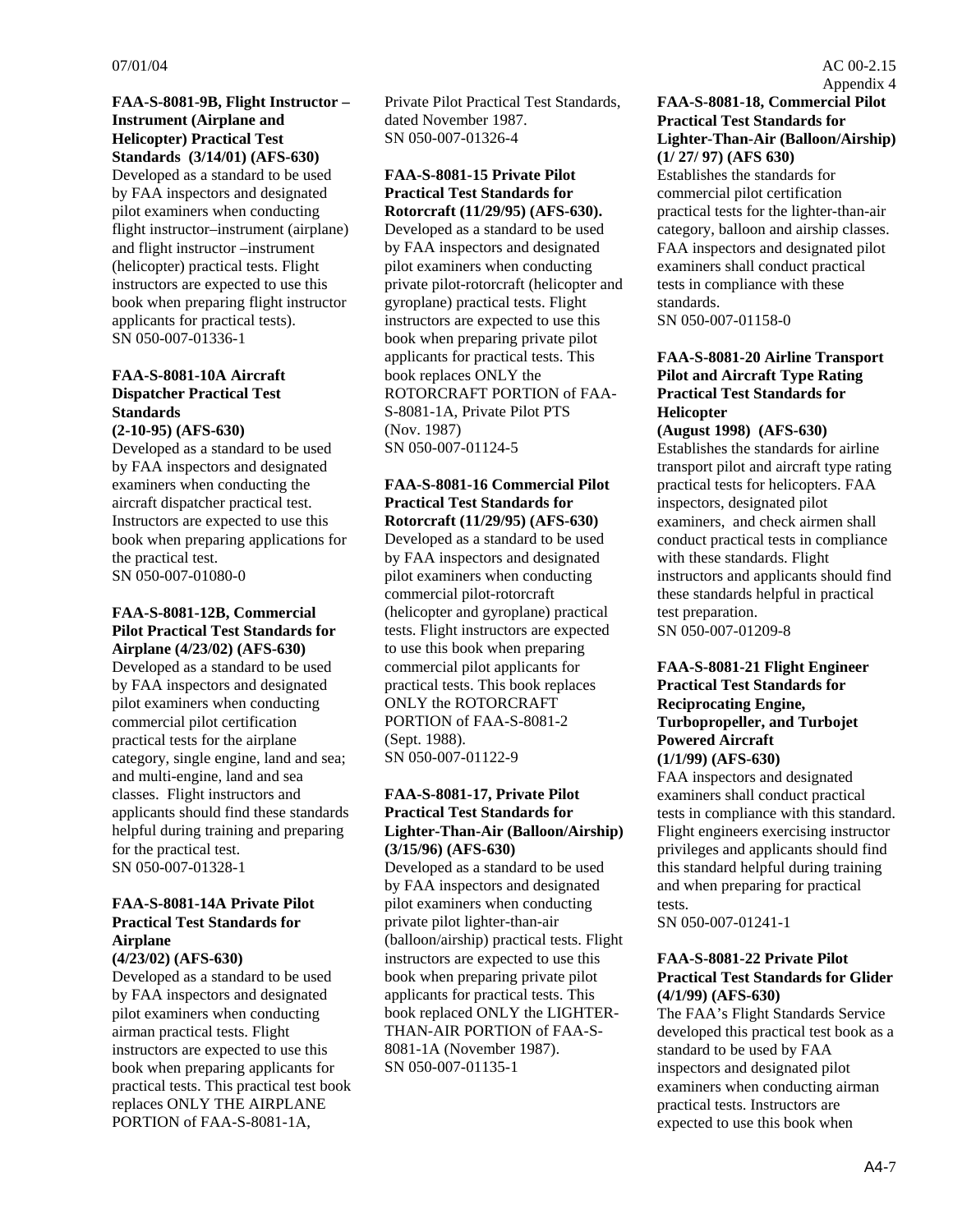**FAA-S-8081-9B, Flight Instructor – Instrument (Airplane and Helicopter) Practical Test Standards (3/14/01) (AFS-630)**
Developed as a standard to be used by FAA inspectors and designated pilot examiners when conducting flight instructor–instrument (airplane) and flight instructor –instrument (helicopter) practical tests. Flight instructors are expected to use this book when preparing flight instructor applicants for practical tests).
SN 050-007-01336-1

**FAA-S-8081-10A Aircraft Dispatcher Practical Test Standards (2-10-95) (AFS-630)**
Developed as a standard to be used by FAA inspectors and designated examiners when conducting the aircraft dispatcher practical test. Instructors are expected to use this book when preparing applications for the practical test.
SN 050-007-01080-0

**FAA-S-8081-12B, Commercial Pilot Practical Test Standards for Airplane (4/23/02) (AFS-630)**
Developed as a standard to be used by FAA inspectors and designated pilot examiners when conducting commercial pilot certification practical tests for the airplane category, single engine, land and sea; and multi-engine, land and sea classes. Flight instructors and applicants should find these standards helpful during training and preparing for the practical test.
SN 050-007-01328-1

**FAA-S-8081-14A Private Pilot Practical Test Standards for Airplane (4/23/02) (AFS-630)**
Developed as a standard to be used by FAA inspectors and designated pilot examiners when conducting airman practical tests. Flight instructors are expected to use this book when preparing applicants for practical tests. This practical test book replaces ONLY THE AIRPLANE PORTION of FAA-S-8081-1A, Private Pilot Practical Test Standards, dated November 1987.
SN 050-007-01326-4

**FAA-S-8081-15 Private Pilot Practical Test Standards for Rotorcraft (11/29/95) (AFS-630).**
Developed as a standard to be used by FAA inspectors and designated pilot examiners when conducting private pilot-rotorcraft (helicopter and gyroplane) practical tests. Flight instructors are expected to use this book when preparing private pilot applicants for practical tests. This book replaces ONLY the ROTORCRAFT PORTION of FAA-S-8081-1A, Private Pilot PTS (Nov. 1987)
SN 050-007-01124-5

**FAA-S-8081-16 Commercial Pilot Practical Test Standards for Rotorcraft (11/29/95) (AFS-630)**
Developed as a standard to be used by FAA inspectors and designated pilot examiners when conducting commercial pilot-rotorcraft (helicopter and gyroplane) practical tests. Flight instructors are expected to use this book when preparing commercial pilot applicants for practical tests. This book replaces ONLY the ROTORCRAFT PORTION of FAA-S-8081-2 (Sept. 1988).
SN 050-007-01122-9

**FAA-S-8081-17, Private Pilot Practical Test Standards for Lighter-Than-Air (Balloon/Airship) (3/15/96) (AFS-630)**
Developed as a standard to be used by FAA inspectors and designated pilot examiners when conducting private pilot lighter-than-air (balloon/airship) practical tests. Flight instructors are expected to use this book when preparing private pilot applicants for practical tests. This book replaced ONLY the LIGHTER-THAN-AIR PORTION of FAA-S-8081-1A (November 1987).
SN 050-007-01135-1

**FAA-S-8081-18, Commercial Pilot Practical Test Standards for Lighter-Than-Air (Balloon/Airship) (1/ 27/ 97) (AFS 630)**
Establishes the standards for commercial pilot certification practical tests for the lighter-than-air category, balloon and airship classes. FAA inspectors and designated pilot examiners shall conduct practical tests in compliance with these standards.
SN 050-007-01158-0

**FAA-S-8081-20 Airline Transport Pilot and Aircraft Type Rating Practical Test Standards for Helicopter (August 1998) (AFS-630)**
Establishes the standards for airline transport pilot and aircraft type rating practical tests for helicopters. FAA inspectors, designated pilot examiners, and check airmen shall conduct practical tests in compliance with these standards. Flight instructors and applicants should find these standards helpful in practical test preparation.
SN 050-007-01209-8

**FAA-S-8081-21 Flight Engineer Practical Test Standards for Reciprocating Engine, Turbopropeller, and Turbojet Powered Aircraft (1/1/99) (AFS-630)**
FAA inspectors and designated examiners shall conduct practical tests in compliance with this standard. Flight engineers exercising instructor privileges and applicants should find this standard helpful during training and when preparing for practical tests.
SN 050-007-01241-1

**FAA-S-8081-22 Private Pilot Practical Test Standards for Glider (4/1/99) (AFS-630)**
The FAA's Flight Standards Service developed this practical test book as a standard to be used by FAA inspectors and designated pilot examiners when conducting airman practical tests. Instructors are expected to use this book when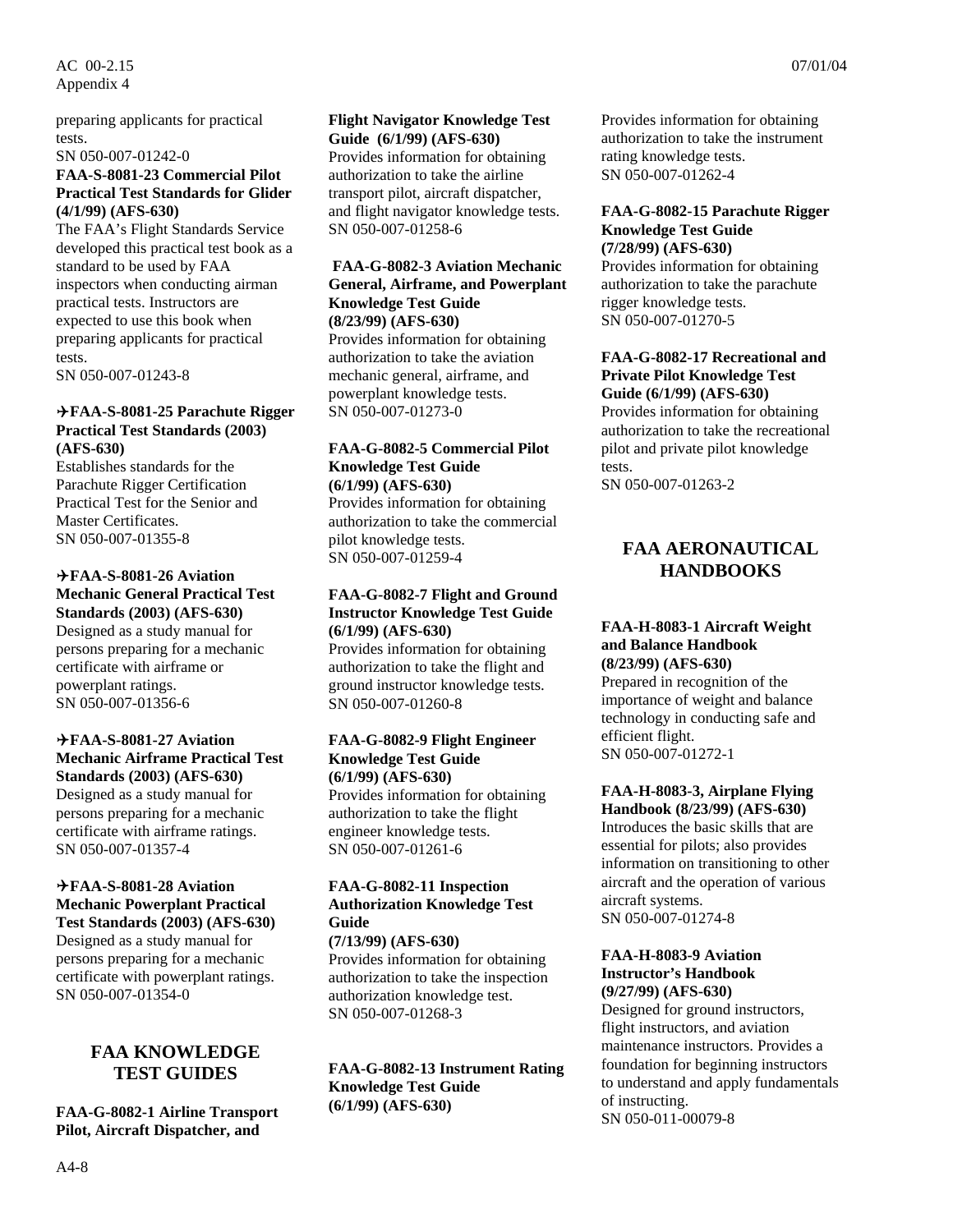preparing applicants for practical tests.
SN 050-007-01242-0

**FAA-S-8081-23 Commercial Pilot Practical Test Standards for Glider (4/1/99) (AFS-630)**
The FAA's Flight Standards Service developed this practical test book as a standard to be used by FAA inspectors when conducting airman practical tests. Instructors are expected to use this book when preparing applicants for practical tests.
SN 050-007-01243-8

**✈FAA-S-8081-25 Parachute Rigger Practical Test Standards (2003) (AFS-630)**
Establishes standards for the Parachute Rigger Certification Practical Test for the Senior and Master Certificates.
SN 050-007-01355-8

**✈FAA-S-8081-26 Aviation Mechanic General Practical Test Standards (2003) (AFS-630)**
Designed as a study manual for persons preparing for a mechanic certificate with airframe or powerplant ratings.
SN 050-007-01356-6

**✈FAA-S-8081-27 Aviation Mechanic Airframe Practical Test Standards (2003) (AFS-630)**
Designed as a study manual for persons preparing for a mechanic certificate with airframe ratings.
SN 050-007-01357-4

**✈FAA-S-8081-28 Aviation Mechanic Powerplant Practical Test Standards (2003) (AFS-630)**
Designed as a study manual for persons preparing for a mechanic certificate with powerplant ratings.
SN 050-007-01354-0

## FAA KNOWLEDGE TEST GUIDES

**FAA-G-8082-1 Airline Transport Pilot, Aircraft Dispatcher, and Flight Navigator Knowledge Test Guide (6/1/99) (AFS-630)**
Provides information for obtaining authorization to take the airline transport pilot, aircraft dispatcher, and flight navigator knowledge tests.
SN 050-007-01258-6

**FAA-G-8082-3 Aviation Mechanic General, Airframe, and Powerplant Knowledge Test Guide (8/23/99) (AFS-630)**
Provides information for obtaining authorization to take the aviation mechanic general, airframe, and powerplant knowledge tests.
SN 050-007-01273-0

**FAA-G-8082-5 Commercial Pilot Knowledge Test Guide (6/1/99) (AFS-630)**
Provides information for obtaining authorization to take the commercial pilot knowledge tests.
SN 050-007-01259-4

**FAA-G-8082-7 Flight and Ground Instructor Knowledge Test Guide (6/1/99) (AFS-630)**
Provides information for obtaining authorization to take the flight and ground instructor knowledge tests.
SN 050-007-01260-8

**FAA-G-8082-9 Flight Engineer Knowledge Test Guide (6/1/99) (AFS-630)**
Provides information for obtaining authorization to take the flight engineer knowledge tests.
SN 050-007-01261-6

**FAA-G-8082-11 Inspection Authorization Knowledge Test Guide (7/13/99) (AFS-630)**
Provides information for obtaining authorization to take the inspection authorization knowledge test.
SN 050-007-01268-3

**FAA-G-8082-13 Instrument Rating Knowledge Test Guide (6/1/99) (AFS-630)**
Provides information for obtaining authorization to take the instrument rating knowledge tests.
SN 050-007-01262-4

**FAA-G-8082-15 Parachute Rigger Knowledge Test Guide (7/28/99) (AFS-630)**
Provides information for obtaining authorization to take the parachute rigger knowledge tests.
SN 050-007-01270-5

**FAA-G-8082-17 Recreational and Private Pilot Knowledge Test Guide (6/1/99) (AFS-630)**
Provides information for obtaining authorization to take the recreational pilot and private pilot knowledge tests.
SN 050-007-01263-2

## FAA AERONAUTICAL HANDBOOKS

**FAA-H-8083-1 Aircraft Weight and Balance Handbook (8/23/99) (AFS-630)**
Prepared in recognition of the importance of weight and balance technology in conducting safe and efficient flight.
SN 050-007-01272-1

**FAA-H-8083-3, Airplane Flying Handbook (8/23/99) (AFS-630)**
Introduces the basic skills that are essential for pilots; also provides information on transitioning to other aircraft and the operation of various aircraft systems.
SN 050-007-01274-8

**FAA-H-8083-9 Aviation Instructor's Handbook (9/27/99) (AFS-630)**
Designed for ground instructors, flight instructors, and aviation maintenance instructors. Provides a foundation for beginning instructors to understand and apply fundamentals of instructing.
SN 050-011-00079-8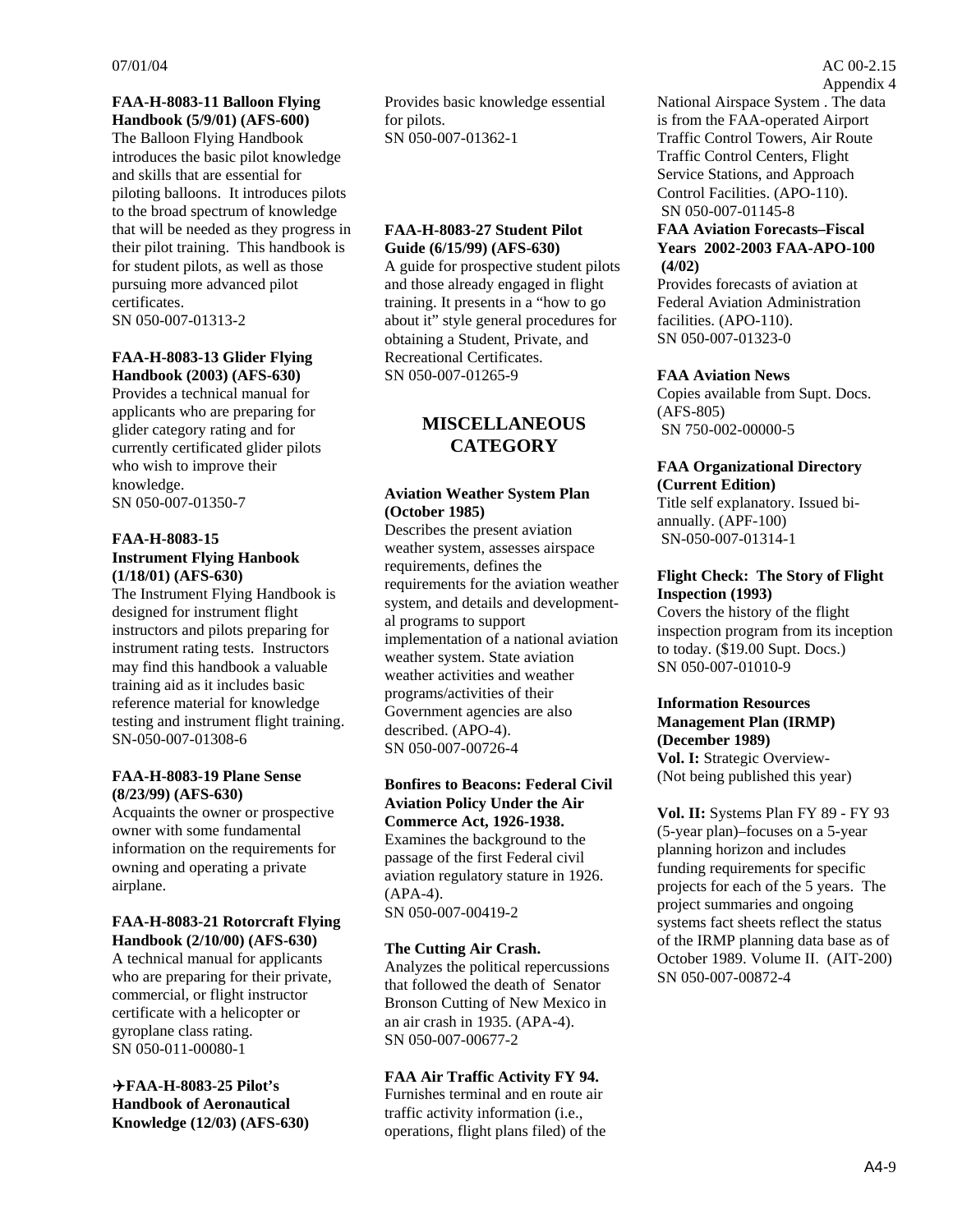**FAA-H-8083-11 Balloon Flying Handbook (5/9/01) (AFS-600)**
The Balloon Flying Handbook introduces the basic pilot knowledge and skills that are essential for piloting balloons. It introduces pilots to the broad spectrum of knowledge that will be needed as they progress in their pilot training. This handbook is for student pilots, as well as those pursuing more advanced pilot certificates.
SN 050-007-01313-2

**FAA-H-8083-13 Glider Flying Handbook (2003) (AFS-630)**
Provides a technical manual for applicants who are preparing for glider category rating and for currently certificated glider pilots who wish to improve their knowledge.
SN 050-007-01350-7

**FAA-H-8083-15 Instrument Flying Hanbook (1/18/01) (AFS-630)**
The Instrument Flying Handbook is designed for instrument flight instructors and pilots preparing for instrument rating tests. Instructors may find this handbook a valuable training aid as it includes basic reference material for knowledge testing and instrument flight training.
SN-050-007-01308-6

**FAA-H-8083-19 Plane Sense (8/23/99) (AFS-630)**
Acquaints the owner or prospective owner with some fundamental information on the requirements for owning and operating a private airplane.

**FAA-H-8083-21 Rotorcraft Flying Handbook (2/10/00) (AFS-630)**
A technical manual for applicants who are preparing for their private, commercial, or flight instructor certificate with a helicopter or gyroplane class rating.
SN 050-011-00080-1

**✈FAA-H-8083-25 Pilot's Handbook of Aeronautical Knowledge (12/03) (AFS-630)**
Provides basic knowledge essential for pilots.
SN 050-007-01362-1

**FAA-H-8083-27 Student Pilot Guide (6/15/99) (AFS-630)**
A guide for prospective student pilots and those already engaged in flight training. It presents in a "how to go about it" style general procedures for obtaining a Student, Private, and Recreational Certificates.
SN 050-007-01265-9

## MISCELLANEOUS CATEGORY

**Aviation Weather System Plan (October 1985)**
Describes the present aviation weather system, assesses airspace requirements, defines the requirements for the aviation weather system, and details and developmental programs to support implementation of a national aviation weather system. State aviation weather activities and weather programs/activities of their Government agencies are also described. (APO-4).
SN 050-007-00726-4

**Bonfires to Beacons: Federal Civil Aviation Policy Under the Air Commerce Act, 1926-1938.**
Examines the background to the passage of the first Federal civil aviation regulatory stature in 1926. (APA-4).
SN 050-007-00419-2

**The Cutting Air Crash.**
Analyzes the political repercussions that followed the death of Senator Bronson Cutting of New Mexico in an air crash in 1935. (APA-4).
SN 050-007-00677-2

**FAA Air Traffic Activity FY 94.**
Furnishes terminal and en route air traffic activity information (i.e., operations, flight plans filed) of the National Airspace System . The data is from the FAA-operated Airport Traffic Control Towers, Air Route Traffic Control Centers, Flight Service Stations, and Approach Control Facilities. (APO-110).
SN 050-007-01145-8

**FAA Aviation Forecasts–Fiscal Years 2002-2003 FAA-APO-100 (4/02)**
Provides forecasts of aviation at Federal Aviation Administration facilities. (APO-110).
SN 050-007-01323-0

**FAA Aviation News**
Copies available from Supt. Docs. (AFS-805)
SN 750-002-00000-5

**FAA Organizational Directory (Current Edition)**
Title self explanatory. Issued bi-annually. (APF-100)
SN-050-007-01314-1

**Flight Check: The Story of Flight Inspection (1993)**
Covers the history of the flight inspection program from its inception to today. ($19.00 Supt. Docs.)
SN 050-007-01010-9

**Information Resources Management Plan (IRMP) (December 1989)**
**Vol. I:** Strategic Overview-
(Not being published this year)

**Vol. II:** Systems Plan FY 89 - FY 93 (5-year plan)–focuses on a 5-year planning horizon and includes funding requirements for specific projects for each of the 5 years. The project summaries and ongoing systems fact sheets reflect the status of the IRMP planning data base as of October 1989. Volume II. (AIT-200)
SN 050-007-00872-4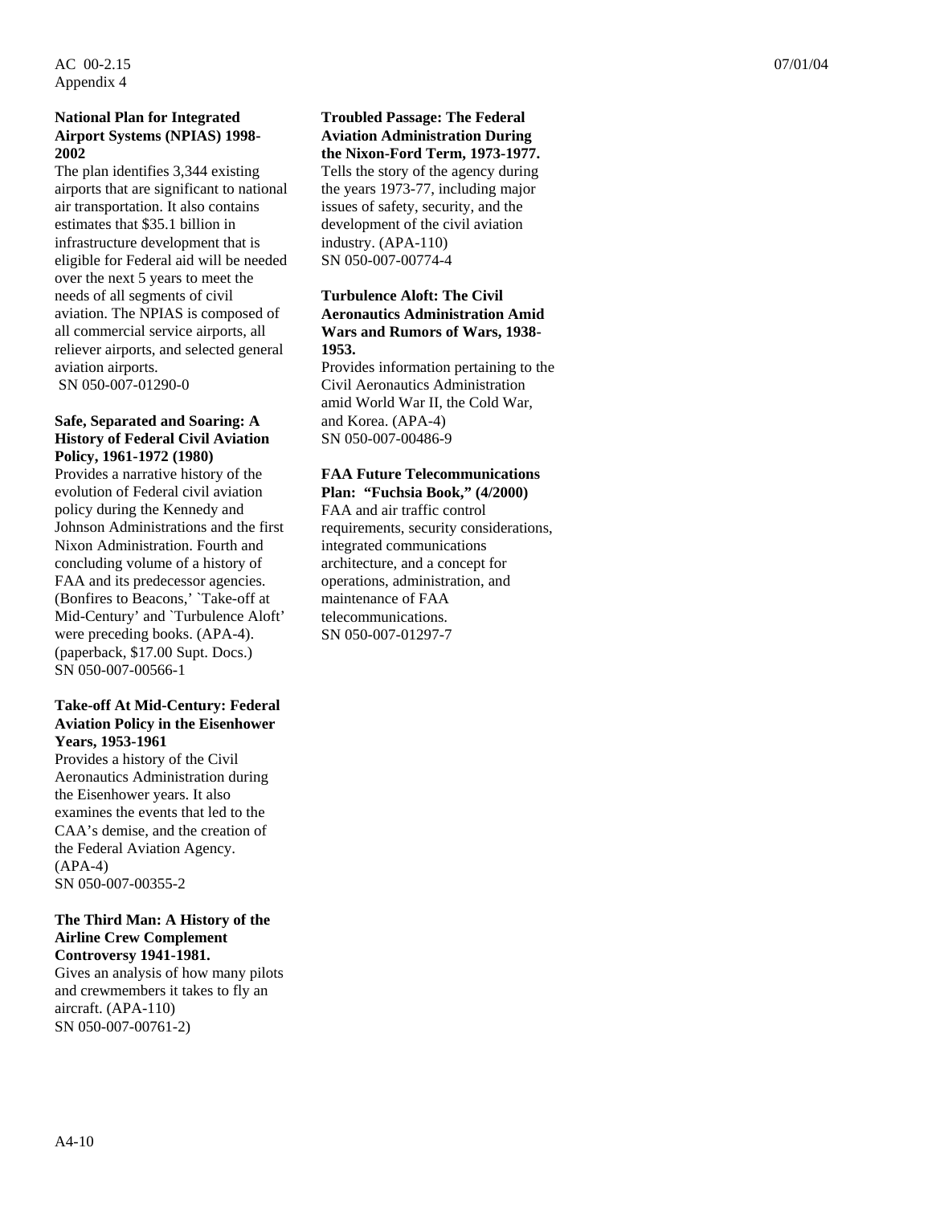**National Plan for Integrated Airport Systems (NPIAS) 1998-2002**

The plan identifies 3,344 existing airports that are significant to national air transportation. It also contains estimates that $35.1 billion in infrastructure development that is eligible for Federal aid will be needed over the next 5 years to meet the needs of all segments of civil aviation. The NPIAS is composed of all commercial service airports, all reliever airports, and selected general aviation airports.
SN 050-007-01290-0

**Safe, Separated and Soaring: A History of Federal Civil Aviation Policy, 1961-1972 (1980)**

Provides a narrative history of the evolution of Federal civil aviation policy during the Kennedy and Johnson Administrations and the first Nixon Administration. Fourth and concluding volume of a history of FAA and its predecessor agencies. (Bonfires to Beacons,' `Take-off at Mid-Century' and `Turbulence Aloft' were preceding books. (APA-4). (paperback, $17.00 Supt. Docs.)
SN 050-007-00566-1

**Take-off At Mid-Century: Federal Aviation Policy in the Eisenhower Years, 1953-1961**

Provides a history of the Civil Aeronautics Administration during the Eisenhower years. It also examines the events that led to the CAA's demise, and the creation of the Federal Aviation Agency. (APA-4)
SN 050-007-00355-2

**The Third Man: A History of the Airline Crew Complement Controversy 1941-1981.**

Gives an analysis of how many pilots and crewmembers it takes to fly an aircraft. (APA-110)
SN 050-007-00761-2)

**Troubled Passage: The Federal Aviation Administration During the Nixon-Ford Term, 1973-1977.**

Tells the story of the agency during the years 1973-77, including major issues of safety, security, and the development of the civil aviation industry. (APA-110)
SN 050-007-00774-4

**Turbulence Aloft: The Civil Aeronautics Administration Amid Wars and Rumors of Wars, 1938-1953.**

Provides information pertaining to the Civil Aeronautics Administration amid World War II, the Cold War, and Korea. (APA-4)
SN 050-007-00486-9

**FAA Future Telecommunications Plan: "Fuchsia Book," (4/2000)**

FAA and air traffic control requirements, security considerations, integrated communications architecture, and a concept for operations, administration, and maintenance of FAA telecommunications.
SN 050-007-01297-7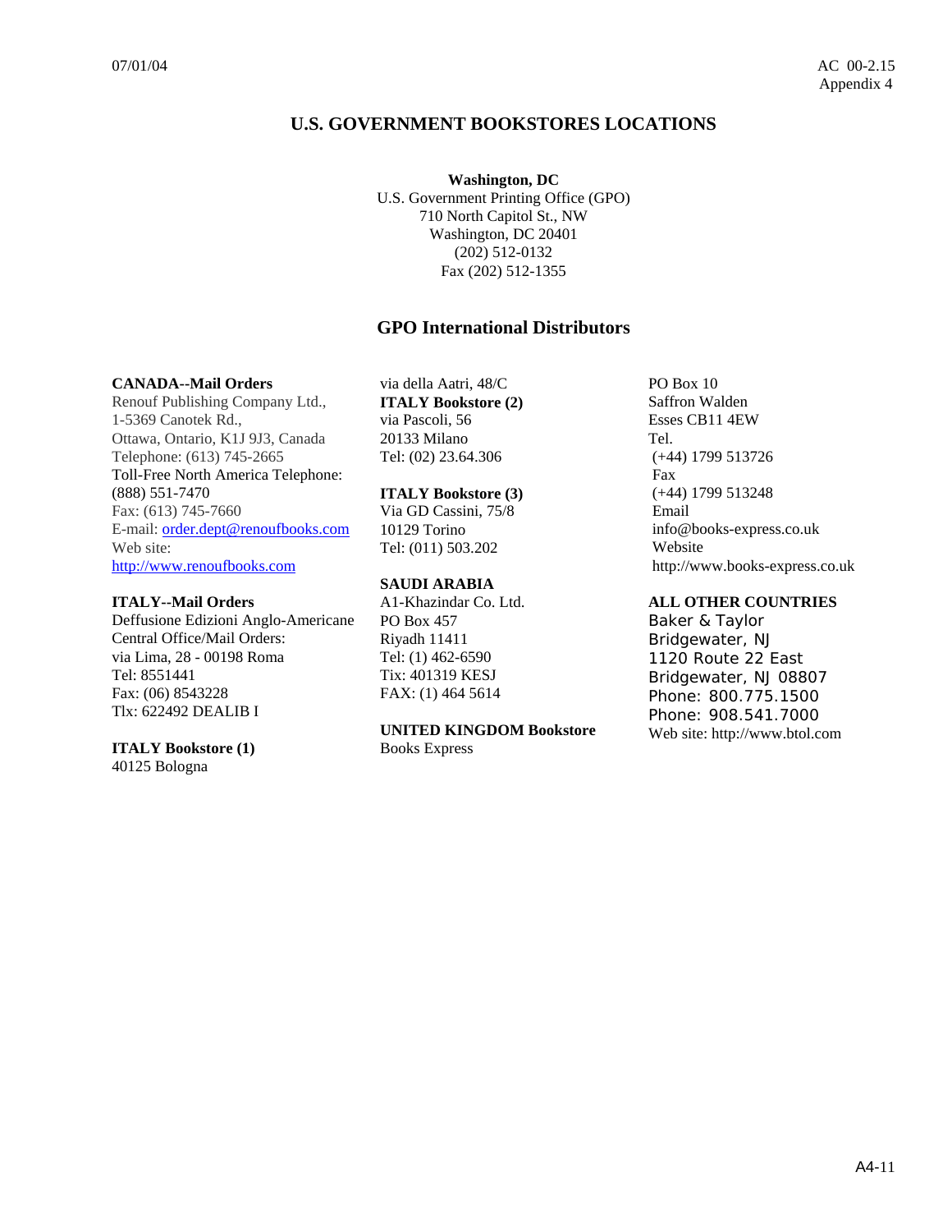# U.S. GOVERNMENT BOOKSTORES LOCATIONS

**Washington, DC**
U.S. Government Printing Office (GPO)
710 North Capitol St., NW
Washington, DC 20401
(202) 512-0132
Fax (202) 512-1355

## GPO International Distributors

**CANADA--Mail Orders**
Renouf Publishing Company Ltd.,
1-5369 Canotek Rd.,
Ottawa, Ontario, K1J 9J3, Canada
Telephone: (613) 745-2665
Toll-Free North America Telephone:
(888) 551-7470
Fax: (613) 745-7660
E-mail: order.dept@renoufbooks.com
Web site:
http://www.renoufbooks.com

**ITALY--Mail Orders**
Deffusione Edizioni Anglo-Americane
Central Office/Mail Orders:
via Lima, 28 - 00198 Roma
Tel: 8551441
Fax: (06) 8543228
Tlx: 622492 DEALIB I

**ITALY Bookstore (1)**
40125 Bologna
via della Aatri, 48/C

**ITALY Bookstore (2)**
via Pascoli, 56
20133 Milano
Tel: (02) 23.64.306

**ITALY Bookstore (3)**
Via GD Cassini, 75/8
10129 Torino
Tel: (011) 503.202

**SAUDI ARABIA**
A1-Khazindar Co. Ltd.
PO Box 457
Riyadh 11411
Tel: (1) 462-6590
Tix: 401319 KESJ
FAX: (1) 464 5614

**UNITED KINGDOM Bookstore**
Books Express
PO Box 10
Saffron Walden
Esses CB11 4EW
Tel.
(+44) 1799 513726
Fax
(+44) 1799 513248
Email
info@books-express.co.uk
Website
http://www.books-express.co.uk

**ALL OTHER COUNTRIES**
Baker & Taylor
Bridgewater, NJ
1120 Route 22 East
Bridgewater, NJ 08807
Phone: 800.775.1500
Phone: 908.541.7000
Web site: http://www.btol.com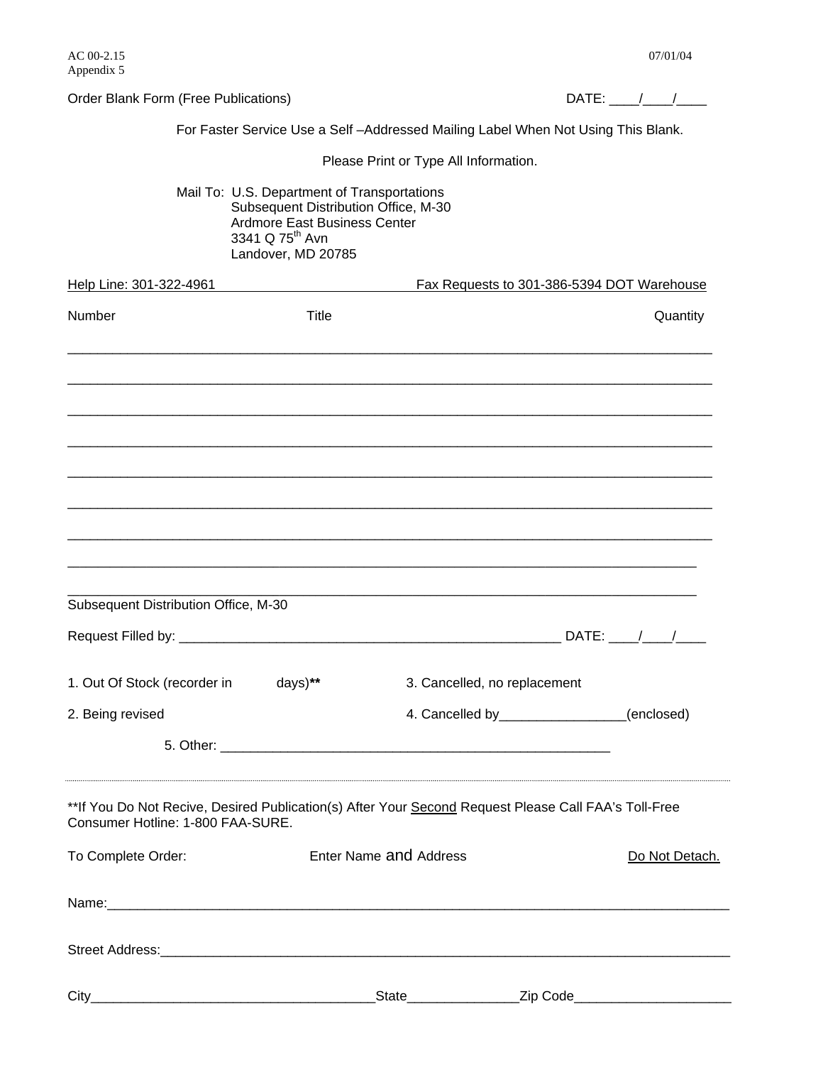Order Blank Form (Free Publications) DATE: ____/____/____

For Faster Service Use a Self –Addressed Mailing Label When Not Using This Blank.

Please Print or Type All Information.

Mail To: U.S. Department of Transportations
Subsequent Distribution Office, M-30
Ardmore East Business Center
3341 Q 75th Avn
Landover, MD 20785

Help Line: 301-322-4961 Fax Requests to 301-386-5394 DOT Warehouse

Number Title Quantity

_______________________________________________________________________________

_______________________________________________________________________________

_______________________________________________________________________________

_______________________________________________________________________________

_______________________________________________________________________________

_______________________________________________________________________________

_______________________________________________________________________________

_______________________________________________________________________________

_______________________________________________________________________________

Subsequent Distribution Office, M-30

Request Filled by: ___________________________________________________ DATE: ____/____/____

1. Out Of Stock (recorder in days)**
2. Being revised
3. Cancelled, no replacement
4. Cancelled by________________(enclosed)
5. Other: ____________________________________________________

---

**If You Do Not Recive, Desired Publication(s) After Your <u>Second</u> Request Please Call FAA's Toll-Free Consumer Hotline: 1-800 FAA-SURE.

To Complete Order: Enter Name and Address <u>Do Not Detach.</u>

Name:_________________________________________________________________________________

Street Address:__________________________________________________________________________

City____________________________________State______________Zip Code____________________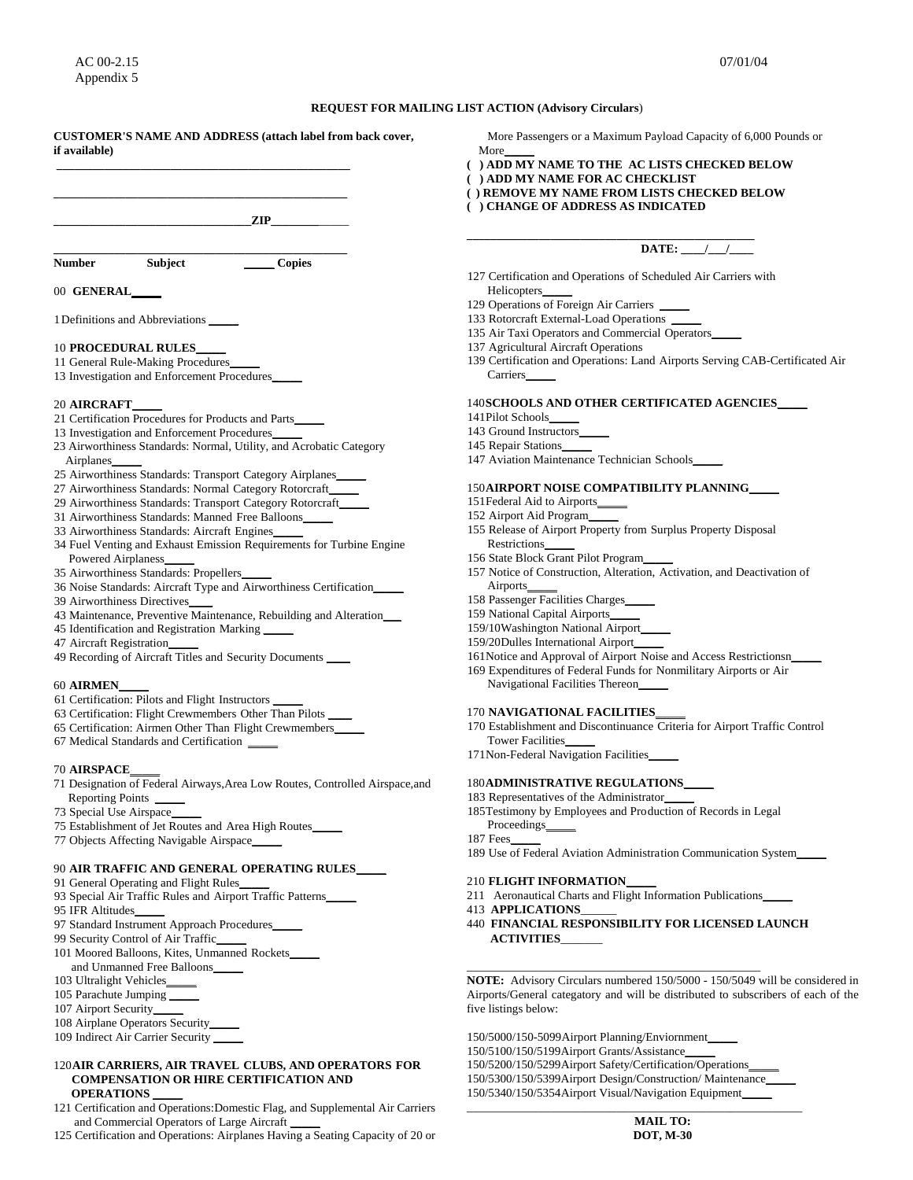## REQUEST FOR MAILING LIST ACTION (Advisory Circulars)

**CUSTOMER'S NAME AND ADDRESS (attach label from back cover, if available)**

\_\_\_\_\_\_\_\_\_\_\_\_\_\_\_\_\_\_\_\_\_\_\_\_\_\_\_\_\_\_\_\_\_\_\_\_\_\_\_\_\_\_\_\_\_\_\_\_

\_\_\_\_\_\_\_\_\_\_\_\_\_\_\_\_\_\_\_\_\_\_\_\_\_\_\_\_\_\_\_\_\_\_\_\_\_\_\_\_\_\_\_\_\_\_\_\_

\_\_\_\_\_\_\_\_\_\_\_\_\_\_\_\_\_\_\_\_\_\_\_\_\_\_\_\_\_\_\_\_\_\_**ZIP**\_\_\_\_\_\_\_\_\_\_\_\_\_\_

\_\_\_\_\_\_\_\_\_\_\_\_\_\_\_\_\_\_\_\_\_\_\_\_\_\_\_\_\_\_\_\_\_\_\_\_\_\_\_\_\_\_\_\_\_\_\_\_

**Number** **Subject** \_\_\_\_\_ **Copies**

00 **GENERAL**\_\_\_\_\_

1 Definitions and Abbreviations \_\_\_\_\_

10 **PROCEDURAL RULES**\_\_\_\_\_
11 General Rule-Making Procedures\_\_\_\_\_
13 Investigation and Enforcement Procedures\_\_\_\_\_

20 **AIRCRAFT**\_\_\_\_\_
21 Certification Procedures for Products and Parts\_\_\_\_\_
13 Investigation and Enforcement Procedures\_\_\_\_\_
23 Airworthiness Standards: Normal, Utility, and Acrobatic Category Airplanes\_\_\_\_\_
25 Airworthiness Standards: Transport Category Airplanes\_\_\_\_\_
27 Airworthiness Standards: Normal Category Rotorcraft\_\_\_\_\_
29 Airworthiness Standards: Transport Category Rotorcraft\_\_\_\_\_
31 Airworthiness Standards: Manned Free Balloons\_\_\_\_\_
33 Airworthiness Standards: Aircraft Engines\_\_\_\_\_
34 Fuel Venting and Exhaust Emission Requirements for Turbine Engine Powered Airplaness\_\_\_\_\_
35 Airworthiness Standards: Propellers\_\_\_\_\_
36 Noise Standards: Aircraft Type and Airworthiness Certification\_\_\_\_\_
39 Airworthiness Directives\_\_\_\_
43 Maintenance, Preventive Maintenance, Rebuilding and Alteration\_\_\_
45 Identification and Registration Marking \_\_\_\_\_
47 Aircraft Registration\_\_\_\_\_
49 Recording of Aircraft Titles and Security Documents \_\_\_\_

60 **AIRMEN**\_\_\_\_\_
61 Certification: Pilots and Flight Instructors \_\_\_\_\_
63 Certification: Flight Crewmembers Other Than Pilots \_\_\_\_
65 Certification: Airmen Other Than Flight Crewmembers\_\_\_\_\_
67 Medical Standards and Certification \_\_\_\_\_

70 **AIRSPACE**\_\_\_\_\_
71 Designation of Federal Airways,Area Low Routes, Controlled Airspace,and Reporting Points \_\_\_\_\_
73 Special Use Airspace\_\_\_\_\_
75 Establishment of Jet Routes and Area High Routes\_\_\_\_\_
77 Objects Affecting Navigable Airspace\_\_\_\_\_

90 **AIR TRAFFIC AND GENERAL OPERATING RULES**\_\_\_\_\_
91 General Operating and Flight Rules\_\_\_\_\_
93 Special Air Traffic Rules and Airport Traffic Patterns\_\_\_\_\_
95 IFR Altitudes\_\_\_\_\_
97 Standard Instrument Approach Procedures\_\_\_\_\_
99 Security Control of Air Traffic\_\_\_\_\_
101 Moored Balloons, Kites, Unmanned Rockets\_\_\_\_\_ and Unmanned Free Balloons\_\_\_\_\_
103 Ultralight Vehicles\_\_\_\_\_
105 Parachute Jumping \_\_\_\_\_
107 Airport Security\_\_\_\_\_
108 Airplane Operators Security\_\_\_\_\_
109 Indirect Air Carrier Security \_\_\_\_\_

120 **AIR CARRIERS, AIR TRAVEL CLUBS, AND OPERATORS FOR COMPENSATION OR HIRE CERTIFICATION AND OPERATIONS** \_\_\_\_\_
121 Certification and Operations:Domestic Flag, and Supplemental Air Carriers and Commercial Operators of Large Aircraft \_\_\_\_\_
125 Certification and Operations: Airplanes Having a Seating Capacity of 20 or More Passengers or a Maximum Payload Capacity of 6,000 Pounds or More\_\_\_\_\_

**( ) ADD MY NAME TO THE AC LISTS CHECKED BELOW**
**( ) ADD MY NAME FOR AC CHECKLIST**
**( ) REMOVE MY NAME FROM LISTS CHECKED BELOW**
**( ) CHANGE OF ADDRESS AS INDICATED**

\_\_\_\_\_\_\_\_\_\_\_\_\_\_\_\_\_\_\_\_\_\_\_\_\_\_\_\_\_\_\_\_\_\_\_\_\_\_\_\_\_\_\_\_\_\_\_\_

**DATE:** \_\_\_\_/\_\_\_/\_\_\_\_

127 Certification and Operations of Scheduled Air Carriers with Helicopters\_\_\_\_\_
129 Operations of Foreign Air Carriers \_\_\_\_\_
133 Rotorcraft External-Load Operations \_\_\_\_\_
135 Air Taxi Operators and Commercial Operators\_\_\_\_\_
137 Agricultural Aircraft Operations
139 Certification and Operations: Land Airports Serving CAB-Certificated Air Carriers\_\_\_\_\_

140 **SCHOOLS AND OTHER CERTIFICATED AGENCIES**\_\_\_\_\_
141 Pilot Schools\_\_\_\_\_
143 Ground Instructors\_\_\_\_\_
145 Repair Stations\_\_\_\_\_
147 Aviation Maintenance Technician Schools\_\_\_\_\_

150 **AIRPORT NOISE COMPATIBILITY PLANNING**\_\_\_\_\_
151 Federal Aid to Airports\_\_\_\_\_
152 Airport Aid Program\_\_\_\_\_
155 Release of Airport Property from Surplus Property Disposal Restrictions\_\_\_\_\_
156 State Block Grant Pilot Program\_\_\_\_\_
157 Notice of Construction, Alteration, Activation, and Deactivation of Airports\_\_\_\_\_
158 Passenger Facilities Charges\_\_\_\_\_
159 National Capital Airports\_\_\_\_\_
159/10 Washington National Airport\_\_\_\_\_
159/20 Dulles International Airport\_\_\_\_\_
161 Notice and Approval of Airport Noise and Access Restrictionsn\_\_\_\_\_
169 Expenditures of Federal Funds for Nonmilitary Airports or Air Navigational Facilities Thereon\_\_\_\_\_

170 **NAVIGATIONAL FACILITIES**\_\_\_\_\_
170 Establishment and Discontinuance Criteria for Airport Traffic Control Tower Facilities\_\_\_\_\_
171 Non-Federal Navigation Facilities\_\_\_\_\_

180 **ADMINISTRATIVE REGULATIONS**\_\_\_\_\_
183 Representatives of the Administrator\_\_\_\_\_
185 Testimony by Employees and Production of Records in Legal Proceedings\_\_\_\_\_
187 Fees\_\_\_\_\_
189 Use of Federal Aviation Administration Communication System\_\_\_\_\_

210 **FLIGHT INFORMATION**\_\_\_\_\_
211 Aeronautical Charts and Flight Information Publications\_\_\_\_\_
413 **APPLICATIONS**\_\_\_\_\_\_
440 **FINANCIAL RESPONSIBILITY FOR LICENSED LAUNCH ACTIVITIES**\_\_\_\_\_\_\_

**NOTE:** Advisory Circulars numbered 150/5000 - 150/5049 will be considered in Airports/General categatory and will be distributed to subscribers of each of the five listings below:

150/5000/150-5099 Airport Planning/Enviornment\_\_\_\_\_
150/5100/150/5199 Airport Grants/Assistance\_\_\_\_\_
150/5200/150/5299 Airport Safety/Certification/Operations\_\_\_\_\_
150/5300/150/5399 Airport Design/Construction/ Maintenance\_\_\_\_\_
150/5340/150/5354 Airport Visual/Navigation Equipment\_\_\_\_\_

**MAIL TO:**
**DOT, M-30**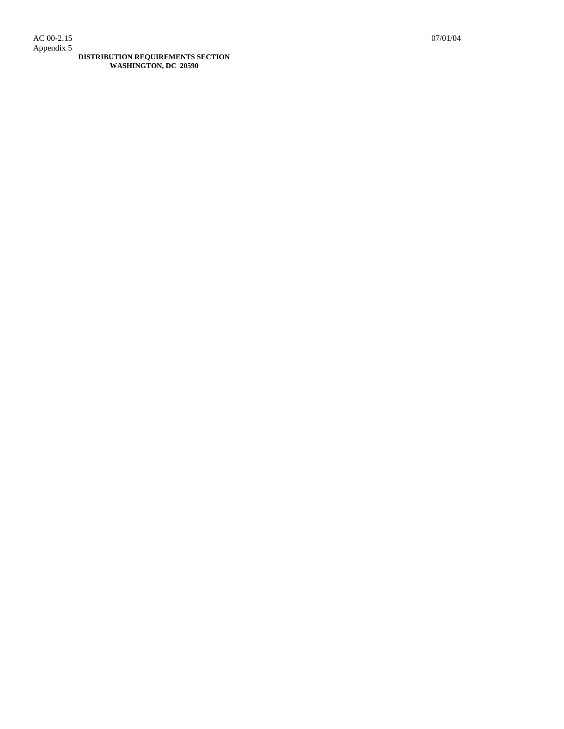**DISTRIBUTION REQUIREMENTS SECTION**
**WASHINGTON, DC 20590**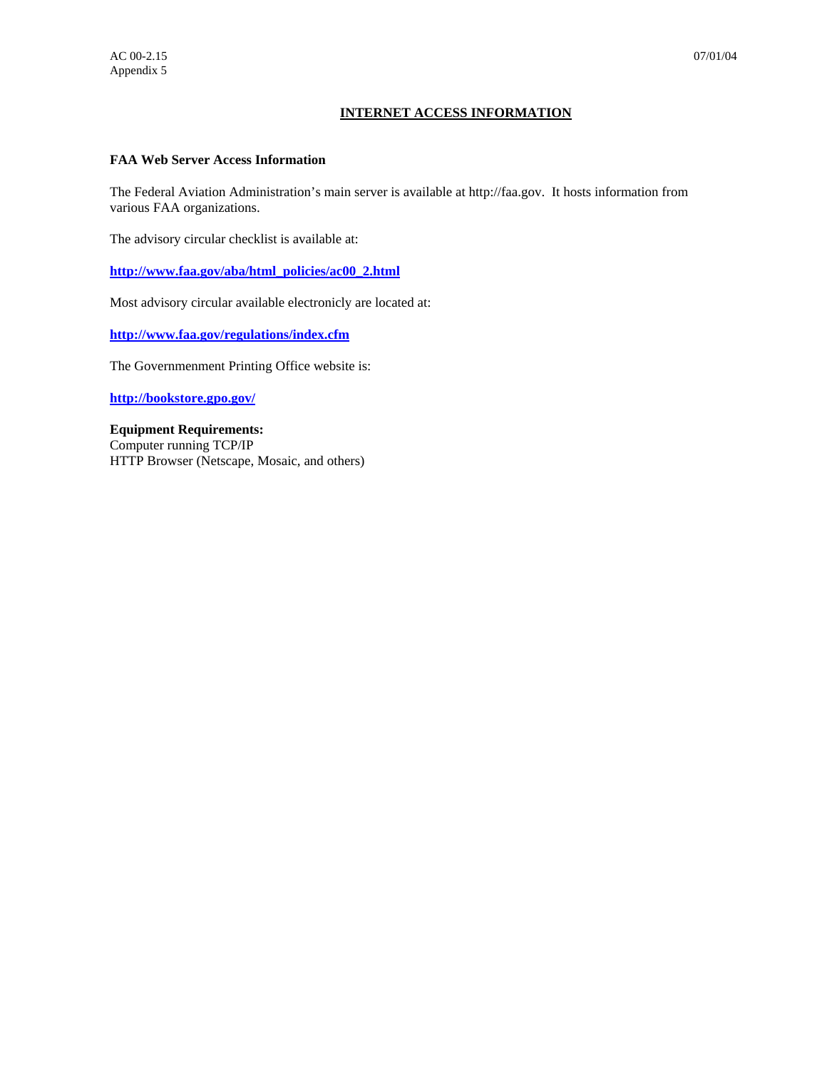# INTERNET ACCESS INFORMATION

**FAA Web Server Access Information**

The Federal Aviation Administration's main server is available at http://faa.gov. It hosts information from various FAA organizations.

The advisory circular checklist is available at:

**http://www.faa.gov/aba/html_policies/ac00_2.html**

Most advisory circular available electronicly are located at:

**http://www.faa.gov/regulations/index.cfm**

The Governmenment Printing Office website is:

**http://bookstore.gpo.gov/**

**Equipment Requirements:**
Computer running TCP/IP
HTTP Browser (Netscape, Mosaic, and others)